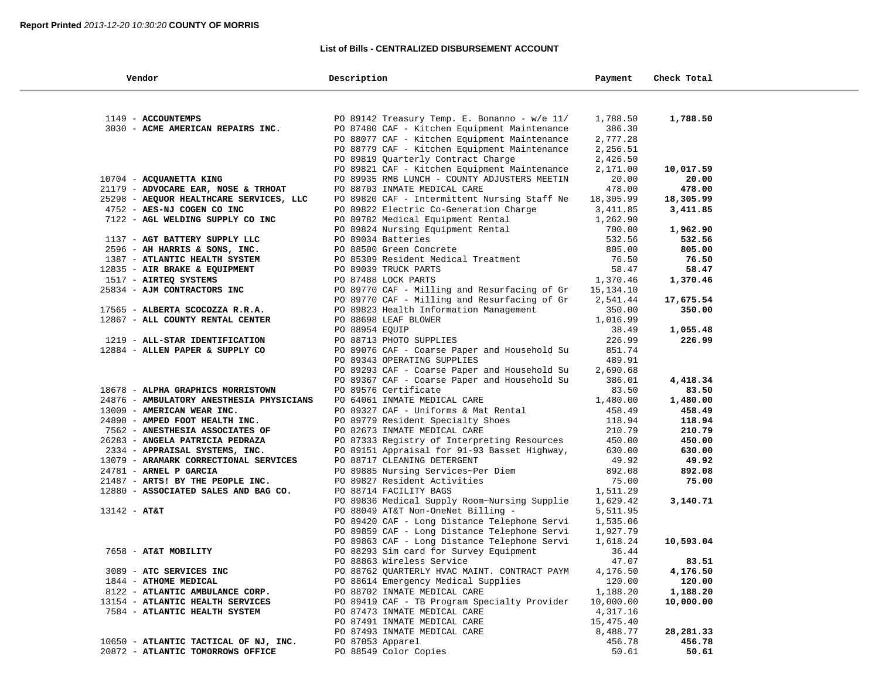**Report Printed** *2013-12-20 10:30:20* **COUNTY OF MORRIS**

## List of Bills - CENTRALIZED DISBURSEMENT ACCOUNT

| Vendor | Description | Payment | Check Total |
|---|---|---|---|
| 1149 - **ACCOUNTEMPS** | PO 89142 Treasury Temp. E. Bonanno - w/e 11/ | 1,788.50 | **1,788.50** |
| 3030 - **ACME AMERICAN REPAIRS INC.** | PO 87480 CAF - Kitchen Equipment Maintenance | 386.30 | |
| | PO 88077 CAF - Kitchen Equipment Maintenance | 2,777.28 | |
| | PO 88779 CAF - Kitchen Equipment Maintenance | 2,256.51 | |
| | PO 89819 Quarterly Contract Charge | 2,426.50 | |
| | PO 89821 CAF - Kitchen Equipment Maintenance | 2,171.00 | **10,017.59** |
| 10704 - **ACQUANETTA KING** | PO 89935 RMB LUNCH - COUNTY ADJUSTERS MEETIN | 20.00 | **20.00** |
| 21179 - **ADVOCARE EAR, NOSE & THROAT** | PO 88703 INMATE MEDICAL CARE | 478.00 | **478.00** |
| 25298 - **AEQUOR HEALTHCARE SERVICES, LLC** | PO 89820 CAF - Intermittent Nursing Staff Ne | 18,305.99 | **18,305.99** |
| 4752 - **AES-NJ COGEN CO INC** | PO 89822 Electric Co-Generation Charge | 3,411.85 | **3,411.85** |
| 7122 - **AGL WELDING SUPPLY CO INC** | PO 89782 Medical Equipment Rental | 1,262.90 | |
| | PO 89824 Nursing Equipment Rental | 700.00 | **1,962.90** |
| 1137 - **AGT BATTERY SUPPLY LLC** | PO 89034 Batteries | 532.56 | **532.56** |
| 2596 - **AH HARRIS & SONS, INC.** | PO 88500 Green Concrete | 805.00 | **805.00** |
| 1387 - **ATLANTIC HEALTH SYSTEM** | PO 85309 Resident Medical Treatment | 76.50 | **76.50** |
| 12835 - **AIR BRAKE & EQUIPMENT** | PO 89039 TRUCK PARTS | 58.47 | **58.47** |
| 1517 - **AIRTEQ SYSTEMS** | PO 87488 LOCK PARTS | 1,370.46 | **1,370.46** |
| 25834 - **AJM CONTRACTORS INC** | PO 89770 CAF - Milling and Resurfacing of Gr | 15,134.10 | |
| | PO 89770 CAF - Milling and Resurfacing of Gr | 2,541.44 | **17,675.54** |
| 17565 - **ALBERTA SCOCOZZA R.R.A.** | PO 89823 Health Information Management | 350.00 | **350.00** |
| 12867 - **ALL COUNTY RENTAL CENTER** | PO 88698 LEAF BLOWER | 1,016.99 | |
| | PO 88954 EQUIP | 38.49 | **1,055.48** |
| 1219 - **ALL-STAR IDENTIFICATION** | PO 88713 PHOTO SUPPLIES | 226.99 | **226.99** |
| 12884 - **ALLEN PAPER & SUPPLY CO** | PO 89076 CAF - Coarse Paper and Household Su | 851.74 | |
| | PO 89343 OPERATING SUPPLIES | 489.91 | |
| | PO 89293 CAF - Coarse Paper and Household Su | 2,690.68 | |
| | PO 89367 CAF - Coarse Paper and Household Su | 386.01 | **4,418.34** |
| 18678 - **ALPHA GRAPHICS MORRISTOWN** | PO 89576 Certificate | 83.50 | **83.50** |
| 24876 - **AMBULATORY ANESTHESIA PHYSICIANS** | PO 64061 INMATE MEDICAL CARE | 1,480.00 | **1,480.00** |
| 13009 - **AMERICAN WEAR INC.** | PO 89327 CAF - Uniforms & Mat Rental | 458.49 | **458.49** |
| 24890 - **AMPED FOOT HEALTH INC.** | PO 89779 Resident Specialty Shoes | 118.94 | **118.94** |
| 7562 - **ANESTHESIA ASSOCIATES OF** | PO 82673 INMATE MEDICAL CARE | 210.79 | **210.79** |
| 26283 - **ANGELA PATRICIA PEDRAZA** | PO 87333 Registry of Interpreting Resources | 450.00 | **450.00** |
| 2334 - **APPRAISAL SYSTEMS, INC.** | PO 89151 Appraisal for 91-93 Basset Highway, | 630.00 | **630.00** |
| 13079 - **ARAMARK CORRECTIONAL SERVICES** | PO 88717 CLEANING DETERGENT | 49.92 | **49.92** |
| 24781 - **ARNEL P GARCIA** | PO 89885 Nursing Services~Per Diem | 892.08 | **892.08** |
| 21487 - **ARTS! BY THE PEOPLE INC.** | PO 89827 Resident Activities | 75.00 | **75.00** |
| 12880 - **ASSOCIATED SALES AND BAG CO.** | PO 88714 FACILITY BAGS | 1,511.29 | |
| | PO 89836 Medical Supply Room~Nursing Supplie | 1,629.42 | **3,140.71** |
| 13142 - **AT&T** | PO 88049 AT&T Non-OneNet Billing - | 5,511.95 | |
| | PO 89420 CAF - Long Distance Telephone Servi | 1,535.06 | |
| | PO 89859 CAF - Long Distance Telephone Servi | 1,927.79 | |
| | PO 89863 CAF - Long Distance Telephone Servi | 1,618.24 | **10,593.04** |
| 7658 - **AT&T MOBILITY** | PO 88293 Sim card for Survey Equipment | 36.44 | |
| | PO 88863 Wireless Service | 47.07 | **83.51** |
| 3089 - **ATC SERVICES INC** | PO 88762 QUARTERLY HVAC MAINT. CONTRACT PAYM | 4,176.50 | **4,176.50** |
| 1844 - **ATHOME MEDICAL** | PO 88614 Emergency Medical Supplies | 120.00 | **120.00** |
| 8122 - **ATLANTIC AMBULANCE CORP.** | PO 88702 INMATE MEDICAL CARE | 1,188.20 | **1,188.20** |
| 13154 - **ATLANTIC HEALTH SERVICES** | PO 89419 CAF - TB Program Specialty Provider | 10,000.00 | **10,000.00** |
| 7584 - **ATLANTIC HEALTH SYSTEM** | PO 87473 INMATE MEDICAL CARE | 4,317.16 | |
| | PO 87491 INMATE MEDICAL CARE | 15,475.40 | |
| | PO 87493 INMATE MEDICAL CARE | 8,488.77 | **28,281.33** |
| 10650 - **ATLANTIC TACTICAL OF NJ, INC.** | PO 87053 Apparel | 456.78 | **456.78** |
| 20872 - **ATLANTIC TOMORROWS OFFICE** | PO 88549 Color Copies | 50.61 | **50.61** |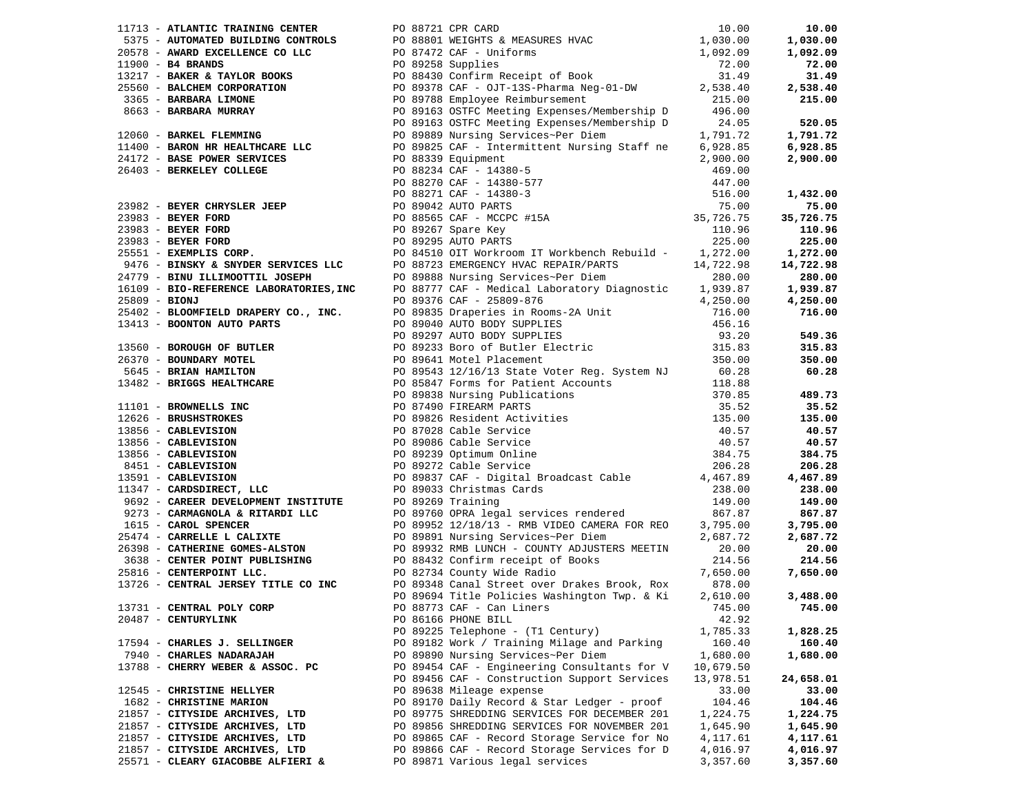| Vendor | PO / Description | Amount | Total |
|---|---|---|---|
| 11713 - **ATLANTIC TRAINING CENTER** | PO 88721 CPR CARD | 10.00 | **10.00** |
| 5375 - **AUTOMATED BUILDING CONTROLS** | PO 88801 WEIGHTS & MEASURES HVAC | 1,030.00 | **1,030.00** |
| 20578 - **AWARD EXCELLENCE CO LLC** | PO 87472 CAF - Uniforms | 1,092.09 | **1,092.09** |
| 11900 - **B4 BRANDS** | PO 89258 Supplies | 72.00 | **72.00** |
| 13217 - **BAKER & TAYLOR BOOKS** | PO 88430 Confirm Receipt of Book | 31.49 | **31.49** |
| 25560 - **BALCHEM CORPORATION** | PO 89378 CAF - OJT-13S-Pharma Neg-01-DW | 2,538.40 | **2,538.40** |
| 3365 - **BARBARA LIMONE** | PO 89788 Employee Reimbursement | 215.00 | **215.00** |
| 8663 - **BARBARA MURRAY** | PO 89163 OSTFC Meeting Expenses/Membership D | 496.00 | |
| | PO 89163 OSTFC Meeting Expenses/Membership D | 24.05 | **520.05** |
| 12060 - **BARKEL FLEMMING** | PO 89889 Nursing Services~Per Diem | 1,791.72 | **1,791.72** |
| 11400 - **BARON HR HEALTHCARE LLC** | PO 89825 CAF - Intermittent Nursing Staff ne | 6,928.85 | **6,928.85** |
| 24172 - **BASE POWER SERVICES** | PO 88339 Equipment | 2,900.00 | **2,900.00** |
| 26403 - **BERKELEY COLLEGE** | PO 88234 CAF - 14380-5 | 469.00 | |
| | PO 88270 CAF - 14380-577 | 447.00 | |
| | PO 88271 CAF - 14380-3 | 516.00 | **1,432.00** |
| 23982 - **BEYER CHRYSLER JEEP** | PO 89042 AUTO PARTS | 75.00 | **75.00** |
| 23983 - **BEYER FORD** | PO 88565 CAF - MCCPC #15A | 35,726.75 | **35,726.75** |
| 23983 - **BEYER FORD** | PO 89267 Spare Key | 110.96 | **110.96** |
| 23983 - **BEYER FORD** | PO 89295 AUTO PARTS | 225.00 | **225.00** |
| 25551 - **EXEMPLIS CORP.** | PO 84510 OIT Workroom IT Workbench Rebuild - | 1,272.00 | **1,272.00** |
| 9476 - **BINSKY & SNYDER SERVICES LLC** | PO 88723 EMERGENCY HVAC REPAIR/PARTS | 14,722.98 | **14,722.98** |
| 24779 - **BINU ILLIMOOTTIL JOSEPH** | PO 89888 Nursing Services~Per Diem | 280.00 | **280.00** |
| 16109 - **BIO-REFERENCE LABORATORIES,INC** | PO 88777 CAF - Medical Laboratory Diagnostic | 1,939.87 | **1,939.87** |
| 25809 - **BIONJ** | PO 89376 CAF - 25809-876 | 4,250.00 | **4,250.00** |
| 25402 - **BLOOMFIELD DRAPERY CO., INC.** | PO 89835 Draperies in Rooms-2A Unit | 716.00 | **716.00** |
| 13413 - **BOONTON AUTO PARTS** | PO 89040 AUTO BODY SUPPLIES | 456.16 | |
| | PO 89297 AUTO BODY SUPPLIES | 93.20 | **549.36** |
| 13560 - **BOROUGH OF BUTLER** | PO 89233 Boro of Butler Electric | 315.83 | **315.83** |
| 26370 - **BOUNDARY MOTEL** | PO 89641 Motel Placement | 350.00 | **350.00** |
| 5645 - **BRIAN HAMILTON** | PO 89543 12/16/13 State Voter Reg. System NJ | 60.28 | **60.28** |
| 13482 - **BRIGGS HEALTHCARE** | PO 85847 Forms for Patient Accounts | 118.88 | |
| | PO 89838 Nursing Publications | 370.85 | **489.73** |
| 11101 - **BROWNELLS INC** | PO 87490 FIREARM PARTS | 35.52 | **35.52** |
| 12626 - **BRUSHSTROKES** | PO 89826 Resident Activities | 135.00 | **135.00** |
| 13856 - **CABLEVISION** | PO 87028 Cable Service | 40.57 | **40.57** |
| 13856 - **CABLEVISION** | PO 89086 Cable Service | 40.57 | **40.57** |
| 13856 - **CABLEVISION** | PO 89239 Optimum Online | 384.75 | **384.75** |
| 8451 - **CABLEVISION** | PO 89272 Cable Service | 206.28 | **206.28** |
| 13591 - **CABLEVISION** | PO 89837 CAF - Digital Broadcast Cable | 4,467.89 | **4,467.89** |
| 11347 - **CARDSDIRECT, LLC** | PO 89033 Christmas Cards | 238.00 | **238.00** |
| 9692 - **CAREER DEVELOPMENT INSTITUTE** | PO 89269 Training | 149.00 | **149.00** |
| 9273 - **CARMAGNOLA & RITARDI LLC** | PO 89760 OPRA legal services rendered | 867.87 | **867.87** |
| 1615 - **CAROL SPENCER** | PO 89952 12/18/13 - RMB VIDEO CAMERA FOR REO | 3,795.00 | **3,795.00** |
| 25474 - **CARRELLE L CALIXTE** | PO 89891 Nursing Services~Per Diem | 2,687.72 | **2,687.72** |
| 26398 - **CATHERINE GOMES-ALSTON** | PO 89932 RMB LUNCH - COUNTY ADJUSTERS MEETIN | 20.00 | **20.00** |
| 3638 - **CENTER POINT PUBLISHING** | PO 88432 Confirm receipt of Books | 214.56 | **214.56** |
| 25816 - **CENTERPOINT LLC.** | PO 82734 County Wide Radio | 7,650.00 | **7,650.00** |
| 13726 - **CENTRAL JERSEY TITLE CO INC** | PO 89348 Canal Street over Drakes Brook, Rox | 878.00 | |
| | PO 89694 Title Policies Washington Twp. & Ki | 2,610.00 | **3,488.00** |
| 13731 - **CENTRAL POLY CORP** | PO 88773 CAF - Can Liners | 745.00 | **745.00** |
| 20487 - **CENTURYLINK** | PO 86166 PHONE BILL | 42.92 | |
| | PO 89225 Telephone - (T1 Century) | 1,785.33 | **1,828.25** |
| 17594 - **CHARLES J. SELLINGER** | PO 89182 Work / Training Milage and Parking | 160.40 | **160.40** |
| 7940 - **CHARLES NADARAJAH** | PO 89890 Nursing Services~Per Diem | 1,680.00 | **1,680.00** |
| 13788 - **CHERRY WEBER & ASSOC. PC** | PO 89454 CAF - Engineering Consultants for V | 10,679.50 | |
| | PO 89456 CAF - Construction Support Services | 13,978.51 | **24,658.01** |
| 12545 - **CHRISTINE HELLYER** | PO 89638 Mileage expense | 33.00 | **33.00** |
| 1682 - **CHRISTINE MARION** | PO 89170 Daily Record & Star Ledger - proof | 104.46 | **104.46** |
| 21857 - **CITYSIDE ARCHIVES, LTD** | PO 89775 SHREDDING SERVICES FOR DECEMBER 201 | 1,224.75 | **1,224.75** |
| 21857 - **CITYSIDE ARCHIVES, LTD** | PO 89856 SHREDDING SERVICES FOR NOVEMBER 201 | 1,645.90 | **1,645.90** |
| 21857 - **CITYSIDE ARCHIVES, LTD** | PO 89865 CAF - Record Storage Service for No | 4,117.61 | **4,117.61** |
| 21857 - **CITYSIDE ARCHIVES, LTD** | PO 89866 CAF - Record Storage Services for D | 4,016.97 | **4,016.97** |
| 25571 - **CLEARY GIACOBBE ALFIERI &** | PO 89871 Various legal services | 3,357.60 | **3,357.60** |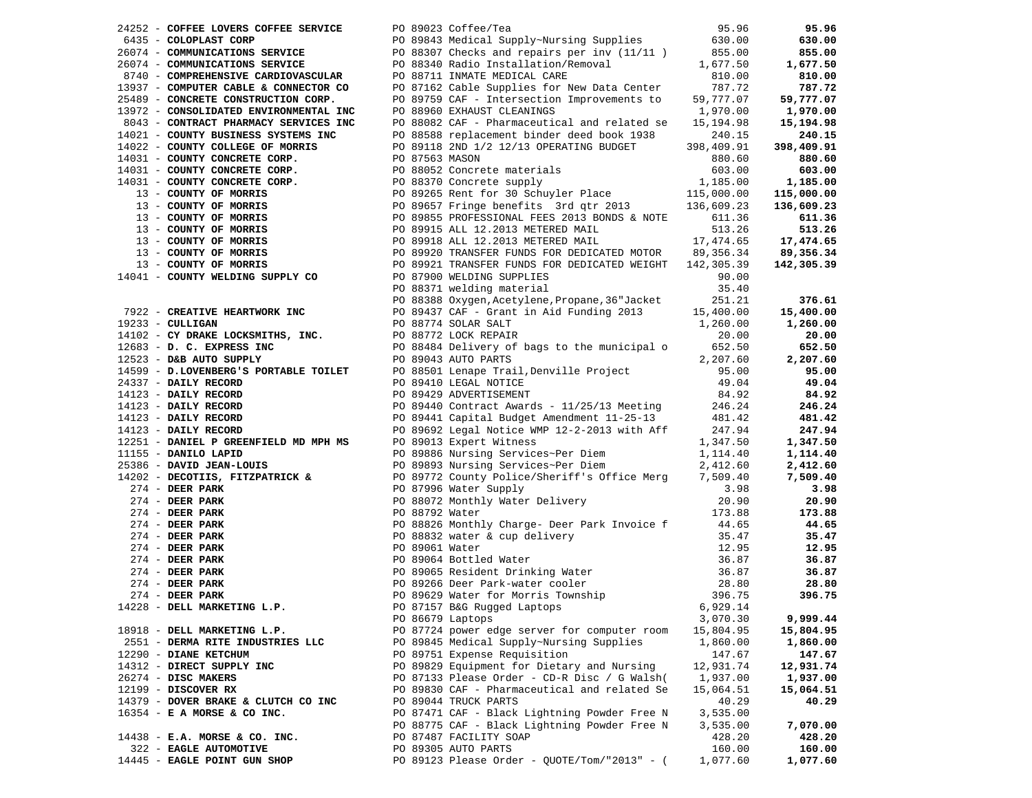| Vendor | PO / Description | Amount | Total |
|---|---|---|---|
| 24252 - **COFFEE LOVERS COFFEE SERVICE** | PO 89023 Coffee/Tea | 95.96 | **95.96** |
| 6435 - **COLOPLAST CORP** | PO 89843 Medical Supply~Nursing Supplies | 630.00 | **630.00** |
| 26074 - **COMMUNICATIONS SERVICE** | PO 88307 Checks and repairs per inv (11/11 ) | 855.00 | **855.00** |
| 26074 - **COMMUNICATIONS SERVICE** | PO 88340 Radio Installation/Removal | 1,677.50 | **1,677.50** |
| 8740 - **COMPREHENSIVE CARDIOVASCULAR** | PO 88711 INMATE MEDICAL CARE | 810.00 | **810.00** |
| 13937 - **COMPUTER CABLE & CONNECTOR CO** | PO 87162 Cable Supplies for New Data Center | 787.72 | **787.72** |
| 25489 - **CONCRETE CONSTRUCTION CORP.** | PO 89759 CAF - Intersection Improvements to | 59,777.07 | **59,777.07** |
| 13972 - **CONSOLIDATED ENVIRONMENTAL INC** | PO 88960 EXHAUST CLEANINGS | 1,970.00 | **1,970.00** |
| 8043 - **CONTRACT PHARMACY SERVICES INC** | PO 88082 CAF - Pharmaceutical and related se | 15,194.98 | **15,194.98** |
| 14021 - **COUNTY BUSINESS SYSTEMS INC** | PO 88588 replacement binder deed book 1938 | 240.15 | **240.15** |
| 14022 - **COUNTY COLLEGE OF MORRIS** | PO 89118 2ND 1/2 12/13 OPERATING BUDGET | 398,409.91 | **398,409.91** |
| 14031 - **COUNTY CONCRETE CORP.** | PO 87563 MASON | 880.60 | **880.60** |
| 14031 - **COUNTY CONCRETE CORP.** | PO 88052 Concrete materials | 603.00 | **603.00** |
| 14031 - **COUNTY CONCRETE CORP.** | PO 88370 Concrete supply | 1,185.00 | **1,185.00** |
| 13 - **COUNTY OF MORRIS** | PO 89265 Rent for 30 Schuyler Place | 115,000.00 | **115,000.00** |
| 13 - **COUNTY OF MORRIS** | PO 89657 Fringe benefits 3rd qtr 2013 | 136,609.23 | **136,609.23** |
| 13 - **COUNTY OF MORRIS** | PO 89855 PROFESSIONAL FEES 2013 BONDS & NOTE | 611.36 | **611.36** |
| 13 - **COUNTY OF MORRIS** | PO 89915 ALL 12.2013 METERED MAIL | 513.26 | **513.26** |
| 13 - **COUNTY OF MORRIS** | PO 89918 ALL 12.2013 METERED MAIL | 17,474.65 | **17,474.65** |
| 13 - **COUNTY OF MORRIS** | PO 89920 TRANSFER FUNDS FOR DEDICATED MOTOR | 89,356.34 | **89,356.34** |
| 13 - **COUNTY OF MORRIS** | PO 89921 TRANSFER FUNDS FOR DEDICATED WEIGHT | 142,305.39 | **142,305.39** |
| 14041 - **COUNTY WELDING SUPPLY CO** | PO 87900 WELDING SUPPLIES | 90.00 | |
| | PO 88371 welding material | 35.40 | |
| | PO 88388 Oxygen,Acetylene,Propane,36"Jacket | 251.21 | **376.61** |
| 7922 - **CREATIVE HEARTWORK INC** | PO 89437 CAF - Grant in Aid Funding 2013 | 15,400.00 | **15,400.00** |
| 19233 - **CULLIGAN** | PO 88774 SOLAR SALT | 1,260.00 | **1,260.00** |
| 14102 - **CY DRAKE LOCKSMITHS, INC.** | PO 88772 LOCK REPAIR | 20.00 | **20.00** |
| 12683 - **D. C. EXPRESS INC** | PO 88484 Delivery of bags to the municipal o | 652.50 | **652.50** |
| 12523 - **D&B AUTO SUPPLY** | PO 89043 AUTO PARTS | 2,207.60 | **2,207.60** |
| 14599 - **D.LOVENBERG'S PORTABLE TOILET** | PO 88501 Lenape Trail,Denville Project | 95.00 | **95.00** |
| 24337 - **DAILY RECORD** | PO 89410 LEGAL NOTICE | 49.04 | **49.04** |
| 14123 - **DAILY RECORD** | PO 89429 ADVERTISEMENT | 84.92 | **84.92** |
| 14123 - **DAILY RECORD** | PO 89440 Contract Awards - 11/25/13 Meeting | 246.24 | **246.24** |
| 14123 - **DAILY RECORD** | PO 89441 Capital Budget Amendment 11-25-13 | 481.42 | **481.42** |
| 14123 - **DAILY RECORD** | PO 89692 Legal Notice WMP 12-2-2013 with Aff | 247.94 | **247.94** |
| 12251 - **DANIEL P GREENFIELD MD MPH MS** | PO 89013 Expert Witness | 1,347.50 | **1,347.50** |
| 11155 - **DANILO LAPID** | PO 89886 Nursing Services~Per Diem | 1,114.40 | **1,114.40** |
| 25386 - **DAVID JEAN-LOUIS** | PO 89893 Nursing Services~Per Diem | 2,412.60 | **2,412.60** |
| 14202 - **DECOTIIS, FITZPATRICK &** | PO 89772 County Police/Sheriff's Office Merg | 7,509.40 | **7,509.40** |
| 274 - **DEER PARK** | PO 87996 Water Supply | 3.98 | **3.98** |
| 274 - **DEER PARK** | PO 88072 Monthly Water Delivery | 20.90 | **20.90** |
| 274 - **DEER PARK** | PO 88792 Water | 173.88 | **173.88** |
| 274 - **DEER PARK** | PO 88826 Monthly Charge- Deer Park Invoice f | 44.65 | **44.65** |
| 274 - **DEER PARK** | PO 88832 water & cup delivery | 35.47 | **35.47** |
| 274 - **DEER PARK** | PO 89061 Water | 12.95 | **12.95** |
| 274 - **DEER PARK** | PO 89064 Bottled Water | 36.87 | **36.87** |
| 274 - **DEER PARK** | PO 89065 Resident Drinking Water | 36.87 | **36.87** |
| 274 - **DEER PARK** | PO 89266 Deer Park-water cooler | 28.80 | **28.80** |
| 274 - **DEER PARK** | PO 89629 Water for Morris Township | 396.75 | **396.75** |
| 14228 - **DELL MARKETING L.P.** | PO 87157 B&G Rugged Laptops | 6,929.14 | |
| | PO 86679 Laptops | 3,070.30 | **9,999.44** |
| 18918 - **DELL MARKETING L.P.** | PO 87724 power edge server for computer room | 15,804.95 | **15,804.95** |
| 2551 - **DERMA RITE INDUSTRIES LLC** | PO 89845 Medical Supply~Nursing Supplies | 1,860.00 | **1,860.00** |
| 12290 - **DIANE KETCHUM** | PO 89751 Expense Requisition | 147.67 | **147.67** |
| 14312 - **DIRECT SUPPLY INC** | PO 89829 Equipment for Dietary and Nursing | 12,931.74 | **12,931.74** |
| 26274 - **DISC MAKERS** | PO 87133 Please Order - CD-R Disc / G Walsh( | 1,937.00 | **1,937.00** |
| 12199 - **DISCOVER RX** | PO 89830 CAF - Pharmaceutical and related Se | 15,064.51 | **15,064.51** |
| 14379 - **DOVER BRAKE & CLUTCH CO INC** | PO 89044 TRUCK PARTS | 40.29 | **40.29** |
| 16354 - **E A MORSE & CO INC.** | PO 87471 CAF - Black Lightning Powder Free N | 3,535.00 | |
| | PO 88775 CAF - Black Lightning Powder Free N | 3,535.00 | **7,070.00** |
| 14438 - **E.A. MORSE & CO. INC.** | PO 87487 FACILITY SOAP | 428.20 | **428.20** |
| 322 - **EAGLE AUTOMOTIVE** | PO 89305 AUTO PARTS | 160.00 | **160.00** |
| 14445 - **EAGLE POINT GUN SHOP** | PO 89123 Please Order - QUOTE/Tom/"2013" - ( | 1,077.60 | **1,077.60** |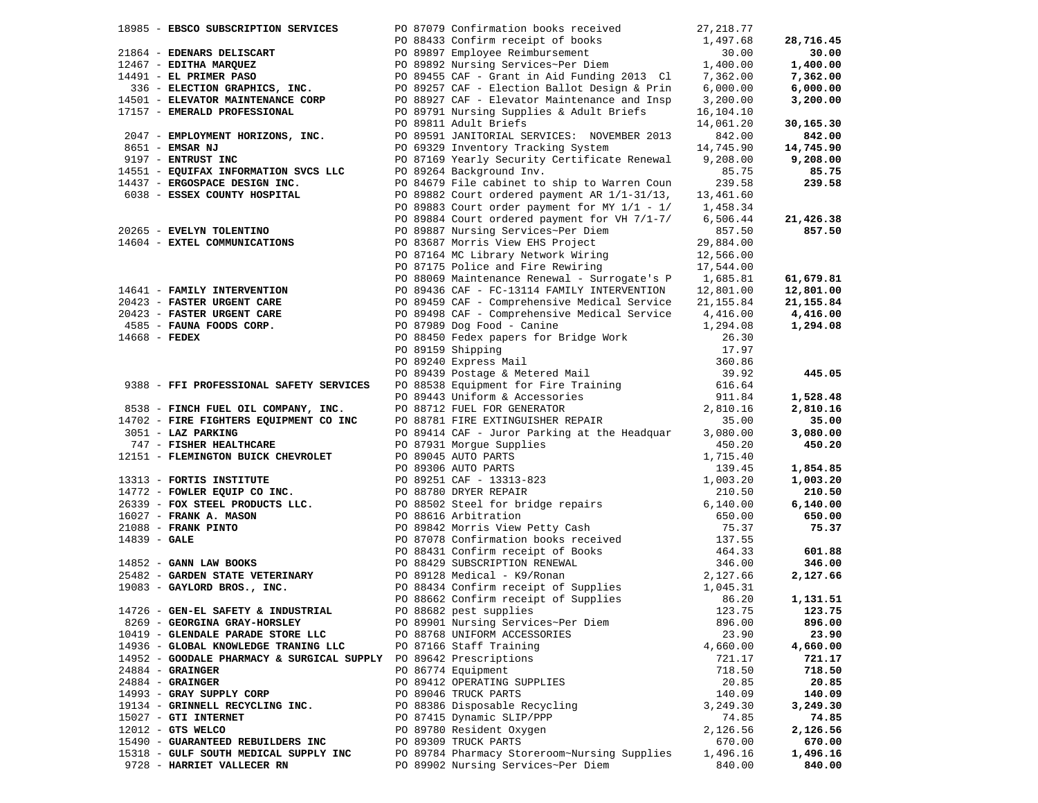| Vendor | PO / Description | Amount | Total |
|---|---|---|---|
| 18985 - **EBSCO SUBSCRIPTION SERVICES** | PO 87079 Confirmation books received | 27,218.77 | |
| | PO 88433 Confirm receipt of books | 1,497.68 | **28,716.45** |
| 21864 - **EDENARS DELISCART** | PO 89897 Employee Reimbursement | 30.00 | **30.00** |
| 12467 - **EDITHA MARQUEZ** | PO 89892 Nursing Services~Per Diem | 1,400.00 | **1,400.00** |
| 14491 - **EL PRIMER PASO** | PO 89455 CAF - Grant in Aid Funding 2013 Cl | 7,362.00 | **7,362.00** |
| 336 - **ELECTION GRAPHICS, INC.** | PO 89257 CAF - Election Ballot Design & Prin | 6,000.00 | **6,000.00** |
| 14501 - **ELEVATOR MAINTENANCE CORP** | PO 88927 CAF - Elevator Maintenance and Insp | 3,200.00 | **3,200.00** |
| 17157 - **EMERALD PROFESSIONAL** | PO 89791 Nursing Supplies & Adult Briefs | 16,104.10 | |
| | PO 89811 Adult Briefs | 14,061.20 | **30,165.30** |
| 2047 - **EMPLOYMENT HORIZONS, INC.** | PO 89591 JANITORIAL SERVICES: NOVEMBER 2013 | 842.00 | **842.00** |
| 8651 - **EMSAR NJ** | PO 69329 Inventory Tracking System | 14,745.90 | **14,745.90** |
| 9197 - **ENTRUST INC** | PO 87169 Yearly Security Certificate Renewal | 9,208.00 | **9,208.00** |
| 14551 - **EQUIFAX INFORMATION SVCS LLC** | PO 89264 Background Inv. | 85.75 | **85.75** |
| 14437 - **ERGOSPACE DESIGN INC.** | PO 84679 File cabinet to ship to Warren Coun | 239.58 | **239.58** |
| 6038 - **ESSEX COUNTY HOSPITAL** | PO 89882 Court ordered payment AR 1/1-31/13, | 13,461.60 | |
| | PO 89883 Court order payment for MY 1/1 - 1/ | 1,458.34 | |
| | PO 89884 Court ordered payment for VH 7/1-7/ | 6,506.44 | **21,426.38** |
| 20265 - **EVELYN TOLENTINO** | PO 89887 Nursing Services~Per Diem | 857.50 | **857.50** |
| 14604 - **EXTEL COMMUNICATIONS** | PO 83687 Morris View EHS Project | 29,884.00 | |
| | PO 87164 MC Library Network Wiring | 12,566.00 | |
| | PO 87175 Police and Fire Rewiring | 17,544.00 | |
| | PO 88069 Maintenance Renewal - Surrogate's P | 1,685.81 | **61,679.81** |
| 14641 - **FAMILY INTERVENTION** | PO 89436 CAF - FC-13114 FAMILY INTERVENTION | 12,801.00 | **12,801.00** |
| 20423 - **FASTER URGENT CARE** | PO 89459 CAF - Comprehensive Medical Service | 21,155.84 | **21,155.84** |
| 20423 - **FASTER URGENT CARE** | PO 89498 CAF - Comprehensive Medical Service | 4,416.00 | **4,416.00** |
| 4585 - **FAUNA FOODS CORP.** | PO 87989 Dog Food - Canine | 1,294.08 | **1,294.08** |
| 14668 - **FEDEX** | PO 88450 Fedex papers for Bridge Work | 26.30 | |
| | PO 89159 Shipping | 17.97 | |
| | PO 89240 Express Mail | 360.86 | |
| | PO 89439 Postage & Metered Mail | 39.92 | **445.05** |
| 9388 - **FFI PROFESSIONAL SAFETY SERVICES** | PO 88538 Equipment for Fire Training | 616.64 | |
| | PO 89443 Uniform & Accessories | 911.84 | **1,528.48** |
| 8538 - **FINCH FUEL OIL COMPANY, INC.** | PO 88712 FUEL FOR GENERATOR | 2,810.16 | **2,810.16** |
| 14702 - **FIRE FIGHTERS EQUIPMENT CO INC** | PO 88781 FIRE EXTINGUISHER REPAIR | 35.00 | **35.00** |
| 3051 - **LAZ PARKING** | PO 89414 CAF - Juror Parking at the Headquar | 3,080.00 | **3,080.00** |
| 747 - **FISHER HEALTHCARE** | PO 87931 Morgue Supplies | 450.20 | **450.20** |
| 12151 - **FLEMINGTON BUICK CHEVROLET** | PO 89045 AUTO PARTS | 1,715.40 | |
| | PO 89306 AUTO PARTS | 139.45 | **1,854.85** |
| 13313 - **FORTIS INSTITUTE** | PO 89251 CAF - 13313-823 | 1,003.20 | **1,003.20** |
| 14772 - **FOWLER EQUIP CO INC.** | PO 88780 DRYER REPAIR | 210.50 | **210.50** |
| 26339 - **FOX STEEL PRODUCTS LLC.** | PO 88502 Steel for bridge repairs | 6,140.00 | **6,140.00** |
| 16027 - **FRANK A. MASON** | PO 88616 Arbitration | 650.00 | **650.00** |
| 21088 - **FRANK PINTO** | PO 89842 Morris View Petty Cash | 75.37 | **75.37** |
| 14839 - **GALE** | PO 87078 Confirmation books received | 137.55 | |
| | PO 88431 Confirm receipt of Books | 464.33 | **601.88** |
| 14852 - **GANN LAW BOOKS** | PO 88429 SUBSCRIPTION RENEWAL | 346.00 | **346.00** |
| 25482 - **GARDEN STATE VETERINARY** | PO 89128 Medical - K9/Ronan | 2,127.66 | **2,127.66** |
| 19083 - **GAYLORD BROS., INC.** | PO 88434 Confirm receipt of Supplies | 1,045.31 | |
| | PO 88662 Confirm receipt of Supplies | 86.20 | **1,131.51** |
| 14726 - **GEN-EL SAFETY & INDUSTRIAL** | PO 88682 pest supplies | 123.75 | **123.75** |
| 8269 - **GEORGINA GRAY-HORSLEY** | PO 89901 Nursing Services~Per Diem | 896.00 | **896.00** |
| 10419 - **GLENDALE PARADE STORE LLC** | PO 88768 UNIFORM ACCESSORIES | 23.90 | **23.90** |
| 14936 - **GLOBAL KNOWLEDGE TRANING LLC** | PO 87166 Staff Training | 4,660.00 | **4,660.00** |
| 14952 - **GOODALE PHARMACY & SURGICAL SUPPLY** | PO 89642 Prescriptions | 721.17 | **721.17** |
| 24884 - **GRAINGER** | PO 86774 Equipment | 718.50 | **718.50** |
| 24884 - **GRAINGER** | PO 89412 OPERATING SUPPLIES | 20.85 | **20.85** |
| 14993 - **GRAY SUPPLY CORP** | PO 89046 TRUCK PARTS | 140.09 | **140.09** |
| 19134 - **GRINNELL RECYCLING INC.** | PO 88386 Disposable Recycling | 3,249.30 | **3,249.30** |
| 15027 - **GTI INTERNET** | PO 87415 Dynamic SLIP/PPP | 74.85 | **74.85** |
| 12012 - **GTS WELCO** | PO 89780 Resident Oxygen | 2,126.56 | **2,126.56** |
| 15490 - **GUARANTEED REBUILDERS INC** | PO 89309 TRUCK PARTS | 670.00 | **670.00** |
| 15318 - **GULF SOUTH MEDICAL SUPPLY INC** | PO 89784 Pharmacy Storeroom~Nursing Supplies | 1,496.16 | **1,496.16** |
| 9728 - **HARRIET VALLECER RN** | PO 89902 Nursing Services~Per Diem | 840.00 | **840.00** |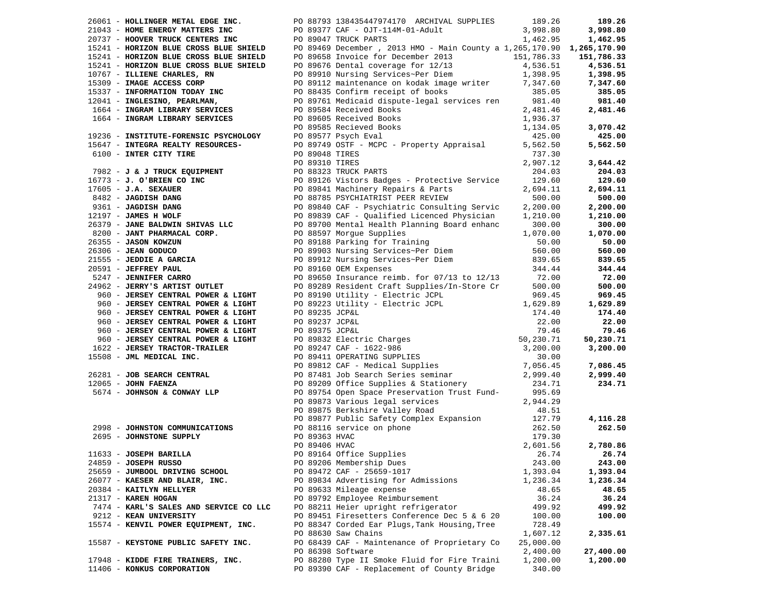| Vendor | PO / Description | Amount | Total |
|---|---|---|---|
| 26061 - **HOLLINGER METAL EDGE INC.** | PO 88793 138435447974170 ARCHIVAL SUPPLIES | 189.26 | **189.26** |
| 21043 - **HOME ENERGY MATTERS INC** | PO 89377 CAF - OJT-114M-01-Adult | 3,998.80 | **3,998.80** |
| 20737 - **HOOVER TRUCK CENTERS INC** | PO 89047 TRUCK PARTS | 1,462.95 | **1,462.95** |
| 15241 - **HORIZON BLUE CROSS BLUE SHIELD** | PO 89469 December , 2013 HMO - Main County a | 1,265,170.90 | **1,265,170.90** |
| 15241 - **HORIZON BLUE CROSS BLUE SHIELD** | PO 89658 Invoice for December 2013 | 151,786.33 | **151,786.33** |
| 15241 - **HORIZON BLUE CROSS BLUE SHIELD** | PO 89676 Dental coverage for 12/13 | 4,536.51 | **4,536.51** |
| 10767 - **ILLIENE CHARLES, RN** | PO 89910 Nursing Services~Per Diem | 1,398.95 | **1,398.95** |
| 15309 - **IMAGE ACCESS CORP** | PO 89112 maintenance on kodak image writer | 7,347.60 | **7,347.60** |
| 15337 - **INFORMATION TODAY INC** | PO 88435 Confirm receipt of books | 385.05 | **385.05** |
| 12041 - **INGLESINO, PEARLMAN,** | PO 89761 Medicaid dispute-legal services ren | 981.40 | **981.40** |
| 1664 - **INGRAM LIBRARY SERVICES** | PO 89584 Received Books | 2,481.46 | **2,481.46** |
| 1664 - **INGRAM LIBRARY SERVICES** | PO 89605 Received Books | 1,936.37 | |
| | PO 89585 Recieved Books | 1,134.05 | **3,070.42** |
| 19236 - **INSTITUTE-FORENSIC PSYCHOLOGY** | PO 89577 Psych Eval | 425.00 | **425.00** |
| 15647 - **INTEGRA REALTY RESOURCES-** | PO 89749 OSTF - MCPC - Property Appraisal | 5,562.50 | **5,562.50** |
| 6100 - **INTER CITY TIRE** | PO 89048 TIRES | 737.30 | |
| | PO 89310 TIRES | 2,907.12 | **3,644.42** |
| 7982 - **J & J TRUCK EQUIPMENT** | PO 88323 TRUCK PARTS | 204.03 | **204.03** |
| 16773 - **J. O'BRIEN CO INC** | PO 89126 Vistors Badges - Protective Service | 129.60 | **129.60** |
| 17605 - **J.A. SEXAUER** | PO 89841 Machinery Repairs & Parts | 2,694.11 | **2,694.11** |
| 8482 - **JAGDISH DANG** | PO 88785 PSYCHIATRIST PEER REVIEW | 500.00 | **500.00** |
| 9361 - **JAGDISH DANG** | PO 89840 CAF - Psychiatric Consulting Servic | 2,200.00 | **2,200.00** |
| 12197 - **JAMES H WOLF** | PO 89839 CAF - Qualified Licenced Physician | 1,210.00 | **1,210.00** |
| 26379 - **JANE BALDWIN SHIVAS LLC** | PO 89700 Mental Health Planning Board enhanc | 300.00 | **300.00** |
| 8200 - **JANT PHARMACAL CORP.** | PO 88597 Morgue Supplies | 1,070.00 | **1,070.00** |
| 26355 - **JASON KOWZUN** | PO 89188 Parking for Training | 50.00 | **50.00** |
| 26306 - **JEAN GODUCO** | PO 89903 Nursing Services~Per Diem | 560.00 | **560.00** |
| 21555 - **JEDDIE A GARCIA** | PO 89912 Nursing Services~Per Diem | 839.65 | **839.65** |
| 20591 - **JEFFREY PAUL** | PO 89160 OEM Expenses | 344.44 | **344.44** |
| 5247 - **JENNIFER CARRO** | PO 89650 Insurance reimb. for 07/13 to 12/13 | 72.00 | **72.00** |
| 24962 - **JERRY'S ARTIST OUTLET** | PO 89289 Resident Craft Supplies/In-Store Cr | 500.00 | **500.00** |
| 960 - **JERSEY CENTRAL POWER & LIGHT** | PO 89190 Utility - Electric JCPL | 969.45 | **969.45** |
| 960 - **JERSEY CENTRAL POWER & LIGHT** | PO 89223 Utility - Electric JCPL | 1,629.89 | **1,629.89** |
| 960 - **JERSEY CENTRAL POWER & LIGHT** | PO 89235 JCP&L | 174.40 | **174.40** |
| 960 - **JERSEY CENTRAL POWER & LIGHT** | PO 89237 JCP&L | 22.00 | **22.00** |
| 960 - **JERSEY CENTRAL POWER & LIGHT** | PO 89375 JCP&L | 79.46 | **79.46** |
| 960 - **JERSEY CENTRAL POWER & LIGHT** | PO 89832 Electric Charges | 50,230.71 | **50,230.71** |
| 1622 - **JERSEY TRACTOR-TRAILER** | PO 89247 CAF - 1622-986 | 3,200.00 | **3,200.00** |
| 15508 - **JML MEDICAL INC.** | PO 89411 OPERATING SUPPLIES | 30.00 | |
| | PO 89812 CAF - Medical Supplies | 7,056.45 | **7,086.45** |
| 26281 - **JOB SEARCH CENTRAL** | PO 87481 Job Search Series seminar | 2,999.40 | **2,999.40** |
| 12065 - **JOHN FAENZA** | PO 89209 Office Supplies & Stationery | 234.71 | **234.71** |
| 5674 - **JOHNSON & CONWAY LLP** | PO 89754 Open Space Preservation Trust Fund- | 995.69 | |
| | PO 89873 Various legal services | 2,944.29 | |
| | PO 89875 Berkshire Valley Road | 48.51 | |
| | PO 89877 Public Safety Complex Expansion | 127.79 | **4,116.28** |
| 2998 - **JOHNSTON COMMUNICATIONS** | PO 88116 service on phone | 262.50 | **262.50** |
| 2695 - **JOHNSTONE SUPPLY** | PO 89363 HVAC | 179.30 | |
| | PO 89406 HVAC | 2,601.56 | **2,780.86** |
| 11633 - **JOSEPH BARILLA** | PO 89164 Office Supplies | 26.74 | **26.74** |
| 24859 - **JOSEPH RUSSO** | PO 89206 Membership Dues | 243.00 | **243.00** |
| 25659 - **JUMBOOL DRIVING SCHOOL** | PO 89472 CAF - 25659-1017 | 1,393.04 | **1,393.04** |
| 26077 - **KAESER AND BLAIR, INC.** | PO 89834 Advertising for Admissions | 1,236.34 | **1,236.34** |
| 20384 - **KAITLYN HELLYER** | PO 89633 Mileage expense | 48.65 | **48.65** |
| 21317 - **KAREN HOGAN** | PO 89792 Employee Reimbursement | 36.24 | **36.24** |
| 7474 - **KARL'S SALES AND SERVICE CO LLC** | PO 88211 Heier upright refrigerator | 499.92 | **499.92** |
| 9212 - **KEAN UNIVERSITY** | PO 89451 Firesetters Conference Dec 5 & 6 20 | 100.00 | **100.00** |
| 15574 - **KENVIL POWER EQUIPMENT, INC.** | PO 88347 Corded Ear Plugs,Tank Housing,Tree | 728.49 | |
| | PO 88630 Saw Chains | 1,607.12 | **2,335.61** |
| 15587 - **KEYSTONE PUBLIC SAFETY INC.** | PO 68439 CAF - Maintenance of Proprietary Co | 25,000.00 | |
| | PO 86398 Software | 2,400.00 | **27,400.00** |
| 17948 - **KIDDE FIRE TRAINERS, INC.** | PO 88280 Type II Smoke Fluid for Fire Traini | 1,200.00 | **1,200.00** |
| 11406 - **KONKUS CORPORATION** | PO 89390 CAF - Replacement of County Bridge | 340.00 | |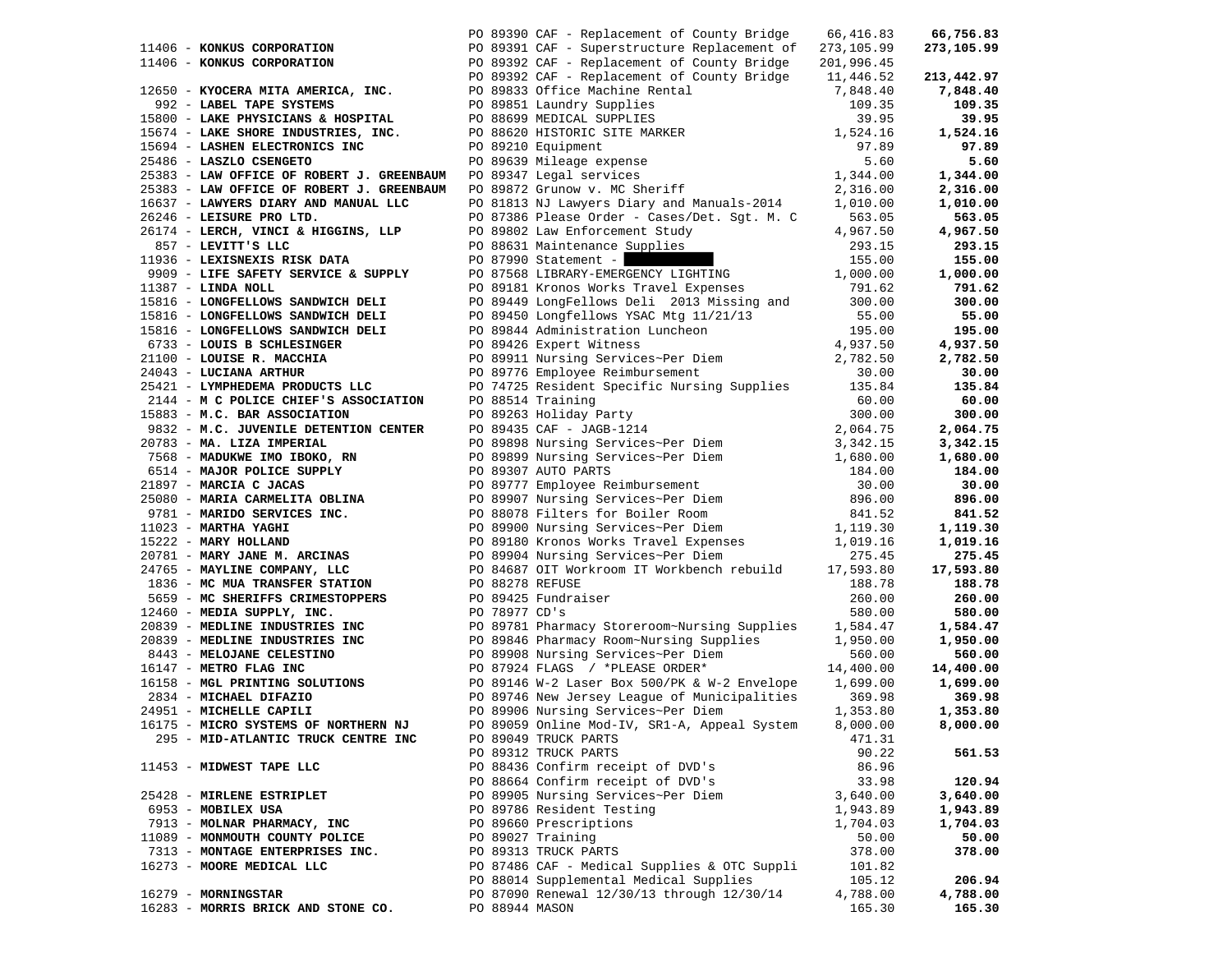| Vendor | PO / Description | Amount | Total |
|---|---|---|---|
| | PO 89390 CAF - Replacement of County Bridge | 66,416.83 | **66,756.83** |
| 11406 - **KONKUS CORPORATION** | PO 89391 CAF - Superstructure Replacement of | 273,105.99 | **273,105.99** |
| 11406 - **KONKUS CORPORATION** | PO 89392 CAF - Replacement of County Bridge | 201,996.45 | |
| | PO 89392 CAF - Replacement of County Bridge | 11,446.52 | **213,442.97** |
| 12650 - **KYOCERA MITA AMERICA, INC.** | PO 89833 Office Machine Rental | 7,848.40 | **7,848.40** |
| 992 - **LABEL TAPE SYSTEMS** | PO 89851 Laundry Supplies | 109.35 | **109.35** |
| 15800 - **LAKE PHYSICIANS & HOSPITAL** | PO 88699 MEDICAL SUPPLIES | 39.95 | **39.95** |
| 15674 - **LAKE SHORE INDUSTRIES, INC.** | PO 88620 HISTORIC SITE MARKER | 1,524.16 | **1,524.16** |
| 15694 - **LASHEN ELECTRONICS INC** | PO 89210 Equipment | 97.89 | **97.89** |
| 25486 - **LASZLO CSENGETO** | PO 89639 Mileage expense | 5.60 | **5.60** |
| 25383 - **LAW OFFICE OF ROBERT J. GREENBAUM** | PO 89347 Legal services | 1,344.00 | **1,344.00** |
| 25383 - **LAW OFFICE OF ROBERT J. GREENBAUM** | PO 89872 Grunow v. MC Sheriff | 2,316.00 | **2,316.00** |
| 16637 - **LAWYERS DIARY AND MANUAL LLC** | PO 81813 NJ Lawyers Diary and Manuals-2014 | 1,010.00 | **1,010.00** |
| 26246 - **LEISURE PRO LTD.** | PO 87386 Please Order - Cases/Det. Sgt. M. C | 563.05 | **563.05** |
| 26174 - **LERCH, VINCI & HIGGINS, LLP** | PO 89802 Law Enforcement Study | 4,967.50 | **4,967.50** |
| 857 - **LEVITT'S LLC** | PO 88631 Maintenance Supplies | 293.15 | **293.15** |
| 11936 - **LEXISNEXIS RISK DATA** | PO 87990 Statement - | 155.00 | **155.00** |
| 9909 - **LIFE SAFETY SERVICE & SUPPLY** | PO 87568 LIBRARY-EMERGENCY LIGHTING | 1,000.00 | **1,000.00** |
| 11387 - **LINDA NOLL** | PO 89181 Kronos Works Travel Expenses | 791.62 | **791.62** |
| 15816 - **LONGFELLOWS SANDWICH DELI** | PO 89449 LongFellows Deli 2013 Missing and | 300.00 | **300.00** |
| 15816 - **LONGFELLOWS SANDWICH DELI** | PO 89450 Longfellows YSAC Mtg 11/21/13 | 55.00 | **55.00** |
| 15816 - **LONGFELLOWS SANDWICH DELI** | PO 89844 Administration Luncheon | 195.00 | **195.00** |
| 6733 - **LOUIS B SCHLESINGER** | PO 89426 Expert Witness | 4,937.50 | **4,937.50** |
| 21100 - **LOUISE R. MACCHIA** | PO 89911 Nursing Services~Per Diem | 2,782.50 | **2,782.50** |
| 24043 - **LUCIANA ARTHUR** | PO 89776 Employee Reimbursement | 30.00 | **30.00** |
| 25421 - **LYMPHEDEMA PRODUCTS LLC** | PO 74725 Resident Specific Nursing Supplies | 135.84 | **135.84** |
| 2144 - **M C POLICE CHIEF'S ASSOCIATION** | PO 88514 Training | 60.00 | **60.00** |
| 15883 - **M.C. BAR ASSOCIATION** | PO 89263 Holiday Party | 300.00 | **300.00** |
| 9832 - **M.C. JUVENILE DETENTION CENTER** | PO 89435 CAF - JAGB-1214 | 2,064.75 | **2,064.75** |
| 20783 - **MA. LIZA IMPERIAL** | PO 89898 Nursing Services~Per Diem | 3,342.15 | **3,342.15** |
| 7568 - **MADUKWE IMO IBOKO, RN** | PO 89899 Nursing Services~Per Diem | 1,680.00 | **1,680.00** |
| 6514 - **MAJOR POLICE SUPPLY** | PO 89307 AUTO PARTS | 184.00 | **184.00** |
| 21897 - **MARCIA C JACAS** | PO 89777 Employee Reimbursement | 30.00 | **30.00** |
| 25080 - **MARIA CARMELITA OBLINA** | PO 89907 Nursing Services~Per Diem | 896.00 | **896.00** |
| 9781 - **MARIDO SERVICES INC.** | PO 88078 Filters for Boiler Room | 841.52 | **841.52** |
| 11023 - **MARTHA YAGHI** | PO 89900 Nursing Services~Per Diem | 1,119.30 | **1,119.30** |
| 15222 - **MARY HOLLAND** | PO 89180 Kronos Works Travel Expenses | 1,019.16 | **1,019.16** |
| 20781 - **MARY JANE M. ARCINAS** | PO 89904 Nursing Services~Per Diem | 275.45 | **275.45** |
| 24765 - **MAYLINE COMPANY, LLC** | PO 84687 OIT Workroom IT Workbench rebuild | 17,593.80 | **17,593.80** |
| 1836 - **MC MUA TRANSFER STATION** | PO 88278 REFUSE | 188.78 | **188.78** |
| 5659 - **MC SHERIFFS CRIMESTOPPERS** | PO 89425 Fundraiser | 260.00 | **260.00** |
| 12460 - **MEDIA SUPPLY, INC.** | PO 78977 CD's | 580.00 | **580.00** |
| 20839 - **MEDLINE INDUSTRIES INC** | PO 89781 Pharmacy Storeroom~Nursing Supplies | 1,584.47 | **1,584.47** |
| 20839 - **MEDLINE INDUSTRIES INC** | PO 89846 Pharmacy Room~Nursing Supplies | 1,950.00 | **1,950.00** |
| 8443 - **MELOJANE CELESTINO** | PO 89908 Nursing Services~Per Diem | 560.00 | **560.00** |
| 16147 - **METRO FLAG INC** | PO 87924 FLAGS / *PLEASE ORDER* | 14,400.00 | **14,400.00** |
| 16158 - **MGL PRINTING SOLUTIONS** | PO 89146 W-2 Laser Box 500/PK & W-2 Envelope | 1,699.00 | **1,699.00** |
| 2834 - **MICHAEL DIFAZIO** | PO 89746 New Jersey League of Municipalities | 369.98 | **369.98** |
| 24951 - **MICHELLE CAPILI** | PO 89906 Nursing Services~Per Diem | 1,353.80 | **1,353.80** |
| 16175 - **MICRO SYSTEMS OF NORTHERN NJ** | PO 89059 Online Mod-IV, SR1-A, Appeal System | 8,000.00 | **8,000.00** |
| 295 - **MID-ATLANTIC TRUCK CENTRE INC** | PO 89049 TRUCK PARTS | 471.31 | |
| | PO 89312 TRUCK PARTS | 90.22 | **561.53** |
| 11453 - **MIDWEST TAPE LLC** | PO 88436 Confirm receipt of DVD's | 86.96 | |
| | PO 88664 Confirm receipt of DVD's | 33.98 | **120.94** |
| 25428 - **MIRLENE ESTRIPLET** | PO 89905 Nursing Services~Per Diem | 3,640.00 | **3,640.00** |
| 6953 - **MOBILEX USA** | PO 89786 Resident Testing | 1,943.89 | **1,943.89** |
| 7913 - **MOLNAR PHARMACY, INC** | PO 89660 Prescriptions | 1,704.03 | **1,704.03** |
| 11089 - **MONMOUTH COUNTY POLICE** | PO 89027 Training | 50.00 | **50.00** |
| 7313 - **MONTAGE ENTERPRISES INC.** | PO 89313 TRUCK PARTS | 378.00 | **378.00** |
| 16273 - **MOORE MEDICAL LLC** | PO 87486 CAF - Medical Supplies & OTC Suppli | 101.82 | |
| | PO 88014 Supplemental Medical Supplies | 105.12 | **206.94** |
| 16279 - **MORNINGSTAR** | PO 87090 Renewal 12/30/13 through 12/30/14 | 4,788.00 | **4,788.00** |
| 16283 - **MORRIS BRICK AND STONE CO.** | PO 88944 MASON | 165.30 | **165.30** |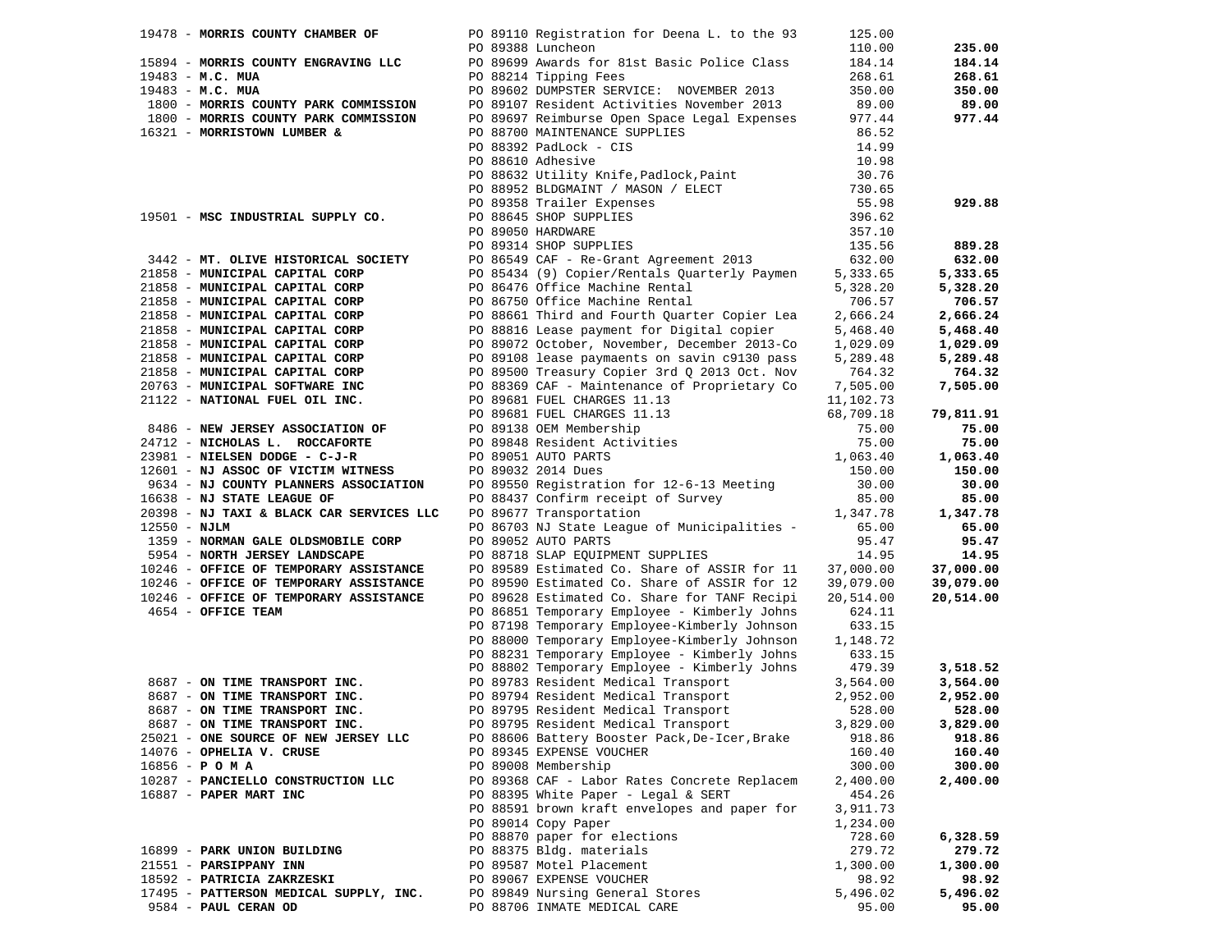| Vendor | PO / Description | Amount | Total |
|---|---|---|---|
| 19478 - **MORRIS COUNTY CHAMBER OF** | PO 89110 Registration for Deena L. to the 93 | 125.00 | |
| | PO 89388 Luncheon | 110.00 | **235.00** |
| 15894 - **MORRIS COUNTY ENGRAVING LLC** | PO 89699 Awards for 81st Basic Police Class | 184.14 | **184.14** |
| 19483 - **M.C. MUA** | PO 88214 Tipping Fees | 268.61 | **268.61** |
| 19483 - **M.C. MUA** | PO 89602 DUMPSTER SERVICE: NOVEMBER 2013 | 350.00 | **350.00** |
| 1800 - **MORRIS COUNTY PARK COMMISSION** | PO 89107 Resident Activities November 2013 | 89.00 | **89.00** |
| 1800 - **MORRIS COUNTY PARK COMMISSION** | PO 89697 Reimburse Open Space Legal Expenses | 977.44 | **977.44** |
| 16321 - **MORRISTOWN LUMBER &** | PO 88700 MAINTENANCE SUPPLIES | 86.52 | |
| | PO 88392 PadLock - CIS | 14.99 | |
| | PO 88610 Adhesive | 10.98 | |
| | PO 88632 Utility Knife,Padlock,Paint | 30.76 | |
| | PO 88952 BLDGMAINT / MASON / ELECT | 730.65 | |
| | PO 89358 Trailer Expenses | 55.98 | **929.88** |
| 19501 - **MSC INDUSTRIAL SUPPLY CO.** | PO 88645 SHOP SUPPLIES | 396.62 | |
| | PO 89050 HARDWARE | 357.10 | |
| | PO 89314 SHOP SUPPLIES | 135.56 | **889.28** |
| 3442 - **MT. OLIVE HISTORICAL SOCIETY** | PO 86549 CAF - Re-Grant Agreement 2013 | 632.00 | **632.00** |
| 21858 - **MUNICIPAL CAPITAL CORP** | PO 85434 (9) Copier/Rentals Quarterly Paymen | 5,333.65 | **5,333.65** |
| 21858 - **MUNICIPAL CAPITAL CORP** | PO 86476 Office Machine Rental | 5,328.20 | **5,328.20** |
| 21858 - **MUNICIPAL CAPITAL CORP** | PO 86750 Office Machine Rental | 706.57 | **706.57** |
| 21858 - **MUNICIPAL CAPITAL CORP** | PO 88661 Third and Fourth Quarter Copier Lea | 2,666.24 | **2,666.24** |
| 21858 - **MUNICIPAL CAPITAL CORP** | PO 88816 Lease payment for Digital copier | 5,468.40 | **5,468.40** |
| 21858 - **MUNICIPAL CAPITAL CORP** | PO 89072 October, November, December 2013-Co | 1,029.09 | **1,029.09** |
| 21858 - **MUNICIPAL CAPITAL CORP** | PO 89108 lease paymaents on savin c9130 pass | 5,289.48 | **5,289.48** |
| 21858 - **MUNICIPAL CAPITAL CORP** | PO 89500 Treasury Copier 3rd Q 2013 Oct. Nov | 764.32 | **764.32** |
| 20763 - **MUNICIPAL SOFTWARE INC** | PO 88369 CAF - Maintenance of Proprietary Co | 7,505.00 | **7,505.00** |
| 21122 - **NATIONAL FUEL OIL INC.** | PO 89681 FUEL CHARGES 11.13 | 11,102.73 | |
| | PO 89681 FUEL CHARGES 11.13 | 68,709.18 | **79,811.91** |
| 8486 - **NEW JERSEY ASSOCIATION OF** | PO 89138 OEM Membership | 75.00 | **75.00** |
| 24712 - **NICHOLAS L. ROCCAFORTE** | PO 89848 Resident Activities | 75.00 | **75.00** |
| 23981 - **NIELSEN DODGE - C-J-R** | PO 89051 AUTO PARTS | 1,063.40 | **1,063.40** |
| 12601 - **NJ ASSOC OF VICTIM WITNESS** | PO 89032 2014 Dues | 150.00 | **150.00** |
| 9634 - **NJ COUNTY PLANNERS ASSOCIATION** | PO 89550 Registration for 12-6-13 Meeting | 30.00 | **30.00** |
| 16638 - **NJ STATE LEAGUE OF** | PO 88437 Confirm receipt of Survey | 85.00 | **85.00** |
| 20398 - **NJ TAXI & BLACK CAR SERVICES LLC** | PO 89677 Transportation | 1,347.78 | **1,347.78** |
| 12550 - **NJLM** | PO 86703 NJ State League of Municipalities - | 65.00 | **65.00** |
| 1359 - **NORMAN GALE OLDSMOBILE CORP** | PO 89052 AUTO PARTS | 95.47 | **95.47** |
| 5954 - **NORTH JERSEY LANDSCAPE** | PO 88718 SLAP EQUIPMENT SUPPLIES | 14.95 | **14.95** |
| 10246 - **OFFICE OF TEMPORARY ASSISTANCE** | PO 89589 Estimated Co. Share of ASSIR for 11 | 37,000.00 | **37,000.00** |
| 10246 - **OFFICE OF TEMPORARY ASSISTANCE** | PO 89590 Estimated Co. Share of ASSIR for 12 | 39,079.00 | **39,079.00** |
| 10246 - **OFFICE OF TEMPORARY ASSISTANCE** | PO 89628 Estimated Co. Share for TANF Recipi | 20,514.00 | **20,514.00** |
| 4654 - **OFFICE TEAM** | PO 86851 Temporary Employee - Kimberly Johns | 624.11 | |
| | PO 87198 Temporary Employee-Kimberly Johnson | 633.15 | |
| | PO 88000 Temporary Employee-Kimberly Johnson | 1,148.72 | |
| | PO 88231 Temporary Employee - Kimberly Johns | 633.15 | |
| | PO 88802 Temporary Employee - Kimberly Johns | 479.39 | **3,518.52** |
| 8687 - **ON TIME TRANSPORT INC.** | PO 89783 Resident Medical Transport | 3,564.00 | **3,564.00** |
| 8687 - **ON TIME TRANSPORT INC.** | PO 89794 Resident Medical Transport | 2,952.00 | **2,952.00** |
| 8687 - **ON TIME TRANSPORT INC.** | PO 89795 Resident Medical Transport | 528.00 | **528.00** |
| 8687 - **ON TIME TRANSPORT INC.** | PO 89795 Resident Medical Transport | 3,829.00 | **3,829.00** |
| 25021 - **ONE SOURCE OF NEW JERSEY LLC** | PO 88606 Battery Booster Pack,De-Icer,Brake | 918.86 | **918.86** |
| 14076 - **OPHELIA V. CRUSE** | PO 89345 EXPENSE VOUCHER | 160.40 | **160.40** |
| 16856 - **P O M A** | PO 89008 Membership | 300.00 | **300.00** |
| 10287 - **PANCIELLO CONSTRUCTION LLC** | PO 89368 CAF - Labor Rates Concrete Replacem | 2,400.00 | **2,400.00** |
| 16887 - **PAPER MART INC** | PO 88395 White Paper - Legal & SERT | 454.26 | |
| | PO 88591 brown kraft envelopes and paper for | 3,911.73 | |
| | PO 89014 Copy Paper | 1,234.00 | |
| | PO 88870 paper for elections | 728.60 | **6,328.59** |
| 16899 - **PARK UNION BUILDING** | PO 88375 Bldg. materials | 279.72 | **279.72** |
| 21551 - **PARSIPPANY INN** | PO 89587 Motel Placement | 1,300.00 | **1,300.00** |
| 18592 - **PATRICIA ZAKRZESKI** | PO 89067 EXPENSE VOUCHER | 98.92 | **98.92** |
| 17495 - **PATTERSON MEDICAL SUPPLY, INC.** | PO 89849 Nursing General Stores | 5,496.02 | **5,496.02** |
| 9584 - **PAUL CERAN OD** | PO 88706 INMATE MEDICAL CARE | 95.00 | **95.00** |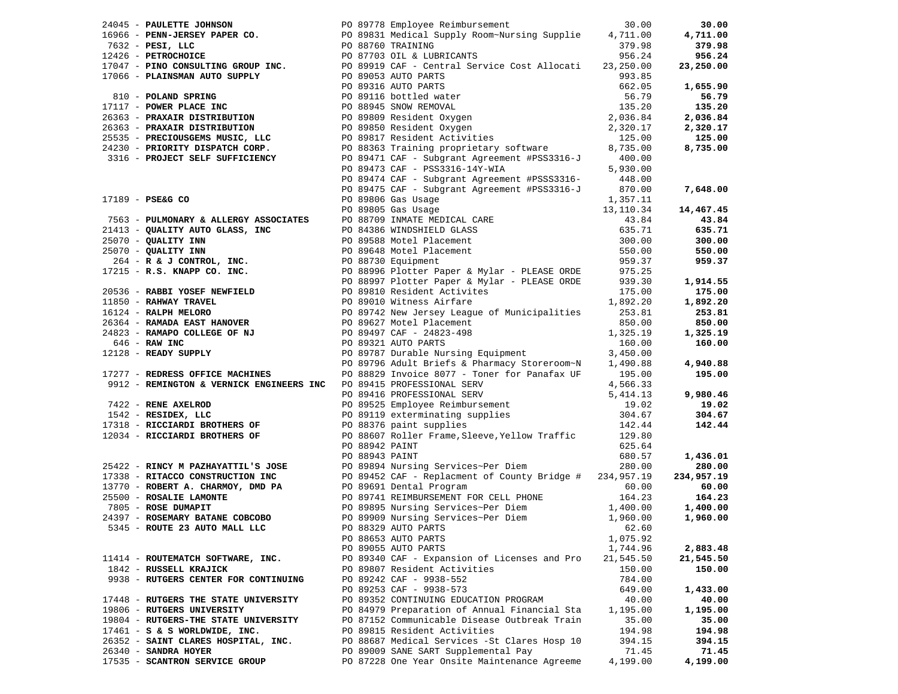| Vendor | PO / Description | Amount | Total |
|---|---|---|---|
| 24045 - **PAULETTE JOHNSON** | PO 89778 Employee Reimbursement | 30.00 | **30.00** |
| 16966 - **PENN-JERSEY PAPER CO.** | PO 89831 Medical Supply Room~Nursing Supplie | 4,711.00 | **4,711.00** |
| 7632 - **PESI, LLC** | PO 88760 TRAINING | 379.98 | **379.98** |
| 12426 - **PETROCHOICE** | PO 87703 OIL & LUBRICANTS | 956.24 | **956.24** |
| 17047 - **PINO CONSULTING GROUP INC.** | PO 89919 CAF - Central Service Cost Allocati | 23,250.00 | **23,250.00** |
| 17066 - **PLAINSMAN AUTO SUPPLY** | PO 89053 AUTO PARTS | 993.85 | |
| | PO 89316 AUTO PARTS | 662.05 | **1,655.90** |
| 810 - **POLAND SPRING** | PO 89116 bottled water | 56.79 | **56.79** |
| 17117 - **POWER PLACE INC** | PO 88945 SNOW REMOVAL | 135.20 | **135.20** |
| 26363 - **PRAXAIR DISTRIBUTION** | PO 89809 Resident Oxygen | 2,036.84 | **2,036.84** |
| 26363 - **PRAXAIR DISTRIBUTION** | PO 89850 Resident Oxygen | 2,320.17 | **2,320.17** |
| 25535 - **PRECIOUSGEMS MUSIC, LLC** | PO 89817 Resident Activities | 125.00 | **125.00** |
| 24230 - **PRIORITY DISPATCH CORP.** | PO 88363 Training proprietary software | 8,735.00 | **8,735.00** |
| 3316 - **PROJECT SELF SUFFICIENCY** | PO 89471 CAF - Subgrant Agreement #PSS3316-J | 400.00 | |
| | PO 89473 CAF - PSS3316-14Y-WIA | 5,930.00 | |
| | PO 89474 CAF - Subgrant Agreement #PSSS3316- | 448.00 | |
| | PO 89475 CAF - Subgrant Agreement #PSS3316-J | 870.00 | **7,648.00** |
| 17189 - **PSE&G CO** | PO 89806 Gas Usage | 1,357.11 | |
| | PO 89805 Gas Usage | 13,110.34 | **14,467.45** |
| 7563 - **PULMONARY & ALLERGY ASSOCIATES** | PO 88709 INMATE MEDICAL CARE | 43.84 | **43.84** |
| 21413 - **QUALITY AUTO GLASS, INC** | PO 84386 WINDSHIELD GLASS | 635.71 | **635.71** |
| 25070 - **QUALITY INN** | PO 89588 Motel Placement | 300.00 | **300.00** |
| 25070 - **QUALITY INN** | PO 89648 Motel Placement | 550.00 | **550.00** |
| 264 - **R & J CONTROL, INC.** | PO 88730 Equipment | 959.37 | **959.37** |
| 17215 - **R.S. KNAPP CO. INC.** | PO 88996 Plotter Paper & Mylar - PLEASE ORDE | 975.25 | |
| | PO 88997 Plotter Paper & Mylar - PLEASE ORDE | 939.30 | **1,914.55** |
| 20536 - **RABBI YOSEF NEWFIELD** | PO 89810 Resident Activites | 175.00 | **175.00** |
| 11850 - **RAHWAY TRAVEL** | PO 89010 Witness Airfare | 1,892.20 | **1,892.20** |
| 16124 - **RALPH MELORO** | PO 89742 New Jersey League of Municipalities | 253.81 | **253.81** |
| 26364 - **RAMADA EAST HANOVER** | PO 89627 Motel Placement | 850.00 | **850.00** |
| 24823 - **RAMAPO COLLEGE OF NJ** | PO 89497 CAF - 24823-498 | 1,325.19 | **1,325.19** |
| 646 - **RAW INC** | PO 89321 AUTO PARTS | 160.00 | **160.00** |
| 12128 - **READY SUPPLY** | PO 89787 Durable Nursing Equipment | 3,450.00 | |
| | PO 89796 Adult Briefs & Pharmacy Storeroom~N | 1,490.88 | **4,940.88** |
| 17277 - **REDRESS OFFICE MACHINES** | PO 88829 Invoice 8077 - Toner for Panafax UF | 195.00 | **195.00** |
| 9912 - **REMINGTON & VERNICK ENGINEERS INC** | PO 89415 PROFESSIONAL SERV | 4,566.33 | |
| | PO 89416 PROFESSIONAL SERV | 5,414.13 | **9,980.46** |
| 7422 - **RENE AXELROD** | PO 89525 Employee Reimbursement | 19.02 | **19.02** |
| 1542 - **RESIDEX, LLC** | PO 89119 exterminating supplies | 304.67 | **304.67** |
| 17318 - **RICCIARDI BROTHERS OF** | PO 88376 paint supplies | 142.44 | **142.44** |
| 12034 - **RICCIARDI BROTHERS OF** | PO 88607 Roller Frame,Sleeve,Yellow Traffic | 129.80 | |
| | PO 88942 PAINT | 625.64 | |
| | PO 88943 PAINT | 680.57 | **1,436.01** |
| 25422 - **RINCY M PAZHAYATTIL'S JOSE** | PO 89894 Nursing Services~Per Diem | 280.00 | **280.00** |
| 17338 - **RITACCO CONSTRUCTION INC** | PO 89452 CAF - Replacment of County Bridge # | 234,957.19 | **234,957.19** |
| 13770 - **ROBERT A. CHARMOY, DMD PA** | PO 89691 Dental Program | 60.00 | **60.00** |
| 25500 - **ROSALIE LAMONTE** | PO 89741 REIMBURSEMENT FOR CELL PHONE | 164.23 | **164.23** |
| 7805 - **ROSE DUMAPIT** | PO 89895 Nursing Services~Per Diem | 1,400.00 | **1,400.00** |
| 24397 - **ROSEMARY BATANE COBCOBO** | PO 89909 Nursing Services~Per Diem | 1,960.00 | **1,960.00** |
| 5345 - **ROUTE 23 AUTO MALL LLC** | PO 88329 AUTO PARTS | 62.60 | |
| | PO 88653 AUTO PARTS | 1,075.92 | |
| | PO 89055 AUTO PARTS | 1,744.96 | **2,883.48** |
| 11414 - **ROUTEMATCH SOFTWARE, INC.** | PO 89340 CAF - Expansion of Licenses and Pro | 21,545.50 | **21,545.50** |
| 1842 - **RUSSELL KRAJICK** | PO 89807 Resident Activities | 150.00 | **150.00** |
| 9938 - **RUTGERS CENTER FOR CONTINUING** | PO 89242 CAF - 9938-552 | 784.00 | |
| | PO 89253 CAF - 9938-573 | 649.00 | **1,433.00** |
| 17448 - **RUTGERS THE STATE UNIVERSITY** | PO 89352 CONTINUING EDUCATION PROGRAM | 40.00 | **40.00** |
| 19806 - **RUTGERS UNIVERSITY** | PO 84979 Preparation of Annual Financial Sta | 1,195.00 | **1,195.00** |
| 19804 - **RUTGERS-THE STATE UNIVERSITY** | PO 87152 Communicable Disease Outbreak Train | 35.00 | **35.00** |
| 17461 - **S & S WORLDWIDE, INC.** | PO 89815 Resident Activities | 194.98 | **194.98** |
| 26352 - **SAINT CLARES HOSPITAL, INC.** | PO 88687 Medical Services -St Clares Hosp 10 | 394.15 | **394.15** |
| 26340 - **SANDRA HOYER** | PO 89009 SANE SART Supplemental Pay | 71.45 | **71.45** |
| 17535 - **SCANTRON SERVICE GROUP** | PO 87228 One Year Onsite Maintenance Agreeme | 4,199.00 | **4,199.00** |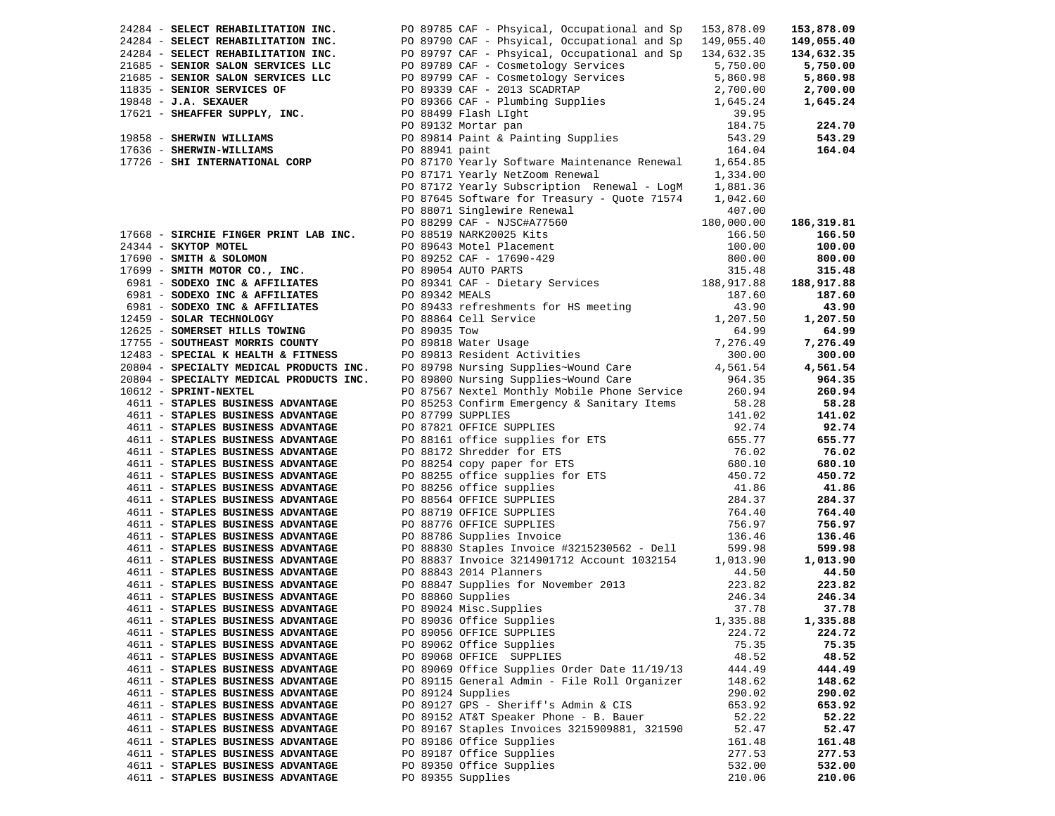| Vendor | PO / Description | Amount | Total |
|---|---|---|---|
| 24284 - **SELECT REHABILITATION INC.** | PO 89785 CAF - Phsyical, Occupational and Sp | 153,878.09 | **153,878.09** |
| 24284 - **SELECT REHABILITATION INC.** | PO 89790 CAF - Phsyical, Occupational and Sp | 149,055.40 | **149,055.40** |
| 24284 - **SELECT REHABILITATION INC.** | PO 89797 CAF - Phsyical, Occupational and Sp | 134,632.35 | **134,632.35** |
| 21685 - **SENIOR SALON SERVICES LLC** | PO 89789 CAF - Cosmetology Services | 5,750.00 | **5,750.00** |
| 21685 - **SENIOR SALON SERVICES LLC** | PO 89799 CAF - Cosmetology Services | 5,860.98 | **5,860.98** |
| 11835 - **SENIOR SERVICES OF** | PO 89339 CAF - 2013 SCADRTAP | 2,700.00 | **2,700.00** |
| 19848 - **J.A. SEXAUER** | PO 89366 CAF - Plumbing Supplies | 1,645.24 | **1,645.24** |
| 17621 - **SHEAFFER SUPPLY, INC.** | PO 88499 Flash LIght | 39.95 | |
| | PO 89132 Mortar pan | 184.75 | **224.70** |
| 19858 - **SHERWIN WILLIAMS** | PO 89814 Paint & Painting Supplies | 543.29 | **543.29** |
| 17636 - **SHERWIN-WILLIAMS** | PO 88941 paint | 164.04 | **164.04** |
| 17726 - **SHI INTERNATIONAL CORP** | PO 87170 Yearly Software Maintenance Renewal | 1,654.85 | |
| | PO 87171 Yearly NetZoom Renewal | 1,334.00 | |
| | PO 87172 Yearly Subscription Renewal - LogM | 1,881.36 | |
| | PO 87645 Software for Treasury - Quote 71574 | 1,042.60 | |
| | PO 88071 Singlewire Renewal | 407.00 | |
| | PO 88299 CAF - NJSC#A77560 | 180,000.00 | **186,319.81** |
| 17668 - **SIRCHIE FINGER PRINT LAB INC.** | PO 88519 NARK20025 Kits | 166.50 | **166.50** |
| 24344 - **SKYTOP MOTEL** | PO 89643 Motel Placement | 100.00 | **100.00** |
| 17690 - **SMITH & SOLOMON** | PO 89252 CAF - 17690-429 | 800.00 | **800.00** |
| 17699 - **SMITH MOTOR CO., INC.** | PO 89054 AUTO PARTS | 315.48 | **315.48** |
| 6981 - **SODEXO INC & AFFILIATES** | PO 89341 CAF - Dietary Services | 188,917.88 | **188,917.88** |
| 6981 - **SODEXO INC & AFFILIATES** | PO 89342 MEALS | 187.60 | **187.60** |
| 6981 - **SODEXO INC & AFFILIATES** | PO 89433 refreshments for HS meeting | 43.90 | **43.90** |
| 12459 - **SOLAR TECHNOLOGY** | PO 88864 Cell Service | 1,207.50 | **1,207.50** |
| 12625 - **SOMERSET HILLS TOWING** | PO 89035 Tow | 64.99 | **64.99** |
| 17755 - **SOUTHEAST MORRIS COUNTY** | PO 89818 Water Usage | 7,276.49 | **7,276.49** |
| 12483 - **SPECIAL K HEALTH & FITNESS** | PO 89813 Resident Activities | 300.00 | **300.00** |
| 20804 - **SPECIALTY MEDICAL PRODUCTS INC.** | PO 89798 Nursing Supplies~Wound Care | 4,561.54 | **4,561.54** |
| 20804 - **SPECIALTY MEDICAL PRODUCTS INC.** | PO 89800 Nursing Supplies~Wound Care | 964.35 | **964.35** |
| 10612 - **SPRINT-NEXTEL** | PO 87567 Nextel Monthly Mobile Phone Service | 260.94 | **260.94** |
| 4611 - **STAPLES BUSINESS ADVANTAGE** | PO 85253 Confirm Emergency & Sanitary Items | 58.28 | **58.28** |
| 4611 - **STAPLES BUSINESS ADVANTAGE** | PO 87799 SUPPLIES | 141.02 | **141.02** |
| 4611 - **STAPLES BUSINESS ADVANTAGE** | PO 87821 OFFICE SUPPLIES | 92.74 | **92.74** |
| 4611 - **STAPLES BUSINESS ADVANTAGE** | PO 88161 office supplies for ETS | 655.77 | **655.77** |
| 4611 - **STAPLES BUSINESS ADVANTAGE** | PO 88172 Shredder for ETS | 76.02 | **76.02** |
| 4611 - **STAPLES BUSINESS ADVANTAGE** | PO 88254 copy paper for ETS | 680.10 | **680.10** |
| 4611 - **STAPLES BUSINESS ADVANTAGE** | PO 88255 office supplies for ETS | 450.72 | **450.72** |
| 4611 - **STAPLES BUSINESS ADVANTAGE** | PO 88256 office supplies | 41.86 | **41.86** |
| 4611 - **STAPLES BUSINESS ADVANTAGE** | PO 88564 OFFICE SUPPLIES | 284.37 | **284.37** |
| 4611 - **STAPLES BUSINESS ADVANTAGE** | PO 88719 OFFICE SUPPLIES | 764.40 | **764.40** |
| 4611 - **STAPLES BUSINESS ADVANTAGE** | PO 88776 OFFICE SUPPLIES | 756.97 | **756.97** |
| 4611 - **STAPLES BUSINESS ADVANTAGE** | PO 88786 Supplies Invoice | 136.46 | **136.46** |
| 4611 - **STAPLES BUSINESS ADVANTAGE** | PO 88830 Staples Invoice #3215230562 - Dell | 599.98 | **599.98** |
| 4611 - **STAPLES BUSINESS ADVANTAGE** | PO 88837 Invoice 3214901712 Account 1032154 | 1,013.90 | **1,013.90** |
| 4611 - **STAPLES BUSINESS ADVANTAGE** | PO 88843 2014 Planners | 44.50 | **44.50** |
| 4611 - **STAPLES BUSINESS ADVANTAGE** | PO 88847 Supplies for November 2013 | 223.82 | **223.82** |
| 4611 - **STAPLES BUSINESS ADVANTAGE** | PO 88860 Supplies | 246.34 | **246.34** |
| 4611 - **STAPLES BUSINESS ADVANTAGE** | PO 89024 Misc.Supplies | 37.78 | **37.78** |
| 4611 - **STAPLES BUSINESS ADVANTAGE** | PO 89036 Office Supplies | 1,335.88 | **1,335.88** |
| 4611 - **STAPLES BUSINESS ADVANTAGE** | PO 89056 OFFICE SUPPLIES | 224.72 | **224.72** |
| 4611 - **STAPLES BUSINESS ADVANTAGE** | PO 89062 Office Supplies | 75.35 | **75.35** |
| 4611 - **STAPLES BUSINESS ADVANTAGE** | PO 89068 OFFICE SUPPLIES | 48.52 | **48.52** |
| 4611 - **STAPLES BUSINESS ADVANTAGE** | PO 89069 Office Supplies Order Date 11/19/13 | 444.49 | **444.49** |
| 4611 - **STAPLES BUSINESS ADVANTAGE** | PO 89115 General Admin - File Roll Organizer | 148.62 | **148.62** |
| 4611 - **STAPLES BUSINESS ADVANTAGE** | PO 89124 Supplies | 290.02 | **290.02** |
| 4611 - **STAPLES BUSINESS ADVANTAGE** | PO 89127 GPS - Sheriff's Admin & CIS | 653.92 | **653.92** |
| 4611 - **STAPLES BUSINESS ADVANTAGE** | PO 89152 AT&T Speaker Phone - B. Bauer | 52.22 | **52.22** |
| 4611 - **STAPLES BUSINESS ADVANTAGE** | PO 89167 Staples Invoices 3215909881, 321590 | 52.47 | **52.47** |
| 4611 - **STAPLES BUSINESS ADVANTAGE** | PO 89186 Office Supplies | 161.48 | **161.48** |
| 4611 - **STAPLES BUSINESS ADVANTAGE** | PO 89187 Office Supplies | 277.53 | **277.53** |
| 4611 - **STAPLES BUSINESS ADVANTAGE** | PO 89350 Office Supplies | 532.00 | **532.00** |
| 4611 - **STAPLES BUSINESS ADVANTAGE** | PO 89355 Supplies | 210.06 | **210.06** |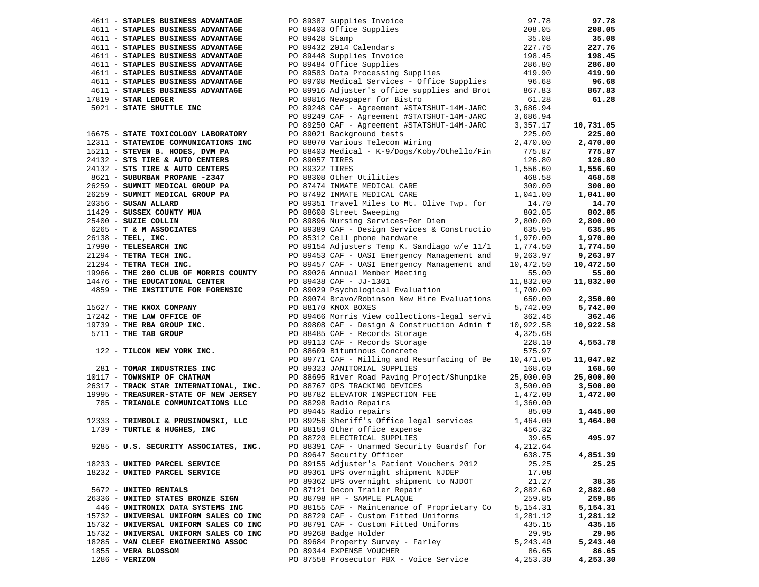| Vendor | PO / Description | Amount | Total |
|---|---|---|---|
| 4611 - **STAPLES BUSINESS ADVANTAGE** | PO 89387 supplies Invoice | 97.78 | **97.78** |
| 4611 - **STAPLES BUSINESS ADVANTAGE** | PO 89403 Office Supplies | 208.05 | **208.05** |
| 4611 - **STAPLES BUSINESS ADVANTAGE** | PO 89428 Stamp | 35.08 | **35.08** |
| 4611 - **STAPLES BUSINESS ADVANTAGE** | PO 89432 2014 Calendars | 227.76 | **227.76** |
| 4611 - **STAPLES BUSINESS ADVANTAGE** | PO 89448 Supplies Invoice | 198.45 | **198.45** |
| 4611 - **STAPLES BUSINESS ADVANTAGE** | PO 89484 Office Supplies | 286.80 | **286.80** |
| 4611 - **STAPLES BUSINESS ADVANTAGE** | PO 89583 Data Processing Supplies | 419.90 | **419.90** |
| 4611 - **STAPLES BUSINESS ADVANTAGE** | PO 89708 Medical Services - Office Supplies | 96.68 | **96.68** |
| 4611 - **STAPLES BUSINESS ADVANTAGE** | PO 89916 Adjuster's office supplies and Brot | 867.83 | **867.83** |
| 17819 - **STAR LEDGER** | PO 89816 Newspaper for Bistro | 61.28 | **61.28** |
| 5021 - **STATE SHUTTLE INC** | PO 89248 CAF - Agreement #STATSHUT-14M-JARC | 3,686.94 | |
| | PO 89249 CAF - Agreement #STATSHUT-14M-JARC | 3,686.94 | |
| | PO 89250 CAF - Agreement #STATSHUT-14M-JARC | 3,357.17 | **10,731.05** |
| 16675 - **STATE TOXICOLOGY LABORATORY** | PO 89021 Background tests | 225.00 | **225.00** |
| 12311 - **STATEWIDE COMMUNICATIONS INC** | PO 88070 Various Telecom Wiring | 2,470.00 | **2,470.00** |
| 15211 - **STEVEN B. HODES, DVM PA** | PO 88403 Medical - K-9/Dogs/Koby/Othello/Fin | 775.87 | **775.87** |
| 24132 - **STS TIRE & AUTO CENTERS** | PO 89057 TIRES | 126.80 | **126.80** |
| 24132 - **STS TIRE & AUTO CENTERS** | PO 89322 TIRES | 1,556.60 | **1,556.60** |
| 8621 - **SUBURBAN PROPANE -2347** | PO 88308 Other Utilities | 468.58 | **468.58** |
| 26259 - **SUMMIT MEDICAL GROUP PA** | PO 87474 INMATE MEDICAL CARE | 300.00 | **300.00** |
| 26259 - **SUMMIT MEDICAL GROUP PA** | PO 87492 INMATE MEDICAL CARE | 1,041.00 | **1,041.00** |
| 20356 - **SUSAN ALLARD** | PO 89351 Travel Miles to Mt. Olive Twp. for | 14.70 | **14.70** |
| 11429 - **SUSSEX COUNTY MUA** | PO 88608 Street Sweeping | 802.05 | **802.05** |
| 25400 - **SUZIE COLLIN** | PO 89896 Nursing Services~Per Diem | 2,800.00 | **2,800.00** |
| 6265 - **T & M ASSOCIATES** | PO 89389 CAF - Design Services & Constructio | 635.95 | **635.95** |
| 26138 - **TEEL, INC.** | PO 85312 Cell phone hardware | 1,970.00 | **1,970.00** |
| 17990 - **TELESEARCH INC** | PO 89154 Adjusters Temp K. Sandiago w/e 11/1 | 1,774.50 | **1,774.50** |
| 21294 - **TETRA TECH INC.** | PO 89453 CAF - UASI Emergency Management and | 9,263.97 | **9,263.97** |
| 21294 - **TETRA TECH INC.** | PO 89457 CAF - UASI Emergency Management and | 10,472.50 | **10,472.50** |
| 19966 - **THE 200 CLUB OF MORRIS COUNTY** | PO 89026 Annual Member Meeting | 55.00 | **55.00** |
| 14476 - **THE EDUCATIONAL CENTER** | PO 89438 CAF - JJ-1301 | 11,832.00 | **11,832.00** |
| 4859 - **THE INSTITUTE FOR FORENSIC** | PO 89029 Psychological Evaluation | 1,700.00 | |
| | PO 89074 Bravo/Robinson New Hire Evaluations | 650.00 | **2,350.00** |
| 15627 - **THE KNOX COMPANY** | PO 88170 KNOX BOXES | 5,742.00 | **5,742.00** |
| 17242 - **THE LAW OFFICE OF** | PO 89466 Morris View collections-legal servi | 362.46 | **362.46** |
| 19739 - **THE RBA GROUP INC.** | PO 89808 CAF - Design & Construction Admin f | 10,922.58 | **10,922.58** |
| 5711 - **THE TAB GROUP** | PO 88485 CAF - Records Storage | 4,325.68 | |
| | PO 89113 CAF - Records Storage | 228.10 | **4,553.78** |
| 122 - **TILCON NEW YORK INC.** | PO 88609 Bituminous Concrete | 575.97 | |
| | PO 89771 CAF - Milling and Resurfacing of Be | 10,471.05 | **11,047.02** |
| 281 - **TOMAR INDUSTRIES INC** | PO 89323 JANITORIAL SUPPLIES | 168.60 | **168.60** |
| 10117 - **TOWNSHIP OF CHATHAM** | PO 88695 River Road Paving Project/Shunpike | 25,000.00 | **25,000.00** |
| 26317 - **TRACK STAR INTERNATIONAL, INC.** | PO 88767 GPS TRACKING DEVICES | 3,500.00 | **3,500.00** |
| 19995 - **TREASURER-STATE OF NEW JERSEY** | PO 88782 ELEVATOR INSPECTION FEE | 1,472.00 | **1,472.00** |
| 785 - **TRIANGLE COMMUNICATIONS LLC** | PO 88298 Radio Repairs | 1,360.00 | |
| | PO 89445 Radio repairs | 85.00 | **1,445.00** |
| 12333 - **TRIMBOLI & PRUSINOWSKI, LLC** | PO 89256 Sheriff's Office legal services | 1,464.00 | **1,464.00** |
| 1739 - **TURTLE & HUGHES, INC** | PO 88159 Other office expense | 456.32 | |
| | PO 88720 ELECTRICAL SUPPLIES | 39.65 | **495.97** |
| 9285 - **U.S. SECURITY ASSOCIATES, INC.** | PO 88391 CAF - Unarmed Security Guardsf for | 4,212.64 | |
| | PO 89647 Security Officer | 638.75 | **4,851.39** |
| 18233 - **UNITED PARCEL SERVICE** | PO 89155 Adjuster's Patient Vouchers 2012 | 25.25 | **25.25** |
| 18232 - **UNITED PARCEL SERVICE** | PO 89361 UPS overnight shipment NJDEP | 17.08 | |
| | PO 89362 UPS overnight shipment to NJDOT | 21.27 | **38.35** |
| 5672 - **UNITED RENTALS** | PO 87121 Decon Trailer Repair | 2,882.60 | **2,882.60** |
| 26336 - **UNITED STATES BRONZE SIGN** | PO 88798 HP - SAMPLE PLAQUE | 259.85 | **259.85** |
| 446 - **UNITRONIX DATA SYSTEMS INC** | PO 88155 CAF - Maintenance of Proprietary Co | 5,154.31 | **5,154.31** |
| 15732 - **UNIVERSAL UNIFORM SALES CO INC** | PO 88729 CAF - Custom Fitted Uniforms | 1,281.12 | **1,281.12** |
| 15732 - **UNIVERSAL UNIFORM SALES CO INC** | PO 88791 CAF - Custom Fitted Uniforms | 435.15 | **435.15** |
| 15732 - **UNIVERSAL UNIFORM SALES CO INC** | PO 89268 Badge Holder | 29.95 | **29.95** |
| 18285 - **VAN CLEEF ENGINEERING ASSOC** | PO 89684 Property Survey - Farley | 5,243.40 | **5,243.40** |
| 1855 - **VERA BLOSSOM** | PO 89344 EXPENSE VOUCHER | 86.65 | **86.65** |
| 1286 - **VERIZON** | PO 87558 Prosecutor PBX - Voice Service | 4,253.30 | **4,253.30** |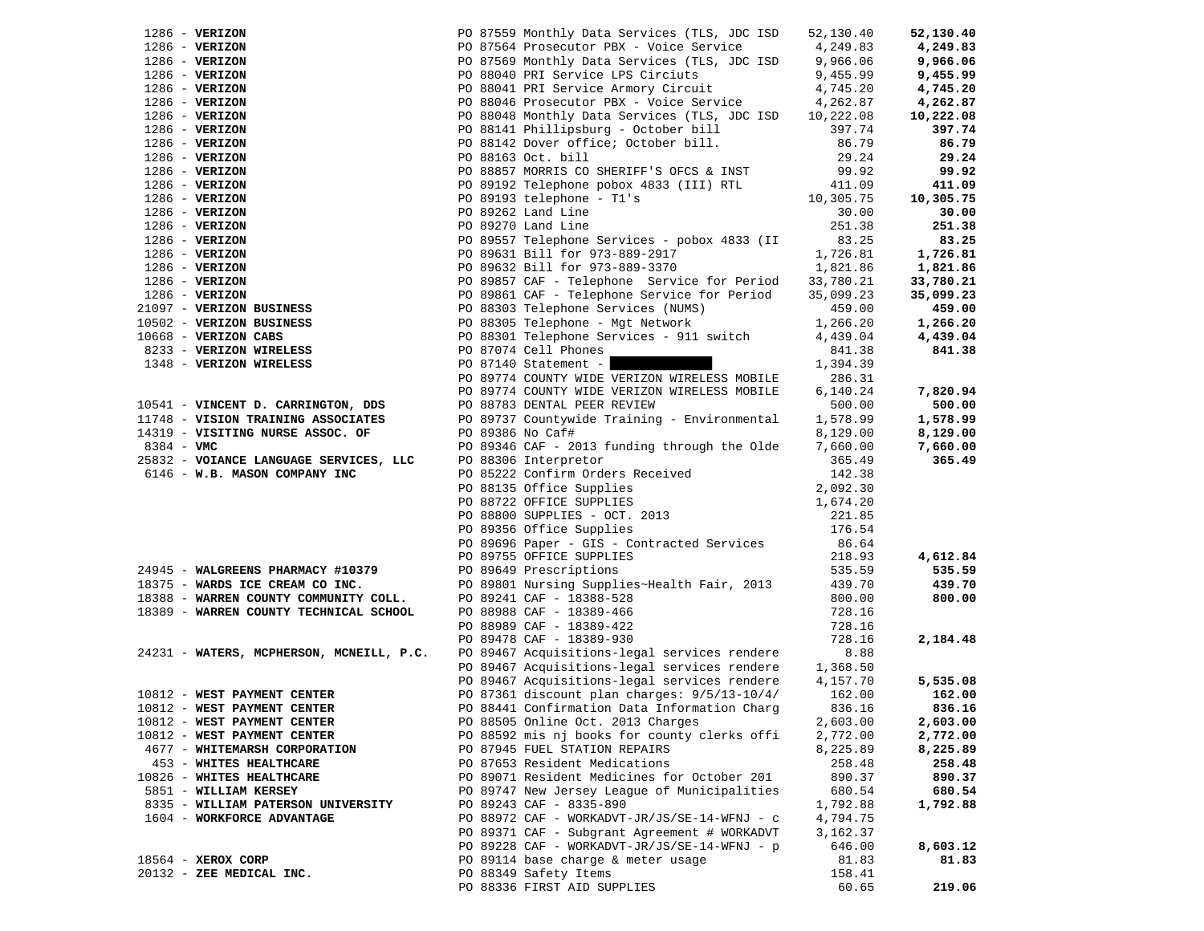| Vendor | PO / Description | Amount | Total |
|---|---|---|---|
| 1286 - **VERIZON** | PO 87559 Monthly Data Services (TLS, JDC ISD | 52,130.40 | **52,130.40** |
| 1286 - **VERIZON** | PO 87564 Prosecutor PBX - Voice Service | 4,249.83 | **4,249.83** |
| 1286 - **VERIZON** | PO 87569 Monthly Data Services (TLS, JDC ISD | 9,966.06 | **9,966.06** |
| 1286 - **VERIZON** | PO 88040 PRI Service LPS Circiuts | 9,455.99 | **9,455.99** |
| 1286 - **VERIZON** | PO 88041 PRI Service Armory Circuit | 4,745.20 | **4,745.20** |
| 1286 - **VERIZON** | PO 88046 Prosecutor PBX - Voice Service | 4,262.87 | **4,262.87** |
| 1286 - **VERIZON** | PO 88048 Monthly Data Services (TLS, JDC ISD | 10,222.08 | **10,222.08** |
| 1286 - **VERIZON** | PO 88141 Phillipsburg - October bill | 397.74 | **397.74** |
| 1286 - **VERIZON** | PO 88142 Dover office; October bill. | 86.79 | **86.79** |
| 1286 - **VERIZON** | PO 88163 Oct. bill | 29.24 | **29.24** |
| 1286 - **VERIZON** | PO 88857 MORRIS CO SHERIFF'S OFCS & INST | 99.92 | **99.92** |
| 1286 - **VERIZON** | PO 89192 Telephone pobox 4833 (III) RTL | 411.09 | **411.09** |
| 1286 - **VERIZON** | PO 89193 telephone - T1's | 10,305.75 | **10,305.75** |
| 1286 - **VERIZON** | PO 89262 Land Line | 30.00 | **30.00** |
| 1286 - **VERIZON** | PO 89270 Land Line | 251.38 | **251.38** |
| 1286 - **VERIZON** | PO 89557 Telephone Services - pobox 4833 (II | 83.25 | **83.25** |
| 1286 - **VERIZON** | PO 89631 Bill for 973-889-2917 | 1,726.81 | **1,726.81** |
| 1286 - **VERIZON** | PO 89632 Bill for 973-889-3370 | 1,821.86 | **1,821.86** |
| 1286 - **VERIZON** | PO 89857 CAF - Telephone Service for Period | 33,780.21 | **33,780.21** |
| 1286 - **VERIZON** | PO 89861 CAF - Telephone Service for Period | 35,099.23 | **35,099.23** |
| 21097 - **VERIZON BUSINESS** | PO 88303 Telephone Services (NUMS) | 459.00 | **459.00** |
| 10502 - **VERIZON BUSINESS** | PO 88305 Telephone - Mgt Network | 1,266.20 | **1,266.20** |
| 10668 - **VERIZON CABS** | PO 88301 Telephone Services - 911 switch | 4,439.04 | **4,439.04** |
| 8233 - **VERIZON WIRELESS** | PO 87074 Cell Phones | 841.38 | **841.38** |
| 1348 - **VERIZON WIRELESS** | PO 87140 Statement - [REDACTED] | 1,394.39 | |
| | PO 89774 COUNTY WIDE VERIZON WIRELESS MOBILE | 286.31 | |
| | PO 89774 COUNTY WIDE VERIZON WIRELESS MOBILE | 6,140.24 | **7,820.94** |
| 10541 - **VINCENT D. CARRINGTON, DDS** | PO 88783 DENTAL PEER REVIEW | 500.00 | **500.00** |
| 11748 - **VISION TRAINING ASSOCIATES** | PO 89737 Countywide Training - Environmental | 1,578.99 | **1,578.99** |
| 14319 - **VISITING NURSE ASSOC. OF** | PO 89386 No Caf# | 8,129.00 | **8,129.00** |
| 8384 - **VMC** | PO 89346 CAF - 2013 funding through the Olde | 7,660.00 | **7,660.00** |
| 25832 - **VOIANCE LANGUAGE SERVICES, LLC** | PO 88306 Interpretor | 365.49 | **365.49** |
| 6146 - **W.B. MASON COMPANY INC** | PO 85222 Confirm Orders Received | 142.38 | |
| | PO 88135 Office Supplies | 2,092.30 | |
| | PO 88722 OFFICE SUPPLIES | 1,674.20 | |
| | PO 88800 SUPPLIES - OCT. 2013 | 221.85 | |
| | PO 89356 Office Supplies | 176.54 | |
| | PO 89696 Paper - GIS - Contracted Services | 86.64 | |
| | PO 89755 OFFICE SUPPLIES | 218.93 | **4,612.84** |
| 24945 - **WALGREENS PHARMACY #10379** | PO 89649 Prescriptions | 535.59 | **535.59** |
| 18375 - **WARDS ICE CREAM CO INC.** | PO 89801 Nursing Supplies~Health Fair, 2013 | 439.70 | **439.70** |
| 18388 - **WARREN COUNTY COMMUNITY COLL.** | PO 89241 CAF - 18388-528 | 800.00 | **800.00** |
| 18389 - **WARREN COUNTY TECHNICAL SCHOOL** | PO 88988 CAF - 18389-466 | 728.16 | |
| | PO 88989 CAF - 18389-422 | 728.16 | |
| | PO 89478 CAF - 18389-930 | 728.16 | **2,184.48** |
| 24231 - **WATERS, MCPHERSON, MCNEILL, P.C.** | PO 89467 Acquisitions-legal services rendere | 8.88 | |
| | PO 89467 Acquisitions-legal services rendere | 1,368.50 | |
| | PO 89467 Acquisitions-legal services rendere | 4,157.70 | **5,535.08** |
| 10812 - **WEST PAYMENT CENTER** | PO 87361 discount plan charges: 9/5/13-10/4/ | 162.00 | **162.00** |
| 10812 - **WEST PAYMENT CENTER** | PO 88441 Confirmation Data Information Charg | 836.16 | **836.16** |
| 10812 - **WEST PAYMENT CENTER** | PO 88505 Online Oct. 2013 Charges | 2,603.00 | **2,603.00** |
| 10812 - **WEST PAYMENT CENTER** | PO 88592 mis nj books for county clerks offi | 2,772.00 | **2,772.00** |
| 4677 - **WHITEMARSH CORPORATION** | PO 87945 FUEL STATION REPAIRS | 8,225.89 | **8,225.89** |
| 453 - **WHITES HEALTHCARE** | PO 87653 Resident Medications | 258.48 | **258.48** |
| 10826 - **WHITES HEALTHCARE** | PO 89071 Resident Medicines for October 201 | 890.37 | **890.37** |
| 5851 - **WILLIAM KERSEY** | PO 89747 New Jersey League of Municipalities | 680.54 | **680.54** |
| 8335 - **WILLIAM PATERSON UNIVERSITY** | PO 89243 CAF - 8335-890 | 1,792.88 | **1,792.88** |
| 1604 - **WORKFORCE ADVANTAGE** | PO 88972 CAF - WORKADVT-JR/JS/SE-14-WFNJ - c | 4,794.75 | |
| | PO 89371 CAF - Subgrant Agreement # WORKADVT | 3,162.37 | |
| | PO 89228 CAF - WORKADVT-JR/JS/SE-14-WFNJ - p | 646.00 | **8,603.12** |
| 18564 - **XEROX CORP** | PO 89114 base charge & meter usage | 81.83 | **81.83** |
| 20132 - **ZEE MEDICAL INC.** | PO 88349 Safety Items | 158.41 | |
| | PO 88336 FIRST AID SUPPLIES | 60.65 | **219.06** |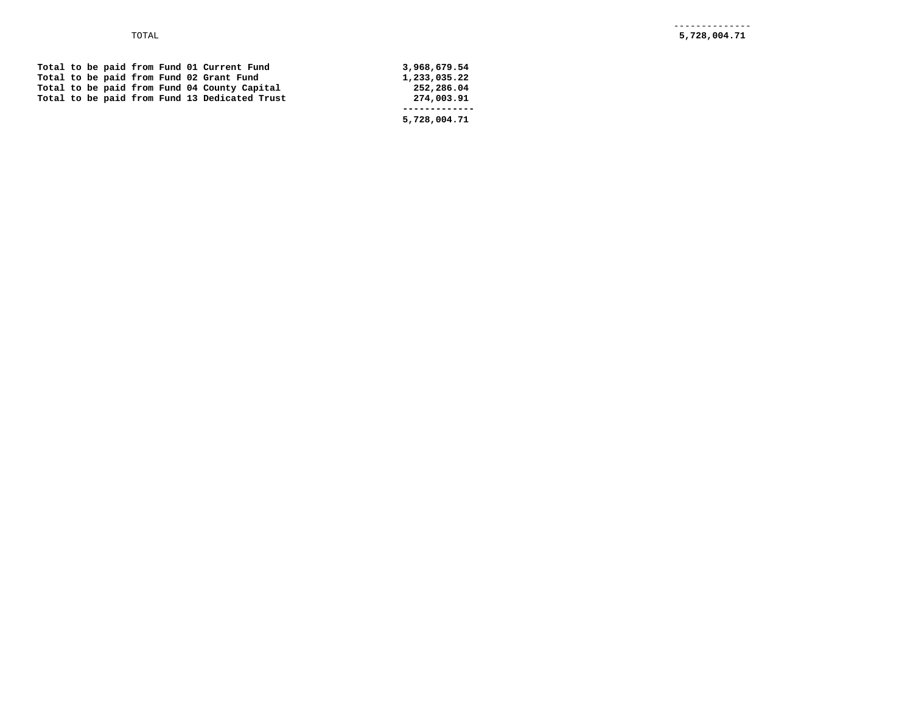| TOTAL | 5,728,004.71 |
| --- | --- |

| | |
| --- | --- |
| **Total to be paid from Fund 01 Current Fund** | **3,968,679.54** |
| **Total to be paid from Fund 02 Grant Fund** | **1,233,035.22** |
| **Total to be paid from Fund 04 County Capital** | **252,286.04** |
| **Total to be paid from Fund 13 Dedicated Trust** | **274,003.91** |
| | **5,728,004.71** |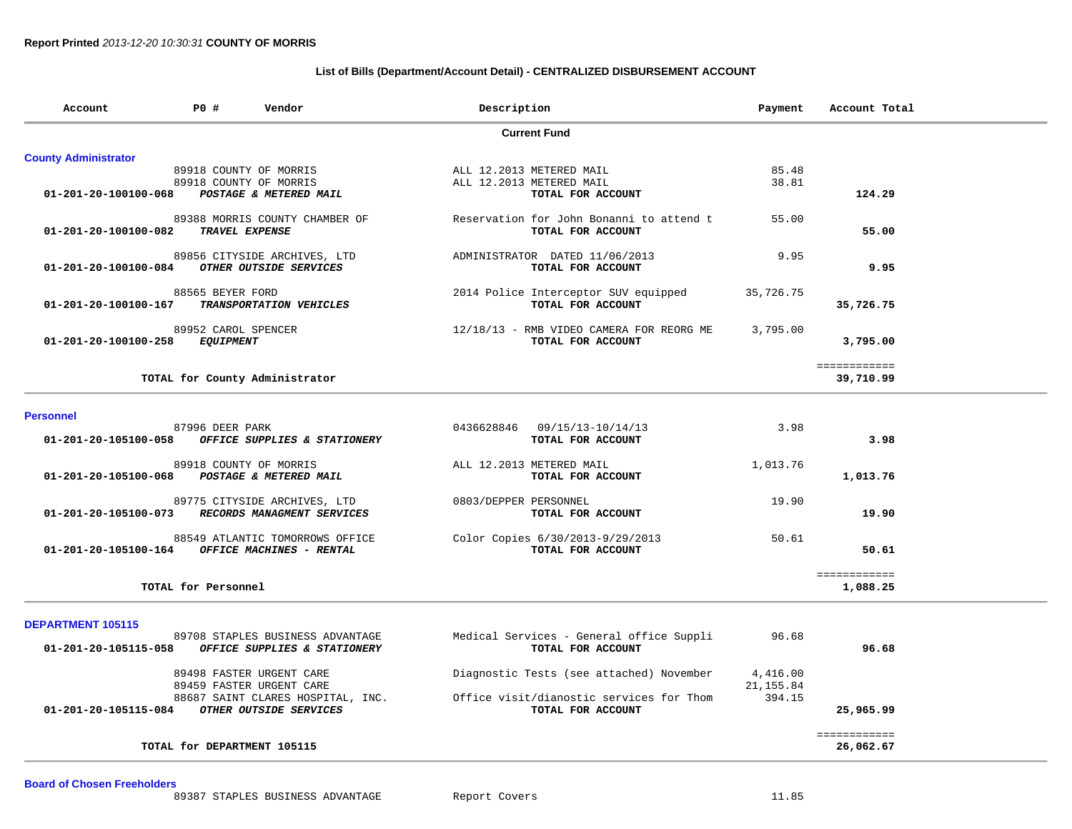**Report Printed** *2013-12-20 10:30:31* **COUNTY OF MORRIS**

**List of Bills (Department/Account Detail) - CENTRALIZED DISBURSEMENT ACCOUNT**

| Account | PO # | Vendor | Description | Payment | Account Total |
|---|---|---|---|---|---|
| | | **Current Fund** | | | |
| **County Administrator** | | | | | |
| | 89918 | COUNTY OF MORRIS | ALL 12.2013 METERED MAIL | 85.48 | |
| | 89918 | COUNTY OF MORRIS | ALL 12.2013 METERED MAIL | 38.81 | |
| **01-201-20-100100-068** | | ***POSTAGE & METERED MAIL*** | **TOTAL FOR ACCOUNT** | | **124.29** |
| | 89388 | MORRIS COUNTY CHAMBER OF | Reservation for John Bonanni to attend t | 55.00 | |
| **01-201-20-100100-082** | | ***TRAVEL EXPENSE*** | **TOTAL FOR ACCOUNT** | | **55.00** |
| | 89856 | CITYSIDE ARCHIVES, LTD | ADMINISTRATOR DATED 11/06/2013 | 9.95 | |
| **01-201-20-100100-084** | | ***OTHER OUTSIDE SERVICES*** | **TOTAL FOR ACCOUNT** | | **9.95** |
| | 88565 | BEYER FORD | 2014 Police Interceptor SUV equipped | 35,726.75 | |
| **01-201-20-100100-167** | | ***TRANSPORTATION VEHICLES*** | **TOTAL FOR ACCOUNT** | | **35,726.75** |
| | 89952 | CAROL SPENCER | 12/18/13 - RMB VIDEO CAMERA FOR REORG ME | 3,795.00 | |
| **01-201-20-100100-258** | | ***EQUIPMENT*** | **TOTAL FOR ACCOUNT** | | **3,795.00** |
| | | | | | ============ |
| | | **TOTAL for County Administrator** | | | **39,710.99** |
| **Personnel** | | | | | |
| | 87996 | DEER PARK | 0436628846 09/15/13-10/14/13 | 3.98 | |
| **01-201-20-105100-058** | | ***OFFICE SUPPLIES & STATIONERY*** | **TOTAL FOR ACCOUNT** | | **3.98** |
| | 89918 | COUNTY OF MORRIS | ALL 12.2013 METERED MAIL | 1,013.76 | |
| **01-201-20-105100-068** | | ***POSTAGE & METERED MAIL*** | **TOTAL FOR ACCOUNT** | | **1,013.76** |
| | 89775 | CITYSIDE ARCHIVES, LTD | 0803/DEPPER PERSONNEL | 19.90 | |
| **01-201-20-105100-073** | | ***RECORDS MANAGMENT SERVICES*** | **TOTAL FOR ACCOUNT** | | **19.90** |
| | 88549 | ATLANTIC TOMORROWS OFFICE | Color Copies 6/30/2013-9/29/2013 | 50.61 | |
| **01-201-20-105100-164** | | ***OFFICE MACHINES - RENTAL*** | **TOTAL FOR ACCOUNT** | | **50.61** |
| | | | | | ============ |
| | | **TOTAL for Personnel** | | | **1,088.25** |
| **DEPARTMENT 105115** | | | | | |
| | 89708 | STAPLES BUSINESS ADVANTAGE | Medical Services - General office Suppli | 96.68 | |
| **01-201-20-105115-058** | | ***OFFICE SUPPLIES & STATIONERY*** | **TOTAL FOR ACCOUNT** | | **96.68** |
| | 89498 | FASTER URGENT CARE | Diagnostic Tests (see attached) November | 4,416.00 | |
| | 89459 | FASTER URGENT CARE | | 21,155.84 | |
| | 88687 | SAINT CLARES HOSPITAL, INC. | Office visit/dianostic services for Thom | 394.15 | |
| **01-201-20-105115-084** | | ***OTHER OUTSIDE SERVICES*** | **TOTAL FOR ACCOUNT** | | **25,965.99** |
| | | | | | ============ |
| | | **TOTAL for DEPARTMENT 105115** | | | **26,062.67** |
| **Board of Chosen Freeholders** | | | | | |
| | 89387 | STAPLES BUSINESS ADVANTAGE | Report Covers | 11.85 | |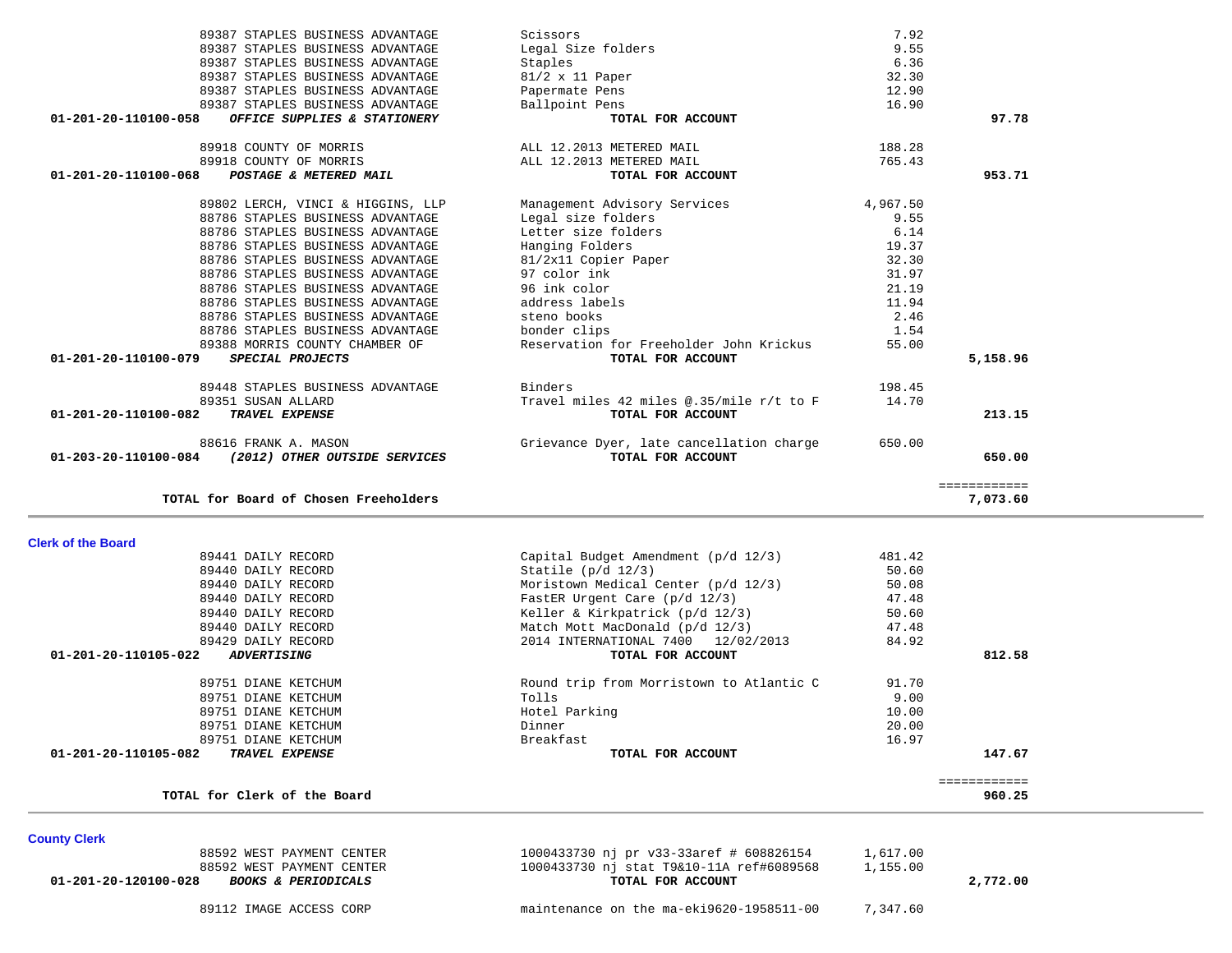| Account | Vendor | Description | Amount | Total |
|---|---|---|---|---|
| | 89387 STAPLES BUSINESS ADVANTAGE | Scissors | 7.92 | |
| | 89387 STAPLES BUSINESS ADVANTAGE | Legal Size folders | 9.55 | |
| | 89387 STAPLES BUSINESS ADVANTAGE | Staples | 6.36 | |
| | 89387 STAPLES BUSINESS ADVANTAGE | 81/2 x 11 Paper | 32.30 | |
| | 89387 STAPLES BUSINESS ADVANTAGE | Papermate Pens | 12.90 | |
| | 89387 STAPLES BUSINESS ADVANTAGE | Ballpoint Pens | 16.90 | |
| **01-201-20-110100-058** | ***OFFICE SUPPLIES & STATIONERY*** | **TOTAL FOR ACCOUNT** | | **97.78** |
| | 89918 COUNTY OF MORRIS | ALL 12.2013 METERED MAIL | 188.28 | |
| | 89918 COUNTY OF MORRIS | ALL 12.2013 METERED MAIL | 765.43 | |
| **01-201-20-110100-068** | ***POSTAGE & METERED MAIL*** | **TOTAL FOR ACCOUNT** | | **953.71** |
| | 89802 LERCH, VINCI & HIGGINS, LLP | Management Advisory Services | 4,967.50 | |
| | 88786 STAPLES BUSINESS ADVANTAGE | Legal size folders | 9.55 | |
| | 88786 STAPLES BUSINESS ADVANTAGE | Letter size folders | 6.14 | |
| | 88786 STAPLES BUSINESS ADVANTAGE | Hanging Folders | 19.37 | |
| | 88786 STAPLES BUSINESS ADVANTAGE | 81/2x11 Copier Paper | 32.30 | |
| | 88786 STAPLES BUSINESS ADVANTAGE | 97 color ink | 31.97 | |
| | 88786 STAPLES BUSINESS ADVANTAGE | 96 ink color | 21.19 | |
| | 88786 STAPLES BUSINESS ADVANTAGE | address labels | 11.94 | |
| | 88786 STAPLES BUSINESS ADVANTAGE | steno books | 2.46 | |
| | 88786 STAPLES BUSINESS ADVANTAGE | bonder clips | 1.54 | |
| | 89388 MORRIS COUNTY CHAMBER OF | Reservation for Freeholder John Krickus | 55.00 | |
| **01-201-20-110100-079** | ***SPECIAL PROJECTS*** | **TOTAL FOR ACCOUNT** | | **5,158.96** |
| | 89448 STAPLES BUSINESS ADVANTAGE | Binders | 198.45 | |
| | 89351 SUSAN ALLARD | Travel miles 42 miles @.35/mile r/t to F | 14.70 | |
| **01-201-20-110100-082** | ***TRAVEL EXPENSE*** | **TOTAL FOR ACCOUNT** | | **213.15** |
| | 88616 FRANK A. MASON | Grievance Dyer, late cancellation charge | 650.00 | |
| **01-203-20-110100-084** | ***(2012) OTHER OUTSIDE SERVICES*** | **TOTAL FOR ACCOUNT** | | **650.00** |
| | | | | ============ |
| | **TOTAL for Board of Chosen Freeholders** | | | **7,073.60** |

## Clerk of the Board

| Account | Vendor | Description | Amount | Total |
|---|---|---|---|---|
| | 89441 DAILY RECORD | Capital Budget Amendment (p/d 12/3) | 481.42 | |
| | 89440 DAILY RECORD | Statile (p/d 12/3) | 50.60 | |
| | 89440 DAILY RECORD | Moristown Medical Center (p/d 12/3) | 50.08 | |
| | 89440 DAILY RECORD | FastER Urgent Care (p/d 12/3) | 47.48 | |
| | 89440 DAILY RECORD | Keller & Kirkpatrick (p/d 12/3) | 50.60 | |
| | 89440 DAILY RECORD | Match Mott MacDonald (p/d 12/3) | 47.48 | |
| | 89429 DAILY RECORD | 2014 INTERNATIONAL 7400 12/02/2013 | 84.92 | |
| **01-201-20-110105-022** | ***ADVERTISING*** | **TOTAL FOR ACCOUNT** | | **812.58** |
| | 89751 DIANE KETCHUM | Round trip from Morristown to Atlantic C | 91.70 | |
| | 89751 DIANE KETCHUM | Tolls | 9.00 | |
| | 89751 DIANE KETCHUM | Hotel Parking | 10.00 | |
| | 89751 DIANE KETCHUM | Dinner | 20.00 | |
| | 89751 DIANE KETCHUM | Breakfast | 16.97 | |
| **01-201-20-110105-082** | ***TRAVEL EXPENSE*** | **TOTAL FOR ACCOUNT** | | **147.67** |
| | | | | ============ |
| | **TOTAL for Clerk of the Board** | | | **960.25** |

## County Clerk

| Account | Vendor | Description | Amount | Total |
|---|---|---|---|---|
| | 88592 WEST PAYMENT CENTER | 1000433730 nj pr v33-33aref # 608826154 | 1,617.00 | |
| | 88592 WEST PAYMENT CENTER | 1000433730 nj stat T9&10-11A ref#6089568 | 1,155.00 | |
| **01-201-20-120100-028** | ***BOOKS & PERIODICALS*** | **TOTAL FOR ACCOUNT** | | **2,772.00** |
| | 89112 IMAGE ACCESS CORP | maintenance on the ma-eki9620-1958511-00 | 7,347.60 | |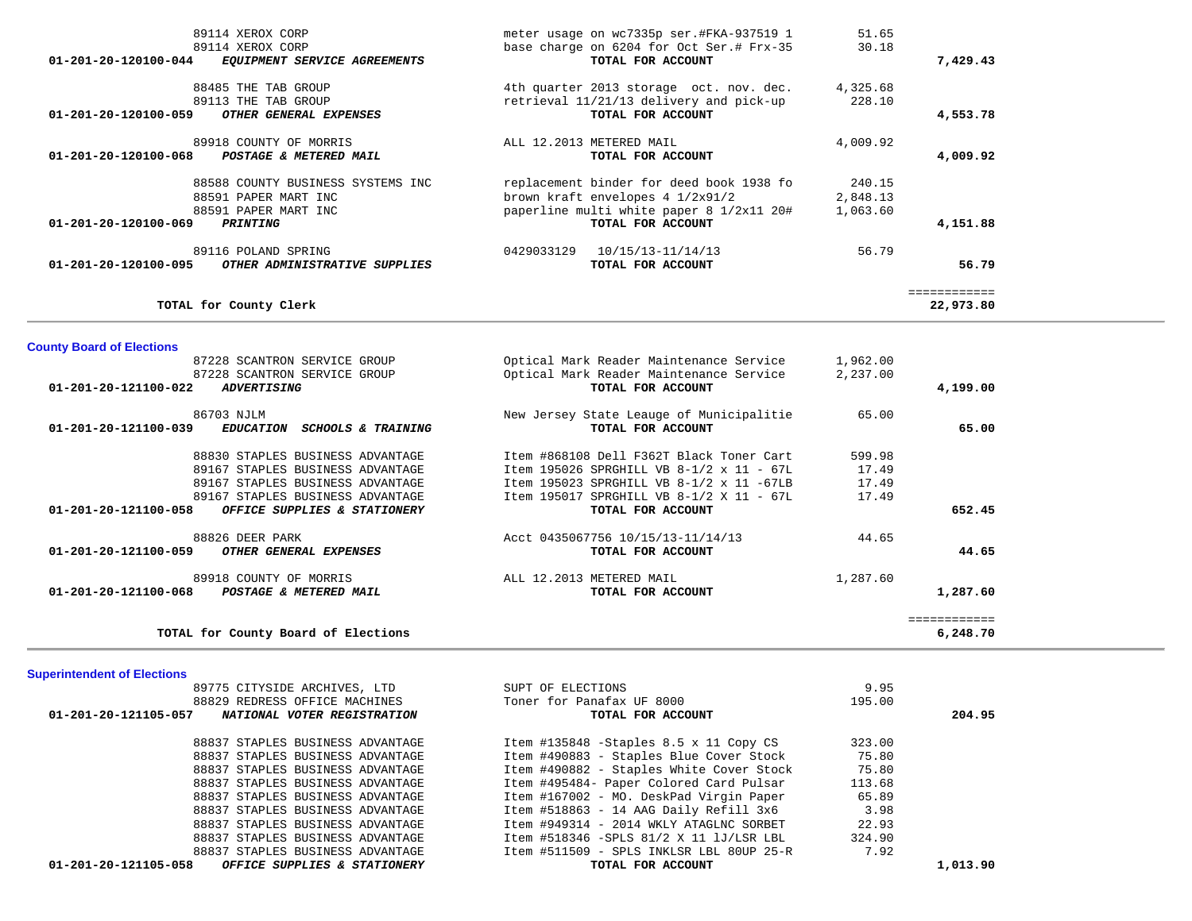| Account | Vendor | Description | Amount | Total |
|---|---|---|---|---|
| | 89114 XEROX CORP | meter usage on wc7335p ser.#FKA-937519 1 | 51.65 | |
| | 89114 XEROX CORP | base charge on 6204 for Oct Ser.# Frx-35 | 30.18 | |
| **01-201-20-120100-044** | ***EQUIPMENT SERVICE AGREEMENTS*** | **TOTAL FOR ACCOUNT** | | **7,429.43** |
| | 88485 THE TAB GROUP | 4th quarter 2013 storage oct. nov. dec. | 4,325.68 | |
| | 89113 THE TAB GROUP | retrieval 11/21/13 delivery and pick-up | 228.10 | |
| **01-201-20-120100-059** | ***OTHER GENERAL EXPENSES*** | **TOTAL FOR ACCOUNT** | | **4,553.78** |
| | 89918 COUNTY OF MORRIS | ALL 12.2013 METERED MAIL | 4,009.92 | |
| **01-201-20-120100-068** | ***POSTAGE & METERED MAIL*** | **TOTAL FOR ACCOUNT** | | **4,009.92** |
| | 88588 COUNTY BUSINESS SYSTEMS INC | replacement binder for deed book 1938 fo | 240.15 | |
| | 88591 PAPER MART INC | brown kraft envelopes 4 1/2x91/2 | 2,848.13 | |
| | 88591 PAPER MART INC | paperline multi white paper 8 1/2x11 20# | 1,063.60 | |
| **01-201-20-120100-069** | ***PRINTING*** | **TOTAL FOR ACCOUNT** | | **4,151.88** |
| | 89116 POLAND SPRING | 0429033129 10/15/13-11/14/13 | 56.79 | |
| **01-201-20-120100-095** | ***OTHER ADMINISTRATIVE SUPPLIES*** | **TOTAL FOR ACCOUNT** | | **56.79** |
| | | | | ============ |
| | **TOTAL for County Clerk** | | | **22,973.80** |

## County Board of Elections

| Account | Vendor | Description | Amount | Total |
|---|---|---|---|---|
| | 87228 SCANTRON SERVICE GROUP | Optical Mark Reader Maintenance Service | 1,962.00 | |
| | 87228 SCANTRON SERVICE GROUP | Optical Mark Reader Maintenance Service | 2,237.00 | |
| **01-201-20-121100-022** | ***ADVERTISING*** | **TOTAL FOR ACCOUNT** | | **4,199.00** |
| | 86703 NJLM | New Jersey State Leauge of Municipalitie | 65.00 | |
| **01-201-20-121100-039** | ***EDUCATION SCHOOLS & TRAINING*** | **TOTAL FOR ACCOUNT** | | **65.00** |
| | 88830 STAPLES BUSINESS ADVANTAGE | Item #868108 Dell F362T Black Toner Cart | 599.98 | |
| | 89167 STAPLES BUSINESS ADVANTAGE | Item 195026 SPRGHILL VB 8-1/2 x 11 - 67L | 17.49 | |
| | 89167 STAPLES BUSINESS ADVANTAGE | Item 195023 SPRGHILL VB 8-1/2 x 11 -67LB | 17.49 | |
| | 89167 STAPLES BUSINESS ADVANTAGE | Item 195017 SPRGHILL VB 8-1/2 X 11 - 67L | 17.49 | |
| **01-201-20-121100-058** | ***OFFICE SUPPLIES & STATIONERY*** | **TOTAL FOR ACCOUNT** | | **652.45** |
| | 88826 DEER PARK | Acct 0435067756 10/15/13-11/14/13 | 44.65 | |
| **01-201-20-121100-059** | ***OTHER GENERAL EXPENSES*** | **TOTAL FOR ACCOUNT** | | **44.65** |
| | 89918 COUNTY OF MORRIS | ALL 12.2013 METERED MAIL | 1,287.60 | |
| **01-201-20-121100-068** | ***POSTAGE & METERED MAIL*** | **TOTAL FOR ACCOUNT** | | **1,287.60** |
| | | | | ============ |
| | **TOTAL for County Board of Elections** | | | **6,248.70** |

## Superintendent of Elections

| Account | Vendor | Description | Amount | Total |
|---|---|---|---|---|
| | 89775 CITYSIDE ARCHIVES, LTD | SUPT OF ELECTIONS | 9.95 | |
| | 88829 REDRESS OFFICE MACHINES | Toner for Panafax UF 8000 | 195.00 | |
| **01-201-20-121105-057** | ***NATIONAL VOTER REGISTRATION*** | **TOTAL FOR ACCOUNT** | | **204.95** |
| | 88837 STAPLES BUSINESS ADVANTAGE | Item #135848 -Staples 8.5 x 11 Copy CS | 323.00 | |
| | 88837 STAPLES BUSINESS ADVANTAGE | Item #490883 - Staples Blue Cover Stock | 75.80 | |
| | 88837 STAPLES BUSINESS ADVANTAGE | Item #490882 - Staples White Cover Stock | 75.80 | |
| | 88837 STAPLES BUSINESS ADVANTAGE | Item #495484- Paper Colored Card Pulsar | 113.68 | |
| | 88837 STAPLES BUSINESS ADVANTAGE | Item #167002 - MO. DeskPad Virgin Paper | 65.89 | |
| | 88837 STAPLES BUSINESS ADVANTAGE | Item #518863 - 14 AAG Daily Refill 3x6 | 3.98 | |
| | 88837 STAPLES BUSINESS ADVANTAGE | Item #949314 - 2014 WKLY ATAGLNC SORBET | 22.93 | |
| | 88837 STAPLES BUSINESS ADVANTAGE | Item #518346 -SPLS 81/2 X 11 lJ/LSR LBL | 324.90 | |
| | 88837 STAPLES BUSINESS ADVANTAGE | Item #511509 - SPLS INKLSR LBL 80UP 25-R | 7.92 | |
| **01-201-20-121105-058** | ***OFFICE SUPPLIES & STATIONERY*** | **TOTAL FOR ACCOUNT** | | **1,013.90** |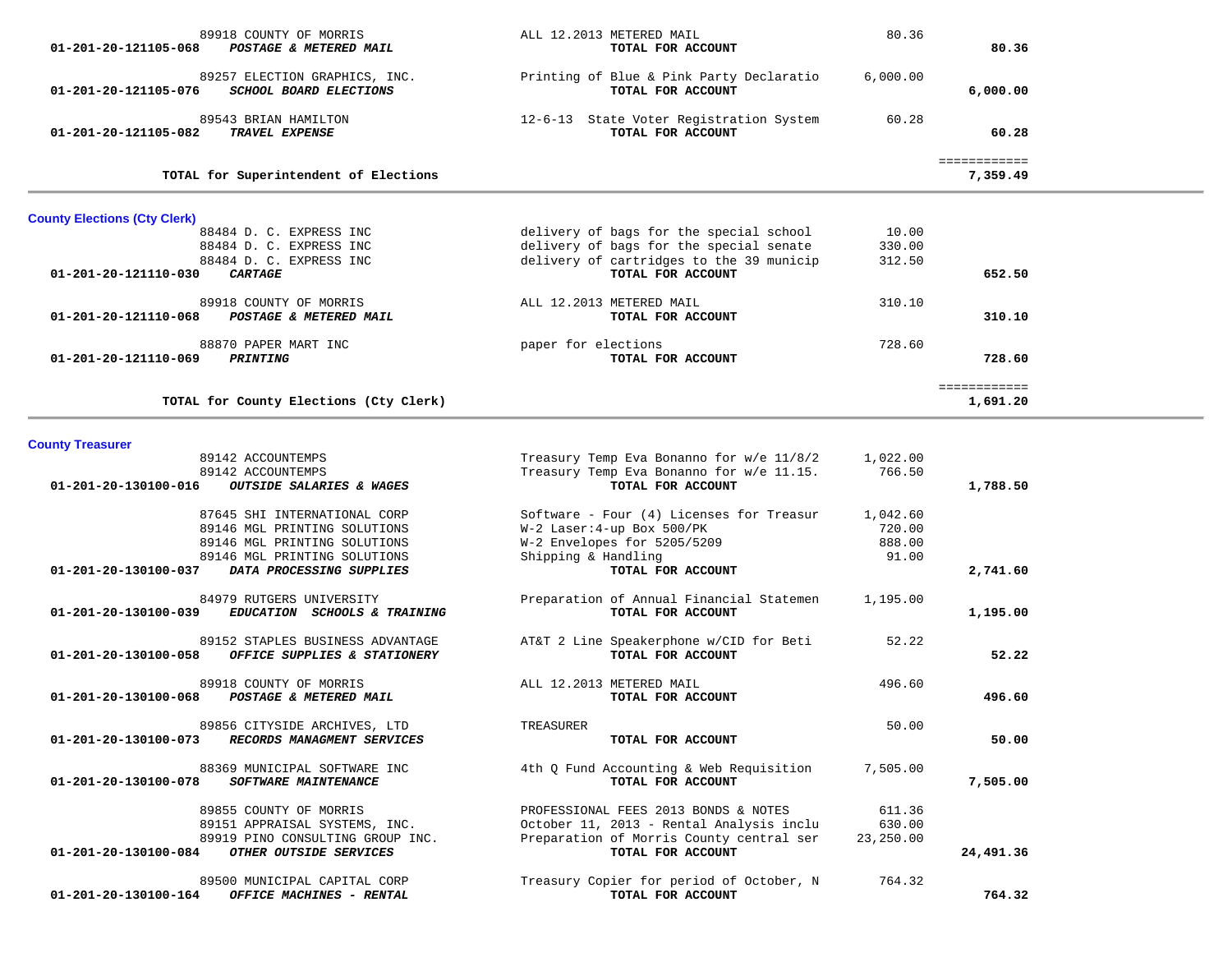| Account | Vendor / Account Name | Description | Amount | Total |
|---|---|---|---|---|
| | 89918 COUNTY OF MORRIS | ALL 12.2013 METERED MAIL | 80.36 | |
| **01-201-20-121105-068** | ***POSTAGE & METERED MAIL*** | **TOTAL FOR ACCOUNT** | | **80.36** |
| | 89257 ELECTION GRAPHICS, INC. | Printing of Blue & Pink Party Declaratio | 6,000.00 | |
| **01-201-20-121105-076** | ***SCHOOL BOARD ELECTIONS*** | **TOTAL FOR ACCOUNT** | | **6,000.00** |
| | 89543 BRIAN HAMILTON | 12-6-13 State Voter Registration System | 60.28 | |
| **01-201-20-121105-082** | ***TRAVEL EXPENSE*** | **TOTAL FOR ACCOUNT** | | **60.28** |
| | **TOTAL for Superintendent of Elections** | | | **7,359.49** |

## County Elections (Cty Clerk)

| Account | Vendor / Account Name | Description | Amount | Total |
|---|---|---|---|---|
| | 88484 D. C. EXPRESS INC | delivery of bags for the special school | 10.00 | |
| | 88484 D. C. EXPRESS INC | delivery of bags for the special senate | 330.00 | |
| | 88484 D. C. EXPRESS INC | delivery of cartridges to the 39 municip | 312.50 | |
| **01-201-20-121110-030** | ***CARTAGE*** | **TOTAL FOR ACCOUNT** | | **652.50** |
| | 89918 COUNTY OF MORRIS | ALL 12.2013 METERED MAIL | 310.10 | |
| **01-201-20-121110-068** | ***POSTAGE & METERED MAIL*** | **TOTAL FOR ACCOUNT** | | **310.10** |
| | 88870 PAPER MART INC | paper for elections | 728.60 | |
| **01-201-20-121110-069** | ***PRINTING*** | **TOTAL FOR ACCOUNT** | | **728.60** |
| | **TOTAL for County Elections (Cty Clerk)** | | | **1,691.20** |

## County Treasurer

| Account | Vendor / Account Name | Description | Amount | Total |
|---|---|---|---|---|
| | 89142 ACCOUNTEMPS | Treasury Temp Eva Bonanno for w/e 11/8/2 | 1,022.00 | |
| | 89142 ACCOUNTEMPS | Treasury Temp Eva Bonanno for w/e 11.15. | 766.50 | |
| **01-201-20-130100-016** | ***OUTSIDE SALARIES & WAGES*** | **TOTAL FOR ACCOUNT** | | **1,788.50** |
| | 87645 SHI INTERNATIONAL CORP | Software - Four (4) Licenses for Treasur | 1,042.60 | |
| | 89146 MGL PRINTING SOLUTIONS | W-2 Laser:4-up Box 500/PK | 720.00 | |
| | 89146 MGL PRINTING SOLUTIONS | W-2 Envelopes for 5205/5209 | 888.00 | |
| | 89146 MGL PRINTING SOLUTIONS | Shipping & Handling | 91.00 | |
| **01-201-20-130100-037** | ***DATA PROCESSING SUPPLIES*** | **TOTAL FOR ACCOUNT** | | **2,741.60** |
| | 84979 RUTGERS UNIVERSITY | Preparation of Annual Financial Statemen | 1,195.00 | |
| **01-201-20-130100-039** | ***EDUCATION SCHOOLS & TRAINING*** | **TOTAL FOR ACCOUNT** | | **1,195.00** |
| | 89152 STAPLES BUSINESS ADVANTAGE | AT&T 2 Line Speakerphone w/CID for Beti | 52.22 | |
| **01-201-20-130100-058** | ***OFFICE SUPPLIES & STATIONERY*** | **TOTAL FOR ACCOUNT** | | **52.22** |
| | 89918 COUNTY OF MORRIS | ALL 12.2013 METERED MAIL | 496.60 | |
| **01-201-20-130100-068** | ***POSTAGE & METERED MAIL*** | **TOTAL FOR ACCOUNT** | | **496.60** |
| | 89856 CITYSIDE ARCHIVES, LTD | TREASURER | 50.00 | |
| **01-201-20-130100-073** | ***RECORDS MANAGMENT SERVICES*** | **TOTAL FOR ACCOUNT** | | **50.00** |
| | 88369 MUNICIPAL SOFTWARE INC | 4th Q Fund Accounting & Web Requisition | 7,505.00 | |
| **01-201-20-130100-078** | ***SOFTWARE MAINTENANCE*** | **TOTAL FOR ACCOUNT** | | **7,505.00** |
| | 89855 COUNTY OF MORRIS | PROFESSIONAL FEES 2013 BONDS & NOTES | 611.36 | |
| | 89151 APPRAISAL SYSTEMS, INC. | October 11, 2013 - Rental Analysis inclu | 630.00 | |
| | 89919 PINO CONSULTING GROUP INC. | Preparation of Morris County central ser | 23,250.00 | |
| **01-201-20-130100-084** | ***OTHER OUTSIDE SERVICES*** | **TOTAL FOR ACCOUNT** | | **24,491.36** |
| | 89500 MUNICIPAL CAPITAL CORP | Treasury Copier for period of October, N | 764.32 | |
| **01-201-20-130100-164** | ***OFFICE MACHINES - RENTAL*** | **TOTAL FOR ACCOUNT** | | **764.32** |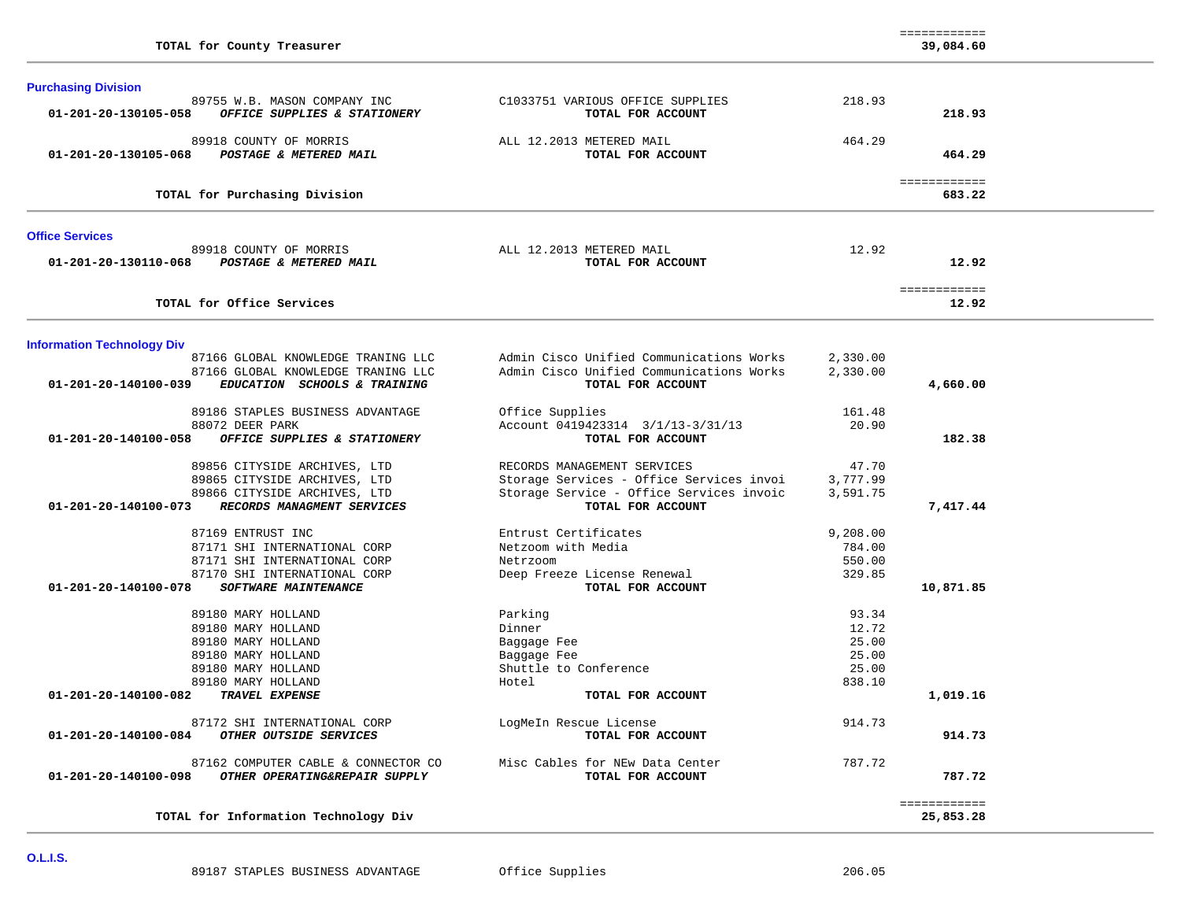| | | | | |
|---|---|---|---|---|
| | **TOTAL for County Treasurer** | | | ============ **39,084.60** |

### Purchasing Division

| Account | Vendor / Description | Invoice Description | Amount | Total |
|---|---|---|---|---|
| | 89755 W.B. MASON COMPANY INC | C1033751 VARIOUS OFFICE SUPPLIES | 218.93 | |
| **01-201-20-130105-058** | ***OFFICE SUPPLIES & STATIONERY*** | **TOTAL FOR ACCOUNT** | | **218.93** |
| | 89918 COUNTY OF MORRIS | ALL 12.2013 METERED MAIL | 464.29 | |
| **01-201-20-130105-068** | ***POSTAGE & METERED MAIL*** | **TOTAL FOR ACCOUNT** | | **464.29** |
| | **TOTAL for Purchasing Division** | | | ============ **683.22** |

### Office Services

| Account | Vendor / Description | Invoice Description | Amount | Total |
|---|---|---|---|---|
| | 89918 COUNTY OF MORRIS | ALL 12.2013 METERED MAIL | 12.92 | |
| **01-201-20-130110-068** | ***POSTAGE & METERED MAIL*** | **TOTAL FOR ACCOUNT** | | **12.92** |
| | **TOTAL for Office Services** | | | ============ **12.92** |

### Information Technology Div

| Account | Vendor / Description | Invoice Description | Amount | Total |
|---|---|---|---|---|
| | 87166 GLOBAL KNOWLEDGE TRANING LLC | Admin Cisco Unified Communications Works | 2,330.00 | |
| | 87166 GLOBAL KNOWLEDGE TRANING LLC | Admin Cisco Unified Communications Works | 2,330.00 | |
| **01-201-20-140100-039** | ***EDUCATION SCHOOLS & TRAINING*** | **TOTAL FOR ACCOUNT** | | **4,660.00** |
| | 89186 STAPLES BUSINESS ADVANTAGE | Office Supplies | 161.48 | |
| | 88072 DEER PARK | Account 0419423314 3/1/13-3/31/13 | 20.90 | |
| **01-201-20-140100-058** | ***OFFICE SUPPLIES & STATIONERY*** | **TOTAL FOR ACCOUNT** | | **182.38** |
| | 89856 CITYSIDE ARCHIVES, LTD | RECORDS MANAGEMENT SERVICES | 47.70 | |
| | 89865 CITYSIDE ARCHIVES, LTD | Storage Services - Office Services invoi | 3,777.99 | |
| | 89866 CITYSIDE ARCHIVES, LTD | Storage Service - Office Services invoic | 3,591.75 | |
| **01-201-20-140100-073** | ***RECORDS MANAGMENT SERVICES*** | **TOTAL FOR ACCOUNT** | | **7,417.44** |
| | 87169 ENTRUST INC | Entrust Certificates | 9,208.00 | |
| | 87171 SHI INTERNATIONAL CORP | Netzoom with Media | 784.00 | |
| | 87171 SHI INTERNATIONAL CORP | Netrzoom | 550.00 | |
| | 87170 SHI INTERNATIONAL CORP | Deep Freeze License Renewal | 329.85 | |
| **01-201-20-140100-078** | ***SOFTWARE MAINTENANCE*** | **TOTAL FOR ACCOUNT** | | **10,871.85** |
| | 89180 MARY HOLLAND | Parking | 93.34 | |
| | 89180 MARY HOLLAND | Dinner | 12.72 | |
| | 89180 MARY HOLLAND | Baggage Fee | 25.00 | |
| | 89180 MARY HOLLAND | Baggage Fee | 25.00 | |
| | 89180 MARY HOLLAND | Shuttle to Conference | 25.00 | |
| | 89180 MARY HOLLAND | Hotel | 838.10 | |
| **01-201-20-140100-082** | ***TRAVEL EXPENSE*** | **TOTAL FOR ACCOUNT** | | **1,019.16** |
| | 87172 SHI INTERNATIONAL CORP | LogMeIn Rescue License | 914.73 | |
| **01-201-20-140100-084** | ***OTHER OUTSIDE SERVICES*** | **TOTAL FOR ACCOUNT** | | **914.73** |
| | 87162 COMPUTER CABLE & CONNECTOR CO | Misc Cables for NEw Data Center | 787.72 | |
| **01-201-20-140100-098** | ***OTHER OPERATING&REPAIR SUPPLY*** | **TOTAL FOR ACCOUNT** | | **787.72** |
| | **TOTAL for Information Technology Div** | | | ============ **25,853.28** |

### O.L.I.S.

| Account | Vendor / Description | Invoice Description | Amount | Total |
|---|---|---|---|---|
| | 89187 STAPLES BUSINESS ADVANTAGE | Office Supplies | 206.05 | |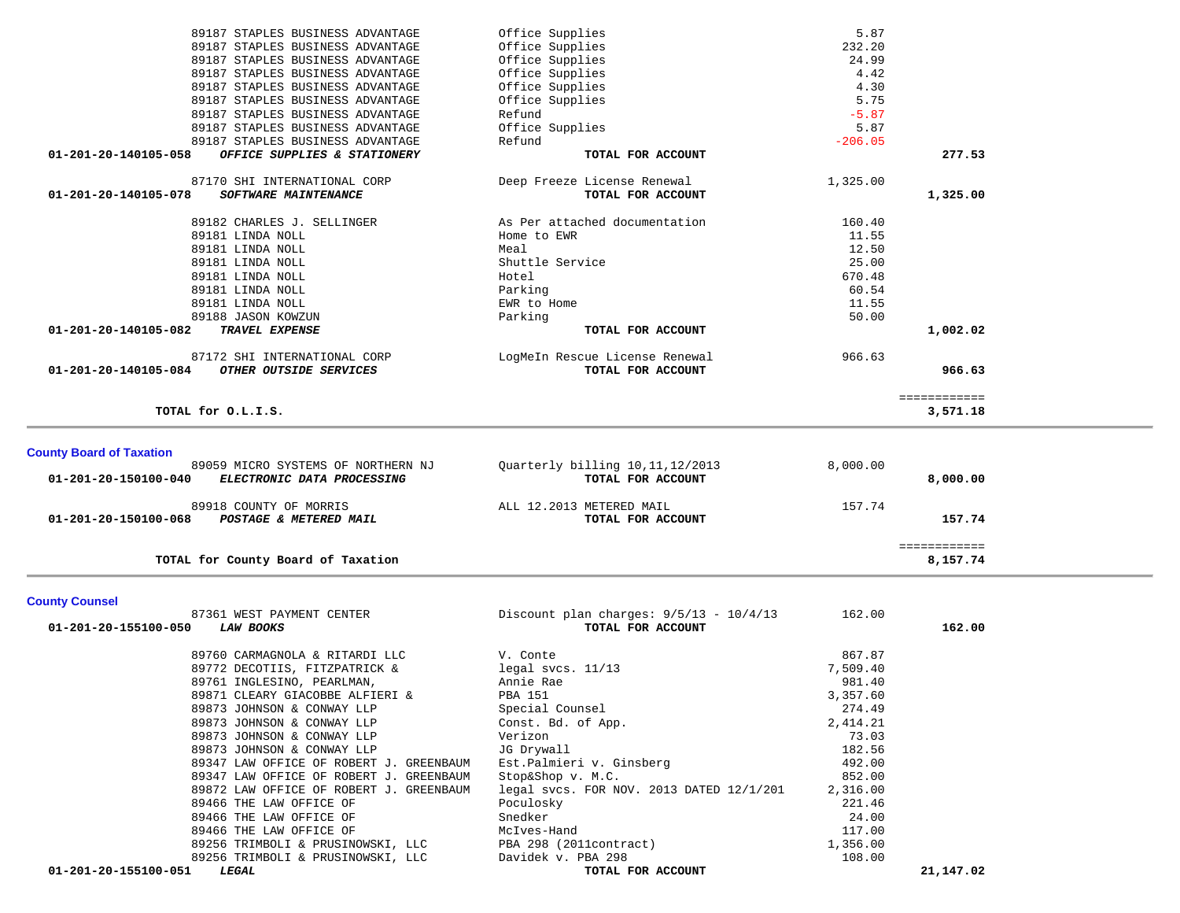| Account | Vendor | Description | Amount | Total |
|---|---|---|---|---|
| | 89187 STAPLES BUSINESS ADVANTAGE | Office Supplies | 5.87 | |
| | 89187 STAPLES BUSINESS ADVANTAGE | Office Supplies | 232.20 | |
| | 89187 STAPLES BUSINESS ADVANTAGE | Office Supplies | 24.99 | |
| | 89187 STAPLES BUSINESS ADVANTAGE | Office Supplies | 4.42 | |
| | 89187 STAPLES BUSINESS ADVANTAGE | Office Supplies | 4.30 | |
| | 89187 STAPLES BUSINESS ADVANTAGE | Office Supplies | 5.75 | |
| | 89187 STAPLES BUSINESS ADVANTAGE | Refund | -5.87 | |
| | 89187 STAPLES BUSINESS ADVANTAGE | Office Supplies | 5.87 | |
| | 89187 STAPLES BUSINESS ADVANTAGE | Refund | -206.05 | |
| **01-201-20-140105-058** | ***OFFICE SUPPLIES & STATIONERY*** | **TOTAL FOR ACCOUNT** | | **277.53** |
| | 87170 SHI INTERNATIONAL CORP | Deep Freeze License Renewal | 1,325.00 | |
| **01-201-20-140105-078** | ***SOFTWARE MAINTENANCE*** | **TOTAL FOR ACCOUNT** | | **1,325.00** |
| | 89182 CHARLES J. SELLINGER | As Per attached documentation | 160.40 | |
| | 89181 LINDA NOLL | Home to EWR | 11.55 | |
| | 89181 LINDA NOLL | Meal | 12.50 | |
| | 89181 LINDA NOLL | Shuttle Service | 25.00 | |
| | 89181 LINDA NOLL | Hotel | 670.48 | |
| | 89181 LINDA NOLL | Parking | 60.54 | |
| | 89181 LINDA NOLL | EWR to Home | 11.55 | |
| | 89188 JASON KOWZUN | Parking | 50.00 | |
| **01-201-20-140105-082** | ***TRAVEL EXPENSE*** | **TOTAL FOR ACCOUNT** | | **1,002.02** |
| | 87172 SHI INTERNATIONAL CORP | LogMeIn Rescue License Renewal | 966.63 | |
| **01-201-20-140105-084** | ***OTHER OUTSIDE SERVICES*** | **TOTAL FOR ACCOUNT** | | **966.63** |
| | | | | ============ |
| | **TOTAL for O.L.I.S.** | | | **3,571.18** |

## County Board of Taxation

| Account | Vendor | Description | Amount | Total |
|---|---|---|---|---|
| | 89059 MICRO SYSTEMS OF NORTHERN NJ | Quarterly billing 10,11,12/2013 | 8,000.00 | |
| **01-201-20-150100-040** | ***ELECTRONIC DATA PROCESSING*** | **TOTAL FOR ACCOUNT** | | **8,000.00** |
| | 89918 COUNTY OF MORRIS | ALL 12.2013 METERED MAIL | 157.74 | |
| **01-201-20-150100-068** | ***POSTAGE & METERED MAIL*** | **TOTAL FOR ACCOUNT** | | **157.74** |
| | | | | ============ |
| | **TOTAL for County Board of Taxation** | | | **8,157.74** |

## County Counsel

| Account | Vendor | Description | Amount | Total |
|---|---|---|---|---|
| | 87361 WEST PAYMENT CENTER | Discount plan charges: 9/5/13 - 10/4/13 | 162.00 | |
| **01-201-20-155100-050** | ***LAW BOOKS*** | **TOTAL FOR ACCOUNT** | | **162.00** |
| | 89760 CARMAGNOLA & RITARDI LLC | V. Conte | 867.87 | |
| | 89772 DECOTIIS, FITZPATRICK & | legal svcs. 11/13 | 7,509.40 | |
| | 89761 INGLESINO, PEARLMAN, | Annie Rae | 981.40 | |
| | 89871 CLEARY GIACOBBE ALFIERI & | PBA 151 | 3,357.60 | |
| | 89873 JOHNSON & CONWAY LLP | Special Counsel | 274.49 | |
| | 89873 JOHNSON & CONWAY LLP | Const. Bd. of App. | 2,414.21 | |
| | 89873 JOHNSON & CONWAY LLP | Verizon | 73.03 | |
| | 89873 JOHNSON & CONWAY LLP | JG Drywall | 182.56 | |
| | 89347 LAW OFFICE OF ROBERT J. GREENBAUM | Est.Palmieri v. Ginsberg | 492.00 | |
| | 89347 LAW OFFICE OF ROBERT J. GREENBAUM | Stop&Shop v. M.C. | 852.00 | |
| | 89872 LAW OFFICE OF ROBERT J. GREENBAUM | legal svcs. FOR NOV. 2013 DATED 12/1/201 | 2,316.00 | |
| | 89466 THE LAW OFFICE OF | Poculosky | 221.46 | |
| | 89466 THE LAW OFFICE OF | Snedker | 24.00 | |
| | 89466 THE LAW OFFICE OF | McIves-Hand | 117.00 | |
| | 89256 TRIMBOLI & PRUSINOWSKI, LLC | PBA 298 (2011contract) | 1,356.00 | |
| | 89256 TRIMBOLI & PRUSINOWSKI, LLC | Davidek v. PBA 298 | 108.00 | |
| **01-201-20-155100-051** | ***LEGAL*** | **TOTAL FOR ACCOUNT** | | **21,147.02** |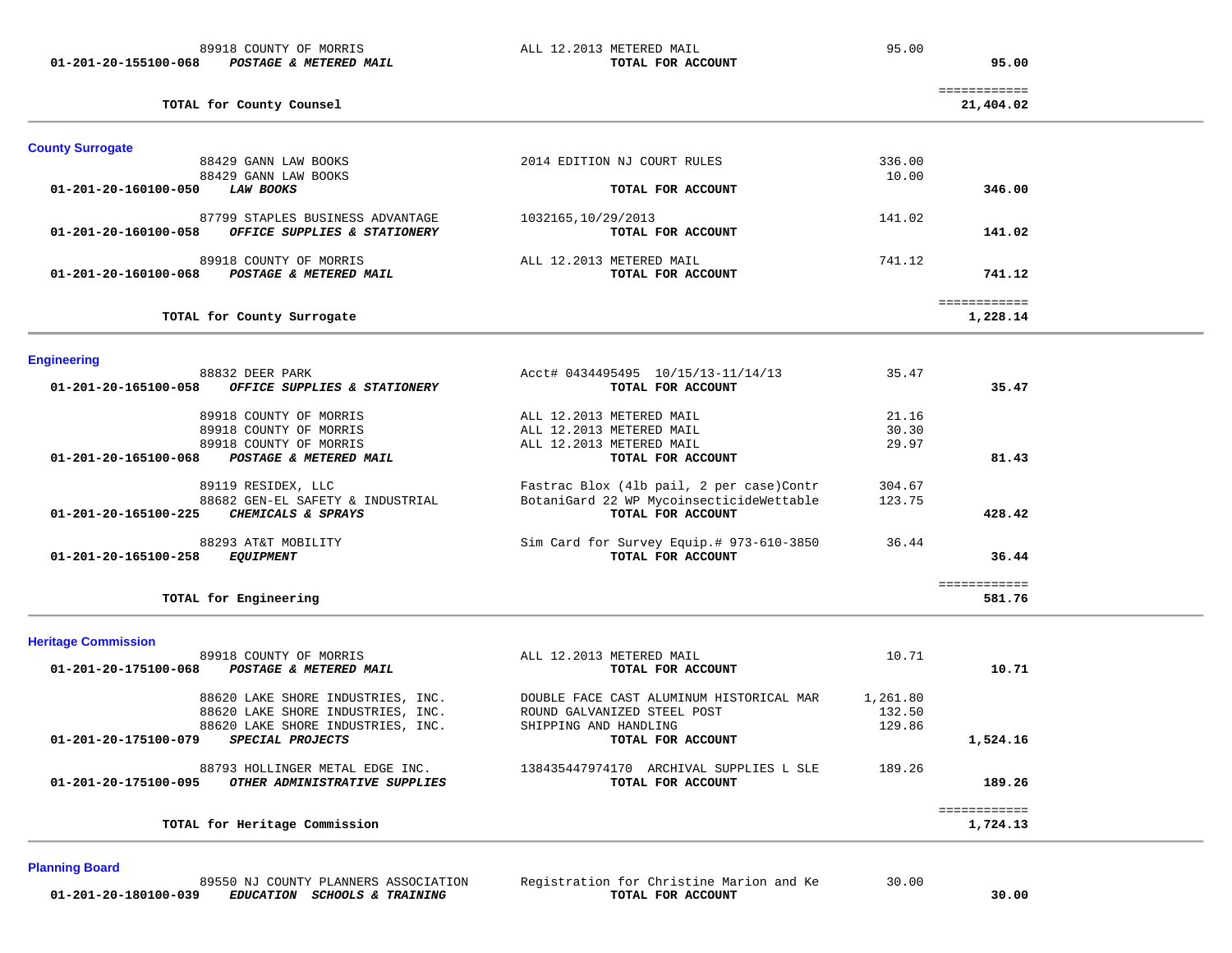| | | | |
|---|---|---|---|
| 89918 COUNTY OF MORRIS | ALL 12.2013 METERED MAIL | 95.00 | |
| **01-201-20-155100-068** ***POSTAGE & METERED MAIL*** | **TOTAL FOR ACCOUNT** | | **95.00** |
| | | | ============ |
| **TOTAL for County Counsel** | | | **21,404.02** |

## County Surrogate

| | | | |
|---|---|---|---|
| 88429 GANN LAW BOOKS | 2014 EDITION NJ COURT RULES | 336.00 | |
| 88429 GANN LAW BOOKS | | 10.00 | |
| **01-201-20-160100-050** ***LAW BOOKS*** | **TOTAL FOR ACCOUNT** | | **346.00** |
| 87799 STAPLES BUSINESS ADVANTAGE | 1032165,10/29/2013 | 141.02 | |
| **01-201-20-160100-058** ***OFFICE SUPPLIES & STATIONERY*** | **TOTAL FOR ACCOUNT** | | **141.02** |
| 89918 COUNTY OF MORRIS | ALL 12.2013 METERED MAIL | 741.12 | |
| **01-201-20-160100-068** ***POSTAGE & METERED MAIL*** | **TOTAL FOR ACCOUNT** | | **741.12** |
| | | | ============ |
| **TOTAL for County Surrogate** | | | **1,228.14** |

## Engineering

| | | | |
|---|---|---|---|
| 88832 DEER PARK | Acct# 0434495495 10/15/13-11/14/13 | 35.47 | |
| **01-201-20-165100-058** ***OFFICE SUPPLIES & STATIONERY*** | **TOTAL FOR ACCOUNT** | | **35.47** |
| 89918 COUNTY OF MORRIS | ALL 12.2013 METERED MAIL | 21.16 | |
| 89918 COUNTY OF MORRIS | ALL 12.2013 METERED MAIL | 30.30 | |
| 89918 COUNTY OF MORRIS | ALL 12.2013 METERED MAIL | 29.97 | |
| **01-201-20-165100-068** ***POSTAGE & METERED MAIL*** | **TOTAL FOR ACCOUNT** | | **81.43** |
| 89119 RESIDEX, LLC | Fastrac Blox (4lb pail, 2 per case)Contr | 304.67 | |
| 88682 GEN-EL SAFETY & INDUSTRIAL | BotaniGard 22 WP MycoinsecticideWettable | 123.75 | |
| **01-201-20-165100-225** ***CHEMICALS & SPRAYS*** | **TOTAL FOR ACCOUNT** | | **428.42** |
| 88293 AT&T MOBILITY | Sim Card for Survey Equip.# 973-610-3850 | 36.44 | |
| **01-201-20-165100-258** ***EQUIPMENT*** | **TOTAL FOR ACCOUNT** | | **36.44** |
| | | | ============ |
| **TOTAL for Engineering** | | | **581.76** |

## Heritage Commission

| | | | |
|---|---|---|---|
| 89918 COUNTY OF MORRIS | ALL 12.2013 METERED MAIL | 10.71 | |
| **01-201-20-175100-068** ***POSTAGE & METERED MAIL*** | **TOTAL FOR ACCOUNT** | | **10.71** |
| 88620 LAKE SHORE INDUSTRIES, INC. | DOUBLE FACE CAST ALUMINUM HISTORICAL MAR | 1,261.80 | |
| 88620 LAKE SHORE INDUSTRIES, INC. | ROUND GALVANIZED STEEL POST | 132.50 | |
| 88620 LAKE SHORE INDUSTRIES, INC. | SHIPPING AND HANDLING | 129.86 | |
| **01-201-20-175100-079** ***SPECIAL PROJECTS*** | **TOTAL FOR ACCOUNT** | | **1,524.16** |
| 88793 HOLLINGER METAL EDGE INC. | 138435447974170 ARCHIVAL SUPPLIES L SLE | 189.26 | |
| **01-201-20-175100-095** ***OTHER ADMINISTRATIVE SUPPLIES*** | **TOTAL FOR ACCOUNT** | | **189.26** |
| | | | ============ |
| **TOTAL for Heritage Commission** | | | **1,724.13** |

## Planning Board

| | | | |
|---|---|---|---|
| 89550 NJ COUNTY PLANNERS ASSOCIATION | Registration for Christine Marion and Ke | 30.00 | |
| **01-201-20-180100-039** ***EDUCATION SCHOOLS & TRAINING*** | **TOTAL FOR ACCOUNT** | | **30.00** |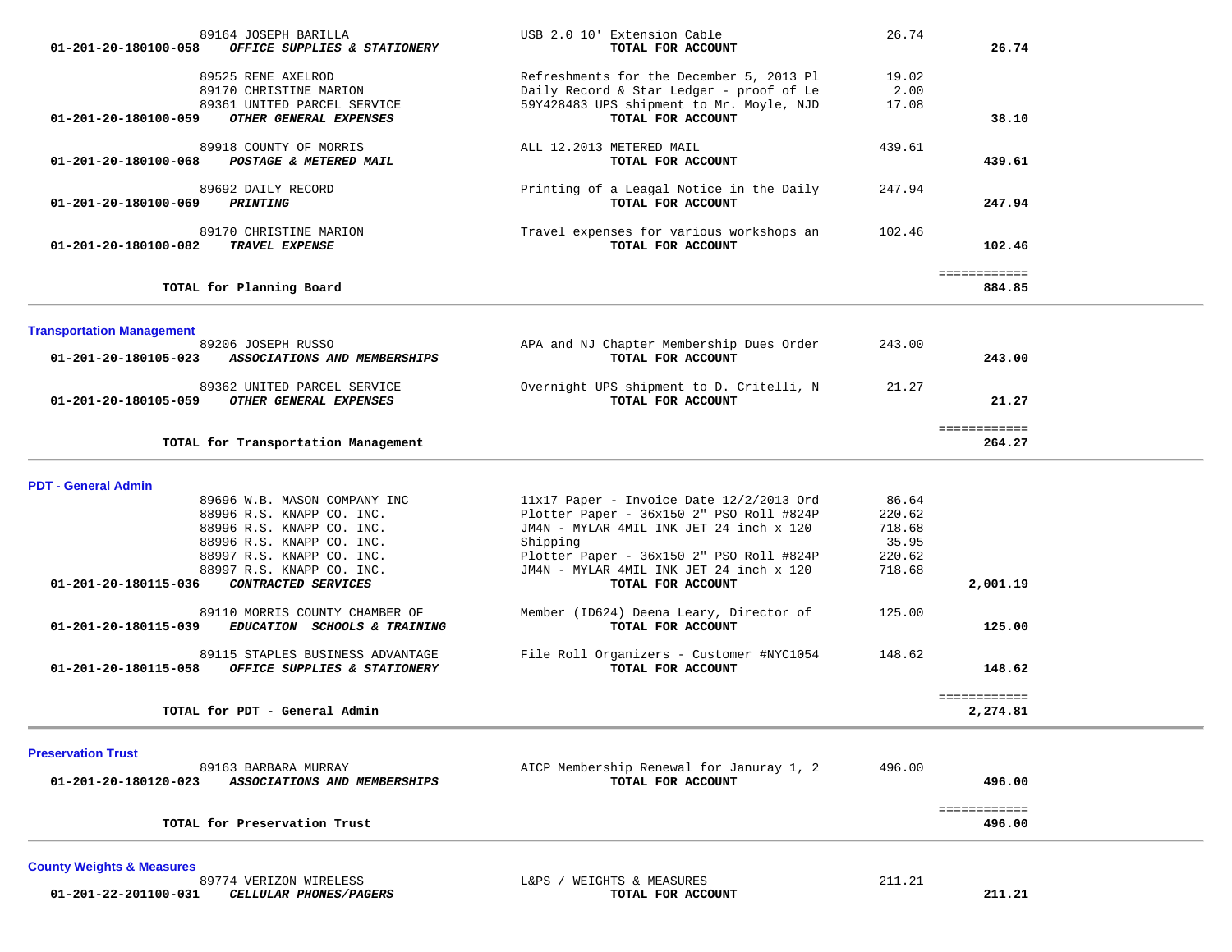| Account | Vendor / Description | Item Description | Amount | Total |
|---|---|---|---|---|
| | 89164 JOSEPH BARILLA | USB 2.0 10' Extension Cable | 26.74 | |
| 01-201-20-180100-058 | *OFFICE SUPPLIES & STATIONERY* | **TOTAL FOR ACCOUNT** | | **26.74** |
| | 89525 RENE AXELROD | Refreshments for the December 5, 2013 Pl | 19.02 | |
| | 89170 CHRISTINE MARION | Daily Record & Star Ledger - proof of Le | 2.00 | |
| | 89361 UNITED PARCEL SERVICE | 59Y428483 UPS shipment to Mr. Moyle, NJD | 17.08 | |
| 01-201-20-180100-059 | *OTHER GENERAL EXPENSES* | **TOTAL FOR ACCOUNT** | | **38.10** |
| | 89918 COUNTY OF MORRIS | ALL 12.2013 METERED MAIL | 439.61 | |
| 01-201-20-180100-068 | *POSTAGE & METERED MAIL* | **TOTAL FOR ACCOUNT** | | **439.61** |
| | 89692 DAILY RECORD | Printing of a Leagal Notice in the Daily | 247.94 | |
| 01-201-20-180100-069 | *PRINTING* | **TOTAL FOR ACCOUNT** | | **247.94** |
| | 89170 CHRISTINE MARION | Travel expenses for various workshops an | 102.46 | |
| 01-201-20-180100-082 | *TRAVEL EXPENSE* | **TOTAL FOR ACCOUNT** | | **102.46** |
| | **TOTAL for Planning Board** | | | **884.85** |

## Transportation Management

| Account | Vendor / Description | Item Description | Amount | Total |
|---|---|---|---|---|
| | 89206 JOSEPH RUSSO | APA and NJ Chapter Membership Dues Order | 243.00 | |
| 01-201-20-180105-023 | *ASSOCIATIONS AND MEMBERSHIPS* | **TOTAL FOR ACCOUNT** | | **243.00** |
| | 89362 UNITED PARCEL SERVICE | Overnight UPS shipment to D. Critelli, N | 21.27 | |
| 01-201-20-180105-059 | *OTHER GENERAL EXPENSES* | **TOTAL FOR ACCOUNT** | | **21.27** |
| | **TOTAL for Transportation Management** | | | **264.27** |

## PDT - General Admin

| Account | Vendor / Description | Item Description | Amount | Total |
|---|---|---|---|---|
| | 89696 W.B. MASON COMPANY INC | 11x17 Paper - Invoice Date 12/2/2013 Ord | 86.64 | |
| | 88996 R.S. KNAPP CO. INC. | Plotter Paper - 36x150 2" PSO Roll #824P | 220.62 | |
| | 88996 R.S. KNAPP CO. INC. | JM4N - MYLAR 4MIL INK JET 24 inch x 120 | 718.68 | |
| | 88996 R.S. KNAPP CO. INC. | Shipping | 35.95 | |
| | 88997 R.S. KNAPP CO. INC. | Plotter Paper - 36x150 2" PSO Roll #824P | 220.62 | |
| | 88997 R.S. KNAPP CO. INC. | JM4N - MYLAR 4MIL INK JET 24 inch x 120 | 718.68 | |
| 01-201-20-180115-036 | *CONTRACTED SERVICES* | **TOTAL FOR ACCOUNT** | | **2,001.19** |
| | 89110 MORRIS COUNTY CHAMBER OF | Member (ID624) Deena Leary, Director of | 125.00 | |
| 01-201-20-180115-039 | *EDUCATION SCHOOLS & TRAINING* | **TOTAL FOR ACCOUNT** | | **125.00** |
| | 89115 STAPLES BUSINESS ADVANTAGE | File Roll Organizers - Customer #NYC1054 | 148.62 | |
| 01-201-20-180115-058 | *OFFICE SUPPLIES & STATIONERY* | **TOTAL FOR ACCOUNT** | | **148.62** |
| | **TOTAL for PDT - General Admin** | | | **2,274.81** |

## Preservation Trust

| Account | Vendor / Description | Item Description | Amount | Total |
|---|---|---|---|---|
| | 89163 BARBARA MURRAY | AICP Membership Renewal for Januray 1, 2 | 496.00 | |
| 01-201-20-180120-023 | *ASSOCIATIONS AND MEMBERSHIPS* | **TOTAL FOR ACCOUNT** | | **496.00** |
| | **TOTAL for Preservation Trust** | | | **496.00** |

## County Weights & Measures

| Account | Vendor / Description | Item Description | Amount | Total |
|---|---|---|---|---|
| | 89774 VERIZON WIRELESS | L&PS / WEIGHTS & MEASURES | 211.21 | |
| 01-201-22-201100-031 | *CELLULAR PHONES/PAGERS* | **TOTAL FOR ACCOUNT** | | **211.21** |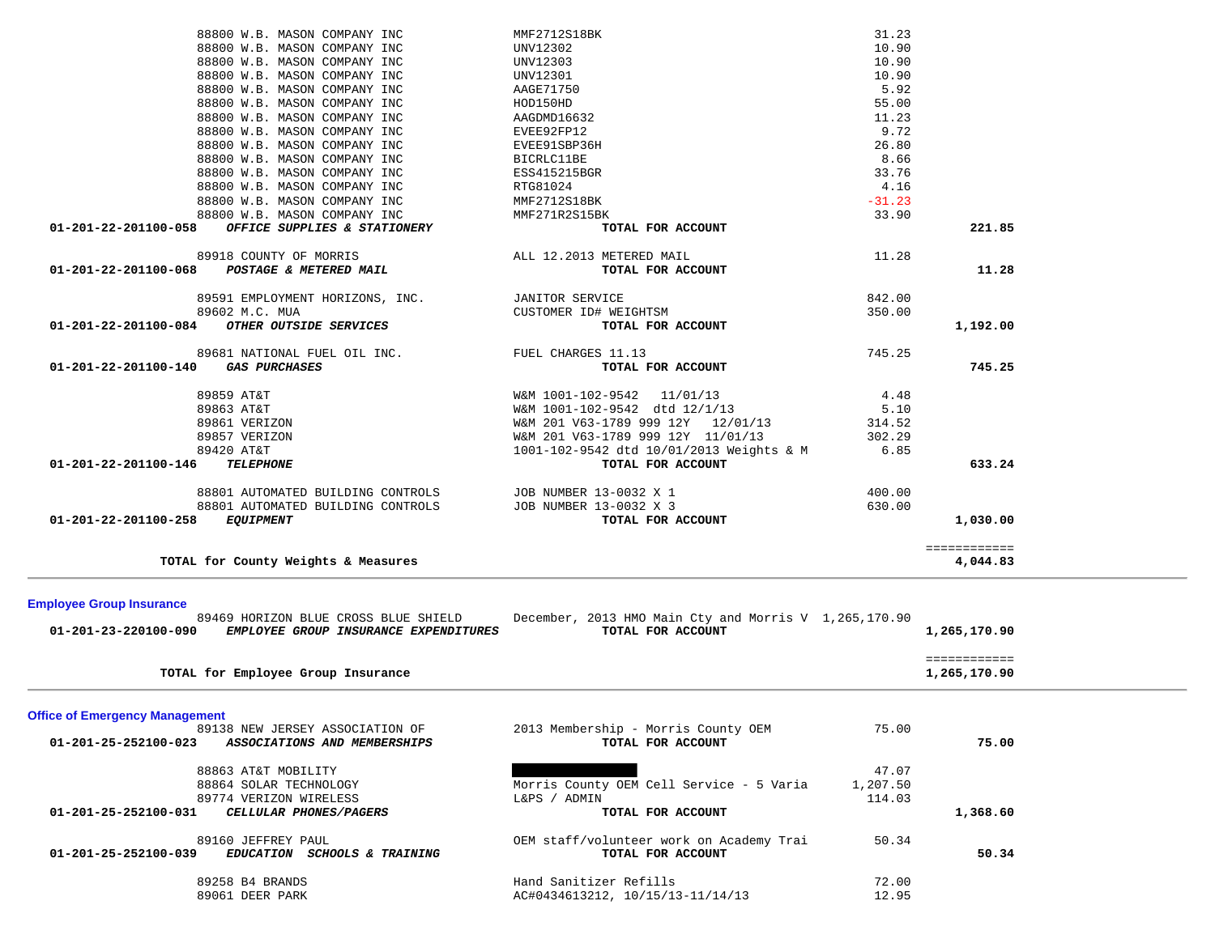| Account | Description | Vendor | Item | Amount | Total |
|---|---|---|---|---|---|
| | | 88800 W.B. MASON COMPANY INC | MMF2712S18BK | 31.23 | |
| | | 88800 W.B. MASON COMPANY INC | UNV12302 | 10.90 | |
| | | 88800 W.B. MASON COMPANY INC | UNV12303 | 10.90 | |
| | | 88800 W.B. MASON COMPANY INC | UNV12301 | 10.90 | |
| | | 88800 W.B. MASON COMPANY INC | AAGE71750 | 5.92 | |
| | | 88800 W.B. MASON COMPANY INC | HOD150HD | 55.00 | |
| | | 88800 W.B. MASON COMPANY INC | AAGDMD16632 | 11.23 | |
| | | 88800 W.B. MASON COMPANY INC | EVEE92FP12 | 9.72 | |
| | | 88800 W.B. MASON COMPANY INC | EVEE91SBP36H | 26.80 | |
| | | 88800 W.B. MASON COMPANY INC | BICRLC11BE | 8.66 | |
| | | 88800 W.B. MASON COMPANY INC | ESS415215BGR | 33.76 | |
| | | 88800 W.B. MASON COMPANY INC | RTG81024 | 4.16 | |
| | | 88800 W.B. MASON COMPANY INC | MMF2712S18BK | -31.23 | |
| | | 88800 W.B. MASON COMPANY INC | MMF271R2S15BK | 33.90 | |
| **01-201-22-201100-058** | ***OFFICE SUPPLIES & STATIONERY*** | | **TOTAL FOR ACCOUNT** | | **221.85** |
| | | 89918 COUNTY OF MORRIS | ALL 12.2013 METERED MAIL | 11.28 | |
| **01-201-22-201100-068** | ***POSTAGE & METERED MAIL*** | | **TOTAL FOR ACCOUNT** | | **11.28** |
| | | 89591 EMPLOYMENT HORIZONS, INC. | JANITOR SERVICE | 842.00 | |
| | | 89602 M.C. MUA | CUSTOMER ID# WEIGHTSM | 350.00 | |
| **01-201-22-201100-084** | ***OTHER OUTSIDE SERVICES*** | | **TOTAL FOR ACCOUNT** | | **1,192.00** |
| | | 89681 NATIONAL FUEL OIL INC. | FUEL CHARGES 11.13 | 745.25 | |
| **01-201-22-201100-140** | ***GAS PURCHASES*** | | **TOTAL FOR ACCOUNT** | | **745.25** |
| | | 89859 AT&T | W&M 1001-102-9542 11/01/13 | 4.48 | |
| | | 89863 AT&T | W&M 1001-102-9542 dtd 12/1/13 | 5.10 | |
| | | 89861 VERIZON | W&M 201 V63-1789 999 12Y 12/01/13 | 314.52 | |
| | | 89857 VERIZON | W&M 201 V63-1789 999 12Y 11/01/13 | 302.29 | |
| | | 89420 AT&T | 1001-102-9542 dtd 10/01/2013 Weights & M | 6.85 | |
| **01-201-22-201100-146** | ***TELEPHONE*** | | **TOTAL FOR ACCOUNT** | | **633.24** |
| | | 88801 AUTOMATED BUILDING CONTROLS | JOB NUMBER 13-0032 X 1 | 400.00 | |
| | | 88801 AUTOMATED BUILDING CONTROLS | JOB NUMBER 13-0032 X 3 | 630.00 | |
| **01-201-22-201100-258** | ***EQUIPMENT*** | | **TOTAL FOR ACCOUNT** | | **1,030.00** |
| | **TOTAL for County Weights & Measures** | | | | **4,044.83** |

## Employee Group Insurance

| Account | Description | Vendor | Item | Amount | Total |
|---|---|---|---|---|---|
| | | 89469 HORIZON BLUE CROSS BLUE SHIELD | December, 2013 HMO Main Cty and Morris V | 1,265,170.90 | |
| **01-201-23-220100-090** | ***EMPLOYEE GROUP INSURANCE EXPENDITURES*** | | **TOTAL FOR ACCOUNT** | | **1,265,170.90** |
| | **TOTAL for Employee Group Insurance** | | | | **1,265,170.90** |

## Office of Emergency Management

| Account | Description | Vendor | Item | Amount | Total |
|---|---|---|---|---|---|
| | | 89138 NEW JERSEY ASSOCIATION OF | 2013 Membership - Morris County OEM | 75.00 | |
| **01-201-25-252100-023** | ***ASSOCIATIONS AND MEMBERSHIPS*** | | **TOTAL FOR ACCOUNT** | | **75.00** |
| | | 88863 AT&T MOBILITY | | 47.07 | |
| | | 88864 SOLAR TECHNOLOGY | Morris County OEM Cell Service - 5 Varia | 1,207.50 | |
| | | 89774 VERIZON WIRELESS | L&PS / ADMIN | 114.03 | |
| **01-201-25-252100-031** | ***CELLULAR PHONES/PAGERS*** | | **TOTAL FOR ACCOUNT** | | **1,368.60** |
| | | 89160 JEFFREY PAUL | OEM staff/volunteer work on Academy Trai | 50.34 | |
| **01-201-25-252100-039** | ***EDUCATION SCHOOLS & TRAINING*** | | **TOTAL FOR ACCOUNT** | | **50.34** |
| | | 89258 B4 BRANDS | Hand Sanitizer Refills | 72.00 | |
| | | 89061 DEER PARK | AC#0434613212, 10/15/13-11/14/13 | 12.95 | |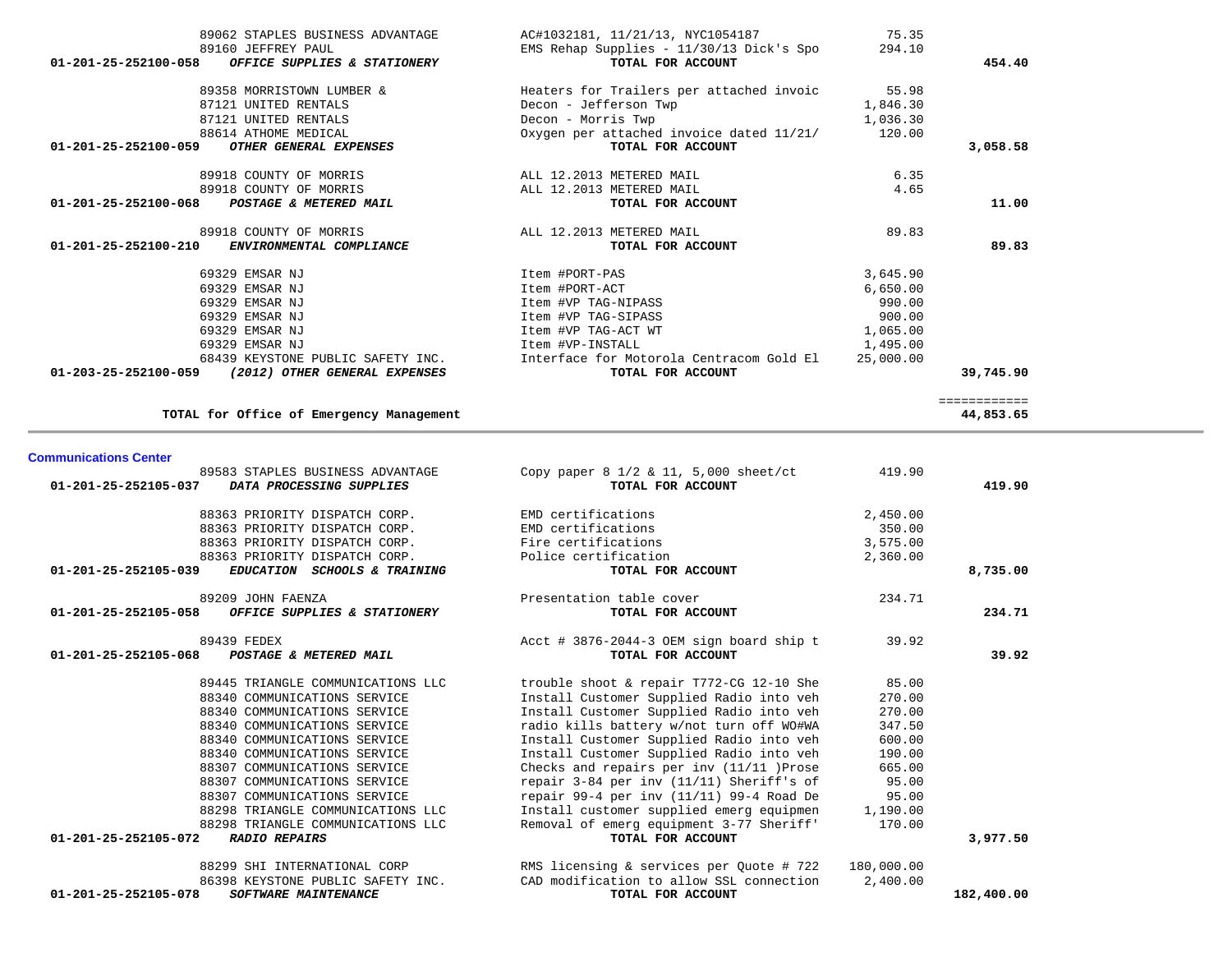| Account | Vendor | Description | Amount | Total |
|---|---|---|---|---|
| | 89062 STAPLES BUSINESS ADVANTAGE | AC#1032181, 11/21/13, NYC1054187 | 75.35 | |
| | 89160 JEFFREY PAUL | EMS Rehab Supplies - 11/30/13 Dick's Spo | 294.10 | |
| **01-201-25-252100-058** | ***OFFICE SUPPLIES & STATIONERY*** | **TOTAL FOR ACCOUNT** | | **454.40** |
| | 89358 MORRISTOWN LUMBER & | Heaters for Trailers per attached invoic | 55.98 | |
| | 87121 UNITED RENTALS | Decon - Jefferson Twp | 1,846.30 | |
| | 87121 UNITED RENTALS | Decon - Morris Twp | 1,036.30 | |
| | 88614 ATHOME MEDICAL | Oxygen per attached invoice dated 11/21/ | 120.00 | |
| **01-201-25-252100-059** | ***OTHER GENERAL EXPENSES*** | **TOTAL FOR ACCOUNT** | | **3,058.58** |
| | 89918 COUNTY OF MORRIS | ALL 12.2013 METERED MAIL | 6.35 | |
| | 89918 COUNTY OF MORRIS | ALL 12.2013 METERED MAIL | 4.65 | |
| **01-201-25-252100-068** | ***POSTAGE & METERED MAIL*** | **TOTAL FOR ACCOUNT** | | **11.00** |
| | 89918 COUNTY OF MORRIS | ALL 12.2013 METERED MAIL | 89.83 | |
| **01-201-25-252100-210** | ***ENVIRONMENTAL COMPLIANCE*** | **TOTAL FOR ACCOUNT** | | **89.83** |
| | 69329 EMSAR NJ | Item #PORT-PAS | 3,645.90 | |
| | 69329 EMSAR NJ | Item #PORT-ACT | 6,650.00 | |
| | 69329 EMSAR NJ | Item #VP TAG-NIPASS | 990.00 | |
| | 69329 EMSAR NJ | Item #VP TAG-SIPASS | 900.00 | |
| | 69329 EMSAR NJ | Item #VP TAG-ACT WT | 1,065.00 | |
| | 69329 EMSAR NJ | Item #VP-INSTALL | 1,495.00 | |
| | 68439 KEYSTONE PUBLIC SAFETY INC. | Interface for Motorola Centracom Gold El | 25,000.00 | |
| **01-203-25-252100-059** | ***(2012) OTHER GENERAL EXPENSES*** | **TOTAL FOR ACCOUNT** | | **39,745.90** |
| | **TOTAL for Office of Emergency Management** | | | **44,853.65** |

## Communications Center

| Account | Vendor | Description | Amount | Total |
|---|---|---|---|---|
| | 89583 STAPLES BUSINESS ADVANTAGE | Copy paper 8 1/2 & 11, 5,000 sheet/ct | 419.90 | |
| **01-201-25-252105-037** | ***DATA PROCESSING SUPPLIES*** | **TOTAL FOR ACCOUNT** | | **419.90** |
| | 88363 PRIORITY DISPATCH CORP. | EMD certifications | 2,450.00 | |
| | 88363 PRIORITY DISPATCH CORP. | EMD certifications | 350.00 | |
| | 88363 PRIORITY DISPATCH CORP. | Fire certifications | 3,575.00 | |
| | 88363 PRIORITY DISPATCH CORP. | Police certification | 2,360.00 | |
| **01-201-25-252105-039** | ***EDUCATION SCHOOLS & TRAINING*** | **TOTAL FOR ACCOUNT** | | **8,735.00** |
| | 89209 JOHN FAENZA | Presentation table cover | 234.71 | |
| **01-201-25-252105-058** | ***OFFICE SUPPLIES & STATIONERY*** | **TOTAL FOR ACCOUNT** | | **234.71** |
| | 89439 FEDEX | Acct # 3876-2044-3 OEM sign board ship t | 39.92 | |
| **01-201-25-252105-068** | ***POSTAGE & METERED MAIL*** | **TOTAL FOR ACCOUNT** | | **39.92** |
| | 89445 TRIANGLE COMMUNICATIONS LLC | trouble shoot & repair T772-CG 12-10 She | 85.00 | |
| | 88340 COMMUNICATIONS SERVICE | Install Customer Supplied Radio into veh | 270.00 | |
| | 88340 COMMUNICATIONS SERVICE | Install Customer Supplied Radio into veh | 270.00 | |
| | 88340 COMMUNICATIONS SERVICE | radio kills battery w/not turn off WO#WA | 347.50 | |
| | 88340 COMMUNICATIONS SERVICE | Install Customer Supplied Radio into veh | 600.00 | |
| | 88340 COMMUNICATIONS SERVICE | Install Customer Supplied Radio into veh | 190.00 | |
| | 88307 COMMUNICATIONS SERVICE | Checks and repairs per inv (11/11 )Prose | 665.00 | |
| | 88307 COMMUNICATIONS SERVICE | repair 3-84 per inv (11/11) Sheriff's of | 95.00 | |
| | 88307 COMMUNICATIONS SERVICE | repair 99-4 per inv (11/11) 99-4 Road De | 95.00 | |
| | 88298 TRIANGLE COMMUNICATIONS LLC | Install customer supplied emerg equipmen | 1,190.00 | |
| | 88298 TRIANGLE COMMUNICATIONS LLC | Removal of emerg equipment 3-77 Sheriff' | 170.00 | |
| **01-201-25-252105-072** | ***RADIO REPAIRS*** | **TOTAL FOR ACCOUNT** | | **3,977.50** |
| | 88299 SHI INTERNATIONAL CORP | RMS licensing & services per Quote # 722 | 180,000.00 | |
| | 86398 KEYSTONE PUBLIC SAFETY INC. | CAD modification to allow SSL connection | 2,400.00 | |
| **01-201-25-252105-078** | ***SOFTWARE MAINTENANCE*** | **TOTAL FOR ACCOUNT** | | **182,400.00** |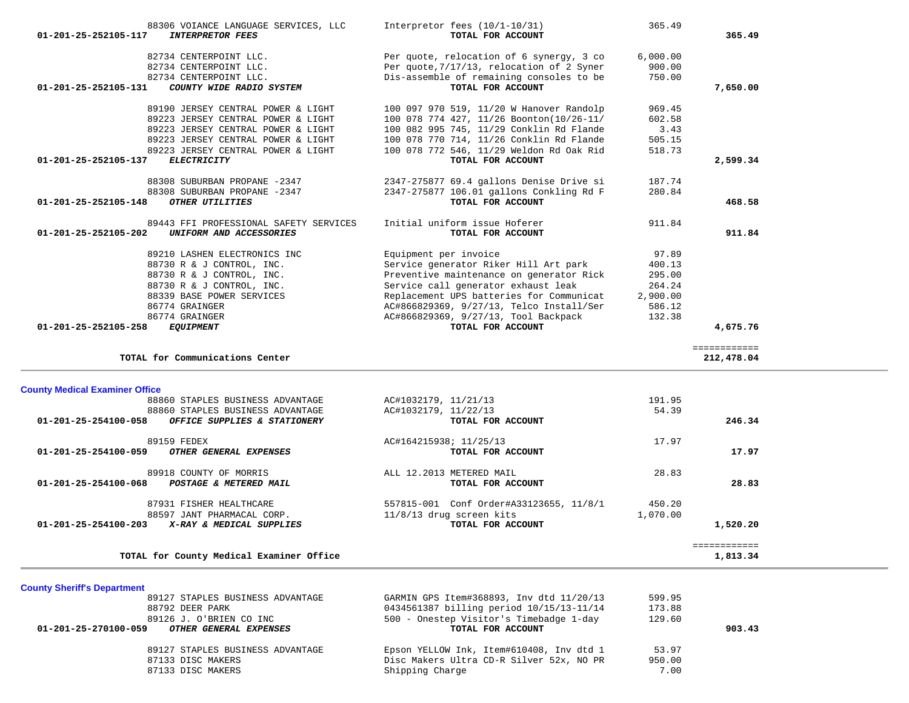| Account | Vendor / Account Name | Description | Amount | Total |
|---|---|---|---|---|
| | 88306 VOIANCE LANGUAGE SERVICES, LLC | Interpretor fees (10/1-10/31) | 365.49 | |
| 01-201-25-252105-117 | ***INTERPRETOR FEES*** | **TOTAL FOR ACCOUNT** | | **365.49** |
| | 82734 CENTERPOINT LLC. | Per quote, relocation of 6 synergy, 3 co | 6,000.00 | |
| | 82734 CENTERPOINT LLC. | Per quote,7/17/13, relocation of 2 Syner | 900.00 | |
| | 82734 CENTERPOINT LLC. | Dis-assemble of remaining consoles to be | 750.00 | |
| 01-201-25-252105-131 | ***COUNTY WIDE RADIO SYSTEM*** | **TOTAL FOR ACCOUNT** | | **7,650.00** |
| | 89190 JERSEY CENTRAL POWER & LIGHT | 100 097 970 519, 11/20 W Hanover Randolp | 969.45 | |
| | 89223 JERSEY CENTRAL POWER & LIGHT | 100 078 774 427, 11/26 Boonton(10/26-11/ | 602.58 | |
| | 89223 JERSEY CENTRAL POWER & LIGHT | 100 082 995 745, 11/29 Conklin Rd Flande | 3.43 | |
| | 89223 JERSEY CENTRAL POWER & LIGHT | 100 078 770 714, 11/26 Conklin Rd Flande | 505.15 | |
| | 89223 JERSEY CENTRAL POWER & LIGHT | 100 078 772 546, 11/29 Weldon Rd Oak Rid | 518.73 | |
| 01-201-25-252105-137 | ***ELECTRICITY*** | **TOTAL FOR ACCOUNT** | | **2,599.34** |
| | 88308 SUBURBAN PROPANE -2347 | 2347-275877 69.4 gallons Denise Drive si | 187.74 | |
| | 88308 SUBURBAN PROPANE -2347 | 2347-275877 106.01 gallons Conkling Rd F | 280.84 | |
| 01-201-25-252105-148 | ***OTHER UTILITIES*** | **TOTAL FOR ACCOUNT** | | **468.58** |
| | 89443 FFI PROFESSIONAL SAFETY SERVICES | Initial uniform issue Hoferer | 911.84 | |
| 01-201-25-252105-202 | ***UNIFORM AND ACCESSORIES*** | **TOTAL FOR ACCOUNT** | | **911.84** |
| | 89210 LASHEN ELECTRONICS INC | Equipment per invoice | 97.89 | |
| | 88730 R & J CONTROL, INC. | Service generator Riker Hill Art park | 400.13 | |
| | 88730 R & J CONTROL, INC. | Preventive maintenance on generator Rick | 295.00 | |
| | 88730 R & J CONTROL, INC. | Service call generator exhaust leak | 264.24 | |
| | 88339 BASE POWER SERVICES | Replacement UPS batteries for Communicat | 2,900.00 | |
| | 86774 GRAINGER | AC#866829369, 9/27/13, Telco Install/Ser | 586.12 | |
| | 86774 GRAINGER | AC#866829369, 9/27/13, Tool Backpack | 132.38 | |
| 01-201-25-252105-258 | ***EQUIPMENT*** | **TOTAL FOR ACCOUNT** | | **4,675.76** |
| | **TOTAL for Communications Center** | | | **212,478.04** |

**County Medical Examiner Office**

| Account | Vendor / Account Name | Description | Amount | Total |
|---|---|---|---|---|
| | 88860 STAPLES BUSINESS ADVANTAGE | AC#1032179, 11/21/13 | 191.95 | |
| | 88860 STAPLES BUSINESS ADVANTAGE | AC#1032179, 11/22/13 | 54.39 | |
| 01-201-25-254100-058 | ***OFFICE SUPPLIES & STATIONERY*** | **TOTAL FOR ACCOUNT** | | **246.34** |
| | 89159 FEDEX | AC#164215938; 11/25/13 | 17.97 | |
| 01-201-25-254100-059 | ***OTHER GENERAL EXPENSES*** | **TOTAL FOR ACCOUNT** | | **17.97** |
| | 89918 COUNTY OF MORRIS | ALL 12.2013 METERED MAIL | 28.83 | |
| 01-201-25-254100-068 | ***POSTAGE & METERED MAIL*** | **TOTAL FOR ACCOUNT** | | **28.83** |
| | 87931 FISHER HEALTHCARE | 557815-001 Conf Order#A33123655, 11/8/1 | 450.20 | |
| | 88597 JANT PHARMACAL CORP. | 11/8/13 drug screen kits | 1,070.00 | |
| 01-201-25-254100-203 | ***X-RAY & MEDICAL SUPPLIES*** | **TOTAL FOR ACCOUNT** | | **1,520.20** |
| | **TOTAL for County Medical Examiner Office** | | | **1,813.34** |

**County Sheriff's Department**

| Account | Vendor / Account Name | Description | Amount | Total |
|---|---|---|---|---|
| | 89127 STAPLES BUSINESS ADVANTAGE | GARMIN GPS Item#368893, Inv dtd 11/20/13 | 599.95 | |
| | 88792 DEER PARK | 0434561387 billing period 10/15/13-11/14 | 173.88 | |
| | 89126 J. O'BRIEN CO INC | 500 - Onestep Visitor's Timebadge 1-day | 129.60 | |
| 01-201-25-270100-059 | ***OTHER GENERAL EXPENSES*** | **TOTAL FOR ACCOUNT** | | **903.43** |
| | 89127 STAPLES BUSINESS ADVANTAGE | Epson YELLOW Ink, Item#610408, Inv dtd 1 | 53.97 | |
| | 87133 DISC MAKERS | Disc Makers Ultra CD-R Silver 52x, NO PR | 950.00 | |
| | 87133 DISC MAKERS | Shipping Charge | 7.00 | |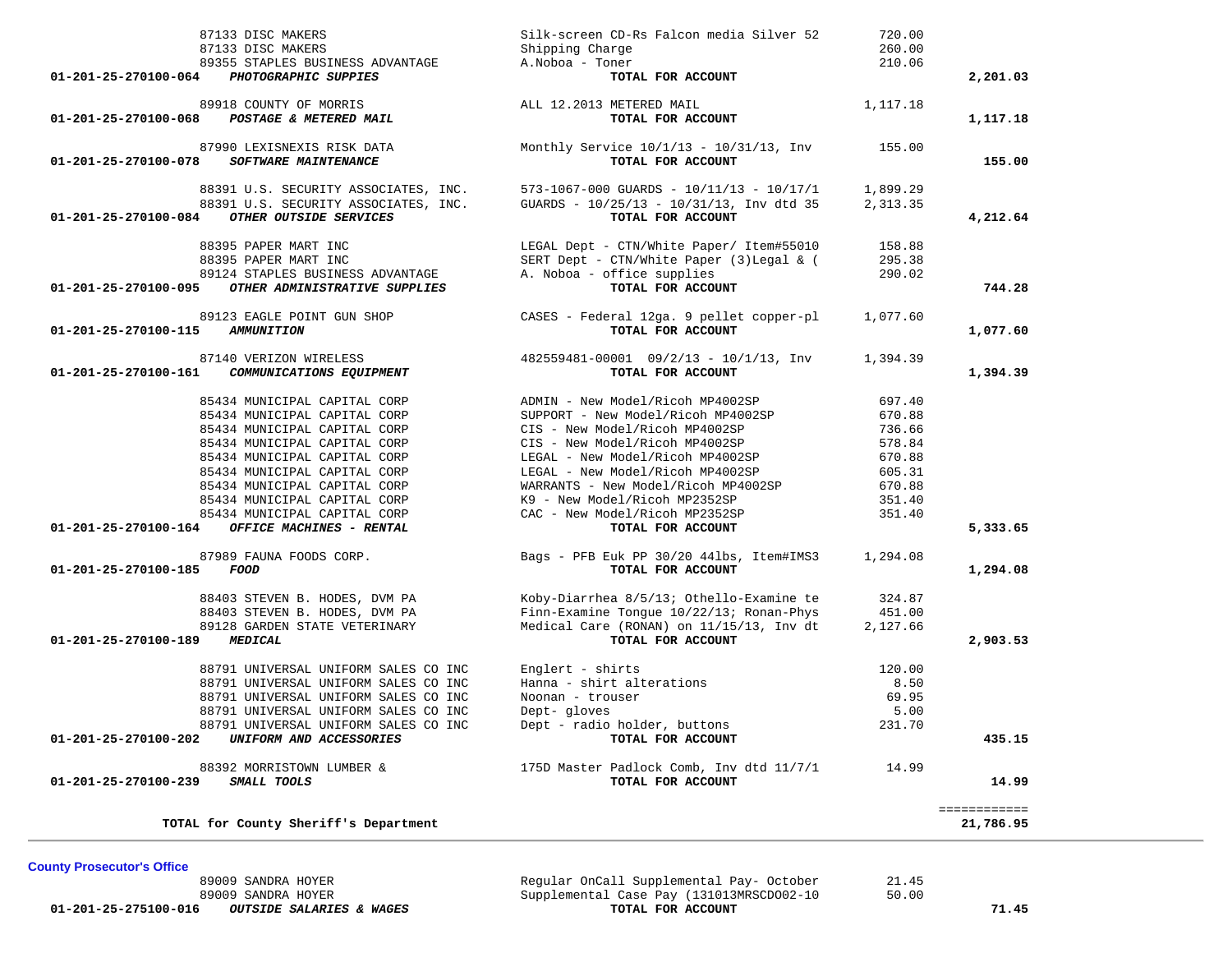| Account | Vendor / Description | Detail | Amount | Total |
|---|---|---|---|---|
| | 87133 DISC MAKERS | Silk-screen CD-Rs Falcon media Silver 52 | 720.00 | |
| | 87133 DISC MAKERS | Shipping Charge | 260.00 | |
| | 89355 STAPLES BUSINESS ADVANTAGE | A.Noboa - Toner | 210.06 | |
| 01-201-25-270100-064 | ***PHOTOGRAPHIC SUPPIES*** | **TOTAL FOR ACCOUNT** | | **2,201.03** |
| | 89918 COUNTY OF MORRIS | ALL 12.2013 METERED MAIL | 1,117.18 | |
| 01-201-25-270100-068 | ***POSTAGE & METERED MAIL*** | **TOTAL FOR ACCOUNT** | | **1,117.18** |
| | 87990 LEXISNEXIS RISK DATA | Monthly Service 10/1/13 - 10/31/13, Inv | 155.00 | |
| 01-201-25-270100-078 | ***SOFTWARE MAINTENANCE*** | **TOTAL FOR ACCOUNT** | | **155.00** |
| | 88391 U.S. SECURITY ASSOCIATES, INC. | 573-1067-000 GUARDS - 10/11/13 - 10/17/1 | 1,899.29 | |
| | 88391 U.S. SECURITY ASSOCIATES, INC. | GUARDS - 10/25/13 - 10/31/13, Inv dtd 35 | 2,313.35 | |
| 01-201-25-270100-084 | ***OTHER OUTSIDE SERVICES*** | **TOTAL FOR ACCOUNT** | | **4,212.64** |
| | 88395 PAPER MART INC | LEGAL Dept - CTN/White Paper/ Item#55010 | 158.88 | |
| | 88395 PAPER MART INC | SERT Dept - CTN/White Paper (3)Legal & ( | 295.38 | |
| | 89124 STAPLES BUSINESS ADVANTAGE | A. Noboa - office supplies | 290.02 | |
| 01-201-25-270100-095 | ***OTHER ADMINISTRATIVE SUPPLIES*** | **TOTAL FOR ACCOUNT** | | **744.28** |
| | 89123 EAGLE POINT GUN SHOP | CASES - Federal 12ga. 9 pellet copper-pl | 1,077.60 | |
| 01-201-25-270100-115 | ***AMMUNITION*** | **TOTAL FOR ACCOUNT** | | **1,077.60** |
| | 87140 VERIZON WIRELESS | 482559481-00001 09/2/13 - 10/1/13, Inv | 1,394.39 | |
| 01-201-25-270100-161 | ***COMMUNICATIONS EQUIPMENT*** | **TOTAL FOR ACCOUNT** | | **1,394.39** |
| | 85434 MUNICIPAL CAPITAL CORP | ADMIN - New Model/Ricoh MP4002SP | 697.40 | |
| | 85434 MUNICIPAL CAPITAL CORP | SUPPORT - New Model/Ricoh MP4002SP | 670.88 | |
| | 85434 MUNICIPAL CAPITAL CORP | CIS - New Model/Ricoh MP4002SP | 736.66 | |
| | 85434 MUNICIPAL CAPITAL CORP | CIS - New Model/Ricoh MP4002SP | 578.84 | |
| | 85434 MUNICIPAL CAPITAL CORP | LEGAL - New Model/Ricoh MP4002SP | 670.88 | |
| | 85434 MUNICIPAL CAPITAL CORP | LEGAL - New Model/Ricoh MP4002SP | 605.31 | |
| | 85434 MUNICIPAL CAPITAL CORP | WARRANTS - New Model/Ricoh MP4002SP | 670.88 | |
| | 85434 MUNICIPAL CAPITAL CORP | K9 - New Model/Ricoh MP2352SP | 351.40 | |
| | 85434 MUNICIPAL CAPITAL CORP | CAC - New Model/Ricoh MP2352SP | 351.40 | |
| 01-201-25-270100-164 | ***OFFICE MACHINES - RENTAL*** | **TOTAL FOR ACCOUNT** | | **5,333.65** |
| | 87989 FAUNA FOODS CORP. | Bags - PFB Euk PP 30/20 44lbs, Item#IMS3 | 1,294.08 | |
| 01-201-25-270100-185 | ***FOOD*** | **TOTAL FOR ACCOUNT** | | **1,294.08** |
| | 88403 STEVEN B. HODES, DVM PA | Koby-Diarrhea 8/5/13; Othello-Examine te | 324.87 | |
| | 88403 STEVEN B. HODES, DVM PA | Finn-Examine Tongue 10/22/13; Ronan-Phys | 451.00 | |
| | 89128 GARDEN STATE VETERINARY | Medical Care (RONAN) on 11/15/13, Inv dt | 2,127.66 | |
| 01-201-25-270100-189 | ***MEDICAL*** | **TOTAL FOR ACCOUNT** | | **2,903.53** |
| | 88791 UNIVERSAL UNIFORM SALES CO INC | Englert - shirts | 120.00 | |
| | 88791 UNIVERSAL UNIFORM SALES CO INC | Hanna - shirt alterations | 8.50 | |
| | 88791 UNIVERSAL UNIFORM SALES CO INC | Noonan - trouser | 69.95 | |
| | 88791 UNIVERSAL UNIFORM SALES CO INC | Dept- gloves | 5.00 | |
| | 88791 UNIVERSAL UNIFORM SALES CO INC | Dept - radio holder, buttons | 231.70 | |
| 01-201-25-270100-202 | ***UNIFORM AND ACCESSORIES*** | **TOTAL FOR ACCOUNT** | | **435.15** |
| | 88392 MORRISTOWN LUMBER & | 175D Master Padlock Comb, Inv dtd 11/7/1 | 14.99 | |
| 01-201-25-270100-239 | ***SMALL TOOLS*** | **TOTAL FOR ACCOUNT** | | **14.99** |
| | | | | ============ |
| | **TOTAL for County Sheriff's Department** | | | **21,786.95** |

## County Prosecutor's Office

| Account | Vendor / Description | Detail | Amount | Total |
|---|---|---|---|---|
| | 89009 SANDRA HOYER | Regular OnCall Supplemental Pay- October | 21.45 | |
| | 89009 SANDRA HOYER | Supplemental Case Pay (131013MRSCDO02-10 | 50.00 | |
| 01-201-25-275100-016 | ***OUTSIDE SALARIES & WAGES*** | **TOTAL FOR ACCOUNT** | | **71.45** |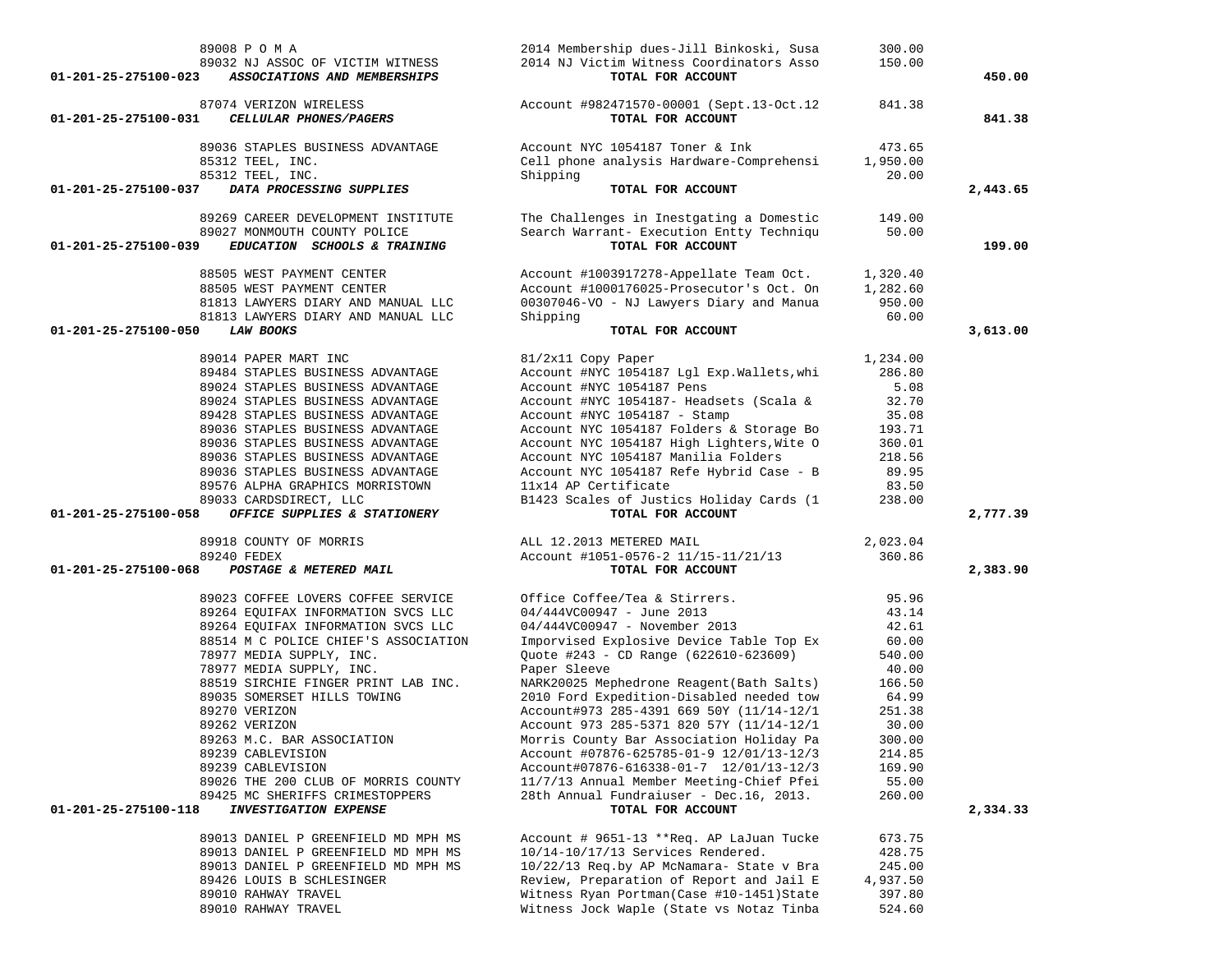| Account | Vendor | Description | Amount | Total |
|---|---|---|---|---|
| | 89008 P O M A | 2014 Membership dues-Jill Binkoski, Susa | 300.00 | |
| | 89032 NJ ASSOC OF VICTIM WITNESS | 2014 NJ Victim Witness Coordinators Asso | 150.00 | |
| **01-201-25-275100-023** | ***ASSOCIATIONS AND MEMBERSHIPS*** | **TOTAL FOR ACCOUNT** | | **450.00** |
| | 87074 VERIZON WIRELESS | Account #982471570-00001 (Sept.13-Oct.12 | 841.38 | |
| **01-201-25-275100-031** | ***CELLULAR PHONES/PAGERS*** | **TOTAL FOR ACCOUNT** | | **841.38** |
| | 89036 STAPLES BUSINESS ADVANTAGE | Account NYC 1054187 Toner & Ink | 473.65 | |
| | 85312 TEEL, INC. | Cell phone analysis Hardware-Comprehensi | 1,950.00 | |
| | 85312 TEEL, INC. | Shipping | 20.00 | |
| **01-201-25-275100-037** | ***DATA PROCESSING SUPPLIES*** | **TOTAL FOR ACCOUNT** | | **2,443.65** |
| | 89269 CAREER DEVELOPMENT INSTITUTE | The Challenges in Inestgating a Domestic | 149.00 | |
| | 89027 MONMOUTH COUNTY POLICE | Search Warrant- Execution Entty Techniqu | 50.00 | |
| **01-201-25-275100-039** | ***EDUCATION SCHOOLS & TRAINING*** | **TOTAL FOR ACCOUNT** | | **199.00** |
| | 88505 WEST PAYMENT CENTER | Account #1003917278-Appellate Team Oct. | 1,320.40 | |
| | 88505 WEST PAYMENT CENTER | Account #1000176025-Prosecutor's Oct. On | 1,282.60 | |
| | 81813 LAWYERS DIARY AND MANUAL LLC | 00307046-VO - NJ Lawyers Diary and Manua | 950.00 | |
| | 81813 LAWYERS DIARY AND MANUAL LLC | Shipping | 60.00 | |
| **01-201-25-275100-050** | ***LAW BOOKS*** | **TOTAL FOR ACCOUNT** | | **3,613.00** |
| | 89014 PAPER MART INC | 81/2x11 Copy Paper | 1,234.00 | |
| | 89484 STAPLES BUSINESS ADVANTAGE | Account #NYC 1054187 Lgl Exp.Wallets,whi | 286.80 | |
| | 89024 STAPLES BUSINESS ADVANTAGE | Account #NYC 1054187 Pens | 5.08 | |
| | 89024 STAPLES BUSINESS ADVANTAGE | Account #NYC 1054187- Headsets (Scala & | 32.70 | |
| | 89428 STAPLES BUSINESS ADVANTAGE | Account #NYC 1054187 - Stamp | 35.08 | |
| | 89036 STAPLES BUSINESS ADVANTAGE | Account NYC 1054187 Folders & Storage Bo | 193.71 | |
| | 89036 STAPLES BUSINESS ADVANTAGE | Account NYC 1054187 High Lighters,Wite O | 360.01 | |
| | 89036 STAPLES BUSINESS ADVANTAGE | Account NYC 1054187 Manilia Folders | 218.56 | |
| | 89036 STAPLES BUSINESS ADVANTAGE | Account NYC 1054187 Refe Hybrid Case - B | 89.95 | |
| | 89576 ALPHA GRAPHICS MORRISTOWN | 11x14 AP Certificate | 83.50 | |
| | 89033 CARDSDIRECT, LLC | B1423 Scales of Justics Holiday Cards (1 | 238.00 | |
| **01-201-25-275100-058** | ***OFFICE SUPPLIES & STATIONERY*** | **TOTAL FOR ACCOUNT** | | **2,777.39** |
| | 89918 COUNTY OF MORRIS | ALL 12.2013 METERED MAIL | 2,023.04 | |
| | 89240 FEDEX | Account #1051-0576-2 11/15-11/21/13 | 360.86 | |
| **01-201-25-275100-068** | ***POSTAGE & METERED MAIL*** | **TOTAL FOR ACCOUNT** | | **2,383.90** |
| | 89023 COFFEE LOVERS COFFEE SERVICE | Office Coffee/Tea & Stirrers. | 95.96 | |
| | 89264 EQUIFAX INFORMATION SVCS LLC | 04/444VC00947 - June 2013 | 43.14 | |
| | 89264 EQUIFAX INFORMATION SVCS LLC | 04/444VC00947 - November 2013 | 42.61 | |
| | 88514 M C POLICE CHIEF'S ASSOCIATION | Imporvised Explosive Device Table Top Ex | 60.00 | |
| | 78977 MEDIA SUPPLY, INC. | Quote #243 - CD Range (622610-623609) | 540.00 | |
| | 78977 MEDIA SUPPLY, INC. | Paper Sleeve | 40.00 | |
| | 88519 SIRCHIE FINGER PRINT LAB INC. | NARK20025 Mephedrone Reagent(Bath Salts) | 166.50 | |
| | 89035 SOMERSET HILLS TOWING | 2010 Ford Expedition-Disabled needed tow | 64.99 | |
| | 89270 VERIZON | Account#973 285-4391 669 50Y (11/14-12/1 | 251.38 | |
| | 89262 VERIZON | Account 973 285-5371 820 57Y (11/14-12/1 | 30.00 | |
| | 89263 M.C. BAR ASSOCIATION | Morris County Bar Association Holiday Pa | 300.00 | |
| | 89239 CABLEVISION | Account #07876-625785-01-9 12/01/13-12/3 | 214.85 | |
| | 89239 CABLEVISION | Account#07876-616338-01-7 12/01/13-12/3 | 169.90 | |
| | 89026 THE 200 CLUB OF MORRIS COUNTY | 11/7/13 Annual Member Meeting-Chief Pfei | 55.00 | |
| | 89425 MC SHERIFFS CRIMESTOPPERS | 28th Annual Fundraiuser - Dec.16, 2013. | 260.00 | |
| **01-201-25-275100-118** | ***INVESTIGATION EXPENSE*** | **TOTAL FOR ACCOUNT** | | **2,334.33** |
| | 89013 DANIEL P GREENFIELD MD MPH MS | Account # 9651-13 **Req. AP LaJuan Tucke | 673.75 | |
| | 89013 DANIEL P GREENFIELD MD MPH MS | 10/14-10/17/13 Services Rendered. | 428.75 | |
| | 89013 DANIEL P GREENFIELD MD MPH MS | 10/22/13 Req.by AP McNamara- State v Bra | 245.00 | |
| | 89426 LOUIS B SCHLESINGER | Review, Preparation of Report and Jail E | 4,937.50 | |
| | 89010 RAHWAY TRAVEL | Witness Ryan Portman(Case #10-1451)State | 397.80 | |
| | 89010 RAHWAY TRAVEL | Witness Jock Waple (State vs Notaz Tinba | 524.60 | |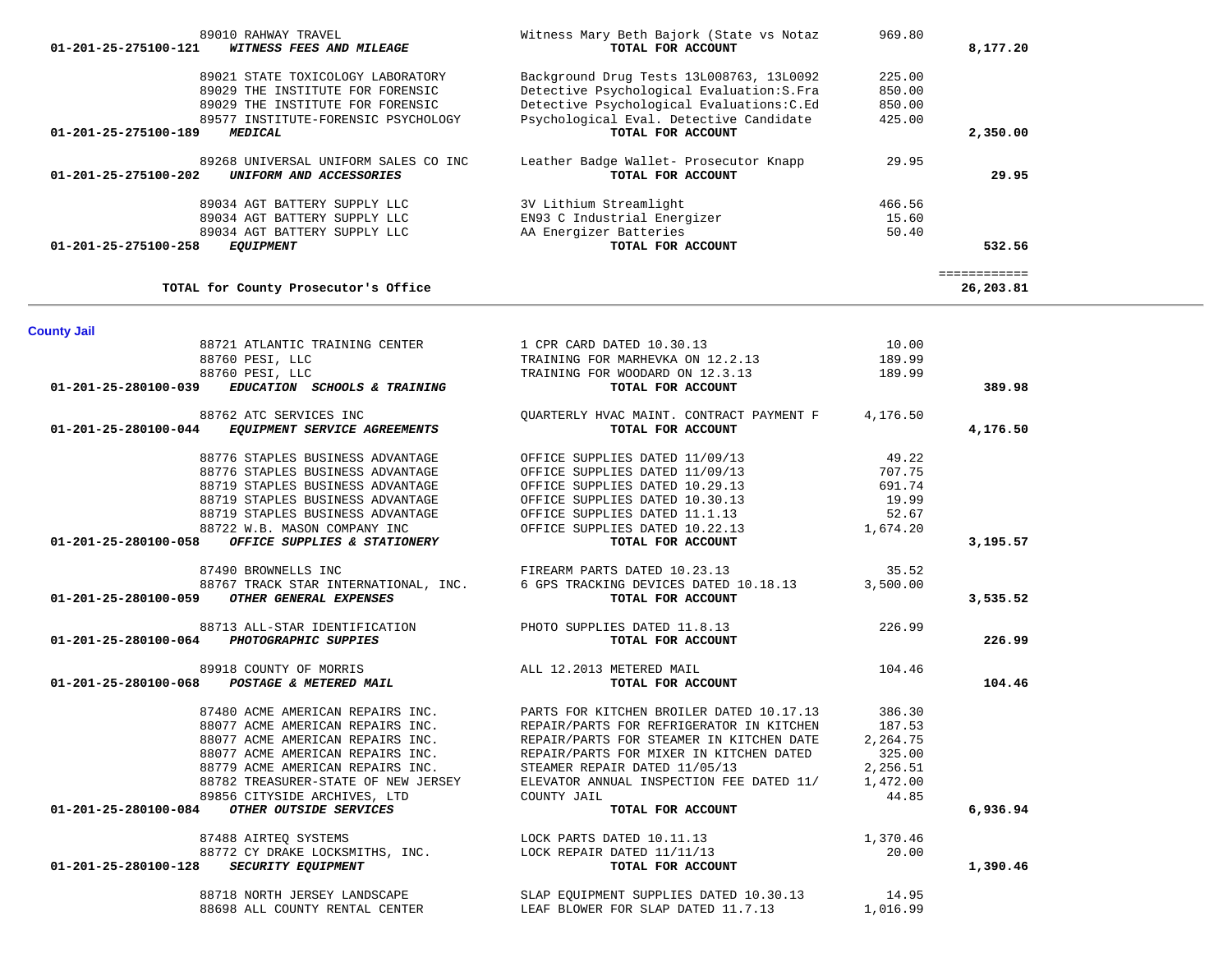| Account | Vendor | Description | Amount | Total |
|---|---|---|---|---|
| | 89010 RAHWAY TRAVEL | Witness Mary Beth Bajork (State vs Notaz | 969.80 | |
| 01-201-25-275100-121 | *WITNESS FEES AND MILEAGE* | **TOTAL FOR ACCOUNT** | | **8,177.20** |
| | 89021 STATE TOXICOLOGY LABORATORY | Background Drug Tests 13L008763, 13L0092 | 225.00 | |
| | 89029 THE INSTITUTE FOR FORENSIC | Detective Psychological Evaluation:S.Fra | 850.00 | |
| | 89029 THE INSTITUTE FOR FORENSIC | Detective Psychological Evaluations:C.Ed | 850.00 | |
| | 89577 INSTITUTE-FORENSIC PSYCHOLOGY | Psychological Eval. Detective Candidate | 425.00 | |
| 01-201-25-275100-189 | *MEDICAL* | **TOTAL FOR ACCOUNT** | | **2,350.00** |
| | 89268 UNIVERSAL UNIFORM SALES CO INC | Leather Badge Wallet- Prosecutor Knapp | 29.95 | |
| 01-201-25-275100-202 | *UNIFORM AND ACCESSORIES* | **TOTAL FOR ACCOUNT** | | **29.95** |
| | 89034 AGT BATTERY SUPPLY LLC | 3V Lithium Streamlight | 466.56 | |
| | 89034 AGT BATTERY SUPPLY LLC | EN93 C Industrial Energizer | 15.60 | |
| | 89034 AGT BATTERY SUPPLY LLC | AA Energizer Batteries | 50.40 | |
| 01-201-25-275100-258 | *EQUIPMENT* | **TOTAL FOR ACCOUNT** | | **532.56** |
| | | | | ============ |
| | **TOTAL for County Prosecutor's Office** | | | **26,203.81** |

## County Jail

| Account | Vendor | Description | Amount | Total |
|---|---|---|---|---|
| | 88721 ATLANTIC TRAINING CENTER | 1 CPR CARD DATED 10.30.13 | 10.00 | |
| | 88760 PESI, LLC | TRAINING FOR MARHEVKA ON 12.2.13 | 189.99 | |
| | 88760 PESI, LLC | TRAINING FOR WOODARD ON 12.3.13 | 189.99 | |
| 01-201-25-280100-039 | *EDUCATION SCHOOLS & TRAINING* | **TOTAL FOR ACCOUNT** | | **389.98** |
| | 88762 ATC SERVICES INC | QUARTERLY HVAC MAINT. CONTRACT PAYMENT F | 4,176.50 | |
| 01-201-25-280100-044 | *EQUIPMENT SERVICE AGREEMENTS* | **TOTAL FOR ACCOUNT** | | **4,176.50** |
| | 88776 STAPLES BUSINESS ADVANTAGE | OFFICE SUPPLIES DATED 11/09/13 | 49.22 | |
| | 88776 STAPLES BUSINESS ADVANTAGE | OFFICE SUPPLIES DATED 11/09/13 | 707.75 | |
| | 88719 STAPLES BUSINESS ADVANTAGE | OFFICE SUPPLIES DATED 10.29.13 | 691.74 | |
| | 88719 STAPLES BUSINESS ADVANTAGE | OFFICE SUPPLIES DATED 10.30.13 | 19.99 | |
| | 88719 STAPLES BUSINESS ADVANTAGE | OFFICE SUPPLIES DATED 11.1.13 | 52.67 | |
| | 88722 W.B. MASON COMPANY INC | OFFICE SUPPLIES DATED 10.22.13 | 1,674.20 | |
| 01-201-25-280100-058 | *OFFICE SUPPLIES & STATIONERY* | **TOTAL FOR ACCOUNT** | | **3,195.57** |
| | 87490 BROWNELLS INC | FIREARM PARTS DATED 10.23.13 | 35.52 | |
| | 88767 TRACK STAR INTERNATIONAL, INC. | 6 GPS TRACKING DEVICES DATED 10.18.13 | 3,500.00 | |
| 01-201-25-280100-059 | *OTHER GENERAL EXPENSES* | **TOTAL FOR ACCOUNT** | | **3,535.52** |
| | 88713 ALL-STAR IDENTIFICATION | PHOTO SUPPLIES DATED 11.8.13 | 226.99 | |
| 01-201-25-280100-064 | *PHOTOGRAPHIC SUPPIES* | **TOTAL FOR ACCOUNT** | | **226.99** |
| | 89918 COUNTY OF MORRIS | ALL 12.2013 METERED MAIL | 104.46 | |
| 01-201-25-280100-068 | *POSTAGE & METERED MAIL* | **TOTAL FOR ACCOUNT** | | **104.46** |
| | 87480 ACME AMERICAN REPAIRS INC. | PARTS FOR KITCHEN BROILER DATED 10.17.13 | 386.30 | |
| | 88077 ACME AMERICAN REPAIRS INC. | REPAIR/PARTS FOR REFRIGERATOR IN KITCHEN | 187.53 | |
| | 88077 ACME AMERICAN REPAIRS INC. | REPAIR/PARTS FOR STEAMER IN KITCHEN DATE | 2,264.75 | |
| | 88077 ACME AMERICAN REPAIRS INC. | REPAIR/PARTS FOR MIXER IN KITCHEN DATED | 325.00 | |
| | 88779 ACME AMERICAN REPAIRS INC. | STEAMER REPAIR DATED 11/05/13 | 2,256.51 | |
| | 88782 TREASURER-STATE OF NEW JERSEY | ELEVATOR ANNUAL INSPECTION FEE DATED 11/ | 1,472.00 | |
| | 89856 CITYSIDE ARCHIVES, LTD | COUNTY JAIL | 44.85 | |
| 01-201-25-280100-084 | *OTHER OUTSIDE SERVICES* | **TOTAL FOR ACCOUNT** | | **6,936.94** |
| | 87488 AIRTEQ SYSTEMS | LOCK PARTS DATED 10.11.13 | 1,370.46 | |
| | 88772 CY DRAKE LOCKSMITHS, INC. | LOCK REPAIR DATED 11/11/13 | 20.00 | |
| 01-201-25-280100-128 | *SECURITY EQUIPMENT* | **TOTAL FOR ACCOUNT** | | **1,390.46** |
| | 88718 NORTH JERSEY LANDSCAPE | SLAP EQUIPMENT SUPPLIES DATED 10.30.13 | 14.95 | |
| | 88698 ALL COUNTY RENTAL CENTER | LEAF BLOWER FOR SLAP DATED 11.7.13 | 1,016.99 | |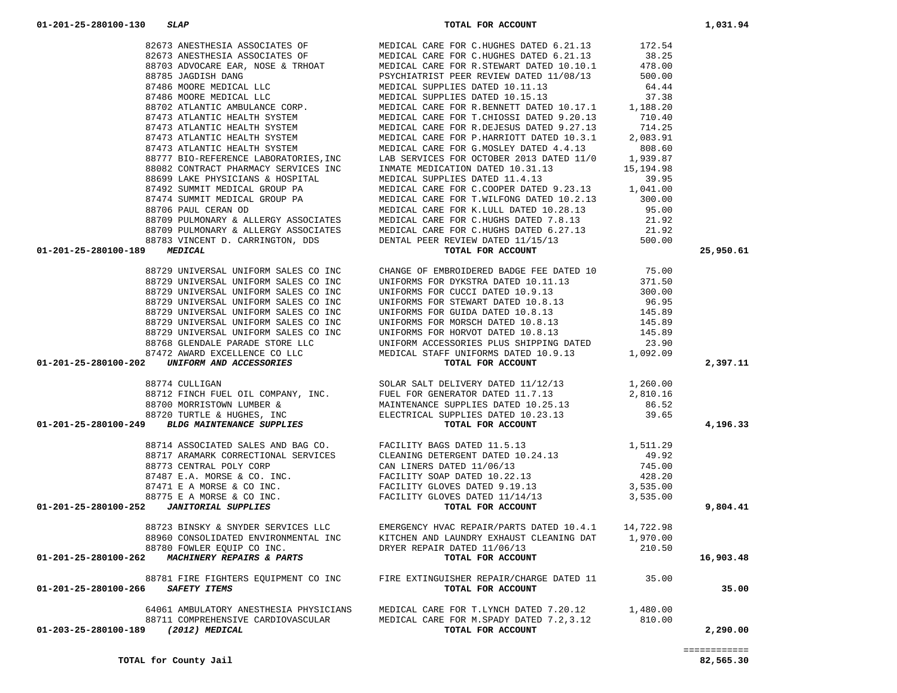| Account | Vendor | Description | Amount | Total |
|---|---|---|---|---|
| 01-201-25-280100-130 *SLAP* | | TOTAL FOR ACCOUNT | | 1,031.94 |
| | 82673 ANESTHESIA ASSOCIATES OF | MEDICAL CARE FOR C.HUGHES DATED 6.21.13 | 172.54 | |
| | 82673 ANESTHESIA ASSOCIATES OF | MEDICAL CARE FOR C.HUGHES DATED 6.21.13 | 38.25 | |
| | 88703 ADVOCARE EAR, NOSE & TRHOAT | MEDICAL CARE FOR R.STEWART DATED 10.10.1 | 478.00 | |
| | 88785 JAGDISH DANG | PSYCHIATRIST PEER REVIEW DATED 11/08/13 | 500.00 | |
| | 87486 MOORE MEDICAL LLC | MEDICAL SUPPLIES DATED 10.11.13 | 64.44 | |
| | 87486 MOORE MEDICAL LLC | MEDICAL SUPPLIES DATED 10.15.13 | 37.38 | |
| | 88702 ATLANTIC AMBULANCE CORP. | MEDICAL CARE FOR R.BENNETT DATED 10.17.1 | 1,188.20 | |
| | 87473 ATLANTIC HEALTH SYSTEM | MEDICAL CARE FOR T.CHIOSSI DATED 9.20.13 | 710.40 | |
| | 87473 ATLANTIC HEALTH SYSTEM | MEDICAL CARE FOR R.DEJESUS DATED 9.27.13 | 714.25 | |
| | 87473 ATLANTIC HEALTH SYSTEM | MEDICAL CARE FOR P.HARRIOTT DATED 10.3.1 | 2,083.91 | |
| | 87473 ATLANTIC HEALTH SYSTEM | MEDICAL CARE FOR G.MOSLEY DATED 4.4.13 | 808.60 | |
| | 88777 BIO-REFERENCE LABORATORIES,INC | LAB SERVICES FOR OCTOBER 2013 DATED 11/0 | 1,939.87 | |
| | 88082 CONTRACT PHARMACY SERVICES INC | INMATE MEDICATION DATED 10.31.13 | 15,194.98 | |
| | 88699 LAKE PHYSICIANS & HOSPITAL | MEDICAL SUPPLIES DATED 11.4.13 | 39.95 | |
| | 87492 SUMMIT MEDICAL GROUP PA | MEDICAL CARE FOR C.COOPER DATED 9.23.13 | 1,041.00 | |
| | 87474 SUMMIT MEDICAL GROUP PA | MEDICAL CARE FOR T.WILFONG DATED 10.2.13 | 300.00 | |
| | 88706 PAUL CERAN OD | MEDICAL CARE FOR K.LULL DATED 10.28.13 | 95.00 | |
| | 88709 PULMONARY & ALLERGY ASSOCIATES | MEDICAL CARE FOR C.HUGHS DATED 7.8.13 | 21.92 | |
| | 88709 PULMONARY & ALLERGY ASSOCIATES | MEDICAL CARE FOR C.HUGHS DATED 6.27.13 | 21.92 | |
| | 88783 VINCENT D. CARRINGTON, DDS | DENTAL PEER REVIEW DATED 11/15/13 | 500.00 | |
| 01-201-25-280100-189 *MEDICAL* | | TOTAL FOR ACCOUNT | | 25,950.61 |
| | 88729 UNIVERSAL UNIFORM SALES CO INC | CHANGE OF EMBROIDERED BADGE FEE DATED 10 | 75.00 | |
| | 88729 UNIVERSAL UNIFORM SALES CO INC | UNIFORMS FOR DYKSTRA DATED 10.11.13 | 371.50 | |
| | 88729 UNIVERSAL UNIFORM SALES CO INC | UNIFORMS FOR CUCCI DATED 10.9.13 | 300.00 | |
| | 88729 UNIVERSAL UNIFORM SALES CO INC | UNIFORMS FOR STEWART DATED 10.8.13 | 96.95 | |
| | 88729 UNIVERSAL UNIFORM SALES CO INC | UNIFORMS FOR GUIDA DATED 10.8.13 | 145.89 | |
| | 88729 UNIVERSAL UNIFORM SALES CO INC | UNIFORMS FOR MORSCH DATED 10.8.13 | 145.89 | |
| | 88729 UNIVERSAL UNIFORM SALES CO INC | UNIFORMS FOR HORVOT DATED 10.8.13 | 145.89 | |
| | 88768 GLENDALE PARADE STORE LLC | UNIFORM ACCESSORIES PLUS SHIPPING DATED | 23.90 | |
| | 87472 AWARD EXCELLENCE CO LLC | MEDICAL STAFF UNIFORMS DATED 10.9.13 | 1,092.09 | |
| 01-201-25-280100-202 *UNIFORM AND ACCESSORIES* | | TOTAL FOR ACCOUNT | | 2,397.11 |
| | 88774 CULLIGAN | SOLAR SALT DELIVERY DATED 11/12/13 | 1,260.00 | |
| | 88712 FINCH FUEL OIL COMPANY, INC. | FUEL FOR GENERATOR DATED 11.7.13 | 2,810.16 | |
| | 88700 MORRISTOWN LUMBER & | MAINTENANCE SUPPLIES DATED 10.25.13 | 86.52 | |
| | 88720 TURTLE & HUGHES, INC | ELECTRICAL SUPPLIES DATED 10.23.13 | 39.65 | |
| 01-201-25-280100-249 *BLDG MAINTENANCE SUPPLIES* | | TOTAL FOR ACCOUNT | | 4,196.33 |
| | 88714 ASSOCIATED SALES AND BAG CO. | FACILITY BAGS DATED 11.5.13 | 1,511.29 | |
| | 88717 ARAMARK CORRECTIONAL SERVICES | CLEANING DETERGENT DATED 10.24.13 | 49.92 | |
| | 88773 CENTRAL POLY CORP | CAN LINERS DATED 11/06/13 | 745.00 | |
| | 87487 E.A. MORSE & CO. INC. | FACILITY SOAP DATED 10.22.13 | 428.20 | |
| | 87471 E A MORSE & CO INC. | FACILITY GLOVES DATED 9.19.13 | 3,535.00 | |
| | 88775 E A MORSE & CO INC. | FACILITY GLOVES DATED 11/14/13 | 3,535.00 | |
| 01-201-25-280100-252 *JANITORIAL SUPPLIES* | | TOTAL FOR ACCOUNT | | 9,804.41 |
| | 88723 BINSKY & SNYDER SERVICES LLC | EMERGENCY HVAC REPAIR/PARTS DATED 10.4.1 | 14,722.98 | |
| | 88960 CONSOLIDATED ENVIRONMENTAL INC | KITCHEN AND LAUNDRY EXHAUST CLEANING DAT | 1,970.00 | |
| | 88780 FOWLER EQUIP CO INC. | DRYER REPAIR DATED 11/06/13 | 210.50 | |
| 01-201-25-280100-262 *MACHINERY REPAIRS & PARTS* | | TOTAL FOR ACCOUNT | | 16,903.48 |
| | 88781 FIRE FIGHTERS EQUIPMENT CO INC | FIRE EXTINGUISHER REPAIR/CHARGE DATED 11 | 35.00 | |
| 01-201-25-280100-266 *SAFETY ITEMS* | | TOTAL FOR ACCOUNT | | 35.00 |
| | 64061 AMBULATORY ANESTHESIA PHYSICIANS | MEDICAL CARE FOR T.LYNCH DATED 7.20.12 | 1,480.00 | |
| | 88711 COMPREHENSIVE CARDIOVASCULAR | MEDICAL CARE FOR M.SPADY DATED 7.2,3.12 | 810.00 | |
| 01-203-25-280100-189 *(2012) MEDICAL* | | TOTAL FOR ACCOUNT | | 2,290.00 |

**TOTAL for County Jail** 82,565.30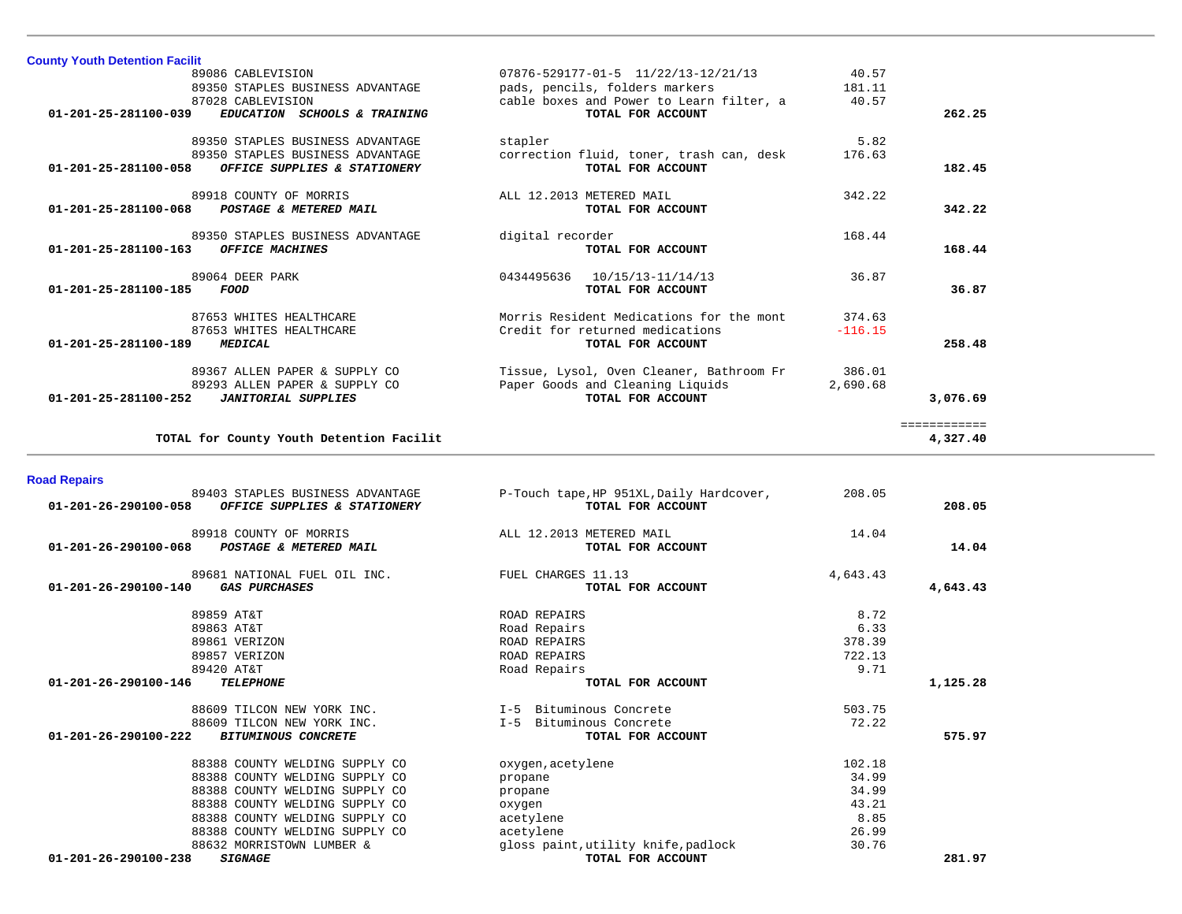## County Youth Detention Facilit

| Account | Vendor | Description | Amount | Total |
|---|---|---|---|---|
| | 89086 CABLEVISION | 07876-529177-01-5  11/22/13-12/21/13 | 40.57 | |
| | 89350 STAPLES BUSINESS ADVANTAGE | pads, pencils, folders markers | 181.11 | |
| | 87028 CABLEVISION | cable boxes and Power to Learn filter, a | 40.57 | |
| **01-201-25-281100-039** | ***EDUCATION SCHOOLS & TRAINING*** | **TOTAL FOR ACCOUNT** | | **262.25** |
| | 89350 STAPLES BUSINESS ADVANTAGE | stapler | 5.82 | |
| | 89350 STAPLES BUSINESS ADVANTAGE | correction fluid, toner, trash can, desk | 176.63 | |
| **01-201-25-281100-058** | ***OFFICE SUPPLIES & STATIONERY*** | **TOTAL FOR ACCOUNT** | | **182.45** |
| | 89918 COUNTY OF MORRIS | ALL 12.2013 METERED MAIL | 342.22 | |
| **01-201-25-281100-068** | ***POSTAGE & METERED MAIL*** | **TOTAL FOR ACCOUNT** | | **342.22** |
| | 89350 STAPLES BUSINESS ADVANTAGE | digital recorder | 168.44 | |
| **01-201-25-281100-163** | ***OFFICE MACHINES*** | **TOTAL FOR ACCOUNT** | | **168.44** |
| | 89064 DEER PARK | 0434495636   10/15/13-11/14/13 | 36.87 | |
| **01-201-25-281100-185** | ***FOOD*** | **TOTAL FOR ACCOUNT** | | **36.87** |
| | 87653 WHITES HEALTHCARE | Morris Resident Medications for the mont | 374.63 | |
| | 87653 WHITES HEALTHCARE | Credit for returned medications | -116.15 | |
| **01-201-25-281100-189** | ***MEDICAL*** | **TOTAL FOR ACCOUNT** | | **258.48** |
| | 89367 ALLEN PAPER & SUPPLY CO | Tissue, Lysol, Oven Cleaner, Bathroom Fr | 386.01 | |
| | 89293 ALLEN PAPER & SUPPLY CO | Paper Goods and Cleaning Liquids | 2,690.68 | |
| **01-201-25-281100-252** | ***JANITORIAL SUPPLIES*** | **TOTAL FOR ACCOUNT** | | **3,076.69** |
| | | | | ============ |
| | **TOTAL for County Youth Detention Facilit** | | | **4,327.40** |

## Road Repairs

| Account | Vendor | Description | Amount | Total |
|---|---|---|---|---|
| | 89403 STAPLES BUSINESS ADVANTAGE | P-Touch tape,HP 951XL,Daily Hardcover, | 208.05 | |
| **01-201-26-290100-058** | ***OFFICE SUPPLIES & STATIONERY*** | **TOTAL FOR ACCOUNT** | | **208.05** |
| | 89918 COUNTY OF MORRIS | ALL 12.2013 METERED MAIL | 14.04 | |
| **01-201-26-290100-068** | ***POSTAGE & METERED MAIL*** | **TOTAL FOR ACCOUNT** | | **14.04** |
| | 89681 NATIONAL FUEL OIL INC. | FUEL CHARGES 11.13 | 4,643.43 | |
| **01-201-26-290100-140** | ***GAS PURCHASES*** | **TOTAL FOR ACCOUNT** | | **4,643.43** |
| | 89859 AT&T | ROAD REPAIRS | 8.72 | |
| | 89863 AT&T | Road Repairs | 6.33 | |
| | 89861 VERIZON | ROAD REPAIRS | 378.39 | |
| | 89857 VERIZON | ROAD REPAIRS | 722.13 | |
| | 89420 AT&T | Road Repairs | 9.71 | |
| **01-201-26-290100-146** | ***TELEPHONE*** | **TOTAL FOR ACCOUNT** | | **1,125.28** |
| | 88609 TILCON NEW YORK INC. | I-5  Bituminous Concrete | 503.75 | |
| | 88609 TILCON NEW YORK INC. | I-5  Bituminous Concrete | 72.22 | |
| **01-201-26-290100-222** | ***BITUMINOUS CONCRETE*** | **TOTAL FOR ACCOUNT** | | **575.97** |
| | 88388 COUNTY WELDING SUPPLY CO | oxygen,acetylene | 102.18 | |
| | 88388 COUNTY WELDING SUPPLY CO | propane | 34.99 | |
| | 88388 COUNTY WELDING SUPPLY CO | propane | 34.99 | |
| | 88388 COUNTY WELDING SUPPLY CO | oxygen | 43.21 | |
| | 88388 COUNTY WELDING SUPPLY CO | acetylene | 8.85 | |
| | 88388 COUNTY WELDING SUPPLY CO | acetylene | 26.99 | |
| | 88632 MORRISTOWN LUMBER & | gloss paint,utility knife,padlock | 30.76 | |
| **01-201-26-290100-238** | ***SIGNAGE*** | **TOTAL FOR ACCOUNT** | | **281.97** |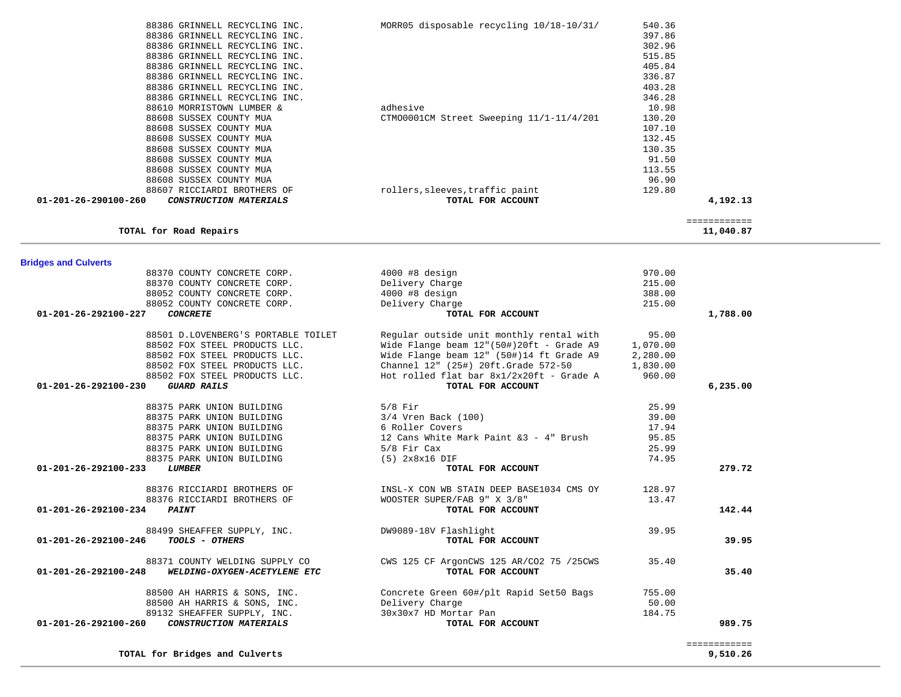| Account | Vendor | Description | Amount | Total |
|---|---|---|---|---|
| | 88386 GRINNELL RECYCLING INC. | MORR05 disposable recycling 10/18-10/31/ | 540.36 | |
| | 88386 GRINNELL RECYCLING INC. | | 397.86 | |
| | 88386 GRINNELL RECYCLING INC. | | 302.96 | |
| | 88386 GRINNELL RECYCLING INC. | | 515.85 | |
| | 88386 GRINNELL RECYCLING INC. | | 405.84 | |
| | 88386 GRINNELL RECYCLING INC. | | 336.87 | |
| | 88386 GRINNELL RECYCLING INC. | | 403.28 | |
| | 88386 GRINNELL RECYCLING INC. | | 346.28 | |
| | 88610 MORRISTOWN LUMBER & | adhesive | 10.98 | |
| | 88608 SUSSEX COUNTY MUA | CTMO0001CM Street Sweeping 11/1-11/4/201 | 130.20 | |
| | 88608 SUSSEX COUNTY MUA | | 107.10 | |
| | 88608 SUSSEX COUNTY MUA | | 132.45 | |
| | 88608 SUSSEX COUNTY MUA | | 130.35 | |
| | 88608 SUSSEX COUNTY MUA | | 91.50 | |
| | 88608 SUSSEX COUNTY MUA | | 113.55 | |
| | 88608 SUSSEX COUNTY MUA | | 96.90 | |
| | 88607 RICCIARDI BROTHERS OF | rollers,sleeves,traffic paint | 129.80 | |
| **01-201-26-290100-260** | ***CONSTRUCTION MATERIALS*** | **TOTAL FOR ACCOUNT** | | **4,192.13** |

**TOTAL for Road Repairs** ============ **11,040.87**

## Bridges and Culverts

| Account | Vendor | Description | Amount | Total |
|---|---|---|---|---|
| | 88370 COUNTY CONCRETE CORP. | 4000 #8 design | 970.00 | |
| | 88370 COUNTY CONCRETE CORP. | Delivery Charge | 215.00 | |
| | 88052 COUNTY CONCRETE CORP. | 4000 #8 design | 388.00 | |
| | 88052 COUNTY CONCRETE CORP. | Delivery Charge | 215.00 | |
| **01-201-26-292100-227** | ***CONCRETE*** | **TOTAL FOR ACCOUNT** | | **1,788.00** |
| | 88501 D.LOVENBERG'S PORTABLE TOILET | Regular outside unit monthly rental with | 95.00 | |
| | 88502 FOX STEEL PRODUCTS LLC. | Wide Flange beam 12"(50#)20ft - Grade A9 | 1,070.00 | |
| | 88502 FOX STEEL PRODUCTS LLC. | Wide Flange beam 12" (50#)14 ft Grade A9 | 2,280.00 | |
| | 88502 FOX STEEL PRODUCTS LLC. | Channel 12" (25#) 20ft.Grade 572-50 | 1,830.00 | |
| | 88502 FOX STEEL PRODUCTS LLC. | Hot rolled flat bar 8x1/2x20ft - Grade A | 960.00 | |
| **01-201-26-292100-230** | ***GUARD RAILS*** | **TOTAL FOR ACCOUNT** | | **6,235.00** |
| | 88375 PARK UNION BUILDING | 5/8 Fir | 25.99 | |
| | 88375 PARK UNION BUILDING | 3/4 Vren Back (100) | 39.00 | |
| | 88375 PARK UNION BUILDING | 6 Roller Covers | 17.94 | |
| | 88375 PARK UNION BUILDING | 12 Cans White Mark Paint &3 - 4" Brush | 95.85 | |
| | 88375 PARK UNION BUILDING | 5/8 Fir Cax | 25.99 | |
| | 88375 PARK UNION BUILDING | (5) 2x8x16 DIF | 74.95 | |
| **01-201-26-292100-233** | ***LUMBER*** | **TOTAL FOR ACCOUNT** | | **279.72** |
| | 88376 RICCIARDI BROTHERS OF | INSL-X CON WB STAIN DEEP BASE1034 CMS OY | 128.97 | |
| | 88376 RICCIARDI BROTHERS OF | WOOSTER SUPER/FAB 9" X 3/8" | 13.47 | |
| **01-201-26-292100-234** | ***PAINT*** | **TOTAL FOR ACCOUNT** | | **142.44** |
| | 88499 SHEAFFER SUPPLY, INC. | DW9089-18V Flashlight | 39.95 | |
| **01-201-26-292100-246** | ***TOOLS - OTHERS*** | **TOTAL FOR ACCOUNT** | | **39.95** |
| | 88371 COUNTY WELDING SUPPLY CO | CWS 125 CF ArgonCWS 125 AR/CO2 75 /25CWS | 35.40 | |
| **01-201-26-292100-248** | ***WELDING-OXYGEN-ACETYLENE ETC*** | **TOTAL FOR ACCOUNT** | | **35.40** |
| | 88500 AH HARRIS & SONS, INC. | Concrete Green 60#/plt Rapid Set50 Bags | 755.00 | |
| | 88500 AH HARRIS & SONS, INC. | Delivery Charge | 50.00 | |
| | 89132 SHEAFFER SUPPLY, INC. | 30x30x7 HD Mortar Pan | 184.75 | |
| **01-201-26-292100-260** | ***CONSTRUCTION MATERIALS*** | **TOTAL FOR ACCOUNT** | | **989.75** |

**TOTAL for Bridges and Culverts** ============ **9,510.26**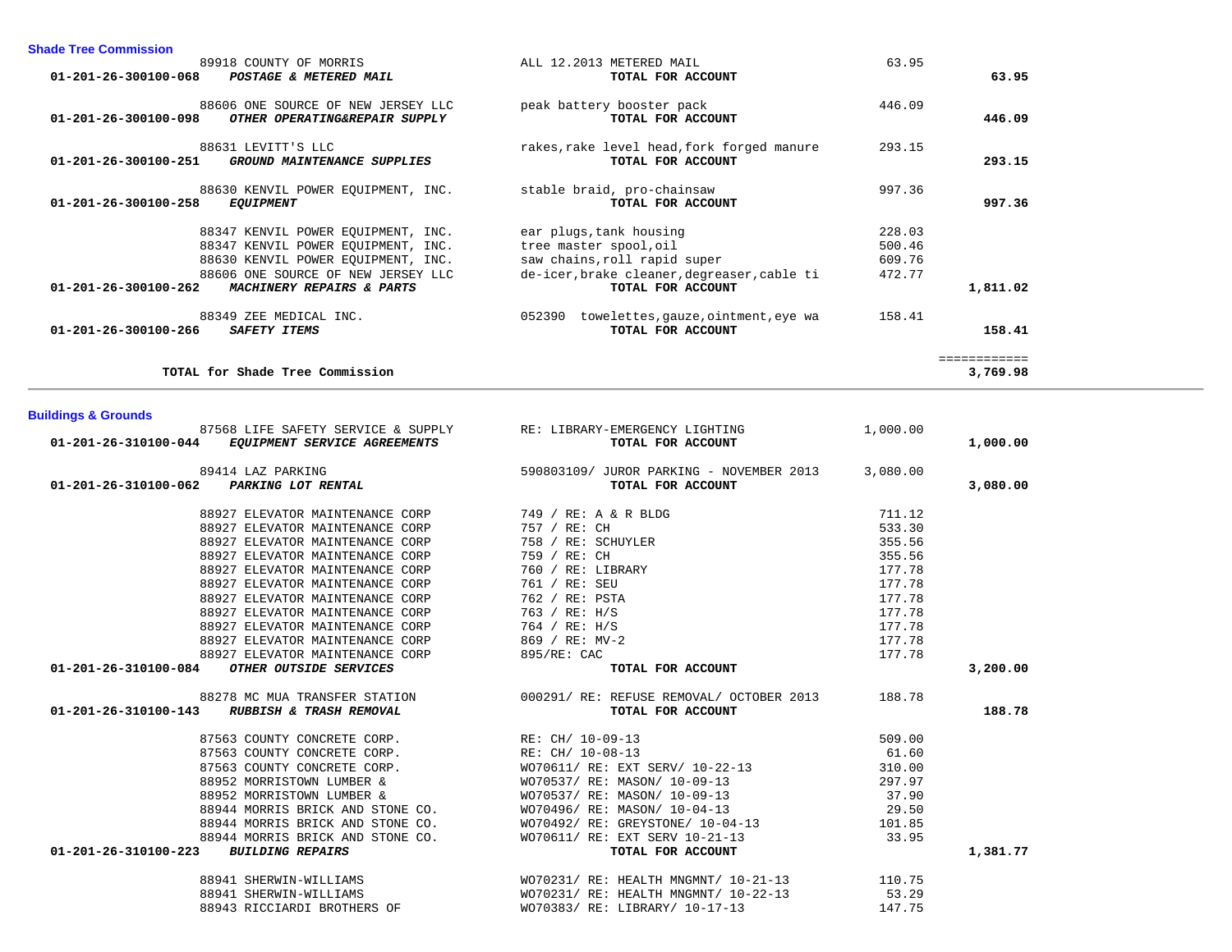## Shade Tree Commission

| Account | Vendor | Description | Amount | Total |
|---|---|---|---|---|
| | 89918 COUNTY OF MORRIS | ALL 12.2013 METERED MAIL | 63.95 | |
| 01-201-26-300100-068 | ***POSTAGE & METERED MAIL*** | **TOTAL FOR ACCOUNT** | | **63.95** |
| | 88606 ONE SOURCE OF NEW JERSEY LLC | peak battery booster pack | 446.09 | |
| 01-201-26-300100-098 | ***OTHER OPERATING&REPAIR SUPPLY*** | **TOTAL FOR ACCOUNT** | | **446.09** |
| | 88631 LEVITT'S LLC | rakes,rake level head,fork forged manure | 293.15 | |
| 01-201-26-300100-251 | ***GROUND MAINTENANCE SUPPLIES*** | **TOTAL FOR ACCOUNT** | | **293.15** |
| | 88630 KENVIL POWER EQUIPMENT, INC. | stable braid, pro-chainsaw | 997.36 | |
| 01-201-26-300100-258 | ***EQUIPMENT*** | **TOTAL FOR ACCOUNT** | | **997.36** |
| | 88347 KENVIL POWER EQUIPMENT, INC. | ear plugs,tank housing | 228.03 | |
| | 88347 KENVIL POWER EQUIPMENT, INC. | tree master spool,oil | 500.46 | |
| | 88630 KENVIL POWER EQUIPMENT, INC. | saw chains,roll rapid super | 609.76 | |
| | 88606 ONE SOURCE OF NEW JERSEY LLC | de-icer,brake cleaner,degreaser,cable ti | 472.77 | |
| 01-201-26-300100-262 | ***MACHINERY REPAIRS & PARTS*** | **TOTAL FOR ACCOUNT** | | **1,811.02** |
| | 88349 ZEE MEDICAL INC. | 052390 towelettes,gauze,ointment,eye wa | 158.41 | |
| 01-201-26-300100-266 | ***SAFETY ITEMS*** | **TOTAL FOR ACCOUNT** | | **158.41** |
| | **TOTAL for Shade Tree Commission** | | | **3,769.98** |

## Buildings & Grounds

| Account | Vendor | Description | Amount | Total |
|---|---|---|---|---|
| | 87568 LIFE SAFETY SERVICE & SUPPLY | RE: LIBRARY-EMERGENCY LIGHTING | 1,000.00 | |
| 01-201-26-310100-044 | ***EQUIPMENT SERVICE AGREEMENTS*** | **TOTAL FOR ACCOUNT** | | **1,000.00** |
| | 89414 LAZ PARKING | 590803109/ JUROR PARKING - NOVEMBER 2013 | 3,080.00 | |
| 01-201-26-310100-062 | ***PARKING LOT RENTAL*** | **TOTAL FOR ACCOUNT** | | **3,080.00** |
| | 88927 ELEVATOR MAINTENANCE CORP | 749 / RE: A & R BLDG | 711.12 | |
| | 88927 ELEVATOR MAINTENANCE CORP | 757 / RE: CH | 533.30 | |
| | 88927 ELEVATOR MAINTENANCE CORP | 758 / RE: SCHUYLER | 355.56 | |
| | 88927 ELEVATOR MAINTENANCE CORP | 759 / RE: CH | 355.56 | |
| | 88927 ELEVATOR MAINTENANCE CORP | 760 / RE: LIBRARY | 177.78 | |
| | 88927 ELEVATOR MAINTENANCE CORP | 761 / RE: SEU | 177.78 | |
| | 88927 ELEVATOR MAINTENANCE CORP | 762 / RE: PSTA | 177.78 | |
| | 88927 ELEVATOR MAINTENANCE CORP | 763 / RE: H/S | 177.78 | |
| | 88927 ELEVATOR MAINTENANCE CORP | 764 / RE: H/S | 177.78 | |
| | 88927 ELEVATOR MAINTENANCE CORP | 869 / RE: MV-2 | 177.78 | |
| | 88927 ELEVATOR MAINTENANCE CORP | 895/RE: CAC | 177.78 | |
| 01-201-26-310100-084 | ***OTHER OUTSIDE SERVICES*** | **TOTAL FOR ACCOUNT** | | **3,200.00** |
| | 88278 MC MUA TRANSFER STATION | 000291/ RE: REFUSE REMOVAL/ OCTOBER 2013 | 188.78 | |
| 01-201-26-310100-143 | ***RUBBISH & TRASH REMOVAL*** | **TOTAL FOR ACCOUNT** | | **188.78** |
| | 87563 COUNTY CONCRETE CORP. | RE: CH/ 10-09-13 | 509.00 | |
| | 87563 COUNTY CONCRETE CORP. | RE: CH/ 10-08-13 | 61.60 | |
| | 87563 COUNTY CONCRETE CORP. | WO70611/ RE: EXT SERV/ 10-22-13 | 310.00 | |
| | 88952 MORRISTOWN LUMBER & | WO70537/ RE: MASON/ 10-09-13 | 297.97 | |
| | 88952 MORRISTOWN LUMBER & | WO70537/ RE: MASON/ 10-09-13 | 37.90 | |
| | 88944 MORRIS BRICK AND STONE CO. | WO70496/ RE: MASON/ 10-04-13 | 29.50 | |
| | 88944 MORRIS BRICK AND STONE CO. | WO70492/ RE: GREYSTONE/ 10-04-13 | 101.85 | |
| | 88944 MORRIS BRICK AND STONE CO. | WO70611/ RE: EXT SERV 10-21-13 | 33.95 | |
| 01-201-26-310100-223 | ***BUILDING REPAIRS*** | **TOTAL FOR ACCOUNT** | | **1,381.77** |
| | 88941 SHERWIN-WILLIAMS | WO70231/ RE: HEALTH MNGMNT/ 10-21-13 | 110.75 | |
| | 88941 SHERWIN-WILLIAMS | WO70231/ RE: HEALTH MNGMNT/ 10-22-13 | 53.29 | |
| | 88943 RICCIARDI BROTHERS OF | WO70383/ RE: LIBRARY/ 10-17-13 | 147.75 | |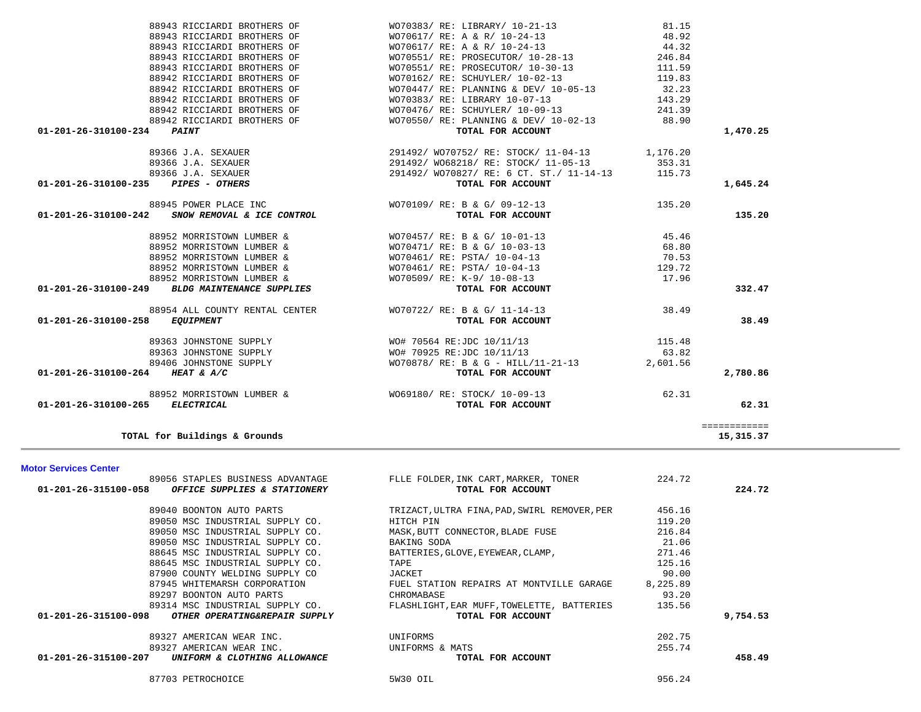| Account | Vendor | Description | Amount | Total |
|---|---|---|---|---|
| | 88943 RICCIARDI BROTHERS OF | WO70383/ RE: LIBRARY/ 10-21-13 | 81.15 | |
| | 88943 RICCIARDI BROTHERS OF | WO70617/ RE: A & R/ 10-24-13 | 48.92 | |
| | 88943 RICCIARDI BROTHERS OF | WO70617/ RE: A & R/ 10-24-13 | 44.32 | |
| | 88943 RICCIARDI BROTHERS OF | WO70551/ RE: PROSECUTOR/ 10-28-13 | 246.84 | |
| | 88943 RICCIARDI BROTHERS OF | WO70551/ RE: PROSECUTOR/ 10-30-13 | 111.59 | |
| | 88942 RICCIARDI BROTHERS OF | WO70162/ RE: SCHUYLER/ 10-02-13 | 119.83 | |
| | 88942 RICCIARDI BROTHERS OF | WO70447/ RE: PLANNING & DEV/ 10-05-13 | 32.23 | |
| | 88942 RICCIARDI BROTHERS OF | WO70383/ RE: LIBRARY 10-07-13 | 143.29 | |
| | 88942 RICCIARDI BROTHERS OF | WO70476/ RE: SCHUYLER/ 10-09-13 | 241.39 | |
| | 88942 RICCIARDI BROTHERS OF | WO70550/ RE: PLANNING & DEV/ 10-02-13 | 88.90 | |
| **01-201-26-310100-234** ***PAINT*** | | **TOTAL FOR ACCOUNT** | | **1,470.25** |
| | 89366 J.A. SEXAUER | 291492/ WO70752/ RE: STOCK/ 11-04-13 | 1,176.20 | |
| | 89366 J.A. SEXAUER | 291492/ WO68218/ RE: STOCK/ 11-05-13 | 353.31 | |
| | 89366 J.A. SEXAUER | 291492/ WO70827/ RE: 6 CT. ST./ 11-14-13 | 115.73 | |
| **01-201-26-310100-235** ***PIPES - OTHERS*** | | **TOTAL FOR ACCOUNT** | | **1,645.24** |
| | 88945 POWER PLACE INC | WO70109/ RE: B & G/ 09-12-13 | 135.20 | |
| **01-201-26-310100-242** ***SNOW REMOVAL & ICE CONTROL*** | | **TOTAL FOR ACCOUNT** | | **135.20** |
| | 88952 MORRISTOWN LUMBER & | WO70457/ RE: B & G/ 10-01-13 | 45.46 | |
| | 88952 MORRISTOWN LUMBER & | WO70471/ RE: B & G/ 10-03-13 | 68.80 | |
| | 88952 MORRISTOWN LUMBER & | WO70461/ RE: PSTA/ 10-04-13 | 70.53 | |
| | 88952 MORRISTOWN LUMBER & | WO70461/ RE: PSTA/ 10-04-13 | 129.72 | |
| | 88952 MORRISTOWN LUMBER & | WO70509/ RE: K-9/ 10-08-13 | 17.96 | |
| **01-201-26-310100-249** ***BLDG MAINTENANCE SUPPLIES*** | | **TOTAL FOR ACCOUNT** | | **332.47** |
| | 88954 ALL COUNTY RENTAL CENTER | WO70722/ RE: B & G/ 11-14-13 | 38.49 | |
| **01-201-26-310100-258** ***EQUIPMENT*** | | **TOTAL FOR ACCOUNT** | | **38.49** |
| | 89363 JOHNSTONE SUPPLY | WO# 70564 RE:JDC 10/11/13 | 115.48 | |
| | 89363 JOHNSTONE SUPPLY | WO# 70925 RE:JDC 10/11/13 | 63.82 | |
| | 89406 JOHNSTONE SUPPLY | WO70878/ RE: B & G - HILL/11-21-13 | 2,601.56 | |
| **01-201-26-310100-264** ***HEAT & A/C*** | | **TOTAL FOR ACCOUNT** | | **2,780.86** |
| | 88952 MORRISTOWN LUMBER & | WO69180/ RE: STOCK/ 10-09-13 | 62.31 | |
| **01-201-26-310100-265** ***ELECTRICAL*** | | **TOTAL FOR ACCOUNT** | | **62.31** |
| | | | | ============ |
| **TOTAL for Buildings & Grounds** | | | | **15,315.37** |

**Motor Services Center**

| Account | Vendor | Description | Amount | Total |
|---|---|---|---|---|
| | 89056 STAPLES BUSINESS ADVANTAGE | FLLE FOLDER,INK CART,MARKER, TONER | 224.72 | |
| **01-201-26-315100-058** ***OFFICE SUPPLIES & STATIONERY*** | | **TOTAL FOR ACCOUNT** | | **224.72** |
| | 89040 BOONTON AUTO PARTS | TRIZACT,ULTRA FINA,PAD,SWIRL REMOVER,PER | 456.16 | |
| | 89050 MSC INDUSTRIAL SUPPLY CO. | HITCH PIN | 119.20 | |
| | 89050 MSC INDUSTRIAL SUPPLY CO. | MASK,BUTT CONNECTOR,BLADE FUSE | 216.84 | |
| | 89050 MSC INDUSTRIAL SUPPLY CO. | BAKING SODA | 21.06 | |
| | 88645 MSC INDUSTRIAL SUPPLY CO. | BATTERIES,GLOVE,EYEWEAR,CLAMP, | 271.46 | |
| | 88645 MSC INDUSTRIAL SUPPLY CO. | TAPE | 125.16 | |
| | 87900 COUNTY WELDING SUPPLY CO | JACKET | 90.00 | |
| | 87945 WHITEMARSH CORPORATION | FUEL STATION REPAIRS AT MONTVILLE GARAGE | 8,225.89 | |
| | 89297 BOONTON AUTO PARTS | CHROMABASE | 93.20 | |
| | 89314 MSC INDUSTRIAL SUPPLY CO. | FLASHLIGHT,EAR MUFF,TOWELETTE, BATTERIES | 135.56 | |
| **01-201-26-315100-098** ***OTHER OPERATING&REPAIR SUPPLY*** | | **TOTAL FOR ACCOUNT** | | **9,754.53** |
| | 89327 AMERICAN WEAR INC. | UNIFORMS | 202.75 | |
| | 89327 AMERICAN WEAR INC. | UNIFORMS & MATS | 255.74 | |
| **01-201-26-315100-207** ***UNIFORM & CLOTHING ALLOWANCE*** | | **TOTAL FOR ACCOUNT** | | **458.49** |
| | 87703 PETROCHOICE | 5W30 OIL | 956.24 | |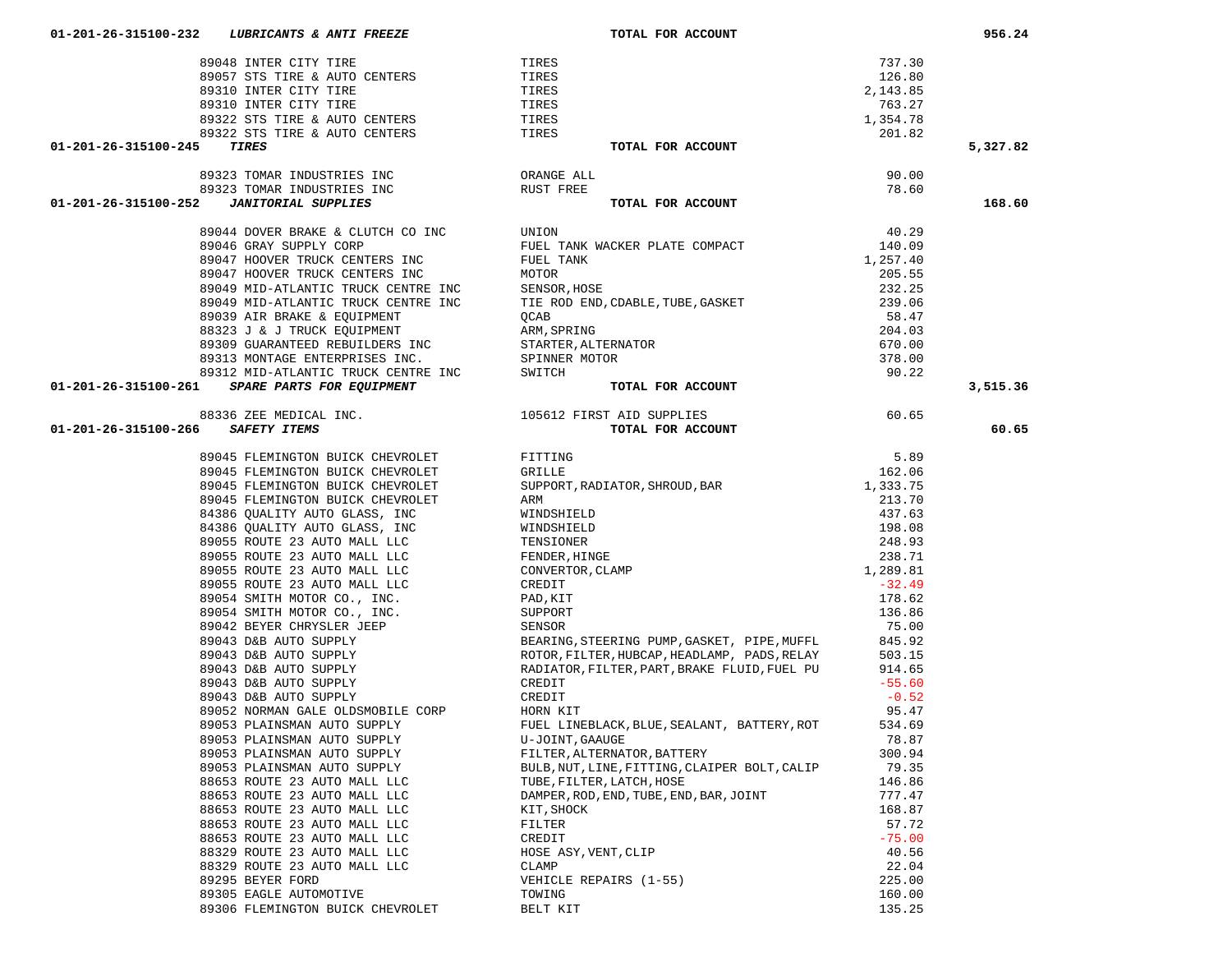| Account | Vendor | Description | Amount | Total |
|---|---|---|---|---|
| 01-201-26-315100-232 ***LUBRICANTS & ANTI FREEZE*** | | **TOTAL FOR ACCOUNT** | | **956.24** |
| | 89048 INTER CITY TIRE | TIRES | 737.30 | |
| | 89057 STS TIRE & AUTO CENTERS | TIRES | 126.80 | |
| | 89310 INTER CITY TIRE | TIRES | 2,143.85 | |
| | 89310 INTER CITY TIRE | TIRES | 763.27 | |
| | 89322 STS TIRE & AUTO CENTERS | TIRES | 1,354.78 | |
| | 89322 STS TIRE & AUTO CENTERS | TIRES | 201.82 | |
| 01-201-26-315100-245 ***TIRES*** | | **TOTAL FOR ACCOUNT** | | **5,327.82** |
| | 89323 TOMAR INDUSTRIES INC | ORANGE ALL | 90.00 | |
| | 89323 TOMAR INDUSTRIES INC | RUST FREE | 78.60 | |
| 01-201-26-315100-252 ***JANITORIAL SUPPLIES*** | | **TOTAL FOR ACCOUNT** | | **168.60** |
| | 89044 DOVER BRAKE & CLUTCH CO INC | UNION | 40.29 | |
| | 89046 GRAY SUPPLY CORP | FUEL TANK WACKER PLATE COMPACT | 140.09 | |
| | 89047 HOOVER TRUCK CENTERS INC | FUEL TANK | 1,257.40 | |
| | 89047 HOOVER TRUCK CENTERS INC | MOTOR | 205.55 | |
| | 89049 MID-ATLANTIC TRUCK CENTRE INC | SENSOR,HOSE | 232.25 | |
| | 89049 MID-ATLANTIC TRUCK CENTRE INC | TIE ROD END,CDABLE,TUBE,GASKET | 239.06 | |
| | 89039 AIR BRAKE & EQUIPMENT | QCAB | 58.47 | |
| | 88323 J & J TRUCK EQUIPMENT | ARM,SPRING | 204.03 | |
| | 89309 GUARANTEED REBUILDERS INC | STARTER,ALTERNATOR | 670.00 | |
| | 89313 MONTAGE ENTERPRISES INC. | SPINNER MOTOR | 378.00 | |
| | 89312 MID-ATLANTIC TRUCK CENTRE INC | SWITCH | 90.22 | |
| 01-201-26-315100-261 ***SPARE PARTS FOR EQUIPMENT*** | | **TOTAL FOR ACCOUNT** | | **3,515.36** |
| | 88336 ZEE MEDICAL INC. | 105612 FIRST AID SUPPLIES | 60.65 | |
| 01-201-26-315100-266 ***SAFETY ITEMS*** | | **TOTAL FOR ACCOUNT** | | **60.65** |
| | 89045 FLEMINGTON BUICK CHEVROLET | FITTING | 5.89 | |
| | 89045 FLEMINGTON BUICK CHEVROLET | GRILLE | 162.06 | |
| | 89045 FLEMINGTON BUICK CHEVROLET | SUPPORT,RADIATOR,SHROUD,BAR | 1,333.75 | |
| | 89045 FLEMINGTON BUICK CHEVROLET | ARM | 213.70 | |
| | 84386 QUALITY AUTO GLASS, INC | WINDSHIELD | 437.63 | |
| | 84386 QUALITY AUTO GLASS, INC | WINDSHIELD | 198.08 | |
| | 89055 ROUTE 23 AUTO MALL LLC | TENSIONER | 248.93 | |
| | 89055 ROUTE 23 AUTO MALL LLC | FENDER,HINGE | 238.71 | |
| | 89055 ROUTE 23 AUTO MALL LLC | CONVERTOR,CLAMP | 1,289.81 | |
| | 89055 ROUTE 23 AUTO MALL LLC | CREDIT | -32.49 | |
| | 89054 SMITH MOTOR CO., INC. | PAD,KIT | 178.62 | |
| | 89054 SMITH MOTOR CO., INC. | SUPPORT | 136.86 | |
| | 89042 BEYER CHRYSLER JEEP | SENSOR | 75.00 | |
| | 89043 D&B AUTO SUPPLY | BEARING,STEERING PUMP,GASKET, PIPE,MUFFL | 845.92 | |
| | 89043 D&B AUTO SUPPLY | ROTOR,FILTER,HUBCAP,HEADLAMP, PADS,RELAY | 503.15 | |
| | 89043 D&B AUTO SUPPLY | RADIATOR,FILTER,PART,BRAKE FLUID,FUEL PU | 914.65 | |
| | 89043 D&B AUTO SUPPLY | CREDIT | -55.60 | |
| | 89043 D&B AUTO SUPPLY | CREDIT | -0.52 | |
| | 89052 NORMAN GALE OLDSMOBILE CORP | HORN KIT | 95.47 | |
| | 89053 PLAINSMAN AUTO SUPPLY | FUEL LINEBLACK,BLUE,SEALANT, BATTERY,ROT | 534.69 | |
| | 89053 PLAINSMAN AUTO SUPPLY | U-JOINT,GAAUGE | 78.87 | |
| | 89053 PLAINSMAN AUTO SUPPLY | FILTER,ALTERNATOR,BATTERY | 300.94 | |
| | 89053 PLAINSMAN AUTO SUPPLY | BULB,NUT,LINE,FITTING,CLAIPER BOLT,CALIP | 79.35 | |
| | 88653 ROUTE 23 AUTO MALL LLC | TUBE,FILTER,LATCH,HOSE | 146.86 | |
| | 88653 ROUTE 23 AUTO MALL LLC | DAMPER,ROD,END,TUBE,END,BAR,JOINT | 777.47 | |
| | 88653 ROUTE 23 AUTO MALL LLC | KIT,SHOCK | 168.87 | |
| | 88653 ROUTE 23 AUTO MALL LLC | FILTER | 57.72 | |
| | 88653 ROUTE 23 AUTO MALL LLC | CREDIT | -75.00 | |
| | 88329 ROUTE 23 AUTO MALL LLC | HOSE ASY,VENT,CLIP | 40.56 | |
| | 88329 ROUTE 23 AUTO MALL LLC | CLAMP | 22.04 | |
| | 89295 BEYER FORD | VEHICLE REPAIRS (1-55) | 225.00 | |
| | 89305 EAGLE AUTOMOTIVE | TOWING | 160.00 | |
| | 89306 FLEMINGTON BUICK CHEVROLET | BELT KIT | 135.25 | |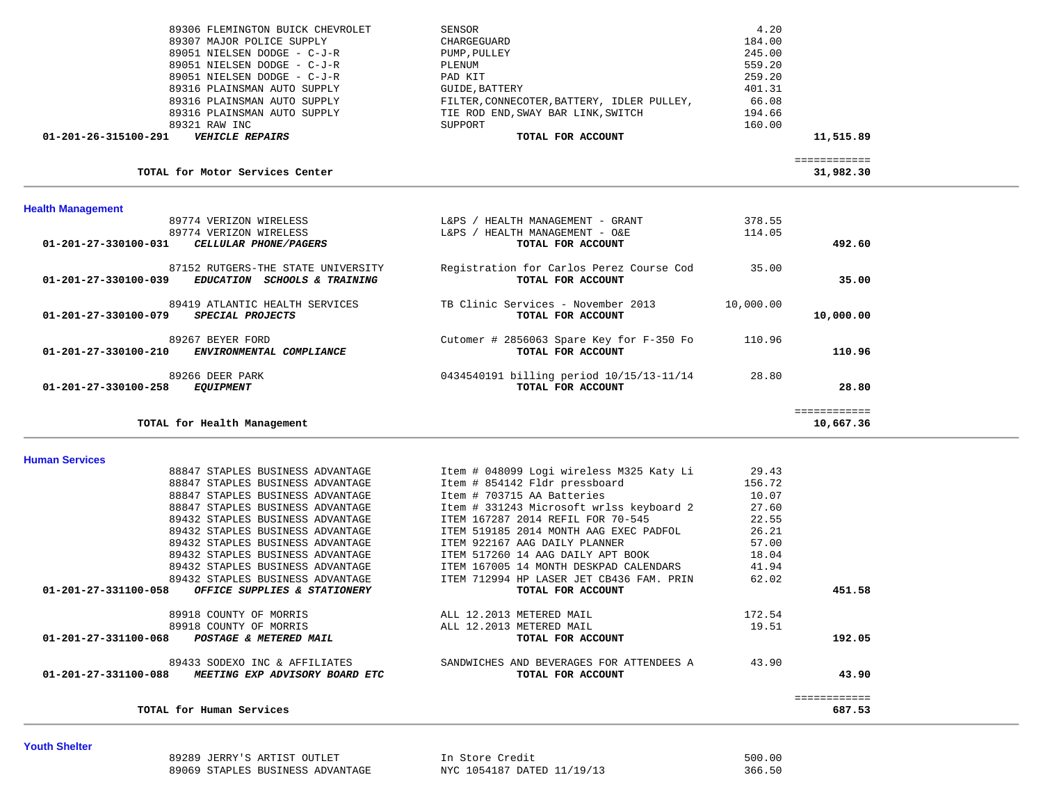| Vendor | Description | Amount | Total |
|---|---|---|---|
| 89306 FLEMINGTON BUICK CHEVROLET | SENSOR | 4.20 | |
| 89307 MAJOR POLICE SUPPLY | CHARGEGUARD | 184.00 | |
| 89051 NIELSEN DODGE - C-J-R | PUMP,PULLEY | 245.00 | |
| 89051 NIELSEN DODGE - C-J-R | PLENUM | 559.20 | |
| 89051 NIELSEN DODGE - C-J-R | PAD KIT | 259.20 | |
| 89316 PLAINSMAN AUTO SUPPLY | GUIDE,BATTERY | 401.31 | |
| 89316 PLAINSMAN AUTO SUPPLY | FILTER,CONNECOTER,BATTERY, IDLER PULLEY, | 66.08 | |
| 89316 PLAINSMAN AUTO SUPPLY | TIE ROD END,SWAY BAR LINK,SWITCH | 194.66 | |
| 89321 RAW INC | SUPPORT | 160.00 | |
| **01-201-26-315100-291** ***VEHICLE REPAIRS*** | **TOTAL FOR ACCOUNT** | | **11,515.89** |
| | | | ============ |
| **TOTAL for Motor Services Center** | | | **31,982.30** |

## Health Management

| Vendor | Description | Amount | Total |
|---|---|---|---|
| 89774 VERIZON WIRELESS | L&PS / HEALTH MANAGEMENT - GRANT | 378.55 | |
| 89774 VERIZON WIRELESS | L&PS / HEALTH MANAGEMENT - O&E | 114.05 | |
| **01-201-27-330100-031** ***CELLULAR PHONE/PAGERS*** | **TOTAL FOR ACCOUNT** | | **492.60** |
| 87152 RUTGERS-THE STATE UNIVERSITY | Registration for Carlos Perez Course Cod | 35.00 | |
| **01-201-27-330100-039** ***EDUCATION SCHOOLS & TRAINING*** | **TOTAL FOR ACCOUNT** | | **35.00** |
| 89419 ATLANTIC HEALTH SERVICES | TB Clinic Services - November 2013 | 10,000.00 | |
| **01-201-27-330100-079** ***SPECIAL PROJECTS*** | **TOTAL FOR ACCOUNT** | | **10,000.00** |
| 89267 BEYER FORD | Cutomer # 2856063 Spare Key for F-350 Fo | 110.96 | |
| **01-201-27-330100-210** ***ENVIRONMENTAL COMPLIANCE*** | **TOTAL FOR ACCOUNT** | | **110.96** |
| 89266 DEER PARK | 0434540191 billing period 10/15/13-11/14 | 28.80 | |
| **01-201-27-330100-258** ***EQUIPMENT*** | **TOTAL FOR ACCOUNT** | | **28.80** |
| | | | ============ |
| **TOTAL for Health Management** | | | **10,667.36** |

## Human Services

| Vendor | Description | Amount | Total |
|---|---|---|---|
| 88847 STAPLES BUSINESS ADVANTAGE | Item # 048099 Logi wireless M325 Katy Li | 29.43 | |
| 88847 STAPLES BUSINESS ADVANTAGE | Item # 854142 Fldr pressboard | 156.72 | |
| 88847 STAPLES BUSINESS ADVANTAGE | Item # 703715 AA Batteries | 10.07 | |
| 88847 STAPLES BUSINESS ADVANTAGE | Item # 331243 Microsoft wrlss keyboard 2 | 27.60 | |
| 89432 STAPLES BUSINESS ADVANTAGE | ITEM 167287 2014 REFIL FOR 70-545 | 22.55 | |
| 89432 STAPLES BUSINESS ADVANTAGE | ITEM 519185 2014 MONTH AAG EXEC PADFOL | 26.21 | |
| 89432 STAPLES BUSINESS ADVANTAGE | ITEM 922167 AAG DAILY PLANNER | 57.00 | |
| 89432 STAPLES BUSINESS ADVANTAGE | ITEM 517260 14 AAG DAILY APT BOOK | 18.04 | |
| 89432 STAPLES BUSINESS ADVANTAGE | ITEM 167005 14 MONTH DESKPAD CALENDARS | 41.94 | |
| 89432 STAPLES BUSINESS ADVANTAGE | ITEM 712994 HP LASER JET CB436 FAM. PRIN | 62.02 | |
| **01-201-27-331100-058** ***OFFICE SUPPLIES & STATIONERY*** | **TOTAL FOR ACCOUNT** | | **451.58** |
| 89918 COUNTY OF MORRIS | ALL 12.2013 METERED MAIL | 172.54 | |
| 89918 COUNTY OF MORRIS | ALL 12.2013 METERED MAIL | 19.51 | |
| **01-201-27-331100-068** ***POSTAGE & METERED MAIL*** | **TOTAL FOR ACCOUNT** | | **192.05** |
| 89433 SODEXO INC & AFFILIATES | SANDWICHES AND BEVERAGES FOR ATTENDEES A | 43.90 | |
| **01-201-27-331100-088** ***MEETING EXP ADVISORY BOARD ETC*** | **TOTAL FOR ACCOUNT** | | **43.90** |
| | | | ============ |
| **TOTAL for Human Services** | | | **687.53** |

## Youth Shelter

| Vendor | Description | Amount | Total |
|---|---|---|---|
| 89289 JERRY'S ARTIST OUTLET | In Store Credit | 500.00 | |
| 89069 STAPLES BUSINESS ADVANTAGE | NYC 1054187 DATED 11/19/13 | 366.50 | |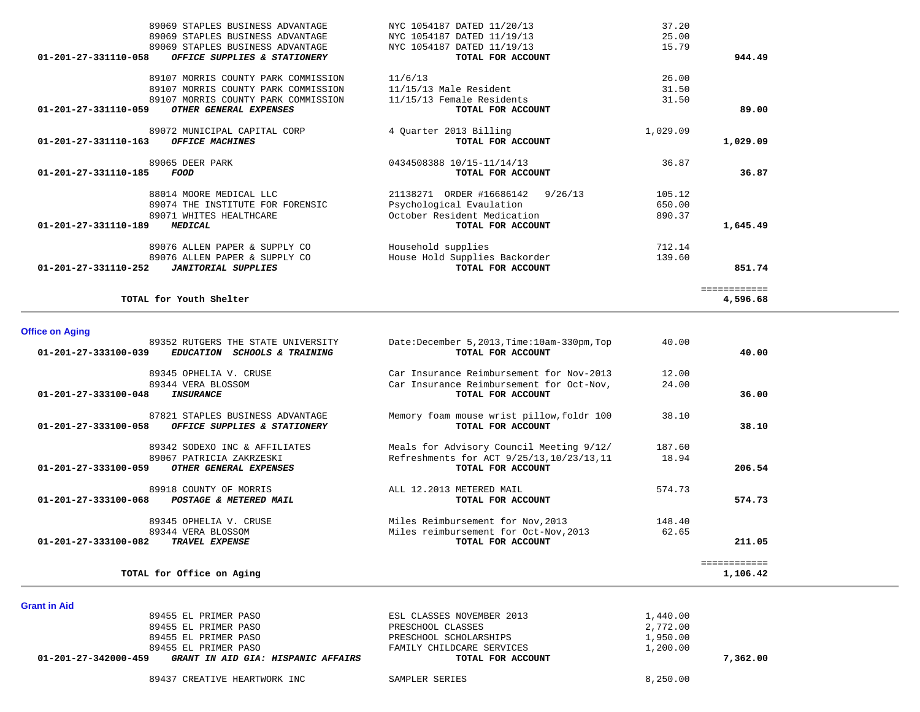| Account | Vendor / Description | Detail | Amount | Total |
|---|---|---|---|---|
| | 89069 STAPLES BUSINESS ADVANTAGE | NYC 1054187 DATED 11/20/13 | 37.20 | |
| | 89069 STAPLES BUSINESS ADVANTAGE | NYC 1054187 DATED 11/19/13 | 25.00 | |
| | 89069 STAPLES BUSINESS ADVANTAGE | NYC 1054187 DATED 11/19/13 | 15.79 | |
| **01-201-27-331110-058** | ***OFFICE SUPPLIES & STATIONERY*** | **TOTAL FOR ACCOUNT** | | **944.49** |
| | 89107 MORRIS COUNTY PARK COMMISSION | 11/6/13 | 26.00 | |
| | 89107 MORRIS COUNTY PARK COMMISSION | 11/15/13 Male Resident | 31.50 | |
| | 89107 MORRIS COUNTY PARK COMMISSION | 11/15/13 Female Residents | 31.50 | |
| **01-201-27-331110-059** | ***OTHER GENERAL EXPENSES*** | **TOTAL FOR ACCOUNT** | | **89.00** |
| | 89072 MUNICIPAL CAPITAL CORP | 4 Quarter 2013 Billing | 1,029.09 | |
| **01-201-27-331110-163** | ***OFFICE MACHINES*** | **TOTAL FOR ACCOUNT** | | **1,029.09** |
| | 89065 DEER PARK | 0434508388 10/15-11/14/13 | 36.87 | |
| **01-201-27-331110-185** | ***FOOD*** | **TOTAL FOR ACCOUNT** | | **36.87** |
| | 88014 MOORE MEDICAL LLC | 21138271 ORDER #16686142 9/26/13 | 105.12 | |
| | 89074 THE INSTITUTE FOR FORENSIC | Psychological Evaulation | 650.00 | |
| | 89071 WHITES HEALTHCARE | October Resident Medication | 890.37 | |
| **01-201-27-331110-189** | ***MEDICAL*** | **TOTAL FOR ACCOUNT** | | **1,645.49** |
| | 89076 ALLEN PAPER & SUPPLY CO | Household supplies | 712.14 | |
| | 89076 ALLEN PAPER & SUPPLY CO | House Hold Supplies Backorder | 139.60 | |
| **01-201-27-331110-252** | ***JANITORIAL SUPPLIES*** | **TOTAL FOR ACCOUNT** | | **851.74** |
| | **TOTAL for Youth Shelter** | | | **4,596.68** |

## Office on Aging

| Account | Vendor / Description | Detail | Amount | Total |
|---|---|---|---|---|
| | 89352 RUTGERS THE STATE UNIVERSITY | Date:December 5,2013,Time:10am-330pm,Top | 40.00 | |
| **01-201-27-333100-039** | ***EDUCATION SCHOOLS & TRAINING*** | **TOTAL FOR ACCOUNT** | | **40.00** |
| | 89345 OPHELIA V. CRUSE | Car Insurance Reimbursement for Nov-2013 | 12.00 | |
| | 89344 VERA BLOSSOM | Car Insurance Reimbursement for Oct-Nov, | 24.00 | |
| **01-201-27-333100-048** | ***INSURANCE*** | **TOTAL FOR ACCOUNT** | | **36.00** |
| | 87821 STAPLES BUSINESS ADVANTAGE | Memory foam mouse wrist pillow,foldr 100 | 38.10 | |
| **01-201-27-333100-058** | ***OFFICE SUPPLIES & STATIONERY*** | **TOTAL FOR ACCOUNT** | | **38.10** |
| | 89342 SODEXO INC & AFFILIATES | Meals for Advisory Council Meeting 9/12/ | 187.60 | |
| | 89067 PATRICIA ZAKRZESKI | Refreshments for ACT 9/25/13,10/23/13,11 | 18.94 | |
| **01-201-27-333100-059** | ***OTHER GENERAL EXPENSES*** | **TOTAL FOR ACCOUNT** | | **206.54** |
| | 89918 COUNTY OF MORRIS | ALL 12.2013 METERED MAIL | 574.73 | |
| **01-201-27-333100-068** | ***POSTAGE & METERED MAIL*** | **TOTAL FOR ACCOUNT** | | **574.73** |
| | 89345 OPHELIA V. CRUSE | Miles Reimbursement for Nov,2013 | 148.40 | |
| | 89344 VERA BLOSSOM | Miles reimbursement for Oct-Nov,2013 | 62.65 | |
| **01-201-27-333100-082** | ***TRAVEL EXPENSE*** | **TOTAL FOR ACCOUNT** | | **211.05** |
| | **TOTAL for Office on Aging** | | | **1,106.42** |

## Grant in Aid

| Account | Vendor / Description | Detail | Amount | Total |
|---|---|---|---|---|
| | 89455 EL PRIMER PASO | ESL CLASSES NOVEMBER 2013 | 1,440.00 | |
| | 89455 EL PRIMER PASO | PRESCHOOL CLASSES | 2,772.00 | |
| | 89455 EL PRIMER PASO | PRESCHOOL SCHOLARSHIPS | 1,950.00 | |
| | 89455 EL PRIMER PASO | FAMILY CHILDCARE SERVICES | 1,200.00 | |
| **01-201-27-342000-459** | ***GRANT IN AID GIA: HISPANIC AFFAIRS*** | **TOTAL FOR ACCOUNT** | | **7,362.00** |
| | 89437 CREATIVE HEARTWORK INC | SAMPLER SERIES | 8,250.00 | |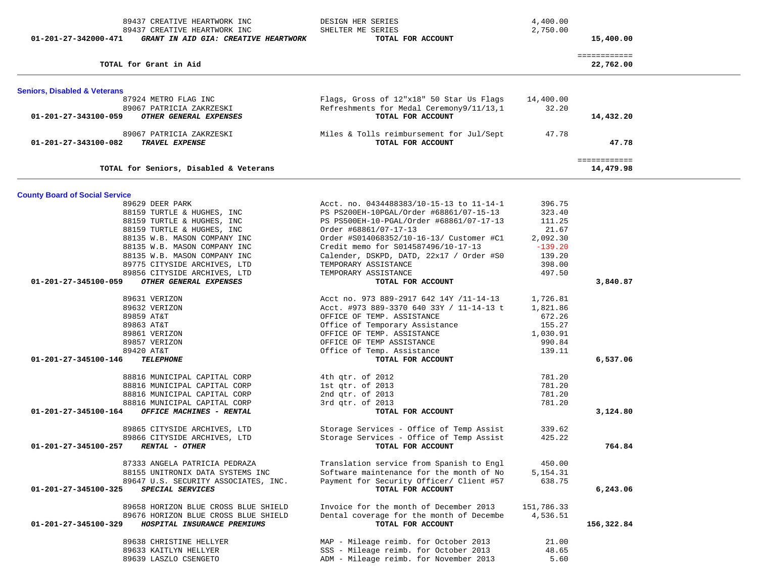| | | | |
|---|---|---|---|
| 89437 CREATIVE HEARTWORK INC | DESIGN HER SERIES | 4,400.00 | |
| 89437 CREATIVE HEARTWORK INC | SHELTER ME SERIES | 2,750.00 | |
| **01-201-27-342000-471** ***GRANT IN AID GIA: CREATIVE HEARTWORK*** | **TOTAL FOR ACCOUNT** | | **15,400.00** |
| | | | ============ |
| **TOTAL for Grant in Aid** | | | **22,762.00** |

## Seniors, Disabled & Veterans

| | | | |
|---|---|---|---|
| 87924 METRO FLAG INC | Flags, Gross of 12"x18" 50 Star Us Flags | 14,400.00 | |
| 89067 PATRICIA ZAKRZESKI | Refreshments for Medal Ceremony9/11/13,1 | 32.20 | |
| **01-201-27-343100-059** ***OTHER GENERAL EXPENSES*** | **TOTAL FOR ACCOUNT** | | **14,432.20** |
| 89067 PATRICIA ZAKRZESKI | Miles & Tolls reimbursement for Jul/Sept | 47.78 | |
| **01-201-27-343100-082** ***TRAVEL EXPENSE*** | **TOTAL FOR ACCOUNT** | | **47.78** |
| | | | ============ |
| **TOTAL for Seniors, Disabled & Veterans** | | | **14,479.98** |

## County Board of Social Service

| | | | |
|---|---|---|---|
| 89629 DEER PARK | Acct. no. 0434488383/10-15-13 to 11-14-1 | 396.75 | |
| 88159 TURTLE & HUGHES, INC | PS PS200EH-10PGAL/Order #68861/07-15-13 | 323.40 | |
| 88159 TURTLE & HUGHES, INC | PS PS500EH-10-PGAL/Order #68861/07-17-13 | 111.25 | |
| 88159 TURTLE & HUGHES, INC | Order #68861/07-17-13 | 21.67 | |
| 88135 W.B. MASON COMPANY INC | Order #S014068352/10-16-13/ Customer #C1 | 2,092.30 | |
| 88135 W.B. MASON COMPANY INC | Credit memo for S014587496/10-17-13 | -139.20 | |
| 88135 W.B. MASON COMPANY INC | Calender, DSKPD, DATD, 22x17 / Order #S0 | 139.20 | |
| 89775 CITYSIDE ARCHIVES, LTD | TEMPORARY ASSISTANCE | 398.00 | |
| 89856 CITYSIDE ARCHIVES, LTD | TEMPORARY ASSISTANCE | 497.50 | |
| **01-201-27-345100-059** ***OTHER GENERAL EXPENSES*** | **TOTAL FOR ACCOUNT** | | **3,840.87** |
| 89631 VERIZON | Acct no. 973 889-2917 642 14Y /11-14-13 | 1,726.81 | |
| 89632 VERIZON | Acct. #973 889-3370 640 33Y / 11-14-13 t | 1,821.86 | |
| 89859 AT&T | OFFICE OF TEMP. ASSISTANCE | 672.26 | |
| 89863 AT&T | Office of Temporary Assistance | 155.27 | |
| 89861 VERIZON | OFFICE OF TEMP. ASSISTANCE | 1,030.91 | |
| 89857 VERIZON | OFFICE OF TEMP ASSISTANCE | 990.84 | |
| 89420 AT&T | Office of Temp. Assistance | 139.11 | |
| **01-201-27-345100-146** ***TELEPHONE*** | **TOTAL FOR ACCOUNT** | | **6,537.06** |
| 88816 MUNICIPAL CAPITAL CORP | 4th qtr. of 2012 | 781.20 | |
| 88816 MUNICIPAL CAPITAL CORP | 1st qtr. of 2013 | 781.20 | |
| 88816 MUNICIPAL CAPITAL CORP | 2nd qtr. of 2013 | 781.20 | |
| 88816 MUNICIPAL CAPITAL CORP | 3rd qtr. of 2013 | 781.20 | |
| **01-201-27-345100-164** ***OFFICE MACHINES - RENTAL*** | **TOTAL FOR ACCOUNT** | | **3,124.80** |
| 89865 CITYSIDE ARCHIVES, LTD | Storage Services - Office of Temp Assist | 339.62 | |
| 89866 CITYSIDE ARCHIVES, LTD | Storage Services - Office of Temp Assist | 425.22 | |
| **01-201-27-345100-257** ***RENTAL - OTHER*** | **TOTAL FOR ACCOUNT** | | **764.84** |
| 87333 ANGELA PATRICIA PEDRAZA | Translation service from Spanish to Engl | 450.00 | |
| 88155 UNITRONIX DATA SYSTEMS INC | Software maintenance for the month of No | 5,154.31 | |
| 89647 U.S. SECURITY ASSOCIATES, INC. | Payment for Security Officer/ Client #57 | 638.75 | |
| **01-201-27-345100-325** ***SPECIAL SERVICES*** | **TOTAL FOR ACCOUNT** | | **6,243.06** |
| 89658 HORIZON BLUE CROSS BLUE SHIELD | Invoice for the month of December 2013 | 151,786.33 | |
| 89676 HORIZON BLUE CROSS BLUE SHIELD | Dental coverage for the month of Decembe | 4,536.51 | |
| **01-201-27-345100-329** ***HOSPITAL INSURANCE PREMIUMS*** | **TOTAL FOR ACCOUNT** | | **156,322.84** |
| 89638 CHRISTINE HELLYER | MAP - Mileage reimb. for October 2013 | 21.00 | |
| 89633 KAITLYN HELLYER | SSS - Mileage reimb. for October 2013 | 48.65 | |
| 89639 LASZLO CSENGETO | ADM - Mileage reimb. for November 2013 | 5.60 | |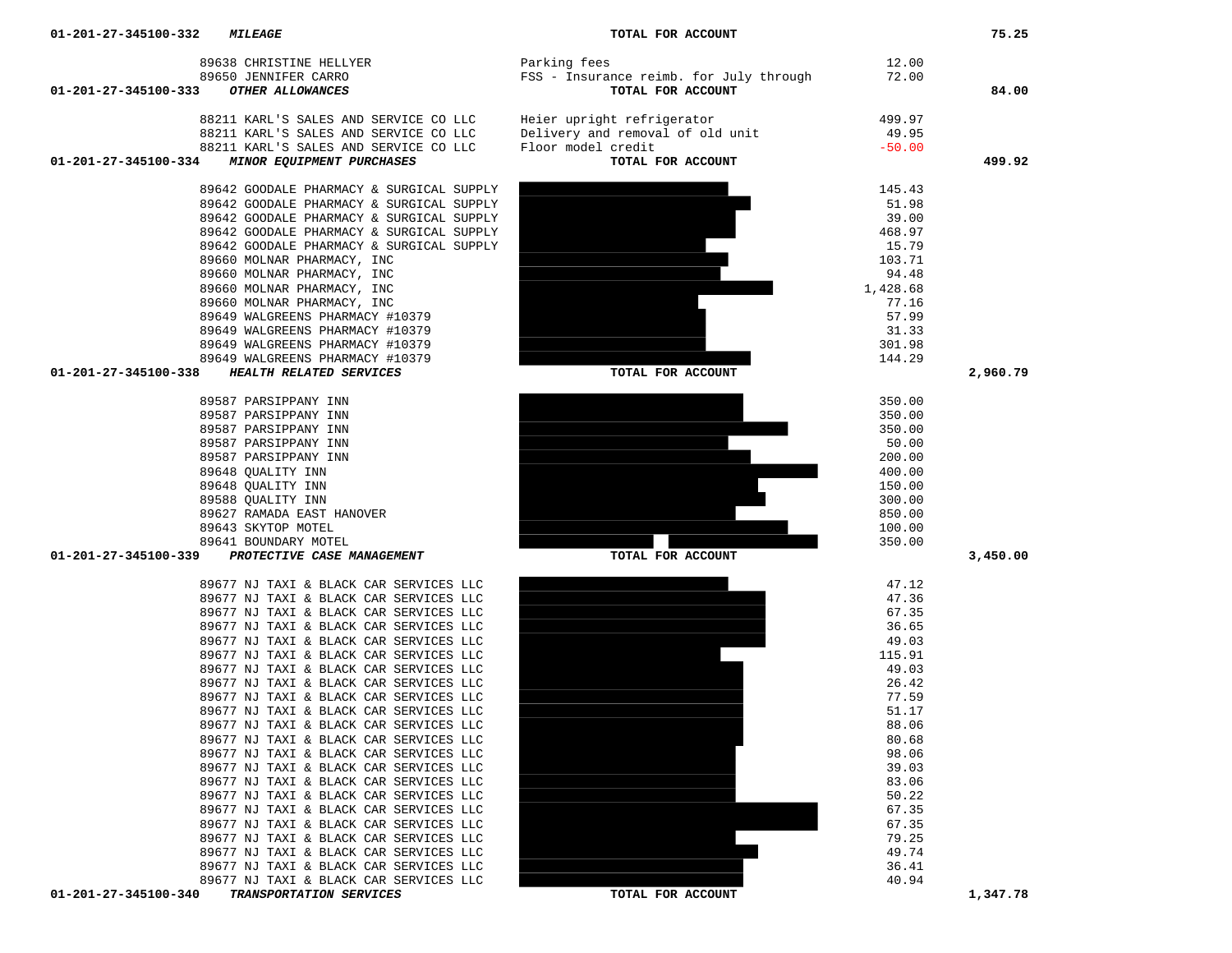| Account | Vendor | Description | Amount | Total |
|---|---|---|---|---|
| 01-201-27-345100-332 ***MILEAGE*** | | **TOTAL FOR ACCOUNT** | | **75.25** |
| | 89638 CHRISTINE HELLYER | Parking fees | 12.00 | |
| | 89650 JENNIFER CARRO | FSS - Insurance reimb. for July through | 72.00 | |
| 01-201-27-345100-333 ***OTHER ALLOWANCES*** | | **TOTAL FOR ACCOUNT** | | **84.00** |
| | 88211 KARL'S SALES AND SERVICE CO LLC | Heier upright refrigerator | 499.97 | |
| | 88211 KARL'S SALES AND SERVICE CO LLC | Delivery and removal of old unit | 49.95 | |
| | 88211 KARL'S SALES AND SERVICE CO LLC | Floor model credit | -50.00 | |
| 01-201-27-345100-334 ***MINOR EQUIPMENT PURCHASES*** | | **TOTAL FOR ACCOUNT** | | **499.92** |
| | 89642 GOODALE PHARMACY & SURGICAL SUPPLY | | 145.43 | |
| | 89642 GOODALE PHARMACY & SURGICAL SUPPLY | | 51.98 | |
| | 89642 GOODALE PHARMACY & SURGICAL SUPPLY | | 39.00 | |
| | 89642 GOODALE PHARMACY & SURGICAL SUPPLY | | 468.97 | |
| | 89642 GOODALE PHARMACY & SURGICAL SUPPLY | | 15.79 | |
| | 89660 MOLNAR PHARMACY, INC | | 103.71 | |
| | 89660 MOLNAR PHARMACY, INC | | 94.48 | |
| | 89660 MOLNAR PHARMACY, INC | | 1,428.68 | |
| | 89660 MOLNAR PHARMACY, INC | | 77.16 | |
| | 89649 WALGREENS PHARMACY #10379 | | 57.99 | |
| | 89649 WALGREENS PHARMACY #10379 | | 31.33 | |
| | 89649 WALGREENS PHARMACY #10379 | | 301.98 | |
| | 89649 WALGREENS PHARMACY #10379 | | 144.29 | |
| 01-201-27-345100-338 ***HEALTH RELATED SERVICES*** | | **TOTAL FOR ACCOUNT** | | **2,960.79** |
| | 89587 PARSIPPANY INN | | 350.00 | |
| | 89587 PARSIPPANY INN | | 350.00 | |
| | 89587 PARSIPPANY INN | | 350.00 | |
| | 89587 PARSIPPANY INN | | 50.00 | |
| | 89587 PARSIPPANY INN | | 200.00 | |
| | 89648 QUALITY INN | | 400.00 | |
| | 89648 QUALITY INN | | 150.00 | |
| | 89588 QUALITY INN | | 300.00 | |
| | 89627 RAMADA EAST HANOVER | | 850.00 | |
| | 89643 SKYTOP MOTEL | | 100.00 | |
| | 89641 BOUNDARY MOTEL | | 350.00 | |
| 01-201-27-345100-339 ***PROTECTIVE CASE MANAGEMENT*** | | **TOTAL FOR ACCOUNT** | | **3,450.00** |
| | 89677 NJ TAXI & BLACK CAR SERVICES LLC | | 47.12 | |
| | 89677 NJ TAXI & BLACK CAR SERVICES LLC | | 47.36 | |
| | 89677 NJ TAXI & BLACK CAR SERVICES LLC | | 67.35 | |
| | 89677 NJ TAXI & BLACK CAR SERVICES LLC | | 36.65 | |
| | 89677 NJ TAXI & BLACK CAR SERVICES LLC | | 49.03 | |
| | 89677 NJ TAXI & BLACK CAR SERVICES LLC | | 115.91 | |
| | 89677 NJ TAXI & BLACK CAR SERVICES LLC | | 49.03 | |
| | 89677 NJ TAXI & BLACK CAR SERVICES LLC | | 26.42 | |
| | 89677 NJ TAXI & BLACK CAR SERVICES LLC | | 77.59 | |
| | 89677 NJ TAXI & BLACK CAR SERVICES LLC | | 51.17 | |
| | 89677 NJ TAXI & BLACK CAR SERVICES LLC | | 88.06 | |
| | 89677 NJ TAXI & BLACK CAR SERVICES LLC | | 80.68 | |
| | 89677 NJ TAXI & BLACK CAR SERVICES LLC | | 98.06 | |
| | 89677 NJ TAXI & BLACK CAR SERVICES LLC | | 39.03 | |
| | 89677 NJ TAXI & BLACK CAR SERVICES LLC | | 83.06 | |
| | 89677 NJ TAXI & BLACK CAR SERVICES LLC | | 50.22 | |
| | 89677 NJ TAXI & BLACK CAR SERVICES LLC | | 67.35 | |
| | 89677 NJ TAXI & BLACK CAR SERVICES LLC | | 67.35 | |
| | 89677 NJ TAXI & BLACK CAR SERVICES LLC | | 79.25 | |
| | 89677 NJ TAXI & BLACK CAR SERVICES LLC | | 49.74 | |
| | 89677 NJ TAXI & BLACK CAR SERVICES LLC | | 36.41 | |
| | 89677 NJ TAXI & BLACK CAR SERVICES LLC | | 40.94 | |
| 01-201-27-345100-340 ***TRANSPORTATION SERVICES*** | | **TOTAL FOR ACCOUNT** | | **1,347.78** |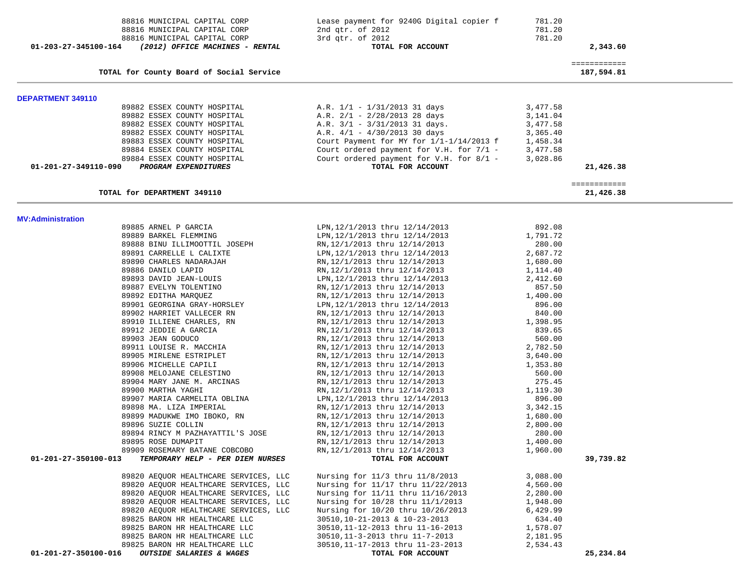| Account | Vendor / Description | Item Description | Amount | Total |
|---|---|---|---|---|
| | 88816 MUNICIPAL CAPITAL CORP | Lease payment for 9240G Digital copier f | 781.20 | |
| | 88816 MUNICIPAL CAPITAL CORP | 2nd qtr. of 2012 | 781.20 | |
| | 88816 MUNICIPAL CAPITAL CORP | 3rd qtr. of 2012 | 781.20 | |
| **01-203-27-345100-164** | ***(2012) OFFICE MACHINES - RENTAL*** | **TOTAL FOR ACCOUNT** | | **2,343.60** |
| | | | | ============ |
| | **TOTAL for County Board of Social Service** | | | **187,594.81** |

**DEPARTMENT 349110**

| Account | Vendor / Description | Item Description | Amount | Total |
|---|---|---|---|---|
| | 89882 ESSEX COUNTY HOSPITAL | A.R. 1/1 - 1/31/2013 31 days | 3,477.58 | |
| | 89882 ESSEX COUNTY HOSPITAL | A.R. 2/1 - 2/28/2013 28 days | 3,141.04 | |
| | 89882 ESSEX COUNTY HOSPITAL | A.R. 3/1 - 3/31/2013 31 days. | 3,477.58 | |
| | 89882 ESSEX COUNTY HOSPITAL | A.R. 4/1 - 4/30/2013 30 days | 3,365.40 | |
| | 89883 ESSEX COUNTY HOSPITAL | Court Payment for MY for 1/1-1/14/2013 f | 1,458.34 | |
| | 89884 ESSEX COUNTY HOSPITAL | Court ordered payment for V.H. for 7/1 - | 3,477.58 | |
| | 89884 ESSEX COUNTY HOSPITAL | Court ordered payment for V.H. for 8/1 - | 3,028.86 | |
| **01-201-27-349110-090** | ***PROGRAM EXPENDITURES*** | **TOTAL FOR ACCOUNT** | | **21,426.38** |
| | | | | ============ |
| | **TOTAL for DEPARTMENT 349110** | | | **21,426.38** |

**MV:Administration**

| Account | Vendor / Description | Item Description | Amount | Total |
|---|---|---|---|---|
| | 89885 ARNEL P GARCIA | LPN,12/1/2013 thru 12/14/2013 | 892.08 | |
| | 89889 BARKEL FLEMMING | LPN,12/1/2013 thru 12/14/2013 | 1,791.72 | |
| | 89888 BINU ILLIMOOTTIL JOSEPH | RN,12/1/2013 thru 12/14/2013 | 280.00 | |
| | 89891 CARRELLE L CALIXTE | LPN,12/1/2013 thru 12/14/2013 | 2,687.72 | |
| | 89890 CHARLES NADARAJAH | RN,12/1/2013 thru 12/14/2013 | 1,680.00 | |
| | 89886 DANILO LAPID | RN,12/1/2013 thru 12/14/2013 | 1,114.40 | |
| | 89893 DAVID JEAN-LOUIS | LPN,12/1/2013 thru 12/14/2013 | 2,412.60 | |
| | 89887 EVELYN TOLENTINO | RN,12/1/2013 thru 12/14/2013 | 857.50 | |
| | 89892 EDITHA MARQUEZ | RN,12/1/2013 thru 12/14/2013 | 1,400.00 | |
| | 89901 GEORGINA GRAY-HORSLEY | LPN,12/1/2013 thru 12/14/2013 | 896.00 | |
| | 89902 HARRIET VALLECER RN | RN,12/1/2013 thru 12/14/2013 | 840.00 | |
| | 89910 ILLIENE CHARLES, RN | RN,12/1/2013 thru 12/14/2013 | 1,398.95 | |
| | 89912 JEDDIE A GARCIA | RN,12/1/2013 thru 12/14/2013 | 839.65 | |
| | 89903 JEAN GODUCO | RN,12/1/2013 thru 12/14/2013 | 560.00 | |
| | 89911 LOUISE R. MACCHIA | RN,12/1/2013 thru 12/14/2013 | 2,782.50 | |
| | 89905 MIRLENE ESTRIPLET | RN,12/1/2013 thru 12/14/2013 | 3,640.00 | |
| | 89906 MICHELLE CAPILI | RN,12/1/2013 thru 12/14/2013 | 1,353.80 | |
| | 89908 MELOJANE CELESTINO | RN,12/1/2013 thru 12/14/2013 | 560.00 | |
| | 89904 MARY JANE M. ARCINAS | RN,12/1/2013 thru 12/14/2013 | 275.45 | |
| | 89900 MARTHA YAGHI | RN,12/1/2013 thru 12/14/2013 | 1,119.30 | |
| | 89907 MARIA CARMELITA OBLINA | LPN,12/1/2013 thru 12/14/2013 | 896.00 | |
| | 89898 MA. LIZA IMPERIAL | RN,12/1/2013 thru 12/14/2013 | 3,342.15 | |
| | 89899 MADUKWE IMO IBOKO, RN | RN,12/1/2013 thru 12/14/2013 | 1,680.00 | |
| | 89896 SUZIE COLLIN | RN,12/1/2013 thru 12/14/2013 | 2,800.00 | |
| | 89894 RINCY M PAZHAYATTIL'S JOSE | RN,12/1/2013 thru 12/14/2013 | 280.00 | |
| | 89895 ROSE DUMAPIT | RN,12/1/2013 thru 12/14/2013 | 1,400.00 | |
| | 89909 ROSEMARY BATANE COBCOBO | RN,12/1/2013 thru 12/14/2013 | 1,960.00 | |
| **01-201-27-350100-013** | ***TEMPORARY HELP - PER DIEM NURSES*** | **TOTAL FOR ACCOUNT** | | **39,739.82** |
| | 89820 AEQUOR HEALTHCARE SERVICES, LLC | Nursing for 11/3 thru 11/8/2013 | 3,088.00 | |
| | 89820 AEQUOR HEALTHCARE SERVICES, LLC | Nursing for 11/17 thru 11/22/2013 | 4,560.00 | |
| | 89820 AEQUOR HEALTHCARE SERVICES, LLC | Nursing for 11/11 thru 11/16/2013 | 2,280.00 | |
| | 89820 AEQUOR HEALTHCARE SERVICES, LLC | Nursing for 10/28 thru 11/1/2013 | 1,948.00 | |
| | 89820 AEQUOR HEALTHCARE SERVICES, LLC | Nursing for 10/20 thru 10/26/2013 | 6,429.99 | |
| | 89825 BARON HR HEALTHCARE LLC | 30510,10-21-2013 & 10-23-2013 | 634.40 | |
| | 89825 BARON HR HEALTHCARE LLC | 30510,11-12-2013 thru 11-16-2013 | 1,578.07 | |
| | 89825 BARON HR HEALTHCARE LLC | 30510,11-3-2013 thru 11-7-2013 | 2,181.95 | |
| | 89825 BARON HR HEALTHCARE LLC | 30510,11-17-2013 thru 11-23-2013 | 2,534.43 | |
| **01-201-27-350100-016** | ***OUTSIDE SALARIES & WAGES*** | **TOTAL FOR ACCOUNT** | | **25,234.84** |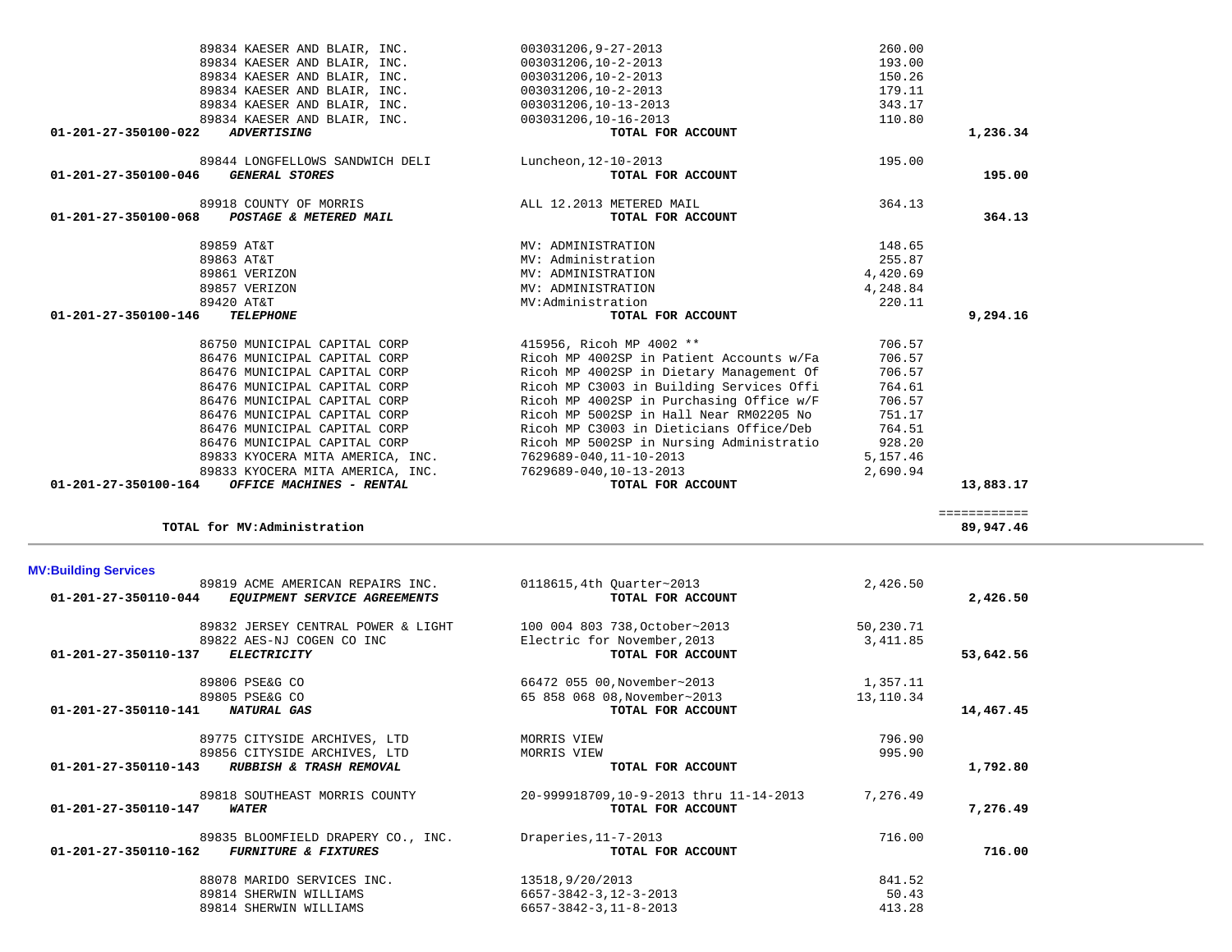| Account | Vendor / Description | Detail | Amount | Total |
|---|---|---|---|---|
| | 89834 KAESER AND BLAIR, INC. | 003031206,9-27-2013 | 260.00 | |
| | 89834 KAESER AND BLAIR, INC. | 003031206,10-2-2013 | 193.00 | |
| | 89834 KAESER AND BLAIR, INC. | 003031206,10-2-2013 | 150.26 | |
| | 89834 KAESER AND BLAIR, INC. | 003031206,10-2-2013 | 179.11 | |
| | 89834 KAESER AND BLAIR, INC. | 003031206,10-13-2013 | 343.17 | |
| | 89834 KAESER AND BLAIR, INC. | 003031206,10-16-2013 | 110.80 | |
| **01-201-27-350100-022** | ***ADVERTISING*** | **TOTAL FOR ACCOUNT** | | **1,236.34** |
| | 89844 LONGFELLOWS SANDWICH DELI | Luncheon,12-10-2013 | 195.00 | |
| **01-201-27-350100-046** | ***GENERAL STORES*** | **TOTAL FOR ACCOUNT** | | **195.00** |
| | 89918 COUNTY OF MORRIS | ALL 12.2013 METERED MAIL | 364.13 | |
| **01-201-27-350100-068** | ***POSTAGE & METERED MAIL*** | **TOTAL FOR ACCOUNT** | | **364.13** |
| | 89859 AT&T | MV: ADMINISTRATION | 148.65 | |
| | 89863 AT&T | MV: Administration | 255.87 | |
| | 89861 VERIZON | MV: ADMINISTRATION | 4,420.69 | |
| | 89857 VERIZON | MV: ADMINISTRATION | 4,248.84 | |
| | 89420 AT&T | MV:Administration | 220.11 | |
| **01-201-27-350100-146** | ***TELEPHONE*** | **TOTAL FOR ACCOUNT** | | **9,294.16** |
| | 86750 MUNICIPAL CAPITAL CORP | 415956, Ricoh MP 4002 ** | 706.57 | |
| | 86476 MUNICIPAL CAPITAL CORP | Ricoh MP 4002SP in Patient Accounts w/Fa | 706.57 | |
| | 86476 MUNICIPAL CAPITAL CORP | Ricoh MP 4002SP in Dietary Management Of | 706.57 | |
| | 86476 MUNICIPAL CAPITAL CORP | Ricoh MP C3003 in Building Services Offi | 764.61 | |
| | 86476 MUNICIPAL CAPITAL CORP | Ricoh MP 4002SP in Purchasing Office w/F | 706.57 | |
| | 86476 MUNICIPAL CAPITAL CORP | Ricoh MP 5002SP in Hall Near RM02205 No | 751.17 | |
| | 86476 MUNICIPAL CAPITAL CORP | Ricoh MP C3003 in Dieticians Office/Deb | 764.51 | |
| | 86476 MUNICIPAL CAPITAL CORP | Ricoh MP 5002SP in Nursing Administratio | 928.20 | |
| | 89833 KYOCERA MITA AMERICA, INC. | 7629689-040,11-10-2013 | 5,157.46 | |
| | 89833 KYOCERA MITA AMERICA, INC. | 7629689-040,10-13-2013 | 2,690.94 | |
| **01-201-27-350100-164** | ***OFFICE MACHINES - RENTAL*** | **TOTAL FOR ACCOUNT** | | **13,883.17** |
| | | | | ============ |
| | **TOTAL for MV:Administration** | | | **89,947.46** |

## MV:Building Services

| Account | Vendor / Description | Detail | Amount | Total |
|---|---|---|---|---|
| | 89819 ACME AMERICAN REPAIRS INC. | 0118615,4th Quarter~2013 | 2,426.50 | |
| **01-201-27-350110-044** | ***EQUIPMENT SERVICE AGREEMENTS*** | **TOTAL FOR ACCOUNT** | | **2,426.50** |
| | 89832 JERSEY CENTRAL POWER & LIGHT | 100 004 803 738,October~2013 | 50,230.71 | |
| | 89822 AES-NJ COGEN CO INC | Electric for November,2013 | 3,411.85 | |
| **01-201-27-350110-137** | ***ELECTRICITY*** | **TOTAL FOR ACCOUNT** | | **53,642.56** |
| | 89806 PSE&G CO | 66472 055 00,November~2013 | 1,357.11 | |
| | 89805 PSE&G CO | 65 858 068 08,November~2013 | 13,110.34 | |
| **01-201-27-350110-141** | ***NATURAL GAS*** | **TOTAL FOR ACCOUNT** | | **14,467.45** |
| | 89775 CITYSIDE ARCHIVES, LTD | MORRIS VIEW | 796.90 | |
| | 89856 CITYSIDE ARCHIVES, LTD | MORRIS VIEW | 995.90 | |
| **01-201-27-350110-143** | ***RUBBISH & TRASH REMOVAL*** | **TOTAL FOR ACCOUNT** | | **1,792.80** |
| | 89818 SOUTHEAST MORRIS COUNTY | 20-999918709,10-9-2013 thru 11-14-2013 | 7,276.49 | |
| **01-201-27-350110-147** | ***WATER*** | **TOTAL FOR ACCOUNT** | | **7,276.49** |
| | 89835 BLOOMFIELD DRAPERY CO., INC. | Draperies,11-7-2013 | 716.00 | |
| **01-201-27-350110-162** | ***FURNITURE & FIXTURES*** | **TOTAL FOR ACCOUNT** | | **716.00** |
| | 88078 MARIDO SERVICES INC. | 13518,9/20/2013 | 841.52 | |
| | 89814 SHERWIN WILLIAMS | 6657-3842-3,12-3-2013 | 50.43 | |
| | 89814 SHERWIN WILLIAMS | 6657-3842-3,11-8-2013 | 413.28 | |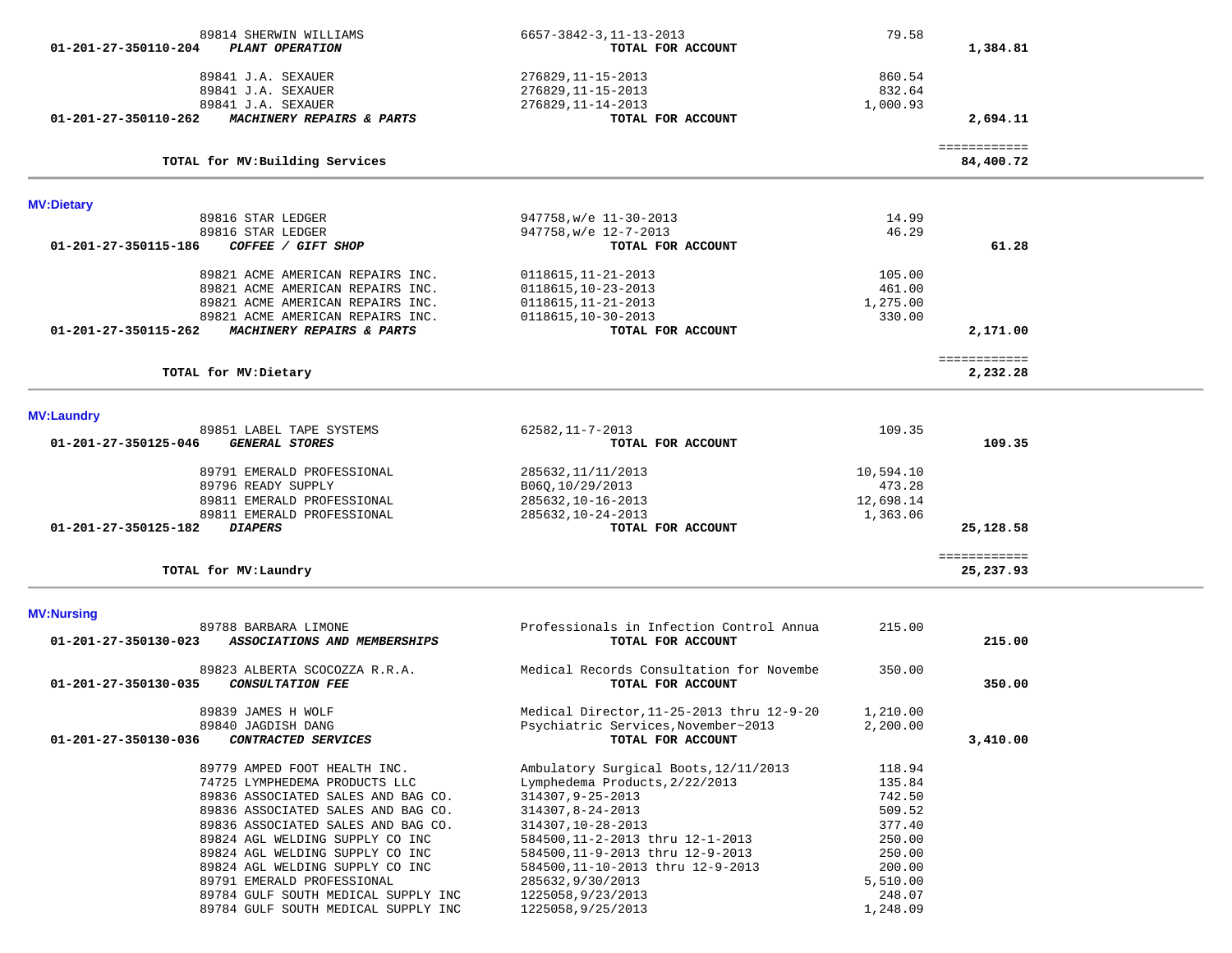| Account | Description | Invoice / Reference | Amount | Total |
|---|---|---|---|---|
| | 89814 SHERWIN WILLIAMS | 6657-3842-3,11-13-2013 | 79.58 | |
| **01-201-27-350110-204** | ***PLANT OPERATION*** | **TOTAL FOR ACCOUNT** | | **1,384.81** |
| | 89841 J.A. SEXAUER | 276829,11-15-2013 | 860.54 | |
| | 89841 J.A. SEXAUER | 276829,11-15-2013 | 832.64 | |
| | 89841 J.A. SEXAUER | 276829,11-14-2013 | 1,000.93 | |
| **01-201-27-350110-262** | ***MACHINERY REPAIRS & PARTS*** | **TOTAL FOR ACCOUNT** | | **2,694.11** |
| | | | | ============ |
| | **TOTAL for MV:Building Services** | | | **84,400.72** |

**MV:Dietary**

| Account | Description | Invoice / Reference | Amount | Total |
|---|---|---|---|---|
| | 89816 STAR LEDGER | 947758,w/e 11-30-2013 | 14.99 | |
| | 89816 STAR LEDGER | 947758,w/e 12-7-2013 | 46.29 | |
| **01-201-27-350115-186** | ***COFFEE / GIFT SHOP*** | **TOTAL FOR ACCOUNT** | | **61.28** |
| | 89821 ACME AMERICAN REPAIRS INC. | 0118615,11-21-2013 | 105.00 | |
| | 89821 ACME AMERICAN REPAIRS INC. | 0118615,10-23-2013 | 461.00 | |
| | 89821 ACME AMERICAN REPAIRS INC. | 0118615,11-21-2013 | 1,275.00 | |
| | 89821 ACME AMERICAN REPAIRS INC. | 0118615,10-30-2013 | 330.00 | |
| **01-201-27-350115-262** | ***MACHINERY REPAIRS & PARTS*** | **TOTAL FOR ACCOUNT** | | **2,171.00** |
| | | | | ============ |
| | **TOTAL for MV:Dietary** | | | **2,232.28** |

**MV:Laundry**

| Account | Description | Invoice / Reference | Amount | Total |
|---|---|---|---|---|
| | 89851 LABEL TAPE SYSTEMS | 62582,11-7-2013 | 109.35 | |
| **01-201-27-350125-046** | ***GENERAL STORES*** | **TOTAL FOR ACCOUNT** | | **109.35** |
| | 89791 EMERALD PROFESSIONAL | 285632,11/11/2013 | 10,594.10 | |
| | 89796 READY SUPPLY | B06Q,10/29/2013 | 473.28 | |
| | 89811 EMERALD PROFESSIONAL | 285632,10-16-2013 | 12,698.14 | |
| | 89811 EMERALD PROFESSIONAL | 285632,10-24-2013 | 1,363.06 | |
| **01-201-27-350125-182** | ***DIAPERS*** | **TOTAL FOR ACCOUNT** | | **25,128.58** |
| | | | | ============ |
| | **TOTAL for MV:Laundry** | | | **25,237.93** |

**MV:Nursing**

| Account | Description | Invoice / Reference | Amount | Total |
|---|---|---|---|---|
| | 89788 BARBARA LIMONE | Professionals in Infection Control Annua | 215.00 | |
| **01-201-27-350130-023** | ***ASSOCIATIONS AND MEMBERSHIPS*** | **TOTAL FOR ACCOUNT** | | **215.00** |
| | 89823 ALBERTA SCOCOZZA R.R.A. | Medical Records Consultation for Novembe | 350.00 | |
| **01-201-27-350130-035** | ***CONSULTATION FEE*** | **TOTAL FOR ACCOUNT** | | **350.00** |
| | 89839 JAMES H WOLF | Medical Director,11-25-2013 thru 12-9-20 | 1,210.00 | |
| | 89840 JAGDISH DANG | Psychiatric Services,November~2013 | 2,200.00 | |
| **01-201-27-350130-036** | ***CONTRACTED SERVICES*** | **TOTAL FOR ACCOUNT** | | **3,410.00** |
| | 89779 AMPED FOOT HEALTH INC. | Ambulatory Surgical Boots,12/11/2013 | 118.94 | |
| | 74725 LYMPHEDEMA PRODUCTS LLC | Lymphedema Products,2/22/2013 | 135.84 | |
| | 89836 ASSOCIATED SALES AND BAG CO. | 314307,9-25-2013 | 742.50 | |
| | 89836 ASSOCIATED SALES AND BAG CO. | 314307,8-24-2013 | 509.52 | |
| | 89836 ASSOCIATED SALES AND BAG CO. | 314307,10-28-2013 | 377.40 | |
| | 89824 AGL WELDING SUPPLY CO INC | 584500,11-2-2013 thru 12-1-2013 | 250.00 | |
| | 89824 AGL WELDING SUPPLY CO INC | 584500,11-9-2013 thru 12-9-2013 | 250.00 | |
| | 89824 AGL WELDING SUPPLY CO INC | 584500,11-10-2013 thru 12-9-2013 | 200.00 | |
| | 89791 EMERALD PROFESSIONAL | 285632,9/30/2013 | 5,510.00 | |
| | 89784 GULF SOUTH MEDICAL SUPPLY INC | 1225058,9/23/2013 | 248.07 | |
| | 89784 GULF SOUTH MEDICAL SUPPLY INC | 1225058,9/25/2013 | 1,248.09 | |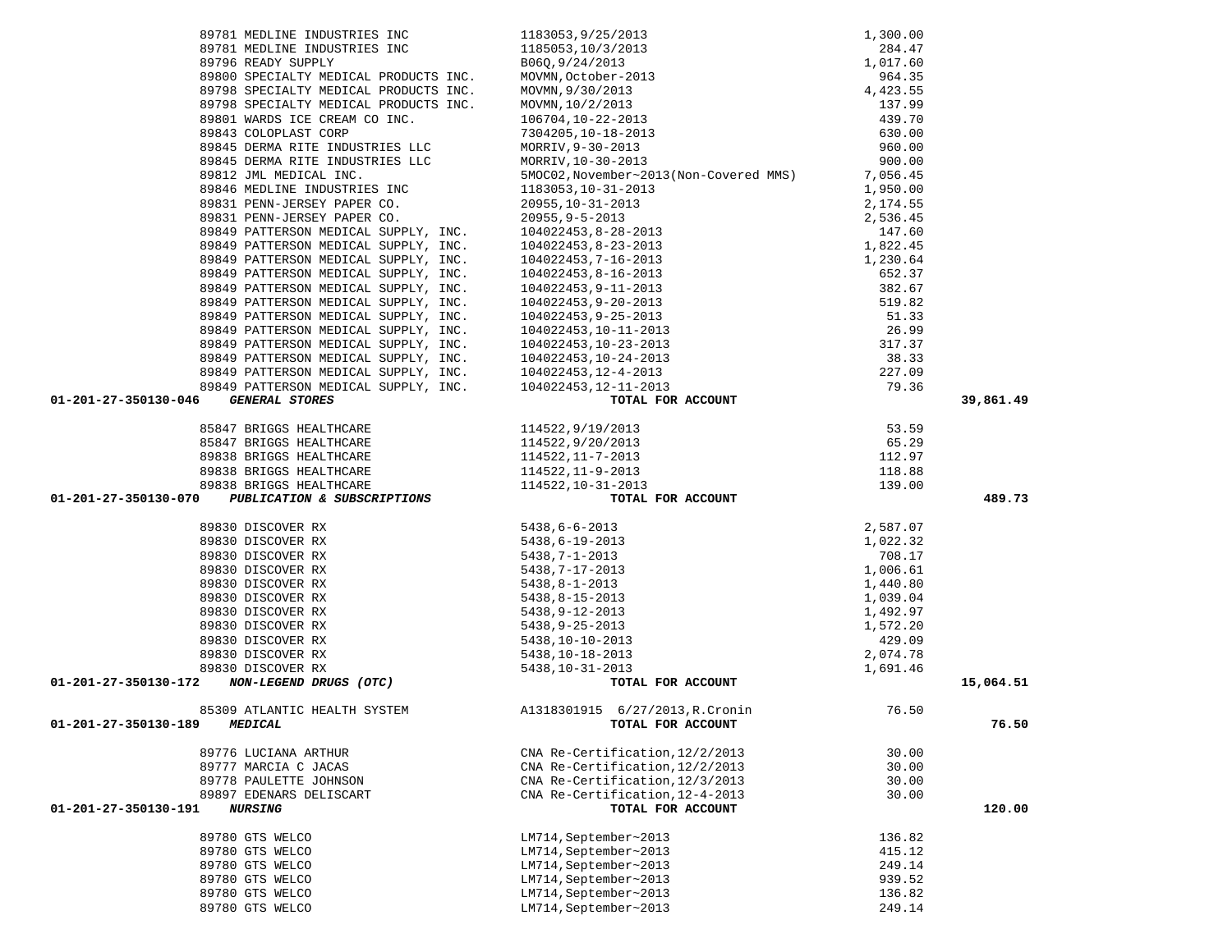| Account | Vendor | Description | Amount | Total |
|---|---|---|---|---|
| | 89781 MEDLINE INDUSTRIES INC | 1183053,9/25/2013 | 1,300.00 | |
| | 89781 MEDLINE INDUSTRIES INC | 1185053,10/3/2013 | 284.47 | |
| | 89796 READY SUPPLY | B06Q,9/24/2013 | 1,017.60 | |
| | 89800 SPECIALTY MEDICAL PRODUCTS INC. | MOVMN,October-2013 | 964.35 | |
| | 89798 SPECIALTY MEDICAL PRODUCTS INC. | MOVMN,9/30/2013 | 4,423.55 | |
| | 89798 SPECIALTY MEDICAL PRODUCTS INC. | MOVMN,10/2/2013 | 137.99 | |
| | 89801 WARDS ICE CREAM CO INC. | 106704,10-22-2013 | 439.70 | |
| | 89843 COLOPLAST CORP | 7304205,10-18-2013 | 630.00 | |
| | 89845 DERMA RITE INDUSTRIES LLC | MORRIV,9-30-2013 | 960.00 | |
| | 89845 DERMA RITE INDUSTRIES LLC | MORRIV,10-30-2013 | 900.00 | |
| | 89812 JML MEDICAL INC. | 5MOC02,November~2013(Non-Covered MMS) | 7,056.45 | |
| | 89846 MEDLINE INDUSTRIES INC | 1183053,10-31-2013 | 1,950.00 | |
| | 89831 PENN-JERSEY PAPER CO. | 20955,10-31-2013 | 2,174.55 | |
| | 89831 PENN-JERSEY PAPER CO. | 20955,9-5-2013 | 2,536.45 | |
| | 89849 PATTERSON MEDICAL SUPPLY, INC. | 104022453,8-28-2013 | 147.60 | |
| | 89849 PATTERSON MEDICAL SUPPLY, INC. | 104022453,8-23-2013 | 1,822.45 | |
| | 89849 PATTERSON MEDICAL SUPPLY, INC. | 104022453,7-16-2013 | 1,230.64 | |
| | 89849 PATTERSON MEDICAL SUPPLY, INC. | 104022453,8-16-2013 | 652.37 | |
| | 89849 PATTERSON MEDICAL SUPPLY, INC. | 104022453,9-11-2013 | 382.67 | |
| | 89849 PATTERSON MEDICAL SUPPLY, INC. | 104022453,9-20-2013 | 519.82 | |
| | 89849 PATTERSON MEDICAL SUPPLY, INC. | 104022453,9-25-2013 | 51.33 | |
| | 89849 PATTERSON MEDICAL SUPPLY, INC. | 104022453,10-11-2013 | 26.99 | |
| | 89849 PATTERSON MEDICAL SUPPLY, INC. | 104022453,10-23-2013 | 317.37 | |
| | 89849 PATTERSON MEDICAL SUPPLY, INC. | 104022453,10-24-2013 | 38.33 | |
| | 89849 PATTERSON MEDICAL SUPPLY, INC. | 104022453,12-4-2013 | 227.09 | |
| | 89849 PATTERSON MEDICAL SUPPLY, INC. | 104022453,12-11-2013 | 79.36 | |
| **01-201-27-350130-046** | ***GENERAL STORES*** | **TOTAL FOR ACCOUNT** | | **39,861.49** |
| | 85847 BRIGGS HEALTHCARE | 114522,9/19/2013 | 53.59 | |
| | 85847 BRIGGS HEALTHCARE | 114522,9/20/2013 | 65.29 | |
| | 89838 BRIGGS HEALTHCARE | 114522,11-7-2013 | 112.97 | |
| | 89838 BRIGGS HEALTHCARE | 114522,11-9-2013 | 118.88 | |
| | 89838 BRIGGS HEALTHCARE | 114522,10-31-2013 | 139.00 | |
| **01-201-27-350130-070** | ***PUBLICATION & SUBSCRIPTIONS*** | **TOTAL FOR ACCOUNT** | | **489.73** |
| | 89830 DISCOVER RX | 5438,6-6-2013 | 2,587.07 | |
| | 89830 DISCOVER RX | 5438,6-19-2013 | 1,022.32 | |
| | 89830 DISCOVER RX | 5438,7-1-2013 | 708.17 | |
| | 89830 DISCOVER RX | 5438,7-17-2013 | 1,006.61 | |
| | 89830 DISCOVER RX | 5438,8-1-2013 | 1,440.80 | |
| | 89830 DISCOVER RX | 5438,8-15-2013 | 1,039.04 | |
| | 89830 DISCOVER RX | 5438,9-12-2013 | 1,492.97 | |
| | 89830 DISCOVER RX | 5438,9-25-2013 | 1,572.20 | |
| | 89830 DISCOVER RX | 5438,10-10-2013 | 429.09 | |
| | 89830 DISCOVER RX | 5438,10-18-2013 | 2,074.78 | |
| | 89830 DISCOVER RX | 5438,10-31-2013 | 1,691.46 | |
| **01-201-27-350130-172** | ***NON-LEGEND DRUGS (OTC)*** | **TOTAL FOR ACCOUNT** | | **15,064.51** |
| | 85309 ATLANTIC HEALTH SYSTEM | A1318301915 6/27/2013,R.Cronin | 76.50 | |
| **01-201-27-350130-189** | ***MEDICAL*** | **TOTAL FOR ACCOUNT** | | **76.50** |
| | 89776 LUCIANA ARTHUR | CNA Re-Certification,12/2/2013 | 30.00 | |
| | 89777 MARCIA C JACAS | CNA Re-Certification,12/2/2013 | 30.00 | |
| | 89778 PAULETTE JOHNSON | CNA Re-Certification,12/3/2013 | 30.00 | |
| | 89897 EDENARS DELISCART | CNA Re-Certification,12-4-2013 | 30.00 | |
| **01-201-27-350130-191** | ***NURSING*** | **TOTAL FOR ACCOUNT** | | **120.00** |
| | 89780 GTS WELCO | LM714,September~2013 | 136.82 | |
| | 89780 GTS WELCO | LM714,September~2013 | 415.12 | |
| | 89780 GTS WELCO | LM714,September~2013 | 249.14 | |
| | 89780 GTS WELCO | LM714,September~2013 | 939.52 | |
| | 89780 GTS WELCO | LM714,September~2013 | 136.82 | |
| | 89780 GTS WELCO | LM714,September~2013 | 249.14 | |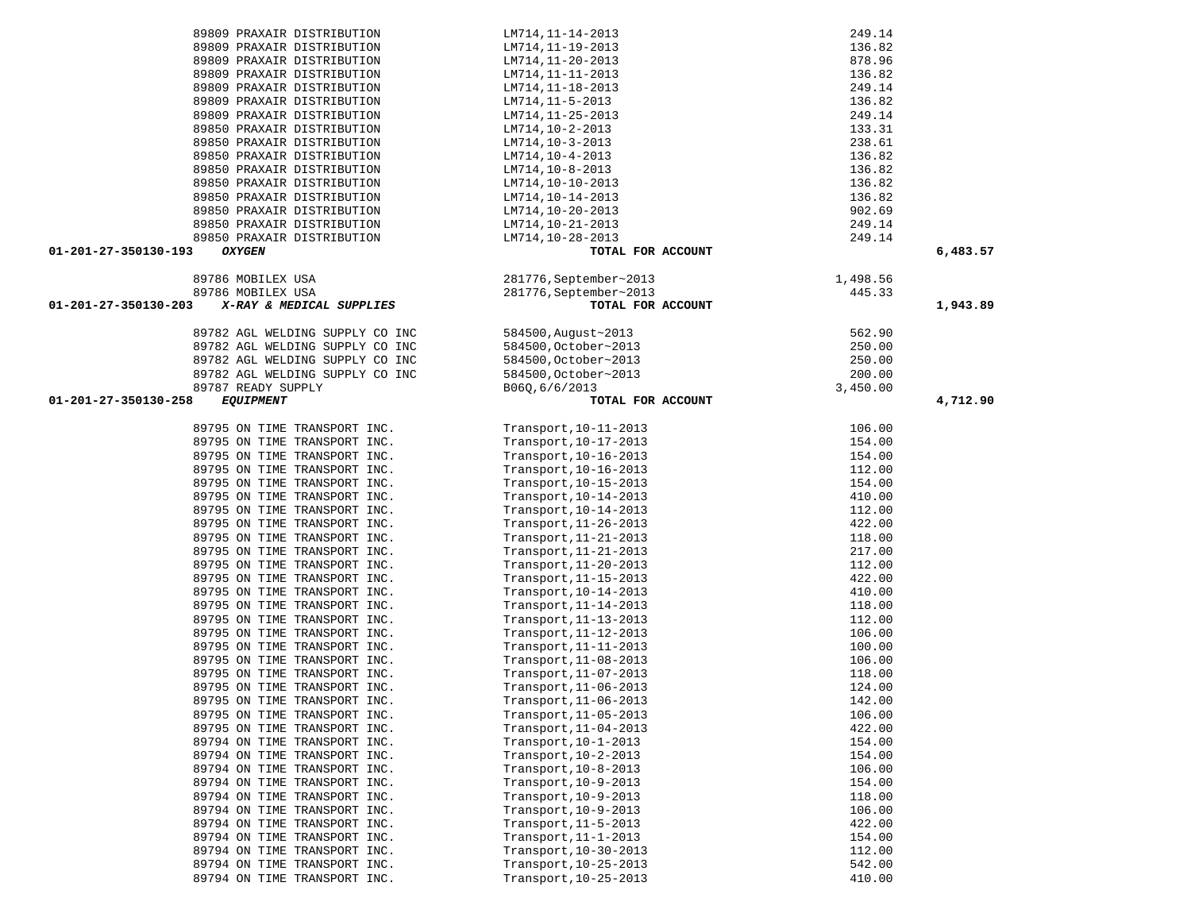| Account | Vendor | Description | Amount | Total |
|---|---|---|---|---|
| | 89809 PRAXAIR DISTRIBUTION | LM714,11-14-2013 | 249.14 | |
| | 89809 PRAXAIR DISTRIBUTION | LM714,11-19-2013 | 136.82 | |
| | 89809 PRAXAIR DISTRIBUTION | LM714,11-20-2013 | 878.96 | |
| | 89809 PRAXAIR DISTRIBUTION | LM714,11-11-2013 | 136.82 | |
| | 89809 PRAXAIR DISTRIBUTION | LM714,11-18-2013 | 249.14 | |
| | 89809 PRAXAIR DISTRIBUTION | LM714,11-5-2013 | 136.82 | |
| | 89809 PRAXAIR DISTRIBUTION | LM714,11-25-2013 | 249.14 | |
| | 89850 PRAXAIR DISTRIBUTION | LM714,10-2-2013 | 133.31 | |
| | 89850 PRAXAIR DISTRIBUTION | LM714,10-3-2013 | 238.61 | |
| | 89850 PRAXAIR DISTRIBUTION | LM714,10-4-2013 | 136.82 | |
| | 89850 PRAXAIR DISTRIBUTION | LM714,10-8-2013 | 136.82 | |
| | 89850 PRAXAIR DISTRIBUTION | LM714,10-10-2013 | 136.82 | |
| | 89850 PRAXAIR DISTRIBUTION | LM714,10-14-2013 | 136.82 | |
| | 89850 PRAXAIR DISTRIBUTION | LM714,10-20-2013 | 902.69 | |
| | 89850 PRAXAIR DISTRIBUTION | LM714,10-21-2013 | 249.14 | |
| | 89850 PRAXAIR DISTRIBUTION | LM714,10-28-2013 | 249.14 | |
| **01-201-27-350130-193** | ***OXYGEN*** | **TOTAL FOR ACCOUNT** | | **6,483.57** |
| | 89786 MOBILEX USA | 281776,September~2013 | 1,498.56 | |
| | 89786 MOBILEX USA | 281776,September~2013 | 445.33 | |
| **01-201-27-350130-203** | ***X-RAY & MEDICAL SUPPLIES*** | **TOTAL FOR ACCOUNT** | | **1,943.89** |
| | 89782 AGL WELDING SUPPLY CO INC | 584500,August~2013 | 562.90 | |
| | 89782 AGL WELDING SUPPLY CO INC | 584500,October~2013 | 250.00 | |
| | 89782 AGL WELDING SUPPLY CO INC | 584500,October~2013 | 250.00 | |
| | 89782 AGL WELDING SUPPLY CO INC | 584500,October~2013 | 200.00 | |
| | 89787 READY SUPPLY | B06Q,6/6/2013 | 3,450.00 | |
| **01-201-27-350130-258** | ***EQUIPMENT*** | **TOTAL FOR ACCOUNT** | | **4,712.90** |
| | 89795 ON TIME TRANSPORT INC. | Transport,10-11-2013 | 106.00 | |
| | 89795 ON TIME TRANSPORT INC. | Transport,10-17-2013 | 154.00 | |
| | 89795 ON TIME TRANSPORT INC. | Transport,10-16-2013 | 154.00 | |
| | 89795 ON TIME TRANSPORT INC. | Transport,10-16-2013 | 112.00 | |
| | 89795 ON TIME TRANSPORT INC. | Transport,10-15-2013 | 154.00 | |
| | 89795 ON TIME TRANSPORT INC. | Transport,10-14-2013 | 410.00 | |
| | 89795 ON TIME TRANSPORT INC. | Transport,10-14-2013 | 112.00 | |
| | 89795 ON TIME TRANSPORT INC. | Transport,11-26-2013 | 422.00 | |
| | 89795 ON TIME TRANSPORT INC. | Transport,11-21-2013 | 118.00 | |
| | 89795 ON TIME TRANSPORT INC. | Transport,11-21-2013 | 217.00 | |
| | 89795 ON TIME TRANSPORT INC. | Transport,11-20-2013 | 112.00 | |
| | 89795 ON TIME TRANSPORT INC. | Transport,11-15-2013 | 422.00 | |
| | 89795 ON TIME TRANSPORT INC. | Transport,10-14-2013 | 410.00 | |
| | 89795 ON TIME TRANSPORT INC. | Transport,11-14-2013 | 118.00 | |
| | 89795 ON TIME TRANSPORT INC. | Transport,11-13-2013 | 112.00 | |
| | 89795 ON TIME TRANSPORT INC. | Transport,11-12-2013 | 106.00 | |
| | 89795 ON TIME TRANSPORT INC. | Transport,11-11-2013 | 100.00 | |
| | 89795 ON TIME TRANSPORT INC. | Transport,11-08-2013 | 106.00 | |
| | 89795 ON TIME TRANSPORT INC. | Transport,11-07-2013 | 118.00 | |
| | 89795 ON TIME TRANSPORT INC. | Transport,11-06-2013 | 124.00 | |
| | 89795 ON TIME TRANSPORT INC. | Transport,11-06-2013 | 142.00 | |
| | 89795 ON TIME TRANSPORT INC. | Transport,11-05-2013 | 106.00 | |
| | 89795 ON TIME TRANSPORT INC. | Transport,11-04-2013 | 422.00 | |
| | 89794 ON TIME TRANSPORT INC. | Transport,10-1-2013 | 154.00 | |
| | 89794 ON TIME TRANSPORT INC. | Transport,10-2-2013 | 154.00 | |
| | 89794 ON TIME TRANSPORT INC. | Transport,10-8-2013 | 106.00 | |
| | 89794 ON TIME TRANSPORT INC. | Transport,10-9-2013 | 154.00 | |
| | 89794 ON TIME TRANSPORT INC. | Transport,10-9-2013 | 118.00 | |
| | 89794 ON TIME TRANSPORT INC. | Transport,10-9-2013 | 106.00 | |
| | 89794 ON TIME TRANSPORT INC. | Transport,11-5-2013 | 422.00 | |
| | 89794 ON TIME TRANSPORT INC. | Transport,11-1-2013 | 154.00 | |
| | 89794 ON TIME TRANSPORT INC. | Transport,10-30-2013 | 112.00 | |
| | 89794 ON TIME TRANSPORT INC. | Transport,10-25-2013 | 542.00 | |
| | 89794 ON TIME TRANSPORT INC. | Transport,10-25-2013 | 410.00 | |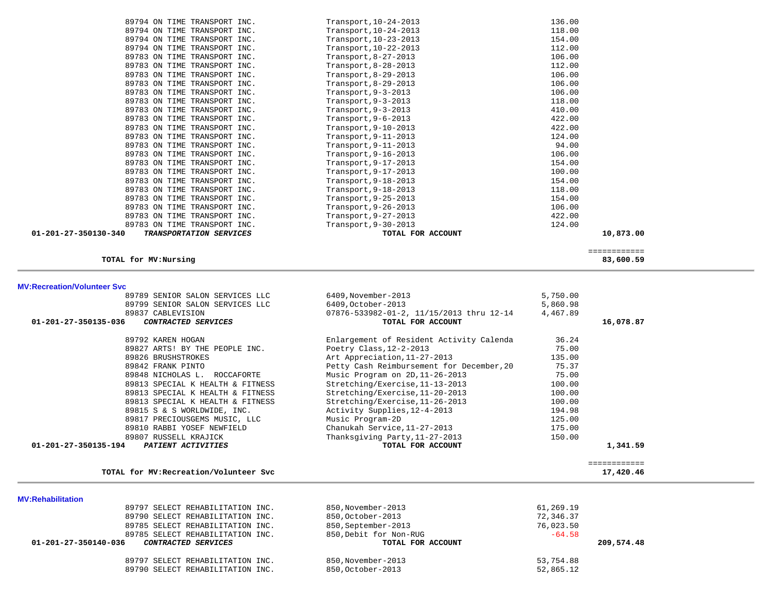| Account | Vendor | Description | Amount | Total |
|---|---|---|---|---|
| | 89794 ON TIME TRANSPORT INC. | Transport,10-24-2013 | 136.00 | |
| | 89794 ON TIME TRANSPORT INC. | Transport,10-24-2013 | 118.00 | |
| | 89794 ON TIME TRANSPORT INC. | Transport,10-23-2013 | 154.00 | |
| | 89794 ON TIME TRANSPORT INC. | Transport,10-22-2013 | 112.00 | |
| | 89783 ON TIME TRANSPORT INC. | Transport,8-27-2013 | 106.00 | |
| | 89783 ON TIME TRANSPORT INC. | Transport,8-28-2013 | 112.00 | |
| | 89783 ON TIME TRANSPORT INC. | Transport,8-29-2013 | 106.00 | |
| | 89783 ON TIME TRANSPORT INC. | Transport,8-29-2013 | 106.00 | |
| | 89783 ON TIME TRANSPORT INC. | Transport,9-3-2013 | 106.00 | |
| | 89783 ON TIME TRANSPORT INC. | Transport,9-3-2013 | 118.00 | |
| | 89783 ON TIME TRANSPORT INC. | Transport,9-3-2013 | 410.00 | |
| | 89783 ON TIME TRANSPORT INC. | Transport,9-6-2013 | 422.00 | |
| | 89783 ON TIME TRANSPORT INC. | Transport,9-10-2013 | 422.00 | |
| | 89783 ON TIME TRANSPORT INC. | Transport,9-11-2013 | 124.00 | |
| | 89783 ON TIME TRANSPORT INC. | Transport,9-11-2013 | 94.00 | |
| | 89783 ON TIME TRANSPORT INC. | Transport,9-16-2013 | 106.00 | |
| | 89783 ON TIME TRANSPORT INC. | Transport,9-17-2013 | 154.00 | |
| | 89783 ON TIME TRANSPORT INC. | Transport,9-17-2013 | 100.00 | |
| | 89783 ON TIME TRANSPORT INC. | Transport,9-18-2013 | 154.00 | |
| | 89783 ON TIME TRANSPORT INC. | Transport,9-18-2013 | 118.00 | |
| | 89783 ON TIME TRANSPORT INC. | Transport,9-25-2013 | 154.00 | |
| | 89783 ON TIME TRANSPORT INC. | Transport,9-26-2013 | 106.00 | |
| | 89783 ON TIME TRANSPORT INC. | Transport,9-27-2013 | 422.00 | |
| | 89783 ON TIME TRANSPORT INC. | Transport,9-30-2013 | 124.00 | |
| **01-201-27-350130-340** | ***TRANSPORTATION SERVICES*** | **TOTAL FOR ACCOUNT** | | **10,873.00** |

**TOTAL for MV:Nursing** — ============ **83,600.59**

## MV:Recreation/Volunteer Svc

| Account | Vendor | Description | Amount | Total |
|---|---|---|---|---|
| | 89789 SENIOR SALON SERVICES LLC | 6409,November-2013 | 5,750.00 | |
| | 89799 SENIOR SALON SERVICES LLC | 6409,October-2013 | 5,860.98 | |
| | 89837 CABLEVISION | 07876-533982-01-2, 11/15/2013 thru 12-14 | 4,467.89 | |
| **01-201-27-350135-036** | ***CONTRACTED SERVICES*** | **TOTAL FOR ACCOUNT** | | **16,078.87** |
| | 89792 KAREN HOGAN | Enlargement of Resident Activity Calenda | 36.24 | |
| | 89827 ARTS! BY THE PEOPLE INC. | Poetry Class,12-2-2013 | 75.00 | |
| | 89826 BRUSHSTROKES | Art Appreciation,11-27-2013 | 135.00 | |
| | 89842 FRANK PINTO | Petty Cash Reimbursement for December,20 | 75.37 | |
| | 89848 NICHOLAS L. ROCCAFORTE | Music Program on 2D,11-26-2013 | 75.00 | |
| | 89813 SPECIAL K HEALTH & FITNESS | Stretching/Exercise,11-13-2013 | 100.00 | |
| | 89813 SPECIAL K HEALTH & FITNESS | Stretching/Exercise,11-20-2013 | 100.00 | |
| | 89813 SPECIAL K HEALTH & FITNESS | Stretching/Exercise,11-26-2013 | 100.00 | |
| | 89815 S & S WORLDWIDE, INC. | Activity Supplies,12-4-2013 | 194.98 | |
| | 89817 PRECIOUSGEMS MUSIC, LLC | Music Program-2D | 125.00 | |
| | 89810 RABBI YOSEF NEWFIELD | Chanukah Service,11-27-2013 | 175.00 | |
| | 89807 RUSSELL KRAJICK | Thanksgiving Party,11-27-2013 | 150.00 | |
| **01-201-27-350135-194** | ***PATIENT ACTIVITIES*** | **TOTAL FOR ACCOUNT** | | **1,341.59** |

**TOTAL for MV:Recreation/Volunteer Svc** — ============ **17,420.46**

## MV:Rehabilitation

| Account | Vendor | Description | Amount | Total |
|---|---|---|---|---|
| | 89797 SELECT REHABILITATION INC. | 850,November-2013 | 61,269.19 | |
| | 89790 SELECT REHABILITATION INC. | 850,October-2013 | 72,346.37 | |
| | 89785 SELECT REHABILITATION INC. | 850,September-2013 | 76,023.50 | |
| | 89785 SELECT REHABILITATION INC. | 850,Debit for Non-RUG | -64.58 | |
| **01-201-27-350140-036** | ***CONTRACTED SERVICES*** | **TOTAL FOR ACCOUNT** | | **209,574.48** |
| | 89797 SELECT REHABILITATION INC. | 850,November-2013 | 53,754.88 | |
| | 89790 SELECT REHABILITATION INC. | 850,October-2013 | 52,865.12 | |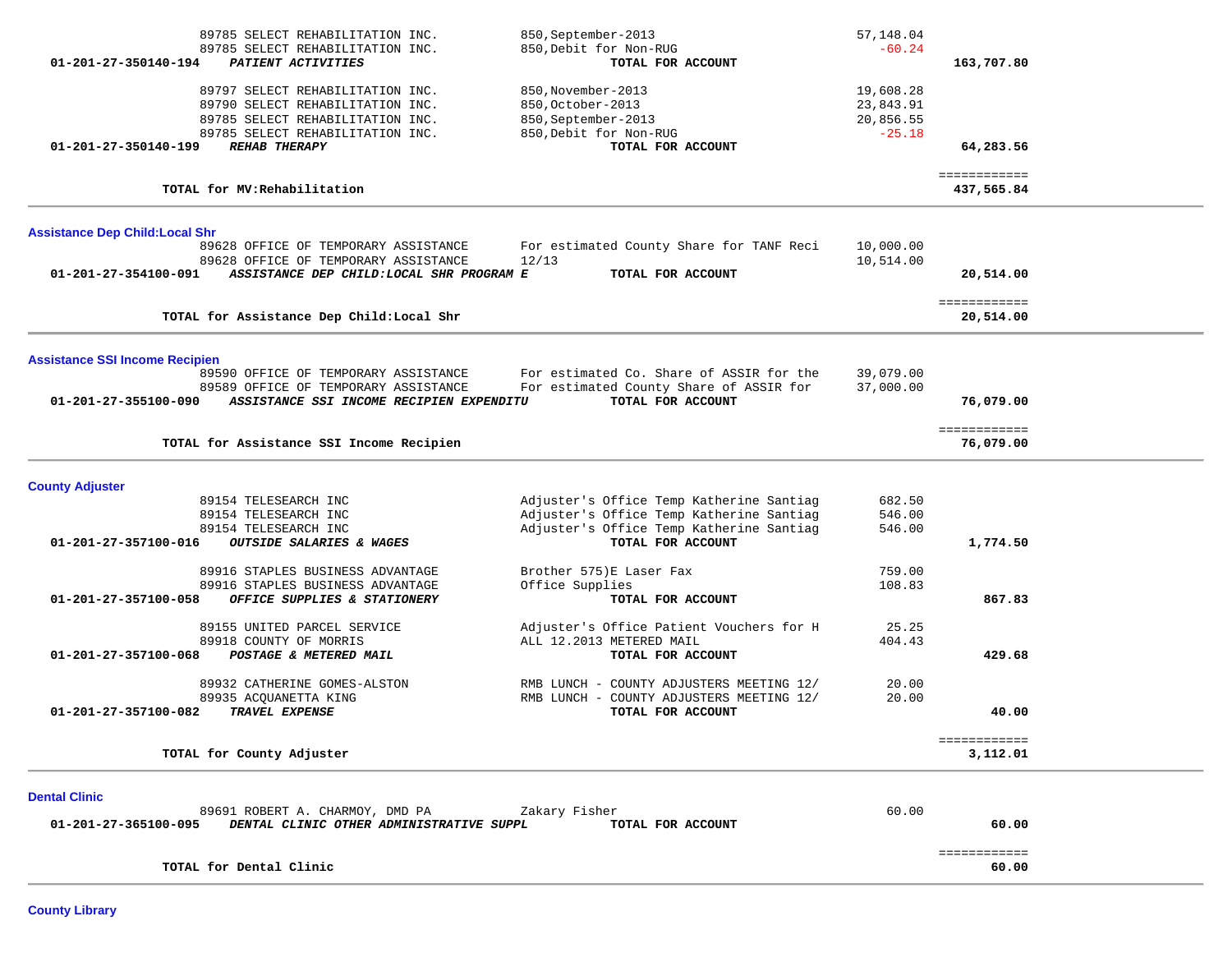| Account | Vendor / Description | Detail | Amount | Total |
|---|---|---|---|---|
| | 89785 SELECT REHABILITATION INC. | 850,September-2013 | 57,148.04 | |
| | 89785 SELECT REHABILITATION INC. | 850,Debit for Non-RUG | -60.24 | |
| 01-201-27-350140-194 | ***PATIENT ACTIVITIES*** | **TOTAL FOR ACCOUNT** | | **163,707.80** |
| | 89797 SELECT REHABILITATION INC. | 850,November-2013 | 19,608.28 | |
| | 89790 SELECT REHABILITATION INC. | 850,October-2013 | 23,843.91 | |
| | 89785 SELECT REHABILITATION INC. | 850,September-2013 | 20,856.55 | |
| | 89785 SELECT REHABILITATION INC. | 850,Debit for Non-RUG | -25.18 | |
| 01-201-27-350140-199 | ***REHAB THERAPY*** | **TOTAL FOR ACCOUNT** | | **64,283.56** |
| | **TOTAL for MV:Rehabilitation** | | | ============ **437,565.84** |

## Assistance Dep Child:Local Shr

| Account | Vendor / Description | Detail | Amount | Total |
|---|---|---|---|---|
| | 89628 OFFICE OF TEMPORARY ASSISTANCE | For estimated County Share for TANF Reci | 10,000.00 | |
| | 89628 OFFICE OF TEMPORARY ASSISTANCE | 12/13 | 10,514.00 | |
| 01-201-27-354100-091 | ***ASSISTANCE DEP CHILD:LOCAL SHR PROGRAM E*** | **TOTAL FOR ACCOUNT** | | **20,514.00** |
| | **TOTAL for Assistance Dep Child:Local Shr** | | | ============ **20,514.00** |

## Assistance SSI Income Recipien

| Account | Vendor / Description | Detail | Amount | Total |
|---|---|---|---|---|
| | 89590 OFFICE OF TEMPORARY ASSISTANCE | For estimated Co. Share of ASSIR for the | 39,079.00 | |
| | 89589 OFFICE OF TEMPORARY ASSISTANCE | For estimated County Share of ASSIR for | 37,000.00 | |
| 01-201-27-355100-090 | ***ASSISTANCE SSI INCOME RECIPIEN EXPENDITU*** | **TOTAL FOR ACCOUNT** | | **76,079.00** |
| | **TOTAL for Assistance SSI Income Recipien** | | | ============ **76,079.00** |

## County Adjuster

| Account | Vendor / Description | Detail | Amount | Total |
|---|---|---|---|---|
| | 89154 TELESEARCH INC | Adjuster's Office Temp Katherine Santiag | 682.50 | |
| | 89154 TELESEARCH INC | Adjuster's Office Temp Katherine Santiag | 546.00 | |
| | 89154 TELESEARCH INC | Adjuster's Office Temp Katherine Santiag | 546.00 | |
| 01-201-27-357100-016 | ***OUTSIDE SALARIES & WAGES*** | **TOTAL FOR ACCOUNT** | | **1,774.50** |
| | 89916 STAPLES BUSINESS ADVANTAGE | Brother 575)E Laser Fax | 759.00 | |
| | 89916 STAPLES BUSINESS ADVANTAGE | Office Supplies | 108.83 | |
| 01-201-27-357100-058 | ***OFFICE SUPPLIES & STATIONERY*** | **TOTAL FOR ACCOUNT** | | **867.83** |
| | 89155 UNITED PARCEL SERVICE | Adjuster's Office Patient Vouchers for H | 25.25 | |
| | 89918 COUNTY OF MORRIS | ALL 12.2013 METERED MAIL | 404.43 | |
| 01-201-27-357100-068 | ***POSTAGE & METERED MAIL*** | **TOTAL FOR ACCOUNT** | | **429.68** |
| | 89932 CATHERINE GOMES-ALSTON | RMB LUNCH - COUNTY ADJUSTERS MEETING 12/ | 20.00 | |
| | 89935 ACQUANETTA KING | RMB LUNCH - COUNTY ADJUSTERS MEETING 12/ | 20.00 | |
| 01-201-27-357100-082 | ***TRAVEL EXPENSE*** | **TOTAL FOR ACCOUNT** | | **40.00** |
| | **TOTAL for County Adjuster** | | | ============ **3,112.01** |

## Dental Clinic

| Account | Vendor / Description | Detail | Amount | Total |
|---|---|---|---|---|
| | 89691 ROBERT A. CHARMOY, DMD PA | Zakary Fisher | 60.00 | |
| 01-201-27-365100-095 | ***DENTAL CLINIC OTHER ADMINISTRATIVE SUPPL*** | **TOTAL FOR ACCOUNT** | | **60.00** |
| | **TOTAL for Dental Clinic** | | | ============ **60.00** |

## County Library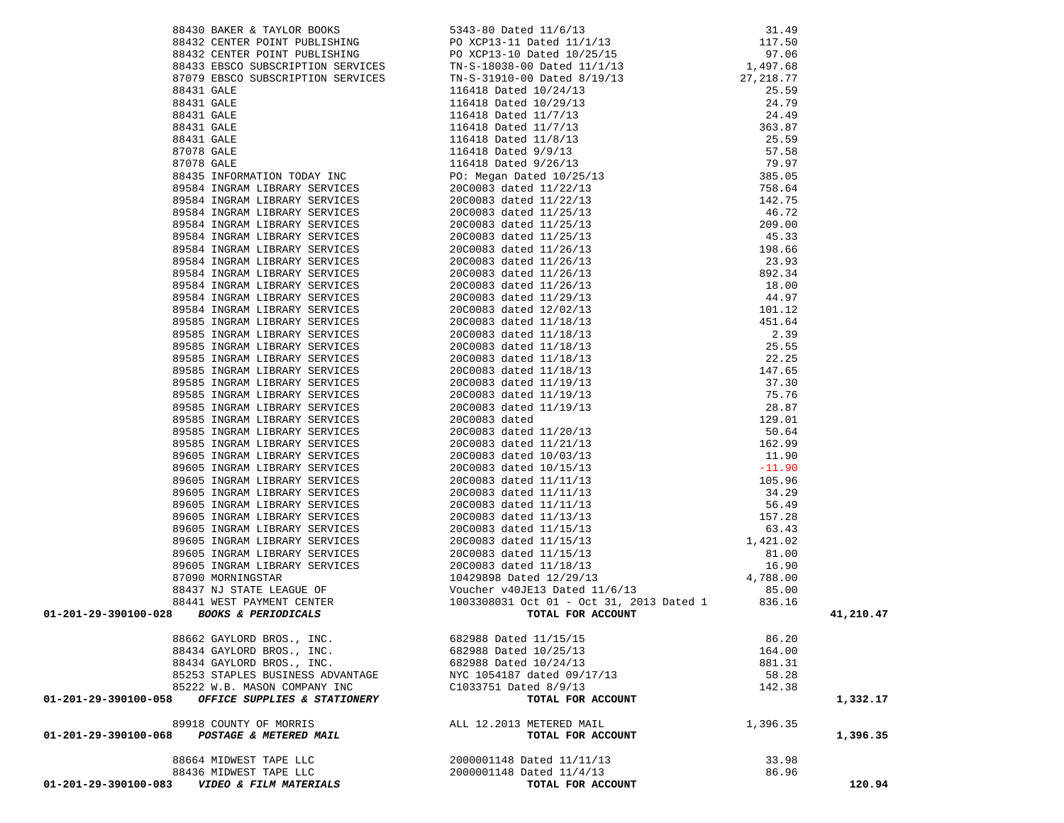| Account | Vendor | Description | Amount | Total |
|---|---|---|---|---|
| | 88430 BAKER & TAYLOR BOOKS | 5343-80 Dated 11/6/13 | 31.49 | |
| | 88432 CENTER POINT PUBLISHING | PO XCP13-11 Dated 11/1/13 | 117.50 | |
| | 88432 CENTER POINT PUBLISHING | PO XCP13-10 Dated 10/25/15 | 97.06 | |
| | 88433 EBSCO SUBSCRIPTION SERVICES | TN-S-18038-00 Dated 11/1/13 | 1,497.68 | |
| | 87079 EBSCO SUBSCRIPTION SERVICES | TN-S-31910-00 Dated 8/19/13 | 27,218.77 | |
| | 88431 GALE | 116418 Dated 10/24/13 | 25.59 | |
| | 88431 GALE | 116418 Dated 10/29/13 | 24.79 | |
| | 88431 GALE | 116418 Dated 11/7/13 | 24.49 | |
| | 88431 GALE | 116418 Dated 11/7/13 | 363.87 | |
| | 88431 GALE | 116418 Dated 11/8/13 | 25.59 | |
| | 87078 GALE | 116418 Dated 9/9/13 | 57.58 | |
| | 87078 GALE | 116418 Dated 9/26/13 | 79.97 | |
| | 88435 INFORMATION TODAY INC | PO: Megan Dated 10/25/13 | 385.05 | |
| | 89584 INGRAM LIBRARY SERVICES | 20C0083 dated 11/22/13 | 758.64 | |
| | 89584 INGRAM LIBRARY SERVICES | 20C0083 dated 11/22/13 | 142.75 | |
| | 89584 INGRAM LIBRARY SERVICES | 20C0083 dated 11/25/13 | 46.72 | |
| | 89584 INGRAM LIBRARY SERVICES | 20C0083 dated 11/25/13 | 209.00 | |
| | 89584 INGRAM LIBRARY SERVICES | 20C0083 dated 11/25/13 | 45.33 | |
| | 89584 INGRAM LIBRARY SERVICES | 20C0083 dated 11/26/13 | 198.66 | |
| | 89584 INGRAM LIBRARY SERVICES | 20C0083 dated 11/26/13 | 23.93 | |
| | 89584 INGRAM LIBRARY SERVICES | 20C0083 dated 11/26/13 | 892.34 | |
| | 89584 INGRAM LIBRARY SERVICES | 20C0083 dated 11/26/13 | 18.00 | |
| | 89584 INGRAM LIBRARY SERVICES | 20C0083 dated 11/29/13 | 44.97 | |
| | 89584 INGRAM LIBRARY SERVICES | 20C0083 dated 12/02/13 | 101.12 | |
| | 89585 INGRAM LIBRARY SERVICES | 20C0083 dated 11/18/13 | 451.64 | |
| | 89585 INGRAM LIBRARY SERVICES | 20C0083 dated 11/18/13 | 2.39 | |
| | 89585 INGRAM LIBRARY SERVICES | 20C0083 dated 11/18/13 | 25.55 | |
| | 89585 INGRAM LIBRARY SERVICES | 20C0083 dated 11/18/13 | 22.25 | |
| | 89585 INGRAM LIBRARY SERVICES | 20C0083 dated 11/18/13 | 147.65 | |
| | 89585 INGRAM LIBRARY SERVICES | 20C0083 dated 11/19/13 | 37.30 | |
| | 89585 INGRAM LIBRARY SERVICES | 20C0083 dated 11/19/13 | 75.76 | |
| | 89585 INGRAM LIBRARY SERVICES | 20C0083 dated 11/19/13 | 28.87 | |
| | 89585 INGRAM LIBRARY SERVICES | 20C0083 dated | 129.01 | |
| | 89585 INGRAM LIBRARY SERVICES | 20C0083 dated 11/20/13 | 50.64 | |
| | 89585 INGRAM LIBRARY SERVICES | 20C0083 dated 11/21/13 | 162.99 | |
| | 89605 INGRAM LIBRARY SERVICES | 20C0083 dated 10/03/13 | 11.90 | |
| | 89605 INGRAM LIBRARY SERVICES | 20C0083 dated 10/15/13 | -11.90 | |
| | 89605 INGRAM LIBRARY SERVICES | 20C0083 dated 11/11/13 | 105.96 | |
| | 89605 INGRAM LIBRARY SERVICES | 20C0083 dated 11/11/13 | 34.29 | |
| | 89605 INGRAM LIBRARY SERVICES | 20C0083 dated 11/11/13 | 56.49 | |
| | 89605 INGRAM LIBRARY SERVICES | 20C0083 dated 11/13/13 | 157.28 | |
| | 89605 INGRAM LIBRARY SERVICES | 20C0083 dated 11/15/13 | 63.43 | |
| | 89605 INGRAM LIBRARY SERVICES | 20C0083 dated 11/15/13 | 1,421.02 | |
| | 89605 INGRAM LIBRARY SERVICES | 20C0083 dated 11/15/13 | 81.00 | |
| | 89605 INGRAM LIBRARY SERVICES | 20C0083 dated 11/18/13 | 16.90 | |
| | 87090 MORNINGSTAR | 10429898 Dated 12/29/13 | 4,788.00 | |
| | 88437 NJ STATE LEAGUE OF | Voucher v40JE13 Dated 11/6/13 | 85.00 | |
| | 88441 WEST PAYMENT CENTER | 1003308031 Oct 01 - Oct 31, 2013 Dated 1 | 836.16 | |
| **01-201-29-390100-028** | ***BOOKS & PERIODICALS*** | **TOTAL FOR ACCOUNT** | | **41,210.47** |
| | 88662 GAYLORD BROS., INC. | 682988 Dated 11/15/15 | 86.20 | |
| | 88434 GAYLORD BROS., INC. | 682988 Dated 10/25/13 | 164.00 | |
| | 88434 GAYLORD BROS., INC. | 682988 Dated 10/24/13 | 881.31 | |
| | 85253 STAPLES BUSINESS ADVANTAGE | NYC 1054187 dated 09/17/13 | 58.28 | |
| | 85222 W.B. MASON COMPANY INC | C1033751 Dated 8/9/13 | 142.38 | |
| **01-201-29-390100-058** | ***OFFICE SUPPLIES & STATIONERY*** | **TOTAL FOR ACCOUNT** | | **1,332.17** |
| | 89918 COUNTY OF MORRIS | ALL 12.2013 METERED MAIL | 1,396.35 | |
| **01-201-29-390100-068** | ***POSTAGE & METERED MAIL*** | **TOTAL FOR ACCOUNT** | | **1,396.35** |
| | 88664 MIDWEST TAPE LLC | 2000001148 Dated 11/11/13 | 33.98 | |
| | 88436 MIDWEST TAPE LLC | 2000001148 Dated 11/4/13 | 86.96 | |
| **01-201-29-390100-083** | ***VIDEO & FILM MATERIALS*** | **TOTAL FOR ACCOUNT** | | **120.94** |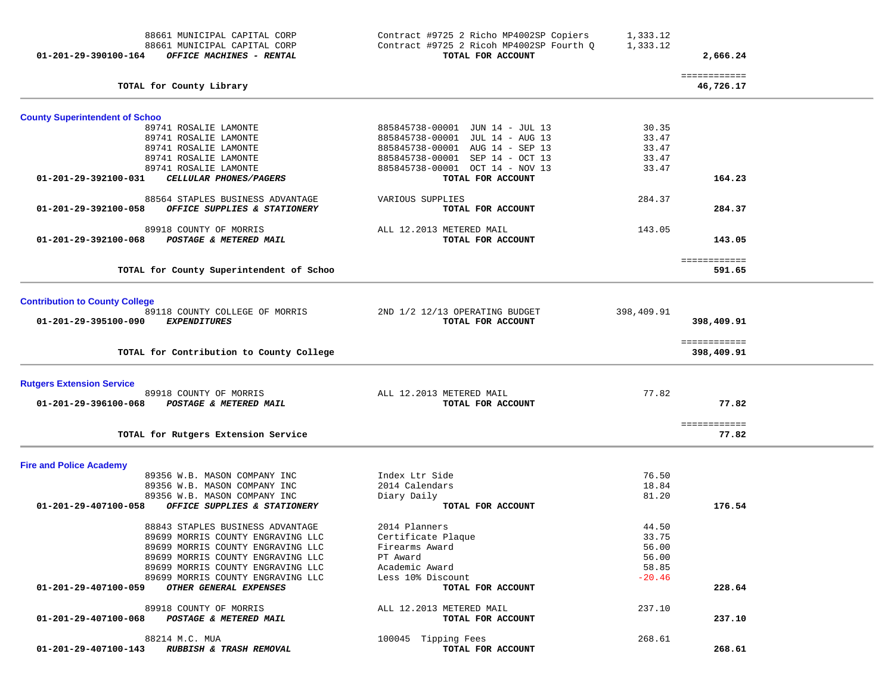| Account | Vendor / Account Description | Description | Amount | Total |
|---|---|---|---|---|
| | 88661 MUNICIPAL CAPITAL CORP | Contract #9725 2 Richo MP4002SP Copiers | 1,333.12 | |
| | 88661 MUNICIPAL CAPITAL CORP | Contract #9725 2 Ricoh MP4002SP Fourth Q | 1,333.12 | |
| 01-201-29-390100-164 | ***OFFICE MACHINES - RENTAL*** | **TOTAL FOR ACCOUNT** | | **2,666.24** |
| | **TOTAL for County Library** | | | ============ **46,726.17** |

## County Superintendent of Schoo

| Account | Vendor / Account Description | Description | Amount | Total |
|---|---|---|---|---|
| | 89741 ROSALIE LAMONTE | 885845738-00001 JUN 14 - JUL 13 | 30.35 | |
| | 89741 ROSALIE LAMONTE | 885845738-00001 JUL 14 - AUG 13 | 33.47 | |
| | 89741 ROSALIE LAMONTE | 885845738-00001 AUG 14 - SEP 13 | 33.47 | |
| | 89741 ROSALIE LAMONTE | 885845738-00001 SEP 14 - OCT 13 | 33.47 | |
| | 89741 ROSALIE LAMONTE | 885845738-00001 OCT 14 - NOV 13 | 33.47 | |
| 01-201-29-392100-031 | ***CELLULAR PHONES/PAGERS*** | **TOTAL FOR ACCOUNT** | | **164.23** |
| | 88564 STAPLES BUSINESS ADVANTAGE | VARIOUS SUPPLIES | 284.37 | |
| 01-201-29-392100-058 | ***OFFICE SUPPLIES & STATIONERY*** | **TOTAL FOR ACCOUNT** | | **284.37** |
| | 89918 COUNTY OF MORRIS | ALL 12.2013 METERED MAIL | 143.05 | |
| 01-201-29-392100-068 | ***POSTAGE & METERED MAIL*** | **TOTAL FOR ACCOUNT** | | **143.05** |
| | **TOTAL for County Superintendent of Schoo** | | | ============ **591.65** |

## Contribution to County College

| Account | Vendor / Account Description | Description | Amount | Total |
|---|---|---|---|---|
| | 89118 COUNTY COLLEGE OF MORRIS | 2ND 1/2 12/13 OPERATING BUDGET | 398,409.91 | |
| 01-201-29-395100-090 | ***EXPENDITURES*** | **TOTAL FOR ACCOUNT** | | **398,409.91** |
| | **TOTAL for Contribution to County College** | | | ============ **398,409.91** |

## Rutgers Extension Service

| Account | Vendor / Account Description | Description | Amount | Total |
|---|---|---|---|---|
| | 89918 COUNTY OF MORRIS | ALL 12.2013 METERED MAIL | 77.82 | |
| 01-201-29-396100-068 | ***POSTAGE & METERED MAIL*** | **TOTAL FOR ACCOUNT** | | **77.82** |
| | **TOTAL for Rutgers Extension Service** | | | ============ **77.82** |

## Fire and Police Academy

| Account | Vendor / Account Description | Description | Amount | Total |
|---|---|---|---|---|
| | 89356 W.B. MASON COMPANY INC | Index Ltr Side | 76.50 | |
| | 89356 W.B. MASON COMPANY INC | 2014 Calendars | 18.84 | |
| | 89356 W.B. MASON COMPANY INC | Diary Daily | 81.20 | |
| 01-201-29-407100-058 | ***OFFICE SUPPLIES & STATIONERY*** | **TOTAL FOR ACCOUNT** | | **176.54** |
| | 88843 STAPLES BUSINESS ADVANTAGE | 2014 Planners | 44.50 | |
| | 89699 MORRIS COUNTY ENGRAVING LLC | Certificate Plaque | 33.75 | |
| | 89699 MORRIS COUNTY ENGRAVING LLC | Firearms Award | 56.00 | |
| | 89699 MORRIS COUNTY ENGRAVING LLC | PT Award | 56.00 | |
| | 89699 MORRIS COUNTY ENGRAVING LLC | Academic Award | 58.85 | |
| | 89699 MORRIS COUNTY ENGRAVING LLC | Less 10% Discount | -20.46 | |
| 01-201-29-407100-059 | ***OTHER GENERAL EXPENSES*** | **TOTAL FOR ACCOUNT** | | **228.64** |
| | 89918 COUNTY OF MORRIS | ALL 12.2013 METERED MAIL | 237.10 | |
| 01-201-29-407100-068 | ***POSTAGE & METERED MAIL*** | **TOTAL FOR ACCOUNT** | | **237.10** |
| | 88214 M.C. MUA | 100045 Tipping Fees | 268.61 | |
| 01-201-29-407100-143 | ***RUBBISH & TRASH REMOVAL*** | **TOTAL FOR ACCOUNT** | | **268.61** |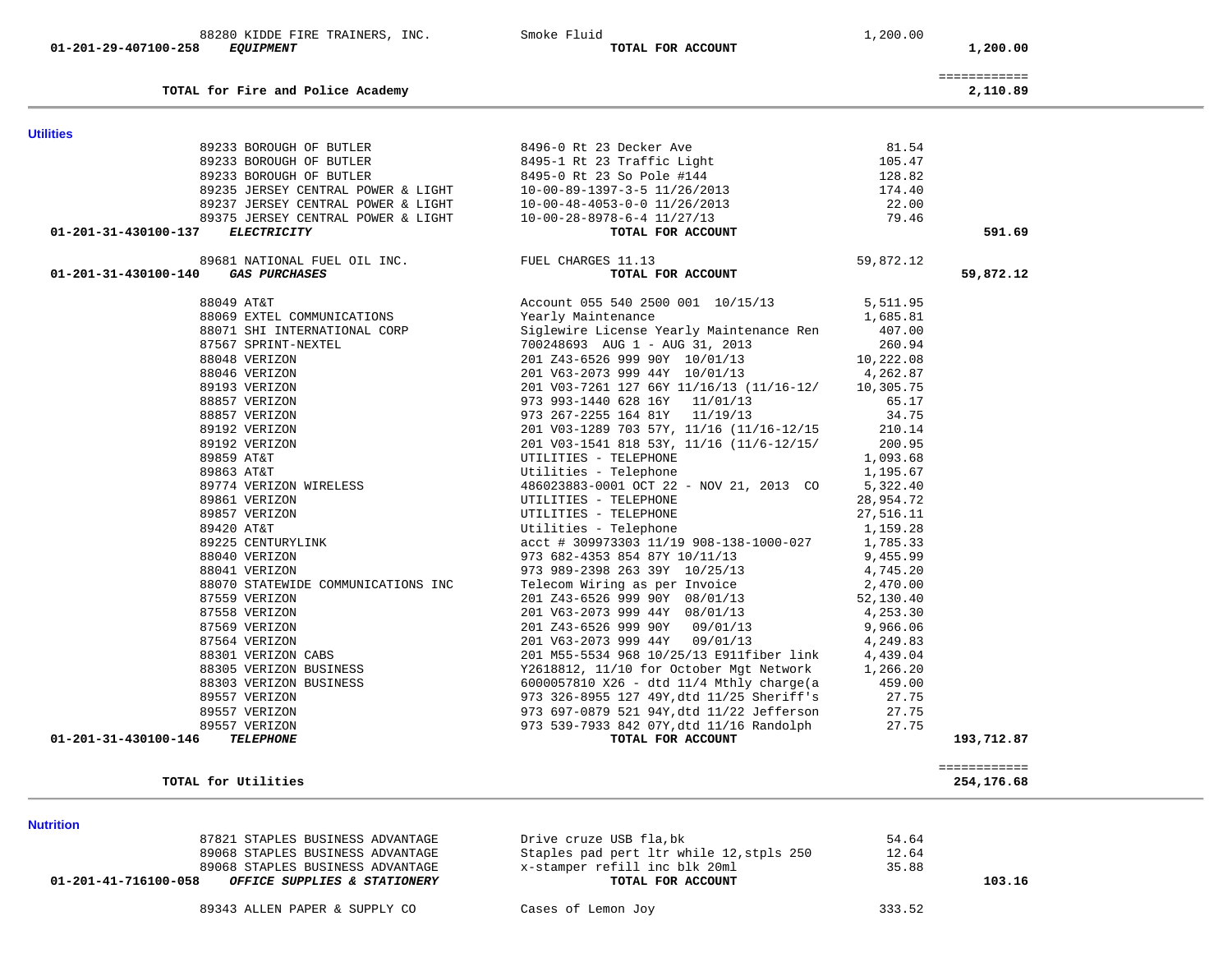| Account | Vendor | Description | Amount | Total |
|---|---|---|---|---|
| | 88280 KIDDE FIRE TRAINERS, INC. | Smoke Fluid | 1,200.00 | |
| 01-201-29-407100-258 | ***EQUIPMENT*** | TOTAL FOR ACCOUNT | | 1,200.00 |
| | | | | ============ |
| | **TOTAL for Fire and Police Academy** | | | 2,110.89 |

**Utilities**

| Account | Vendor | Description | Amount | Total |
|---|---|---|---|---|
| | 89233 BOROUGH OF BUTLER | 8496-0 Rt 23 Decker Ave | 81.54 | |
| | 89233 BOROUGH OF BUTLER | 8495-1 Rt 23 Traffic Light | 105.47 | |
| | 89233 BOROUGH OF BUTLER | 8495-0 Rt 23 So Pole #144 | 128.82 | |
| | 89235 JERSEY CENTRAL POWER & LIGHT | 10-00-89-1397-3-5 11/26/2013 | 174.40 | |
| | 89237 JERSEY CENTRAL POWER & LIGHT | 10-00-48-4053-0-0 11/26/2013 | 22.00 | |
| | 89375 JERSEY CENTRAL POWER & LIGHT | 10-00-28-8978-6-4 11/27/13 | 79.46 | |
| 01-201-31-430100-137 | ***ELECTRICITY*** | TOTAL FOR ACCOUNT | | 591.69 |
| | 89681 NATIONAL FUEL OIL INC. | FUEL CHARGES 11.13 | 59,872.12 | |
| 01-201-31-430100-140 | ***GAS PURCHASES*** | TOTAL FOR ACCOUNT | | 59,872.12 |
| | 88049 AT&T | Account 055 540 2500 001 10/15/13 | 5,511.95 | |
| | 88069 EXTEL COMMUNICATIONS | Yearly Maintenance | 1,685.81 | |
| | 88071 SHI INTERNATIONAL CORP | Siglewire License Yearly Maintenance Ren | 407.00 | |
| | 87567 SPRINT-NEXTEL | 700248693 AUG 1 - AUG 31, 2013 | 260.94 | |
| | 88048 VERIZON | 201 Z43-6526 999 90Y 10/01/13 | 10,222.08 | |
| | 88046 VERIZON | 201 V63-2073 999 44Y 10/01/13 | 4,262.87 | |
| | 89193 VERIZON | 201 V03-7261 127 66Y 11/16/13 (11/16-12/ | 10,305.75 | |
| | 88857 VERIZON | 973 993-1440 628 16Y 11/01/13 | 65.17 | |
| | 88857 VERIZON | 973 267-2255 164 81Y 11/19/13 | 34.75 | |
| | 89192 VERIZON | 201 V03-1289 703 57Y, 11/16 (11/16-12/15 | 210.14 | |
| | 89192 VERIZON | 201 V03-1541 818 53Y, 11/16 (11/6-12/15/ | 200.95 | |
| | 89859 AT&T | UTILITIES - TELEPHONE | 1,093.68 | |
| | 89863 AT&T | Utilities - Telephone | 1,195.67 | |
| | 89774 VERIZON WIRELESS | 486023883-0001 OCT 22 - NOV 21, 2013 CO | 5,322.40 | |
| | 89861 VERIZON | UTILITIES - TELEPHONE | 28,954.72 | |
| | 89857 VERIZON | UTILITIES - TELEPHONE | 27,516.11 | |
| | 89420 AT&T | Utilities - Telephone | 1,159.28 | |
| | 89225 CENTURYLINK | acct # 309973303 11/19 908-138-1000-027 | 1,785.33 | |
| | 88040 VERIZON | 973 682-4353 854 87Y 10/11/13 | 9,455.99 | |
| | 88041 VERIZON | 973 989-2398 263 39Y 10/25/13 | 4,745.20 | |
| | 88070 STATEWIDE COMMUNICATIONS INC | Telecom Wiring as per Invoice | 2,470.00 | |
| | 87559 VERIZON | 201 Z43-6526 999 90Y 08/01/13 | 52,130.40 | |
| | 87558 VERIZON | 201 V63-2073 999 44Y 08/01/13 | 4,253.30 | |
| | 87569 VERIZON | 201 Z43-6526 999 90Y 09/01/13 | 9,966.06 | |
| | 87564 VERIZON | 201 V63-2073 999 44Y 09/01/13 | 4,249.83 | |
| | 88301 VERIZON CABS | 201 M55-5534 968 10/25/13 E911fiber link | 4,439.04 | |
| | 88305 VERIZON BUSINESS | Y2618812, 11/10 for October Mgt Network | 1,266.20 | |
| | 88303 VERIZON BUSINESS | 6000057810 X26 - dtd 11/4 Mthly charge(a | 459.00 | |
| | 89557 VERIZON | 973 326-8955 127 49Y,dtd 11/25 Sheriff's | 27.75 | |
| | 89557 VERIZON | 973 697-0879 521 94Y,dtd 11/22 Jefferson | 27.75 | |
| | 89557 VERIZON | 973 539-7933 842 07Y,dtd 11/16 Randolph | 27.75 | |
| 01-201-31-430100-146 | ***TELEPHONE*** | TOTAL FOR ACCOUNT | | 193,712.87 |
| | | | | ============ |
| | **TOTAL for Utilities** | | | 254,176.68 |

**Nutrition**

| Account | Vendor | Description | Amount | Total |
|---|---|---|---|---|
| | 87821 STAPLES BUSINESS ADVANTAGE | Drive cruze USB fla,bk | 54.64 | |
| | 89068 STAPLES BUSINESS ADVANTAGE | Staples pad pert ltr while 12,stpls 250 | 12.64 | |
| | 89068 STAPLES BUSINESS ADVANTAGE | x-stamper refill inc blk 20ml | 35.88 | |
| 01-201-41-716100-058 | ***OFFICE SUPPLIES & STATIONERY*** | TOTAL FOR ACCOUNT | | 103.16 |
| | 89343 ALLEN PAPER & SUPPLY CO | Cases of Lemon Joy | 333.52 | |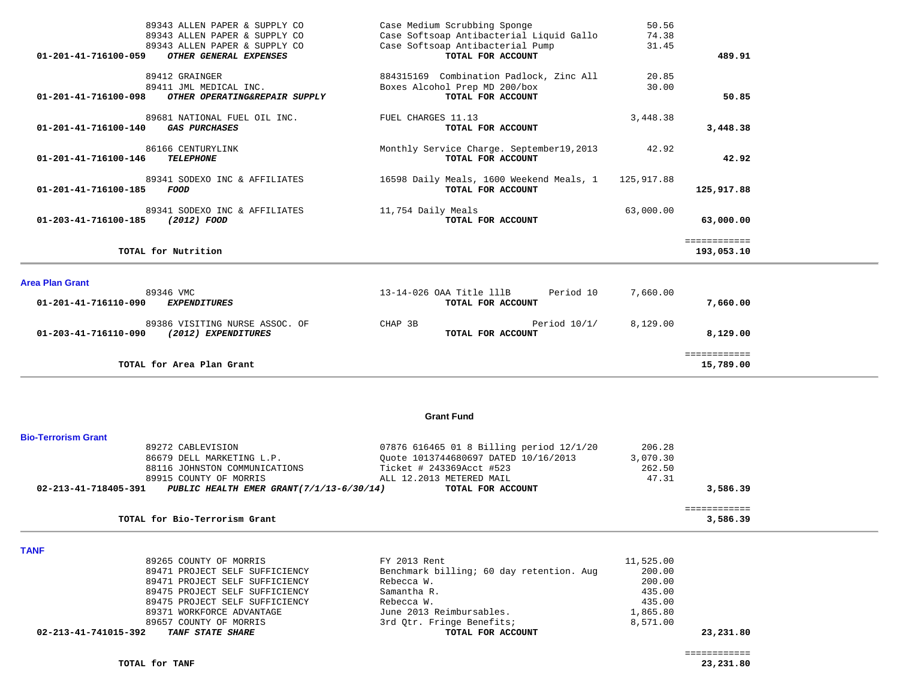| Account | Vendor / Description | Item Description | Amount | Total |
|---|---|---|---|---|
| | 89343 ALLEN PAPER & SUPPLY CO | Case Medium Scrubbing Sponge | 50.56 | |
| | 89343 ALLEN PAPER & SUPPLY CO | Case Softsoap Antibacterial Liquid Gallo | 74.38 | |
| | 89343 ALLEN PAPER & SUPPLY CO | Case Softsoap Antibacterial Pump | 31.45 | |
| **01-201-41-716100-059** | ***OTHER GENERAL EXPENSES*** | **TOTAL FOR ACCOUNT** | | **489.91** |
| | 89412 GRAINGER | 884315169 Combination Padlock, Zinc All | 20.85 | |
| | 89411 JML MEDICAL INC. | Boxes Alcohol Prep MD 200/box | 30.00 | |
| **01-201-41-716100-098** | ***OTHER OPERATING&REPAIR SUPPLY*** | **TOTAL FOR ACCOUNT** | | **50.85** |
| | 89681 NATIONAL FUEL OIL INC. | FUEL CHARGES 11.13 | 3,448.38 | |
| **01-201-41-716100-140** | ***GAS PURCHASES*** | **TOTAL FOR ACCOUNT** | | **3,448.38** |
| | 86166 CENTURYLINK | Monthly Service Charge. September19,2013 | 42.92 | |
| **01-201-41-716100-146** | ***TELEPHONE*** | **TOTAL FOR ACCOUNT** | | **42.92** |
| | 89341 SODEXO INC & AFFILIATES | 16598 Daily Meals, 1600 Weekend Meals, 1 | 125,917.88 | |
| **01-201-41-716100-185** | ***FOOD*** | **TOTAL FOR ACCOUNT** | | **125,917.88** |
| | 89341 SODEXO INC & AFFILIATES | 11,754 Daily Meals | 63,000.00 | |
| **01-203-41-716100-185** | ***(2012) FOOD*** | **TOTAL FOR ACCOUNT** | | **63,000.00** |
| | | | | ============ |
| | **TOTAL for Nutrition** | | | **193,053.10** |

## Area Plan Grant

| Account | Vendor / Description | Item Description | Amount | Total |
|---|---|---|---|---|
| | 89346 VMC | 13-14-026 OAA Title lllB Period 10 | 7,660.00 | |
| **01-201-41-716110-090** | ***EXPENDITURES*** | **TOTAL FOR ACCOUNT** | | **7,660.00** |
| | 89386 VISITING NURSE ASSOC. OF | CHAP 3B Period 10/1/ | 8,129.00 | |
| **01-203-41-716110-090** | ***(2012) EXPENDITURES*** | **TOTAL FOR ACCOUNT** | | **8,129.00** |
| | | | | ============ |
| | **TOTAL for Area Plan Grant** | | | **15,789.00** |

# Grant Fund

## Bio-Terrorism Grant

| Account | Vendor / Description | Item Description | Amount | Total |
|---|---|---|---|---|
| | 89272 CABLEVISION | 07876 616465 01 8 Billing period 12/1/20 | 206.28 | |
| | 86679 DELL MARKETING L.P. | Quote 1013744680697 DATED 10/16/2013 | 3,070.30 | |
| | 88116 JOHNSTON COMMUNICATIONS | Ticket # 243369Acct #523 | 262.50 | |
| | 89915 COUNTY OF MORRIS | ALL 12.2013 METERED MAIL | 47.31 | |
| **02-213-41-718405-391** | ***PUBLIC HEALTH EMER GRANT(7/1/13-6/30/14)*** | **TOTAL FOR ACCOUNT** | | **3,586.39** |
| | | | | ============ |
| | **TOTAL for Bio-Terrorism Grant** | | | **3,586.39** |

## TANF

| Account | Vendor / Description | Item Description | Amount | Total |
|---|---|---|---|---|
| | 89265 COUNTY OF MORRIS | FY 2013 Rent | 11,525.00 | |
| | 89471 PROJECT SELF SUFFICIENCY | Benchmark billing; 60 day retention. Aug | 200.00 | |
| | 89471 PROJECT SELF SUFFICIENCY | Rebecca W. | 200.00 | |
| | 89475 PROJECT SELF SUFFICIENCY | Samantha R. | 435.00 | |
| | 89475 PROJECT SELF SUFFICIENCY | Rebecca W. | 435.00 | |
| | 89371 WORKFORCE ADVANTAGE | June 2013 Reimbursables. | 1,865.80 | |
| | 89657 COUNTY OF MORRIS | 3rd Qtr. Fringe Benefits; | 8,571.00 | |
| **02-213-41-741015-392** | ***TANF STATE SHARE*** | **TOTAL FOR ACCOUNT** | | **23,231.80** |
| | | | | ============ |
| | **TOTAL for TANF** | | | **23,231.80** |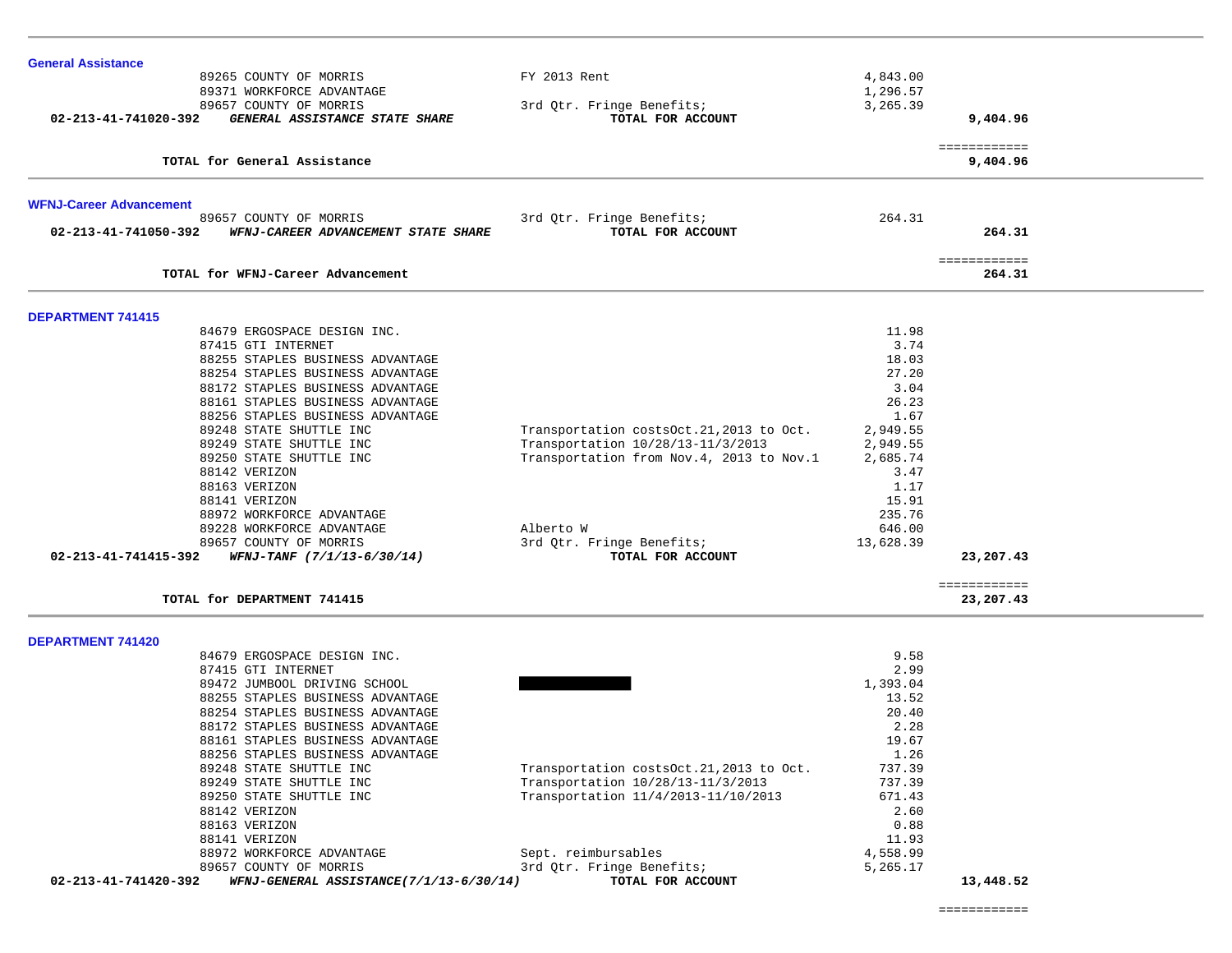## General Assistance

| | Vendor | Description | Amount | Total |
|---|---|---|---|---|
| | 89265 COUNTY OF MORRIS | FY 2013 Rent | 4,843.00 | |
| | 89371 WORKFORCE ADVANTAGE | | 1,296.57 | |
| | 89657 COUNTY OF MORRIS | 3rd Qtr. Fringe Benefits; | 3,265.39 | |
| **02-213-41-741020-392** | ***GENERAL ASSISTANCE STATE SHARE*** | **TOTAL FOR ACCOUNT** | | **9,404.96** |
| | | | | ============ |
| | **TOTAL for General Assistance** | | | **9,404.96** |

## WFNJ-Career Advancement

| | Vendor | Description | Amount | Total |
|---|---|---|---|---|
| | 89657 COUNTY OF MORRIS | 3rd Qtr. Fringe Benefits; | 264.31 | |
| **02-213-41-741050-392** | ***WFNJ-CAREER ADVANCEMENT STATE SHARE*** | **TOTAL FOR ACCOUNT** | | **264.31** |
| | | | | ============ |
| | **TOTAL for WFNJ-Career Advancement** | | | **264.31** |

## DEPARTMENT 741415

| | Vendor | Description | Amount | Total |
|---|---|---|---|---|
| | 84679 ERGOSPACE DESIGN INC. | | 11.98 | |
| | 87415 GTI INTERNET | | 3.74 | |
| | 88255 STAPLES BUSINESS ADVANTAGE | | 18.03 | |
| | 88254 STAPLES BUSINESS ADVANTAGE | | 27.20 | |
| | 88172 STAPLES BUSINESS ADVANTAGE | | 3.04 | |
| | 88161 STAPLES BUSINESS ADVANTAGE | | 26.23 | |
| | 88256 STAPLES BUSINESS ADVANTAGE | | 1.67 | |
| | 89248 STATE SHUTTLE INC | Transportation costsOct.21,2013 to Oct. | 2,949.55 | |
| | 89249 STATE SHUTTLE INC | Transportation 10/28/13-11/3/2013 | 2,949.55 | |
| | 89250 STATE SHUTTLE INC | Transportation from Nov.4, 2013 to Nov.1 | 2,685.74 | |
| | 88142 VERIZON | | 3.47 | |
| | 88163 VERIZON | | 1.17 | |
| | 88141 VERIZON | | 15.91 | |
| | 88972 WORKFORCE ADVANTAGE | | 235.76 | |
| | 89228 WORKFORCE ADVANTAGE | Alberto W | 646.00 | |
| | 89657 COUNTY OF MORRIS | 3rd Qtr. Fringe Benefits; | 13,628.39 | |
| **02-213-41-741415-392** | ***WFNJ-TANF (7/1/13-6/30/14)*** | **TOTAL FOR ACCOUNT** | | **23,207.43** |
| | | | | ============ |
| | **TOTAL for DEPARTMENT 741415** | | | **23,207.43** |

## DEPARTMENT 741420

| | Vendor | Description | Amount | Total |
|---|---|---|---|---|
| | 84679 ERGOSPACE DESIGN INC. | | 9.58 | |
| | 87415 GTI INTERNET | | 2.99 | |
| | 89472 JUMBOOL DRIVING SCHOOL | [REDACTED] | 1,393.04 | |
| | 88255 STAPLES BUSINESS ADVANTAGE | | 13.52 | |
| | 88254 STAPLES BUSINESS ADVANTAGE | | 20.40 | |
| | 88172 STAPLES BUSINESS ADVANTAGE | | 2.28 | |
| | 88161 STAPLES BUSINESS ADVANTAGE | | 19.67 | |
| | 88256 STAPLES BUSINESS ADVANTAGE | | 1.26 | |
| | 89248 STATE SHUTTLE INC | Transportation costsOct.21,2013 to Oct. | 737.39 | |
| | 89249 STATE SHUTTLE INC | Transportation 10/28/13-11/3/2013 | 737.39 | |
| | 89250 STATE SHUTTLE INC | Transportation 11/4/2013-11/10/2013 | 671.43 | |
| | 88142 VERIZON | | 2.60 | |
| | 88163 VERIZON | | 0.88 | |
| | 88141 VERIZON | | 11.93 | |
| | 88972 WORKFORCE ADVANTAGE | Sept. reimbursables | 4,558.99 | |
| | 89657 COUNTY OF MORRIS | 3rd Qtr. Fringe Benefits; | 5,265.17 | |
| **02-213-41-741420-392** | ***WFNJ-GENERAL ASSISTANCE(7/1/13-6/30/14)*** | **TOTAL FOR ACCOUNT** | | **13,448.52** |
| | | | | ============ |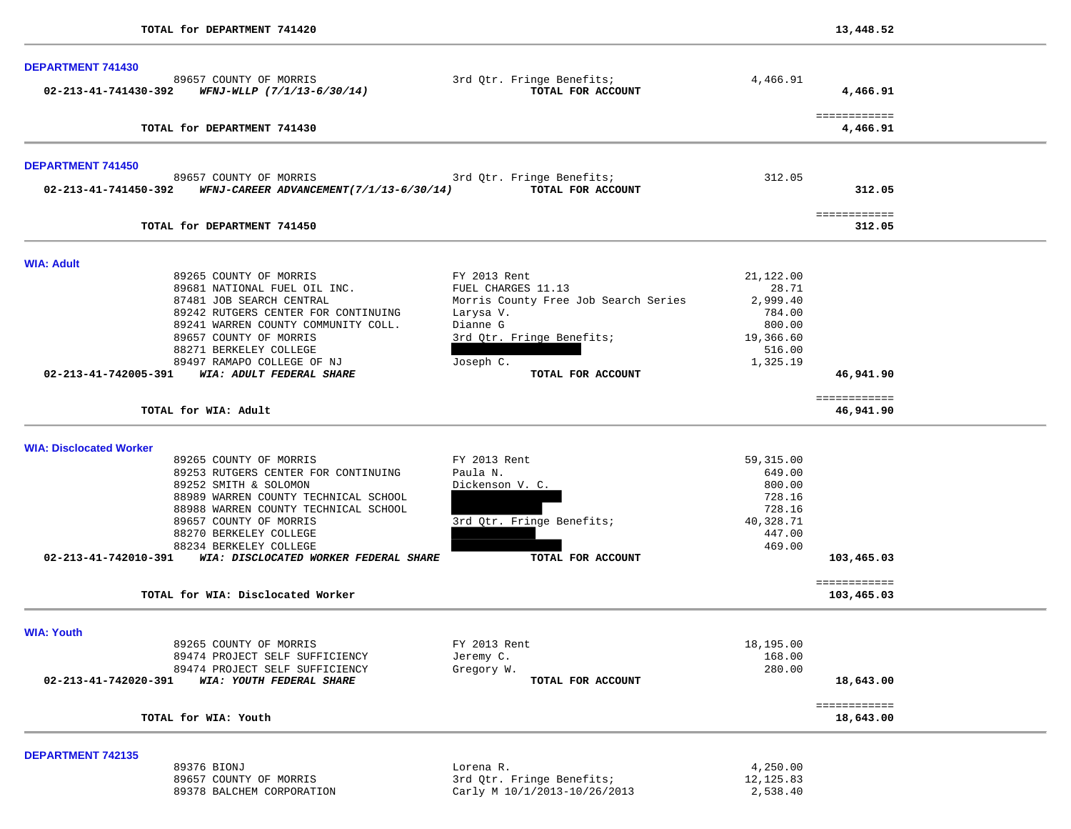| | | | | |
|---|---|---|---|---|
| TOTAL for DEPARTMENT 741420 | | | | 13,448.52 |

**DEPARTMENT 741430**

| Account | Vendor | Description | Amount | Total |
|---|---|---|---|---|
| | 89657 COUNTY OF MORRIS | 3rd Qtr. Fringe Benefits; | 4,466.91 | |
| 02-213-41-741430-392 | *WFNJ-WLLP (7/1/13-6/30/14)* | **TOTAL FOR ACCOUNT** | | 4,466.91 |
| | | | | ============ |
| | **TOTAL for DEPARTMENT 741430** | | | **4,466.91** |

**DEPARTMENT 741450**

| Account | Vendor | Description | Amount | Total |
|---|---|---|---|---|
| | 89657 COUNTY OF MORRIS | 3rd Qtr. Fringe Benefits; | 312.05 | |
| 02-213-41-741450-392 | *WFNJ-CAREER ADVANCEMENT(7/1/13-6/30/14)* | **TOTAL FOR ACCOUNT** | | 312.05 |
| | | | | ============ |
| | **TOTAL for DEPARTMENT 741450** | | | **312.05** |

**WIA: Adult**

| Account | Vendor | Description | Amount | Total |
|---|---|---|---|---|
| | 89265 COUNTY OF MORRIS | FY 2013 Rent | 21,122.00 | |
| | 89681 NATIONAL FUEL OIL INC. | FUEL CHARGES 11.13 | 28.71 | |
| | 87481 JOB SEARCH CENTRAL | Morris County Free Job Search Series | 2,999.40 | |
| | 89242 RUTGERS CENTER FOR CONTINUING | Larysa V. | 784.00 | |
| | 89241 WARREN COUNTY COMMUNITY COLL. | Dianne G | 800.00 | |
| | 89657 COUNTY OF MORRIS | 3rd Qtr. Fringe Benefits; | 19,366.60 | |
| | 88271 BERKELEY COLLEGE | [REDACTED] | 516.00 | |
| | 89497 RAMAPO COLLEGE OF NJ | Joseph C. | 1,325.19 | |
| 02-213-41-742005-391 | *WIA: ADULT FEDERAL SHARE* | **TOTAL FOR ACCOUNT** | | 46,941.90 |
| | | | | ============ |
| | **TOTAL for WIA: Adult** | | | **46,941.90** |

**WIA: Disclocated Worker**

| Account | Vendor | Description | Amount | Total |
|---|---|---|---|---|
| | 89265 COUNTY OF MORRIS | FY 2013 Rent | 59,315.00 | |
| | 89253 RUTGERS CENTER FOR CONTINUING | Paula N. | 649.00 | |
| | 89252 SMITH & SOLOMON | Dickenson V. C. | 800.00 | |
| | 88989 WARREN COUNTY TECHNICAL SCHOOL | [REDACTED] | 728.16 | |
| | 88988 WARREN COUNTY TECHNICAL SCHOOL | [REDACTED] | 728.16 | |
| | 89657 COUNTY OF MORRIS | 3rd Qtr. Fringe Benefits; | 40,328.71 | |
| | 88270 BERKELEY COLLEGE | [REDACTED] | 447.00 | |
| | 88234 BERKELEY COLLEGE | [REDACTED] | 469.00 | |
| 02-213-41-742010-391 | *WIA: DISCLOCATED WORKER FEDERAL SHARE* | **TOTAL FOR ACCOUNT** | | 103,465.03 |
| | | | | ============ |
| | **TOTAL for WIA: Disclocated Worker** | | | **103,465.03** |

**WIA: Youth**

| Account | Vendor | Description | Amount | Total |
|---|---|---|---|---|
| | 89265 COUNTY OF MORRIS | FY 2013 Rent | 18,195.00 | |
| | 89474 PROJECT SELF SUFFICIENCY | Jeremy C. | 168.00 | |
| | 89474 PROJECT SELF SUFFICIENCY | Gregory W. | 280.00 | |
| 02-213-41-742020-391 | *WIA: YOUTH FEDERAL SHARE* | **TOTAL FOR ACCOUNT** | | 18,643.00 |
| | | | | ============ |
| | **TOTAL for WIA: Youth** | | | **18,643.00** |

**DEPARTMENT 742135**

| Account | Vendor | Description | Amount | Total |
|---|---|---|---|---|
| | 89376 BIONJ | Lorena R. | 4,250.00 | |
| | 89657 COUNTY OF MORRIS | 3rd Qtr. Fringe Benefits; | 12,125.83 | |
| | 89378 BALCHEM CORPORATION | Carly M 10/1/2013-10/26/2013 | 2,538.40 | |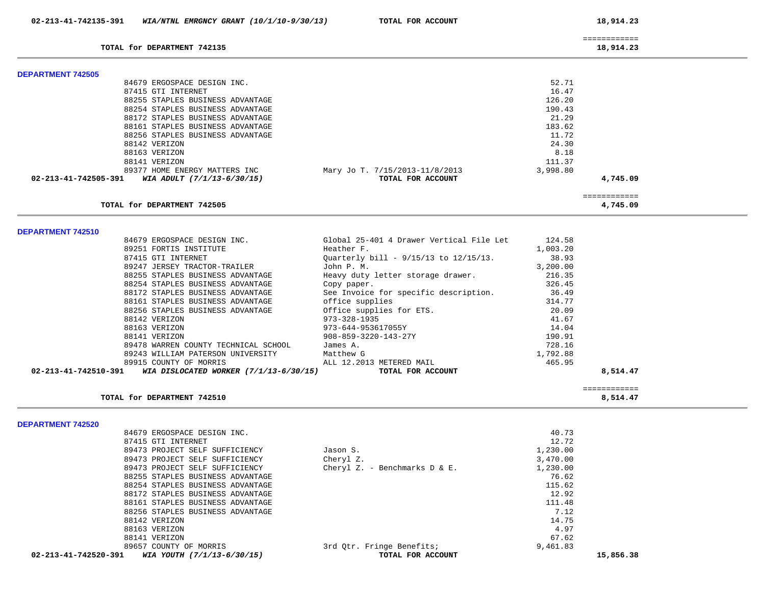| | | | | |
|---|---|---|---|---|
| 02-213-41-742135-391 | ***WIA/NTNL EMRGNCY GRANT (10/1/10-9/30/13)*** | **TOTAL FOR ACCOUNT** | | **18,914.23** |
| | | | | ============ |
| **TOTAL for DEPARTMENT 742135** | | | | **18,914.23** |

**DEPARTMENT 742505**

| Vendor | Description | Amount | Total |
|---|---|---|---|
| 84679 ERGOSPACE DESIGN INC. | | 52.71 | |
| 87415 GTI INTERNET | | 16.47 | |
| 88255 STAPLES BUSINESS ADVANTAGE | | 126.20 | |
| 88254 STAPLES BUSINESS ADVANTAGE | | 190.43 | |
| 88172 STAPLES BUSINESS ADVANTAGE | | 21.29 | |
| 88161 STAPLES BUSINESS ADVANTAGE | | 183.62 | |
| 88256 STAPLES BUSINESS ADVANTAGE | | 11.72 | |
| 88142 VERIZON | | 24.30 | |
| 88163 VERIZON | | 8.18 | |
| 88141 VERIZON | | 111.37 | |
| 89377 HOME ENERGY MATTERS INC | Mary Jo T. 7/15/2013-11/8/2013 | 3,998.80 | |
| **02-213-41-742505-391** ***WIA ADULT (7/1/13-6/30/15)*** | **TOTAL FOR ACCOUNT** | | **4,745.09** |
| | | | ============ |
| **TOTAL for DEPARTMENT 742505** | | | **4,745.09** |

**DEPARTMENT 742510**

| Vendor | Description | Amount | Total |
|---|---|---|---|
| 84679 ERGOSPACE DESIGN INC. | Global 25-401 4 Drawer Vertical File Let | 124.58 | |
| 89251 FORTIS INSTITUTE | Heather F. | 1,003.20 | |
| 87415 GTI INTERNET | Quarterly bill - 9/15/13 to 12/15/13. | 38.93 | |
| 89247 JERSEY TRACTOR-TRAILER | John P. M. | 3,200.00 | |
| 88255 STAPLES BUSINESS ADVANTAGE | Heavy duty letter storage drawer. | 216.35 | |
| 88254 STAPLES BUSINESS ADVANTAGE | Copy paper. | 326.45 | |
| 88172 STAPLES BUSINESS ADVANTAGE | See Invoice for specific description. | 36.49 | |
| 88161 STAPLES BUSINESS ADVANTAGE | office supplies | 314.77 | |
| 88256 STAPLES BUSINESS ADVANTAGE | Office supplies for ETS. | 20.09 | |
| 88142 VERIZON | 973-328-1935 | 41.67 | |
| 88163 VERIZON | 973-644-953617055Y | 14.04 | |
| 88141 VERIZON | 908-859-3220-143-27Y | 190.91 | |
| 89478 WARREN COUNTY TECHNICAL SCHOOL | James A. | 728.16 | |
| 89243 WILLIAM PATERSON UNIVERSITY | Matthew G | 1,792.88 | |
| 89915 COUNTY OF MORRIS | ALL 12.2013 METERED MAIL | 465.95 | |
| **02-213-41-742510-391** ***WIA DISLOCATED WORKER (7/1/13-6/30/15)*** | **TOTAL FOR ACCOUNT** | | **8,514.47** |
| | | | ============ |
| **TOTAL for DEPARTMENT 742510** | | | **8,514.47** |

**DEPARTMENT 742520**

| Vendor | Description | Amount | Total |
|---|---|---|---|
| 84679 ERGOSPACE DESIGN INC. | | 40.73 | |
| 87415 GTI INTERNET | | 12.72 | |
| 89473 PROJECT SELF SUFFICIENCY | Jason S. | 1,230.00 | |
| 89473 PROJECT SELF SUFFICIENCY | Cheryl Z. | 3,470.00 | |
| 89473 PROJECT SELF SUFFICIENCY | Cheryl Z. - Benchmarks D & E. | 1,230.00 | |
| 88255 STAPLES BUSINESS ADVANTAGE | | 76.62 | |
| 88254 STAPLES BUSINESS ADVANTAGE | | 115.62 | |
| 88172 STAPLES BUSINESS ADVANTAGE | | 12.92 | |
| 88161 STAPLES BUSINESS ADVANTAGE | | 111.48 | |
| 88256 STAPLES BUSINESS ADVANTAGE | | 7.12 | |
| 88142 VERIZON | | 14.75 | |
| 88163 VERIZON | | 4.97 | |
| 88141 VERIZON | | 67.62 | |
| 89657 COUNTY OF MORRIS | 3rd Qtr. Fringe Benefits; | 9,461.83 | |
| **02-213-41-742520-391** ***WIA YOUTH (7/1/13-6/30/15)*** | **TOTAL FOR ACCOUNT** | | **15,856.38** |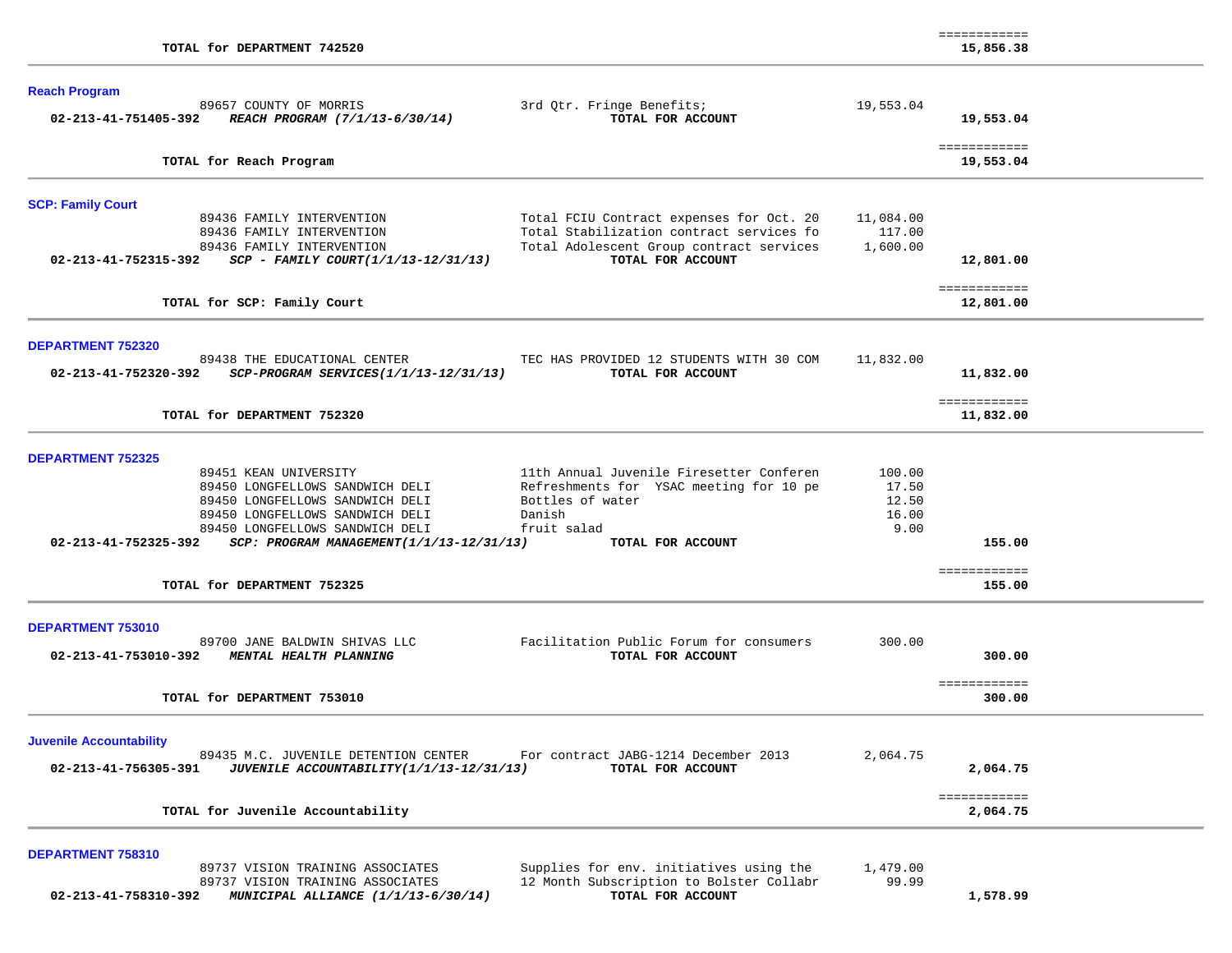| | | | | |
|---|---|---|---|---|
| | TOTAL for DEPARTMENT 742520 | | | 15,856.38 |

**Reach Program**

| Account | Vendor / Description | Item Description | Amount | Total |
|---|---|---|---|---|
| | 89657 COUNTY OF MORRIS | 3rd Qtr. Fringe Benefits; | 19,553.04 | |
| **02-213-41-751405-392** | ***REACH PROGRAM (7/1/13-6/30/14)*** | **TOTAL FOR ACCOUNT** | | **19,553.04** |
| | **TOTAL for Reach Program** | | | **19,553.04** |

**SCP: Family Court**

| Account | Vendor / Description | Item Description | Amount | Total |
|---|---|---|---|---|
| | 89436 FAMILY INTERVENTION | Total FCIU Contract expenses for Oct. 20 | 11,084.00 | |
| | 89436 FAMILY INTERVENTION | Total Stabilization contract services fo | 117.00 | |
| | 89436 FAMILY INTERVENTION | Total Adolescent Group contract services | 1,600.00 | |
| **02-213-41-752315-392** | ***SCP - FAMILY COURT(1/1/13-12/31/13)*** | **TOTAL FOR ACCOUNT** | | **12,801.00** |
| | **TOTAL for SCP: Family Court** | | | **12,801.00** |

**DEPARTMENT 752320**

| Account | Vendor / Description | Item Description | Amount | Total |
|---|---|---|---|---|
| | 89438 THE EDUCATIONAL CENTER | TEC HAS PROVIDED 12 STUDENTS WITH 30 COM | 11,832.00 | |
| **02-213-41-752320-392** | ***SCP-PROGRAM SERVICES(1/1/13-12/31/13)*** | **TOTAL FOR ACCOUNT** | | **11,832.00** |
| | **TOTAL for DEPARTMENT 752320** | | | **11,832.00** |

**DEPARTMENT 752325**

| Account | Vendor / Description | Item Description | Amount | Total |
|---|---|---|---|---|
| | 89451 KEAN UNIVERSITY | 11th Annual Juvenile Firesetter Conferen | 100.00 | |
| | 89450 LONGFELLOWS SANDWICH DELI | Refreshments for YSAC meeting for 10 pe | 17.50 | |
| | 89450 LONGFELLOWS SANDWICH DELI | Bottles of water | 12.50 | |
| | 89450 LONGFELLOWS SANDWICH DELI | Danish | 16.00 | |
| | 89450 LONGFELLOWS SANDWICH DELI | fruit salad | 9.00 | |
| **02-213-41-752325-392** | ***SCP: PROGRAM MANAGEMENT(1/1/13-12/31/13)*** | **TOTAL FOR ACCOUNT** | | **155.00** |
| | **TOTAL for DEPARTMENT 752325** | | | **155.00** |

**DEPARTMENT 753010**

| Account | Vendor / Description | Item Description | Amount | Total |
|---|---|---|---|---|
| | 89700 JANE BALDWIN SHIVAS LLC | Facilitation Public Forum for consumers | 300.00 | |
| **02-213-41-753010-392** | ***MENTAL HEALTH PLANNING*** | **TOTAL FOR ACCOUNT** | | **300.00** |
| | **TOTAL for DEPARTMENT 753010** | | | **300.00** |

**Juvenile Accountability**

| Account | Vendor / Description | Item Description | Amount | Total |
|---|---|---|---|---|
| | 89435 M.C. JUVENILE DETENTION CENTER | For contract JABG-1214 December 2013 | 2,064.75 | |
| **02-213-41-756305-391** | ***JUVENILE ACCOUNTABILITY(1/1/13-12/31/13)*** | **TOTAL FOR ACCOUNT** | | **2,064.75** |
| | **TOTAL for Juvenile Accountability** | | | **2,064.75** |

**DEPARTMENT 758310**

| Account | Vendor / Description | Item Description | Amount | Total |
|---|---|---|---|---|
| | 89737 VISION TRAINING ASSOCIATES | Supplies for env. initiatives using the | 1,479.00 | |
| | 89737 VISION TRAINING ASSOCIATES | 12 Month Subscription to Bolster Collabr | 99.99 | |
| **02-213-41-758310-392** | ***MUNICIPAL ALLIANCE (1/1/13-6/30/14)*** | **TOTAL FOR ACCOUNT** | | **1,578.99** |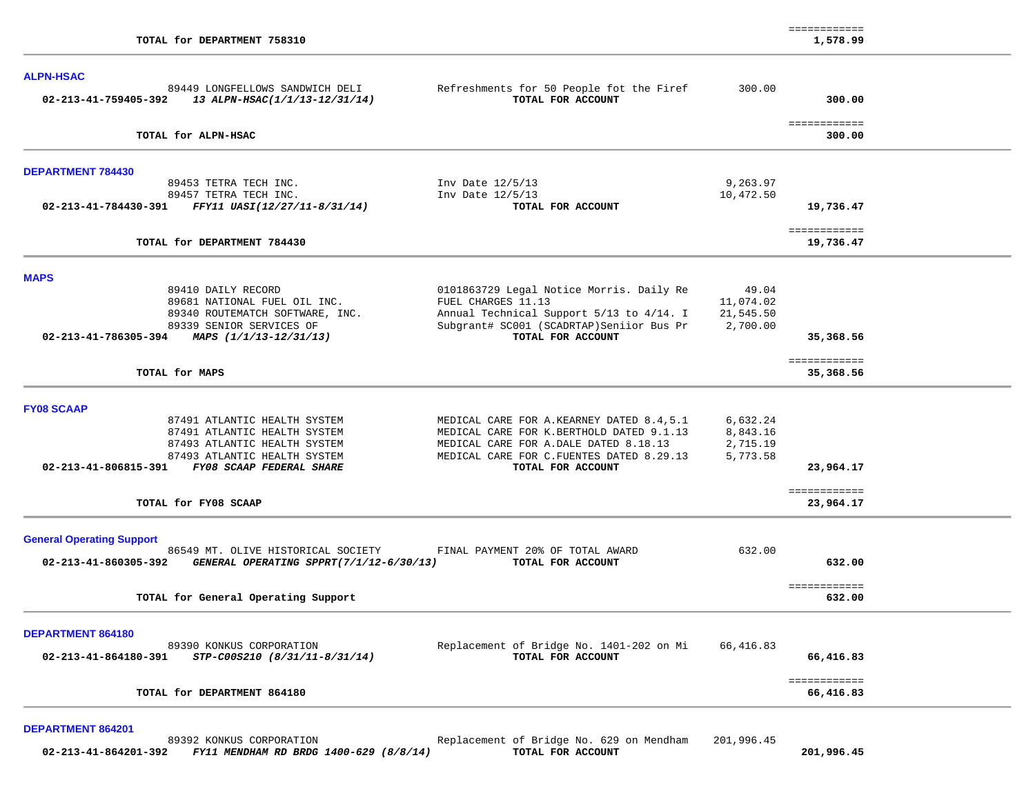| | | | | |
|---|---|---|---|---|
| | **TOTAL for DEPARTMENT 758310** | | | ============ **1,578.99** |

## ALPN-HSAC

| Account | Vendor / Description | Detail | Amount | Total |
|---|---|---|---|---|
| | 89449 LONGFELLOWS SANDWICH DELI | Refreshments for 50 People fot the Firef | 300.00 | |
| **02-213-41-759405-392** | ***13 ALPN-HSAC(1/1/13-12/31/14)*** | **TOTAL FOR ACCOUNT** | | **300.00** |
| | **TOTAL for ALPN-HSAC** | | | ============ **300.00** |

## DEPARTMENT 784430

| Account | Vendor / Description | Detail | Amount | Total |
|---|---|---|---|---|
| | 89453 TETRA TECH INC. | Inv Date 12/5/13 | 9,263.97 | |
| | 89457 TETRA TECH INC. | Inv Date 12/5/13 | 10,472.50 | |
| **02-213-41-784430-391** | ***FFY11 UASI(12/27/11-8/31/14)*** | **TOTAL FOR ACCOUNT** | | **19,736.47** |
| | **TOTAL for DEPARTMENT 784430** | | | ============ **19,736.47** |

## MAPS

| Account | Vendor / Description | Detail | Amount | Total |
|---|---|---|---|---|
| | 89410 DAILY RECORD | 0101863729 Legal Notice Morris. Daily Re | 49.04 | |
| | 89681 NATIONAL FUEL OIL INC. | FUEL CHARGES 11.13 | 11,074.02 | |
| | 89340 ROUTEMATCH SOFTWARE, INC. | Annual Technical Support 5/13 to 4/14. I | 21,545.50 | |
| | 89339 SENIOR SERVICES OF | Subgrant# SC001 (SCADRTAP)Seniior Bus Pr | 2,700.00 | |
| **02-213-41-786305-394** | ***MAPS (1/1/13-12/31/13)*** | **TOTAL FOR ACCOUNT** | | **35,368.56** |
| | **TOTAL for MAPS** | | | ============ **35,368.56** |

## FY08 SCAAP

| Account | Vendor / Description | Detail | Amount | Total |
|---|---|---|---|---|
| | 87491 ATLANTIC HEALTH SYSTEM | MEDICAL CARE FOR A.KEARNEY DATED 8.4,5.1 | 6,632.24 | |
| | 87491 ATLANTIC HEALTH SYSTEM | MEDICAL CARE FOR K.BERTHOLD DATED 9.1.13 | 8,843.16 | |
| | 87493 ATLANTIC HEALTH SYSTEM | MEDICAL CARE FOR A.DALE DATED 8.18.13 | 2,715.19 | |
| | 87493 ATLANTIC HEALTH SYSTEM | MEDICAL CARE FOR C.FUENTES DATED 8.29.13 | 5,773.58 | |
| **02-213-41-806815-391** | ***FY08 SCAAP FEDERAL SHARE*** | **TOTAL FOR ACCOUNT** | | **23,964.17** |
| | **TOTAL for FY08 SCAAP** | | | ============ **23,964.17** |

## General Operating Support

| Account | Vendor / Description | Detail | Amount | Total |
|---|---|---|---|---|
| | 86549 MT. OLIVE HISTORICAL SOCIETY | FINAL PAYMENT 20% OF TOTAL AWARD | 632.00 | |
| **02-213-41-860305-392** | ***GENERAL OPERATING SPPRT(7/1/12-6/30/13)*** | **TOTAL FOR ACCOUNT** | | **632.00** |
| | **TOTAL for General Operating Support** | | | ============ **632.00** |

## DEPARTMENT 864180

| Account | Vendor / Description | Detail | Amount | Total |
|---|---|---|---|---|
| | 89390 KONKUS CORPORATION | Replacement of Bridge No. 1401-202 on Mi | 66,416.83 | |
| **02-213-41-864180-391** | ***STP-C00S210 (8/31/11-8/31/14)*** | **TOTAL FOR ACCOUNT** | | **66,416.83** |
| | **TOTAL for DEPARTMENT 864180** | | | ============ **66,416.83** |

## DEPARTMENT 864201

| Account | Vendor / Description | Detail | Amount | Total |
|---|---|---|---|---|
| | 89392 KONKUS CORPORATION | Replacement of Bridge No. 629 on Mendham | 201,996.45 | |
| **02-213-41-864201-392** | ***FY11 MENDHAM RD BRDG 1400-629 (8/8/14)*** | **TOTAL FOR ACCOUNT** | | **201,996.45** |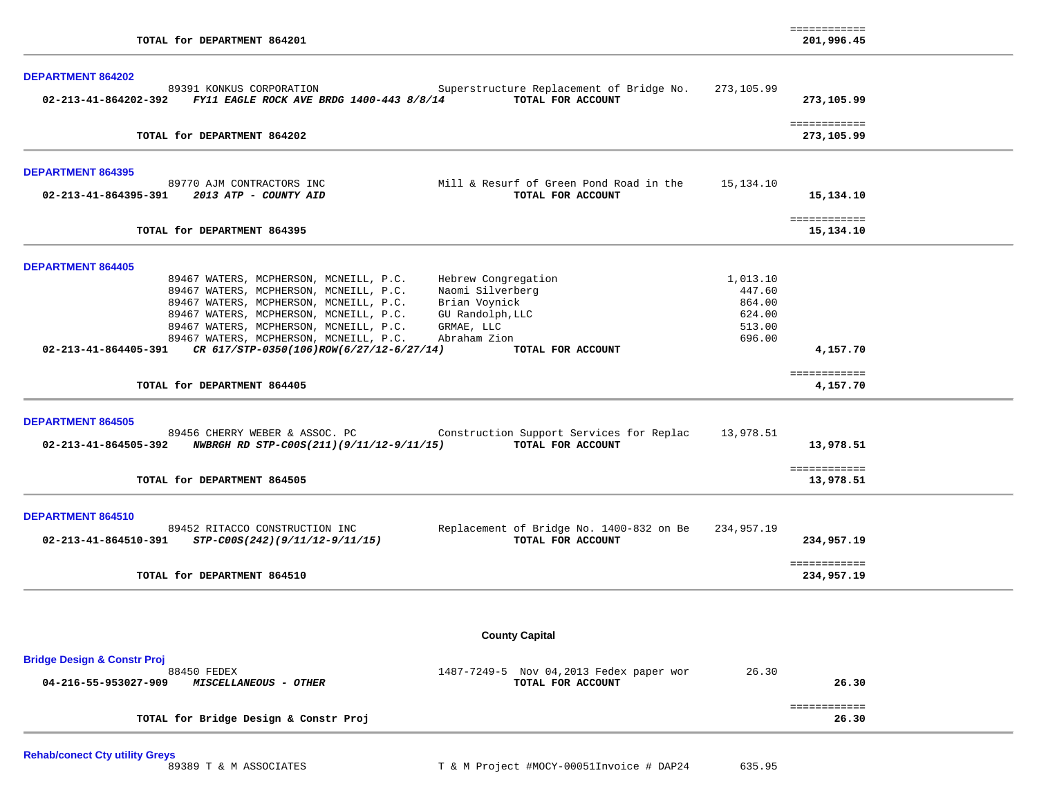| | | | | |
|---|---|---|---|---|
| | TOTAL for DEPARTMENT 864201 | | | ============ 201,996.45 |

**DEPARTMENT 864202**

| Account | Vendor / Description | Description | Amount | Total |
|---|---|---|---|---|
| | 89391 KONKUS CORPORATION | Superstructure Replacement of Bridge No. | 273,105.99 | |
| 02-213-41-864202-392 | *FY11 EAGLE ROCK AVE BRDG 1400-443 8/8/14* | TOTAL FOR ACCOUNT | | 273,105.99 |
| | TOTAL for DEPARTMENT 864202 | | | ============ 273,105.99 |

**DEPARTMENT 864395**

| Account | Vendor / Description | Description | Amount | Total |
|---|---|---|---|---|
| | 89770 AJM CONTRACTORS INC | Mill & Resurf of Green Pond Road in the | 15,134.10 | |
| 02-213-41-864395-391 | *2013 ATP - COUNTY AID* | TOTAL FOR ACCOUNT | | 15,134.10 |
| | TOTAL for DEPARTMENT 864395 | | | ============ 15,134.10 |

**DEPARTMENT 864405**

| Account | Vendor / Description | Description | Amount | Total |
|---|---|---|---|---|
| | 89467 WATERS, MCPHERSON, MCNEILL, P.C. | Hebrew Congregation | 1,013.10 | |
| | 89467 WATERS, MCPHERSON, MCNEILL, P.C. | Naomi Silverberg | 447.60 | |
| | 89467 WATERS, MCPHERSON, MCNEILL, P.C. | Brian Voynick | 864.00 | |
| | 89467 WATERS, MCPHERSON, MCNEILL, P.C. | GU Randolph,LLC | 624.00 | |
| | 89467 WATERS, MCPHERSON, MCNEILL, P.C. | GRMAE, LLC | 513.00 | |
| | 89467 WATERS, MCPHERSON, MCNEILL, P.C. | Abraham Zion | 696.00 | |
| 02-213-41-864405-391 | *CR 617/STP-0350(106)ROW(6/27/12-6/27/14)* | TOTAL FOR ACCOUNT | | 4,157.70 |
| | TOTAL for DEPARTMENT 864405 | | | ============ 4,157.70 |

**DEPARTMENT 864505**

| Account | Vendor / Description | Description | Amount | Total |
|---|---|---|---|---|
| | 89456 CHERRY WEBER & ASSOC. PC | Construction Support Services for Replac | 13,978.51 | |
| 02-213-41-864505-392 | *NWBRGH RD STP-C00S(211)(9/11/12-9/11/15)* | TOTAL FOR ACCOUNT | | 13,978.51 |
| | TOTAL for DEPARTMENT 864505 | | | ============ 13,978.51 |

**DEPARTMENT 864510**

| Account | Vendor / Description | Description | Amount | Total |
|---|---|---|---|---|
| | 89452 RITACCO CONSTRUCTION INC | Replacement of Bridge No. 1400-832 on Be | 234,957.19 | |
| 02-213-41-864510-391 | *STP-C00S(242)(9/11/12-9/11/15)* | TOTAL FOR ACCOUNT | | 234,957.19 |
| | TOTAL for DEPARTMENT 864510 | | | ============ 234,957.19 |

## County Capital

**Bridge Design & Constr Proj**

| Account | Vendor / Description | Description | Amount | Total |
|---|---|---|---|---|
| | 88450 FEDEX | 1487-7249-5 Nov 04,2013 Fedex paper wor | 26.30 | |
| 04-216-55-953027-909 | *MISCELLANEOUS - OTHER* | TOTAL FOR ACCOUNT | | 26.30 |
| | TOTAL for Bridge Design & Constr Proj | | | ============ 26.30 |

**Rehab/conect Cty utility Greys**

| Account | Vendor / Description | Description | Amount | Total |
|---|---|---|---|---|
| | 89389 T & M ASSOCIATES | T & M Project #MOCY-00051Invoice # DAP24 | 635.95 | |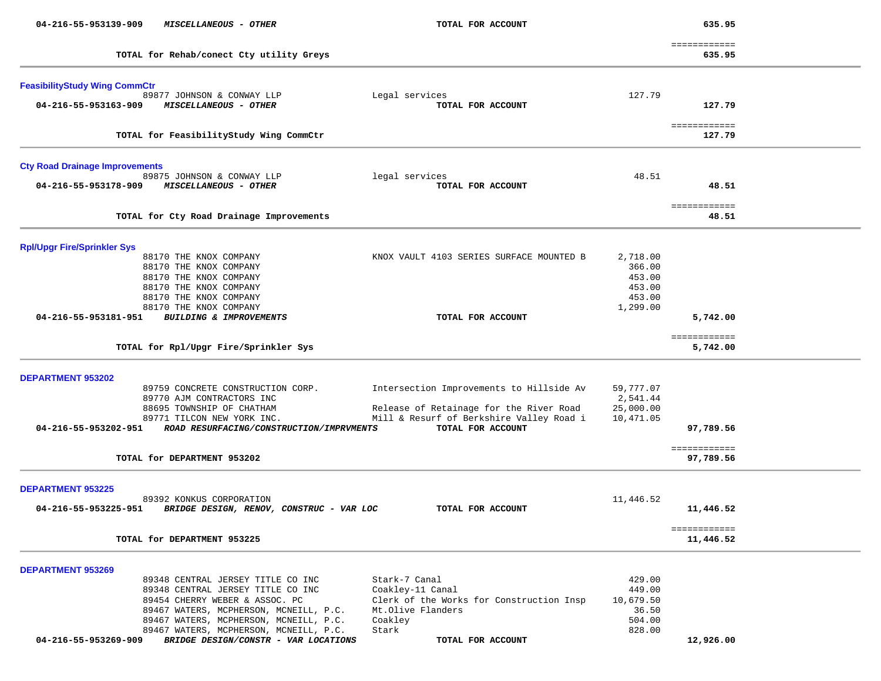| Account / Vendor | Description | Amount | Total |
|---|---|---|---|
| 04-216-55-953139-909 ***MISCELLANEOUS - OTHER*** | **TOTAL FOR ACCOUNT** | | **635.95** |
| | | | ============ |
| **TOTAL for Rehab/conect Cty utility Greys** | | | **635.95** |

**FeasibilityStudy Wing CommCtr**

| Account / Vendor | Description | Amount | Total |
|---|---|---|---|
| 89877 JOHNSON & CONWAY LLP | Legal services | 127.79 | |
| **04-216-55-953163-909** ***MISCELLANEOUS - OTHER*** | **TOTAL FOR ACCOUNT** | | **127.79** |
| | | | ============ |
| **TOTAL for FeasibilityStudy Wing CommCtr** | | | **127.79** |

**Cty Road Drainage Improvements**

| Account / Vendor | Description | Amount | Total |
|---|---|---|---|
| 89875 JOHNSON & CONWAY LLP | legal services | 48.51 | |
| **04-216-55-953178-909** ***MISCELLANEOUS - OTHER*** | **TOTAL FOR ACCOUNT** | | **48.51** |
| | | | ============ |
| **TOTAL for Cty Road Drainage Improvements** | | | **48.51** |

**Rpl/Upgr Fire/Sprinkler Sys**

| Account / Vendor | Description | Amount | Total |
|---|---|---|---|
| 88170 THE KNOX COMPANY | KNOX VAULT 4103 SERIES SURFACE MOUNTED B | 2,718.00 | |
| 88170 THE KNOX COMPANY | | 366.00 | |
| 88170 THE KNOX COMPANY | | 453.00 | |
| 88170 THE KNOX COMPANY | | 453.00 | |
| 88170 THE KNOX COMPANY | | 453.00 | |
| 88170 THE KNOX COMPANY | | 1,299.00 | |
| **04-216-55-953181-951** ***BUILDING & IMPROVEMENTS*** | **TOTAL FOR ACCOUNT** | | **5,742.00** |
| | | | ============ |
| **TOTAL for Rpl/Upgr Fire/Sprinkler Sys** | | | **5,742.00** |

**DEPARTMENT 953202**

| Account / Vendor | Description | Amount | Total |
|---|---|---|---|
| 89759 CONCRETE CONSTRUCTION CORP. | Intersection Improvements to Hillside Av | 59,777.07 | |
| 89770 AJM CONTRACTORS INC | | 2,541.44 | |
| 88695 TOWNSHIP OF CHATHAM | Release of Retainage for the River Road | 25,000.00 | |
| 89771 TILCON NEW YORK INC. | Mill & Resurf of Berkshire Valley Road i | 10,471.05 | |
| **04-216-55-953202-951** ***ROAD RESURFACING/CONSTRUCTION/IMPRVMENTS*** | **TOTAL FOR ACCOUNT** | | **97,789.56** |
| | | | ============ |
| **TOTAL for DEPARTMENT 953202** | | | **97,789.56** |

**DEPARTMENT 953225**

| Account / Vendor | Description | Amount | Total |
|---|---|---|---|
| 89392 KONKUS CORPORATION | | 11,446.52 | |
| **04-216-55-953225-951** ***BRIDGE DESIGN, RENOV, CONSTRUC - VAR LOC*** | **TOTAL FOR ACCOUNT** | | **11,446.52** |
| | | | ============ |
| **TOTAL for DEPARTMENT 953225** | | | **11,446.52** |

**DEPARTMENT 953269**

| Account / Vendor | Description | Amount | Total |
|---|---|---|---|
| 89348 CENTRAL JERSEY TITLE CO INC | Stark-7 Canal | 429.00 | |
| 89348 CENTRAL JERSEY TITLE CO INC | Coakley-11 Canal | 449.00 | |
| 89454 CHERRY WEBER & ASSOC. PC | Clerk of the Works for Construction Insp | 10,679.50 | |
| 89467 WATERS, MCPHERSON, MCNEILL, P.C. | Mt.Olive Flanders | 36.50 | |
| 89467 WATERS, MCPHERSON, MCNEILL, P.C. | Coakley | 504.00 | |
| 89467 WATERS, MCPHERSON, MCNEILL, P.C. | Stark | 828.00 | |
| **04-216-55-953269-909** ***BRIDGE DESIGN/CONSTR - VAR LOCATIONS*** | **TOTAL FOR ACCOUNT** | | **12,926.00** |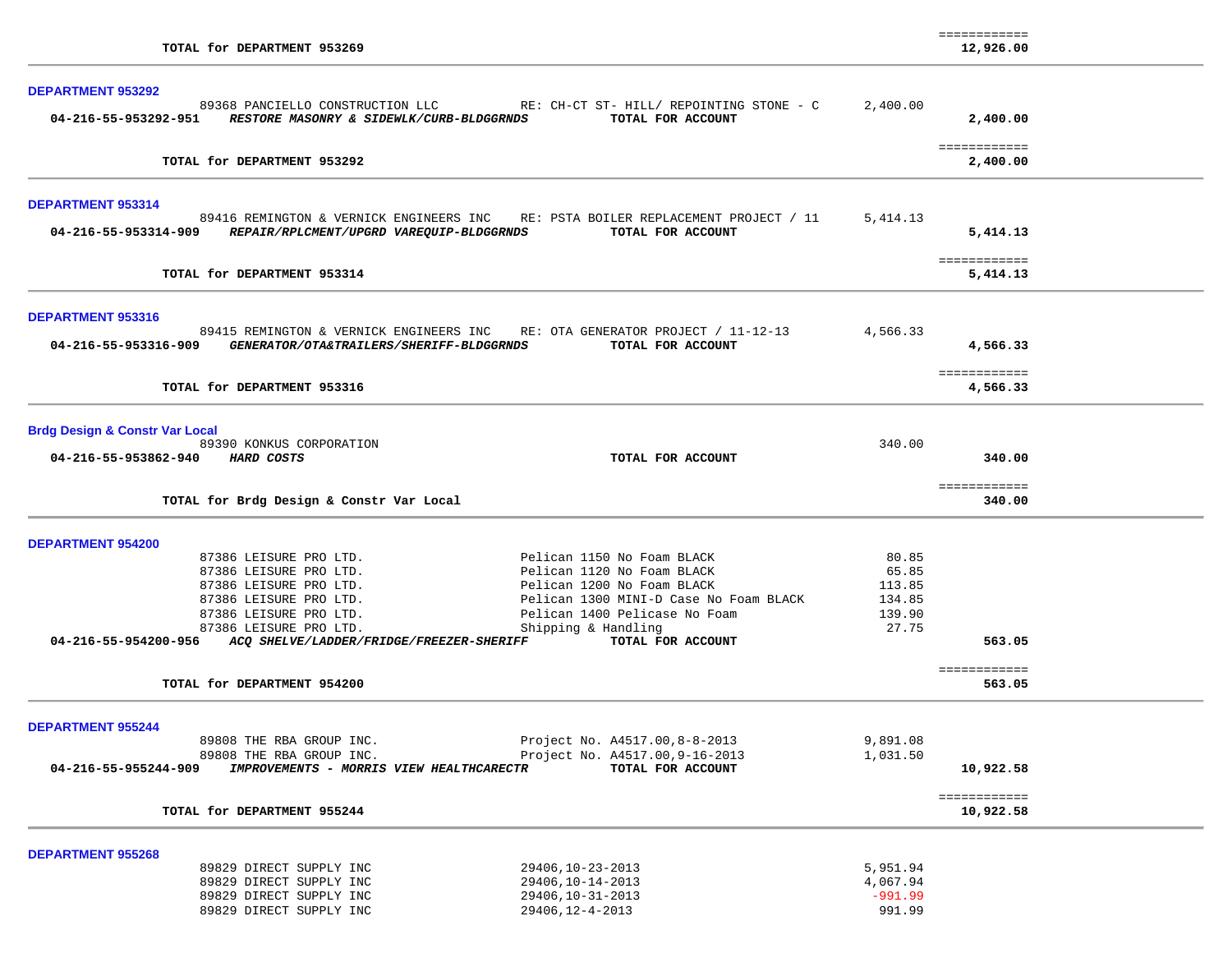| | | | |
|---|---|---|---|
| **TOTAL for DEPARTMENT 953269** | | | ============ **12,926.00** |

**DEPARTMENT 953292**

| Account / Vendor | Description | Amount | Total |
|---|---|---|---|
| 89368 PANCIELLO CONSTRUCTION LLC | RE: CH-CT ST- HILL/ REPOINTING STONE - C | 2,400.00 | |
| **04-216-55-953292-951** ***RESTORE MASONRY & SIDEWLK/CURB-BLDGGRNDS*** | **TOTAL FOR ACCOUNT** | | **2,400.00** |
| **TOTAL for DEPARTMENT 953292** | | | ============ **2,400.00** |

**DEPARTMENT 953314**

| Account / Vendor | Description | Amount | Total |
|---|---|---|---|
| 89416 REMINGTON & VERNICK ENGINEERS INC | RE: PSTA BOILER REPLACEMENT PROJECT / 11 | 5,414.13 | |
| **04-216-55-953314-909** ***REPAIR/RPLCMENT/UPGRD VAREQUIP-BLDGGRNDS*** | **TOTAL FOR ACCOUNT** | | **5,414.13** |
| **TOTAL for DEPARTMENT 953314** | | | ============ **5,414.13** |

**DEPARTMENT 953316**

| Account / Vendor | Description | Amount | Total |
|---|---|---|---|
| 89415 REMINGTON & VERNICK ENGINEERS INC | RE: OTA GENERATOR PROJECT / 11-12-13 | 4,566.33 | |
| **04-216-55-953316-909** ***GENERATOR/OTA&TRAILERS/SHERIFF-BLDGGRNDS*** | **TOTAL FOR ACCOUNT** | | **4,566.33** |
| **TOTAL for DEPARTMENT 953316** | | | ============ **4,566.33** |

**Brdg Design & Constr Var Local**

| Account / Vendor | Description | Amount | Total |
|---|---|---|---|
| 89390 KONKUS CORPORATION | | 340.00 | |
| **04-216-55-953862-940** ***HARD COSTS*** | **TOTAL FOR ACCOUNT** | | **340.00** |
| **TOTAL for Brdg Design & Constr Var Local** | | | ============ **340.00** |

**DEPARTMENT 954200**

| Account / Vendor | Description | Amount | Total |
|---|---|---|---|
| 87386 LEISURE PRO LTD. | Pelican 1150 No Foam BLACK | 80.85 | |
| 87386 LEISURE PRO LTD. | Pelican 1120 No Foam BLACK | 65.85 | |
| 87386 LEISURE PRO LTD. | Pelican 1200 No Foam BLACK | 113.85 | |
| 87386 LEISURE PRO LTD. | Pelican 1300 MINI-D Case No Foam BLACK | 134.85 | |
| 87386 LEISURE PRO LTD. | Pelican 1400 Pelicase No Foam | 139.90 | |
| 87386 LEISURE PRO LTD. | Shipping & Handling | 27.75 | |
| **04-216-55-954200-956** ***ACQ SHELVE/LADDER/FRIDGE/FREEZER-SHERIFF*** | **TOTAL FOR ACCOUNT** | | **563.05** |
| **TOTAL for DEPARTMENT 954200** | | | ============ **563.05** |

**DEPARTMENT 955244**

| Account / Vendor | Description | Amount | Total |
|---|---|---|---|
| 89808 THE RBA GROUP INC. | Project No. A4517.00,8-8-2013 | 9,891.08 | |
| 89808 THE RBA GROUP INC. | Project No. A4517.00,9-16-2013 | 1,031.50 | |
| **04-216-55-955244-909** ***IMPROVEMENTS - MORRIS VIEW HEALTHCARECTR*** | **TOTAL FOR ACCOUNT** | | **10,922.58** |
| **TOTAL for DEPARTMENT 955244** | | | ============ **10,922.58** |

**DEPARTMENT 955268**

| Account / Vendor | Description | Amount | Total |
|---|---|---|---|
| 89829 DIRECT SUPPLY INC | 29406,10-23-2013 | 5,951.94 | |
| 89829 DIRECT SUPPLY INC | 29406,10-14-2013 | 4,067.94 | |
| 89829 DIRECT SUPPLY INC | 29406,10-31-2013 | -991.99 | |
| 89829 DIRECT SUPPLY INC | 29406,12-4-2013 | 991.99 | |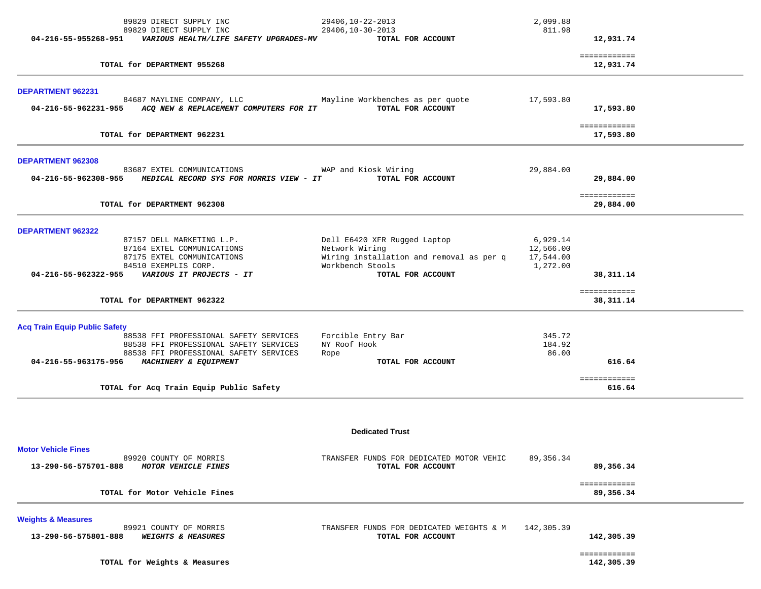| | | | |
|---|---|---|---|
| 89829 DIRECT SUPPLY INC | 29406,10-22-2013 | 2,099.88 | |
| 89829 DIRECT SUPPLY INC | 29406,10-30-2013 | 811.98 | |
| **04-216-55-955268-951** ***VARIOUS HEALTH/LIFE SAFETY UPGRADES-MV*** | **TOTAL FOR ACCOUNT** | | **12,931.74** |
| | | | ============ |
| **TOTAL for DEPARTMENT 955268** | | | **12,931.74** |

### DEPARTMENT 962231

| | | | |
|---|---|---|---|
| 84687 MAYLINE COMPANY, LLC | Mayline Workbenches as per quote | 17,593.80 | |
| **04-216-55-962231-955** ***ACQ NEW & REPLACEMENT COMPUTERS FOR IT*** | **TOTAL FOR ACCOUNT** | | **17,593.80** |
| | | | ============ |
| **TOTAL for DEPARTMENT 962231** | | | **17,593.80** |

### DEPARTMENT 962308

| | | | |
|---|---|---|---|
| 83687 EXTEL COMMUNICATIONS | WAP and Kiosk Wiring | 29,884.00 | |
| **04-216-55-962308-955** ***MEDICAL RECORD SYS FOR MORRIS VIEW - IT*** | **TOTAL FOR ACCOUNT** | | **29,884.00** |
| | | | ============ |
| **TOTAL for DEPARTMENT 962308** | | | **29,884.00** |

### DEPARTMENT 962322

| | | | |
|---|---|---|---|
| 87157 DELL MARKETING L.P. | Dell E6420 XFR Rugged Laptop | 6,929.14 | |
| 87164 EXTEL COMMUNICATIONS | Network Wiring | 12,566.00 | |
| 87175 EXTEL COMMUNICATIONS | Wiring installation and removal as per q | 17,544.00 | |
| 84510 EXEMPLIS CORP. | Workbench Stools | 1,272.00 | |
| **04-216-55-962322-955** ***VARIOUS IT PROJECTS - IT*** | **TOTAL FOR ACCOUNT** | | **38,311.14** |
| | | | ============ |
| **TOTAL for DEPARTMENT 962322** | | | **38,311.14** |

### Acq Train Equip Public Safety

| | | | |
|---|---|---|---|
| 88538 FFI PROFESSIONAL SAFETY SERVICES | Forcible Entry Bar | 345.72 | |
| 88538 FFI PROFESSIONAL SAFETY SERVICES | NY Roof Hook | 184.92 | |
| 88538 FFI PROFESSIONAL SAFETY SERVICES | Rope | 86.00 | |
| **04-216-55-963175-956** ***MACHINERY & EQUIPMENT*** | **TOTAL FOR ACCOUNT** | | **616.64** |
| | | | ============ |
| **TOTAL for Acq Train Equip Public Safety** | | | **616.64** |

## Dedicated Trust

### Motor Vehicle Fines

| | | | |
|---|---|---|---|
| 89920 COUNTY OF MORRIS | TRANSFER FUNDS FOR DEDICATED MOTOR VEHIC | 89,356.34 | |
| **13-290-56-575701-888** ***MOTOR VEHICLE FINES*** | **TOTAL FOR ACCOUNT** | | **89,356.34** |
| | | | ============ |
| **TOTAL for Motor Vehicle Fines** | | | **89,356.34** |

### Weights & Measures

| | | | |
|---|---|---|---|
| 89921 COUNTY OF MORRIS | TRANSFER FUNDS FOR DEDICATED WEIGHTS & M | 142,305.39 | |
| **13-290-56-575801-888** ***WEIGHTS & MEASURES*** | **TOTAL FOR ACCOUNT** | | **142,305.39** |
| | | | ============ |
| **TOTAL for Weights & Measures** | | | **142,305.39** |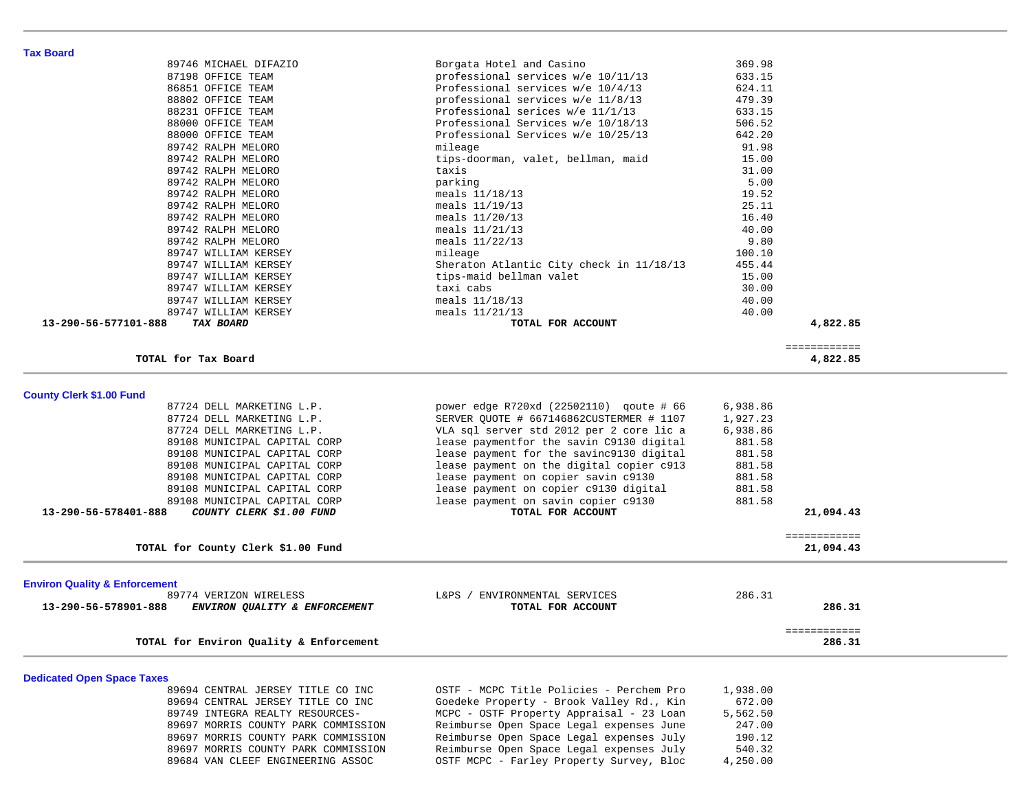## Tax Board

| Vendor | Description | Amount | Total |
|---|---|---|---|
| 89746 MICHAEL DIFAZIO | Borgata Hotel and Casino | 369.98 | |
| 87198 OFFICE TEAM | professional services w/e 10/11/13 | 633.15 | |
| 86851 OFFICE TEAM | Professional services w/e 10/4/13 | 624.11 | |
| 88802 OFFICE TEAM | professional services w/e 11/8/13 | 479.39 | |
| 88231 OFFICE TEAM | Professional serices w/e 11/1/13 | 633.15 | |
| 88000 OFFICE TEAM | Professional Services w/e 10/18/13 | 506.52 | |
| 88000 OFFICE TEAM | Professional Services w/e 10/25/13 | 642.20 | |
| 89742 RALPH MELORO | mileage | 91.98 | |
| 89742 RALPH MELORO | tips-doorman, valet, bellman, maid | 15.00 | |
| 89742 RALPH MELORO | taxis | 31.00 | |
| 89742 RALPH MELORO | parking | 5.00 | |
| 89742 RALPH MELORO | meals 11/18/13 | 19.52 | |
| 89742 RALPH MELORO | meals 11/19/13 | 25.11 | |
| 89742 RALPH MELORO | meals 11/20/13 | 16.40 | |
| 89742 RALPH MELORO | meals 11/21/13 | 40.00 | |
| 89742 RALPH MELORO | meals 11/22/13 | 9.80 | |
| 89747 WILLIAM KERSEY | mileage | 100.10 | |
| 89747 WILLIAM KERSEY | Sheraton Atlantic City check in 11/18/13 | 455.44 | |
| 89747 WILLIAM KERSEY | tips-maid bellman valet | 15.00 | |
| 89747 WILLIAM KERSEY | taxi cabs | 30.00 | |
| 89747 WILLIAM KERSEY | meals 11/18/13 | 40.00 | |
| 89747 WILLIAM KERSEY | meals 11/21/13 | 40.00 | |
| **13-290-56-577101-888** ***TAX BOARD*** | **TOTAL FOR ACCOUNT** | | **4,822.85** |
| | | | ============ |
| **TOTAL for Tax Board** | | | **4,822.85** |

## County Clerk $1.00 Fund

| Vendor | Description | Amount | Total |
|---|---|---|---|
| 87724 DELL MARKETING L.P. | power edge R720xd (22502110) qoute # 66 | 6,938.86 | |
| 87724 DELL MARKETING L.P. | SERVER QUOTE # 667146862CUSTERMER # 1107 | 1,927.23 | |
| 87724 DELL MARKETING L.P. | VLA sql server std 2012 per 2 core lic a | 6,938.86 | |
| 89108 MUNICIPAL CAPITAL CORP | lease paymentfor the savin C9130 digital | 881.58 | |
| 89108 MUNICIPAL CAPITAL CORP | lease payment for the savinc9130 digital | 881.58 | |
| 89108 MUNICIPAL CAPITAL CORP | lease payment on the digital copier c913 | 881.58 | |
| 89108 MUNICIPAL CAPITAL CORP | lease payment on copier savin c9130 | 881.58 | |
| 89108 MUNICIPAL CAPITAL CORP | lease payment on copier c9130 digital | 881.58 | |
| 89108 MUNICIPAL CAPITAL CORP | lease payment on savin copier c9130 | 881.58 | |
| **13-290-56-578401-888** ***COUNTY CLERK $1.00 FUND*** | **TOTAL FOR ACCOUNT** | | **21,094.43** |
| | | | ============ |
| **TOTAL for County Clerk $1.00 Fund** | | | **21,094.43** |

## Environ Quality & Enforcement

| Vendor | Description | Amount | Total |
|---|---|---|---|
| 89774 VERIZON WIRELESS | L&PS / ENVIRONMENTAL SERVICES | 286.31 | |
| **13-290-56-578901-888** ***ENVIRON QUALITY & ENFORCEMENT*** | **TOTAL FOR ACCOUNT** | | **286.31** |
| | | | ============ |
| **TOTAL for Environ Quality & Enforcement** | | | **286.31** |

## Dedicated Open Space Taxes

| Vendor | Description | Amount | Total |
|---|---|---|---|
| 89694 CENTRAL JERSEY TITLE CO INC | OSTF - MCPC Title Policies - Perchem Pro | 1,938.00 | |
| 89694 CENTRAL JERSEY TITLE CO INC | Goedeke Property - Brook Valley Rd., Kin | 672.00 | |
| 89749 INTEGRA REALTY RESOURCES- | MCPC - OSTF Property Appraisal - 23 Loan | 5,562.50 | |
| 89697 MORRIS COUNTY PARK COMMISSION | Reimburse Open Space Legal expenses June | 247.00 | |
| 89697 MORRIS COUNTY PARK COMMISSION | Reimburse Open Space Legal expenses July | 190.12 | |
| 89697 MORRIS COUNTY PARK COMMISSION | Reimburse Open Space Legal expenses July | 540.32 | |
| 89684 VAN CLEEF ENGINEERING ASSOC | OSTF MCPC - Farley Property Survey, Bloc | 4,250.00 | |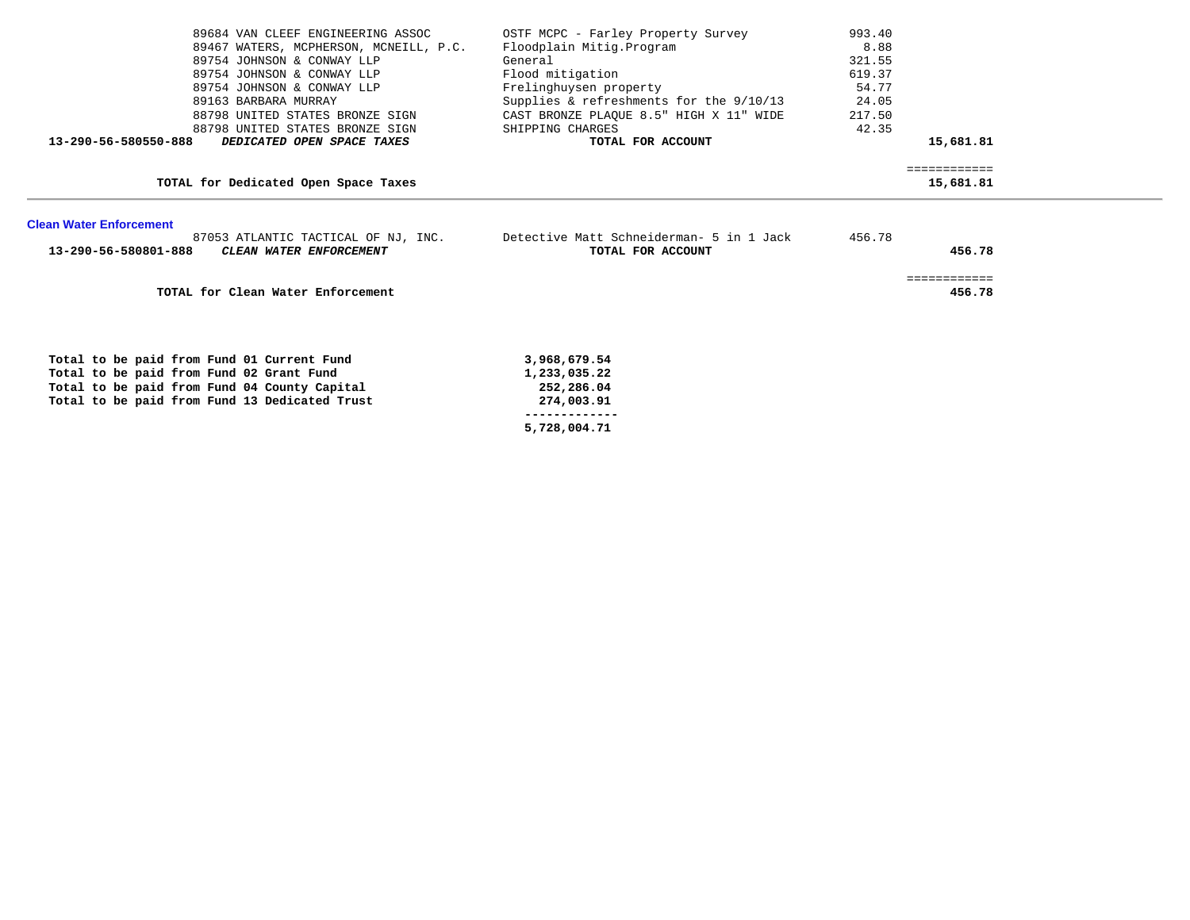| | | | | |
|---|---|---|---|---|
| | 89684 VAN CLEEF ENGINEERING ASSOC | OSTF MCPC - Farley Property Survey | 993.40 | |
| | 89467 WATERS, MCPHERSON, MCNEILL, P.C. | Floodplain Mitig.Program | 8.88 | |
| | 89754 JOHNSON & CONWAY LLP | General | 321.55 | |
| | 89754 JOHNSON & CONWAY LLP | Flood mitigation | 619.37 | |
| | 89754 JOHNSON & CONWAY LLP | Frelinghuysen property | 54.77 | |
| | 89163 BARBARA MURRAY | Supplies & refreshments for the 9/10/13 | 24.05 | |
| | 88798 UNITED STATES BRONZE SIGN | CAST BRONZE PLAQUE 8.5" HIGH X 11" WIDE | 217.50 | |
| | 88798 UNITED STATES BRONZE SIGN | SHIPPING CHARGES | 42.35 | |
| **13-290-56-580550-888** | ***DEDICATED OPEN SPACE TAXES*** | **TOTAL FOR ACCOUNT** | | **15,681.81** |

| | |
|---|---|
| **TOTAL for Dedicated Open Space Taxes** | **15,681.81** |

### Clean Water Enforcement

| | | | | |
|---|---|---|---|---|
| | 87053 ATLANTIC TACTICAL OF NJ, INC. | Detective Matt Schneiderman- 5 in 1 Jack | 456.78 | |
| **13-290-56-580801-888** | ***CLEAN WATER ENFORCEMENT*** | **TOTAL FOR ACCOUNT** | | **456.78** |

| | |
|---|---|
| **TOTAL for Clean Water Enforcement** | **456.78** |

| | |
|---|---|
| **Total to be paid from Fund 01 Current Fund** | **3,968,679.54** |
| **Total to be paid from Fund 02 Grant Fund** | **1,233,035.22** |
| **Total to be paid from Fund 04 County Capital** | **252,286.04** |
| **Total to be paid from Fund 13 Dedicated Trust** | **274,003.91** |
| | **5,728,004.71** |